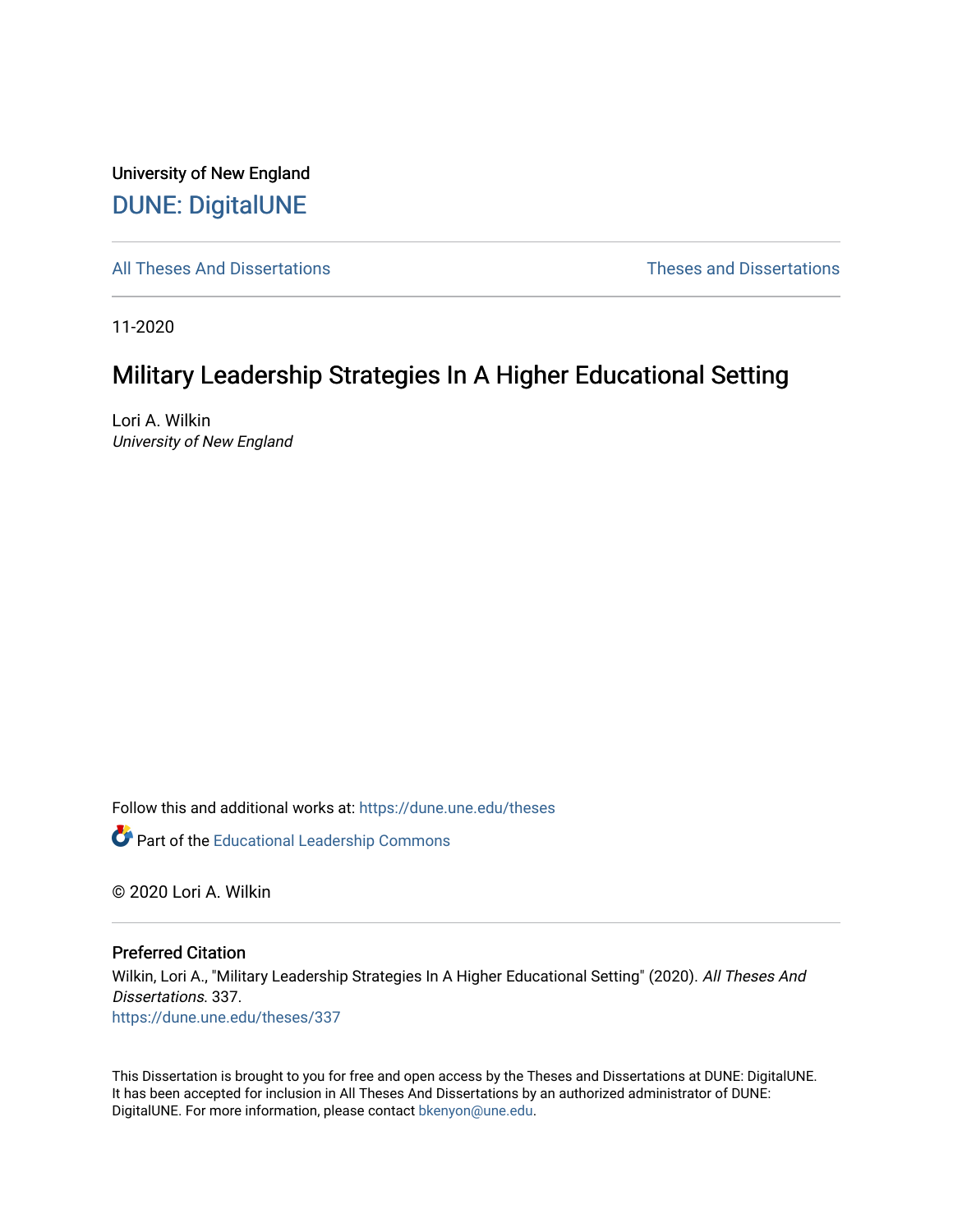University of New England

# DUNE: DigitalUNE

All Theses And Dissertations | Theses and Dissertations

11-2020

## Military Leadership Strategies In A Higher Educational Setting

Lori A. Wilkin
*University of New England*

Follow this and additional works at: https://dune.une.edu/theses

Part of the Educational Leadership Commons

© 2020 Lori A. Wilkin

### Preferred Citation

Wilkin, Lori A., "Military Leadership Strategies In A Higher Educational Setting" (2020). *All Theses And Dissertations*. 337.
https://dune.une.edu/theses/337

This Dissertation is brought to you for free and open access by the Theses and Dissertations at DUNE: DigitalUNE. It has been accepted for inclusion in All Theses And Dissertations by an authorized administrator of DUNE: DigitalUNE. For more information, please contact bkenyon@une.edu.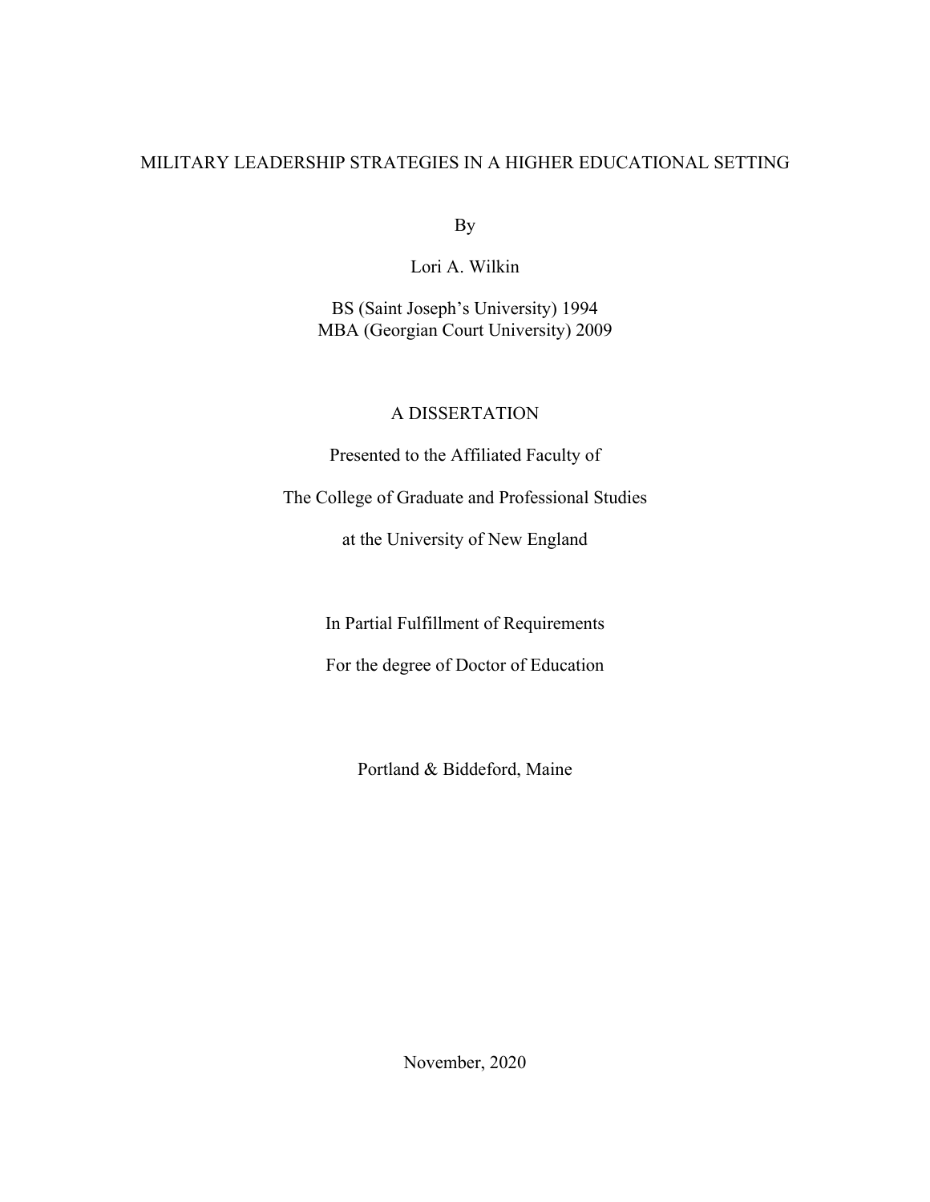MILITARY LEADERSHIP STRATEGIES IN A HIGHER EDUCATIONAL SETTING

By

Lori A. Wilkin

BS (Saint Joseph's University) 1994
MBA (Georgian Court University) 2009

A DISSERTATION

Presented to the Affiliated Faculty of

The College of Graduate and Professional Studies

at the University of New England

In Partial Fulfillment of Requirements

For the degree of Doctor of Education

Portland & Biddeford, Maine

November, 2020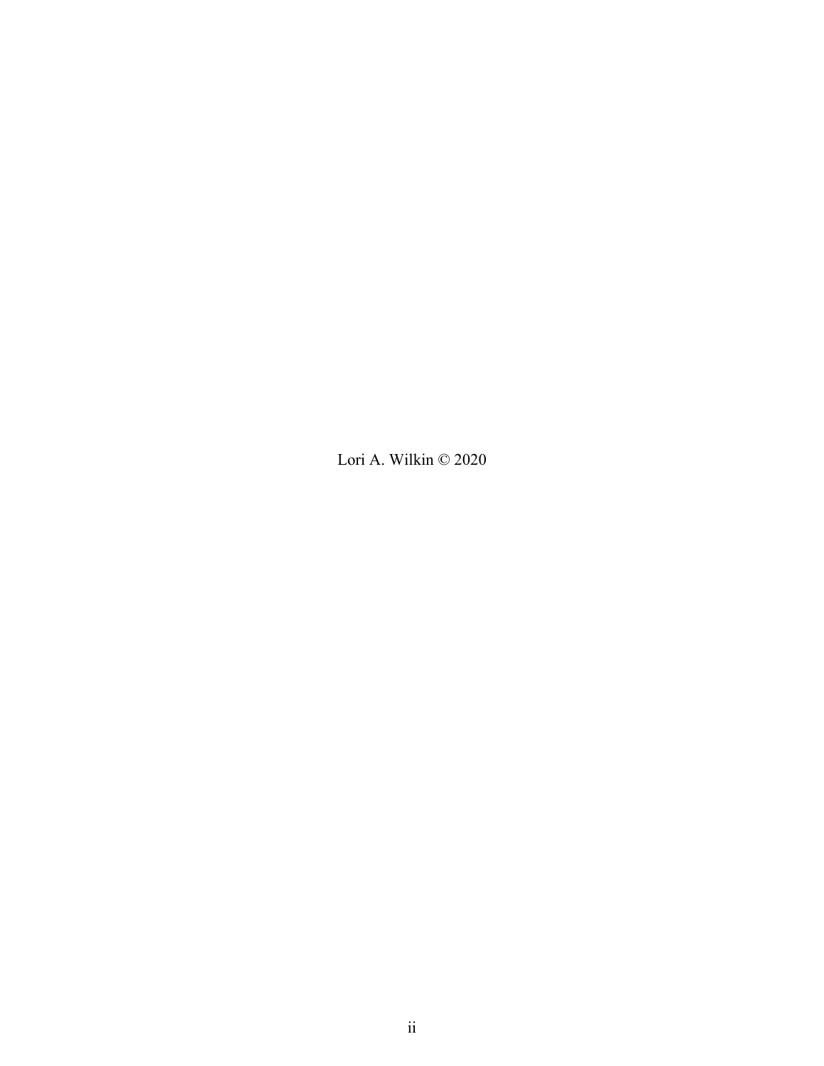Lori A. Wilkin © 2020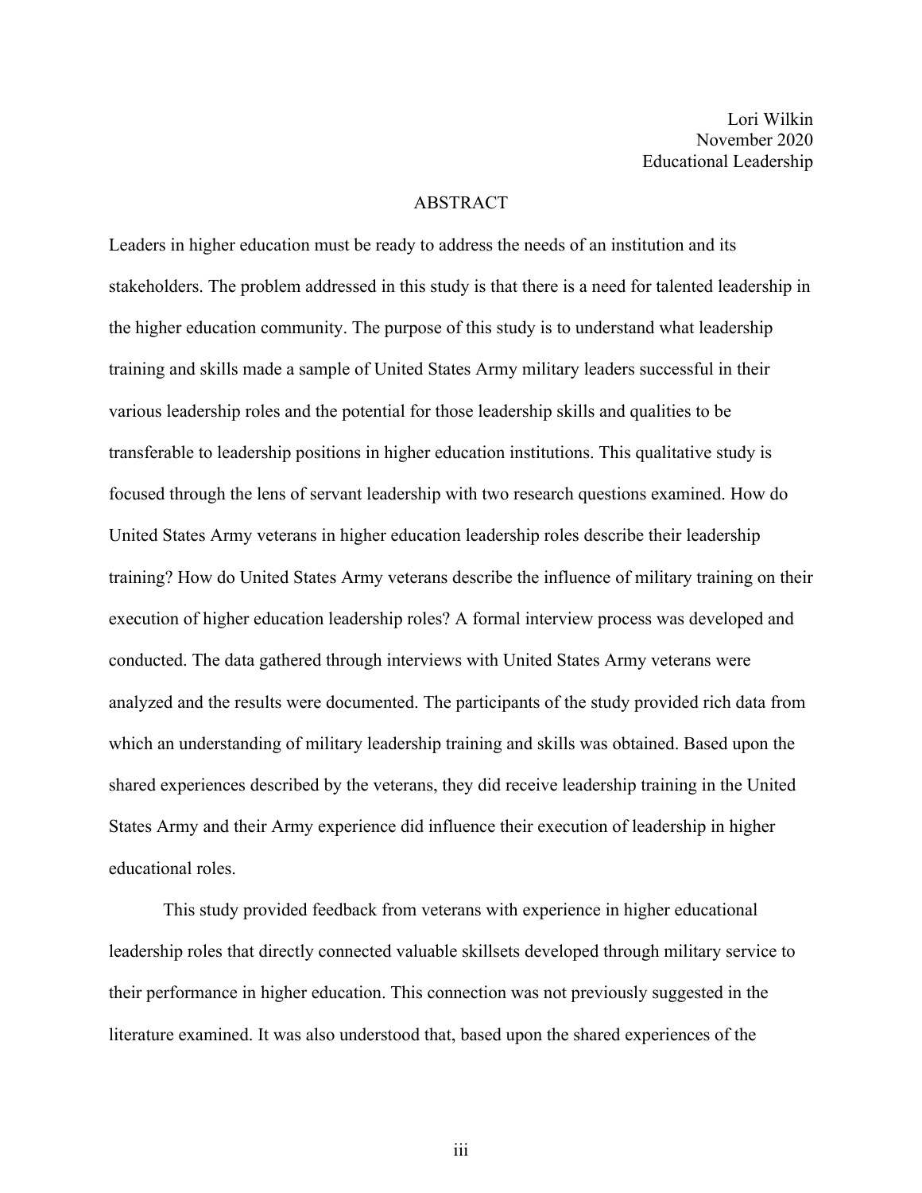Lori Wilkin
November 2020
Educational Leadership

## ABSTRACT

Leaders in higher education must be ready to address the needs of an institution and its stakeholders. The problem addressed in this study is that there is a need for talented leadership in the higher education community. The purpose of this study is to understand what leadership training and skills made a sample of United States Army military leaders successful in their various leadership roles and the potential for those leadership skills and qualities to be transferable to leadership positions in higher education institutions. This qualitative study is focused through the lens of servant leadership with two research questions examined. How do United States Army veterans in higher education leadership roles describe their leadership training? How do United States Army veterans describe the influence of military training on their execution of higher education leadership roles? A formal interview process was developed and conducted. The data gathered through interviews with United States Army veterans were analyzed and the results were documented. The participants of the study provided rich data from which an understanding of military leadership training and skills was obtained. Based upon the shared experiences described by the veterans, they did receive leadership training in the United States Army and their Army experience did influence their execution of leadership in higher educational roles.

This study provided feedback from veterans with experience in higher educational leadership roles that directly connected valuable skillsets developed through military service to their performance in higher education. This connection was not previously suggested in the literature examined. It was also understood that, based upon the shared experiences of the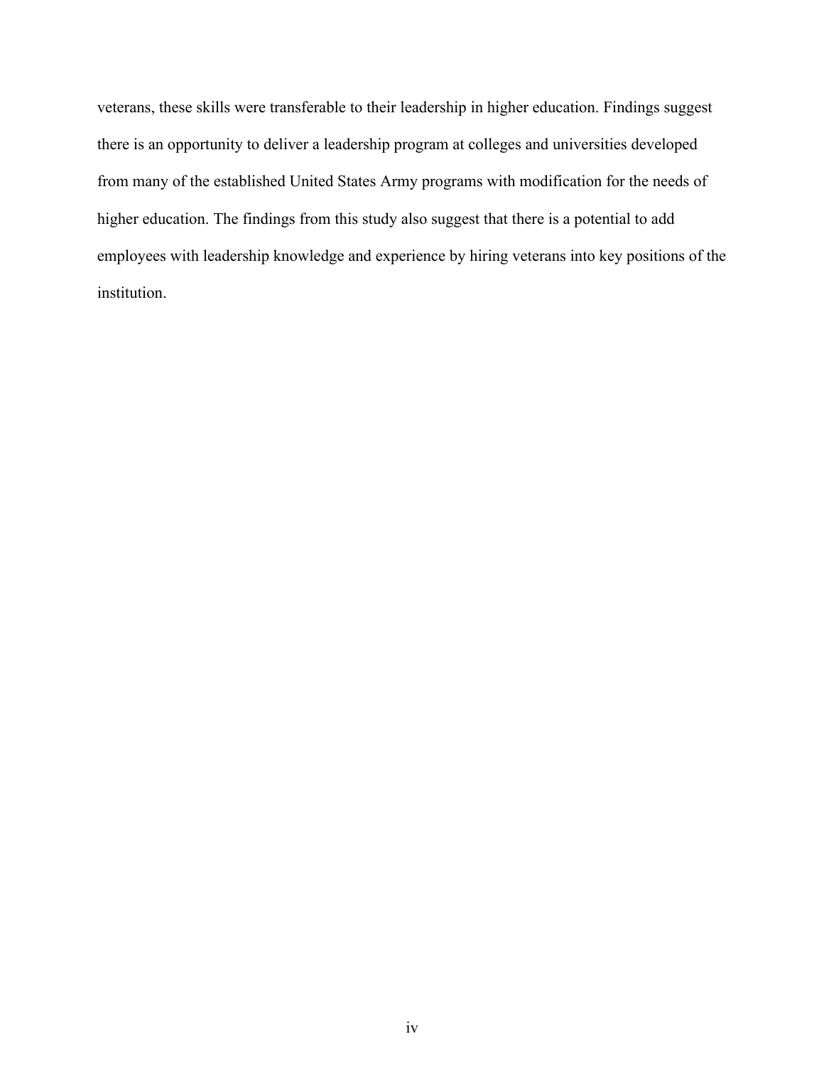veterans, these skills were transferable to their leadership in higher education. Findings suggest there is an opportunity to deliver a leadership program at colleges and universities developed from many of the established United States Army programs with modification for the needs of higher education. The findings from this study also suggest that there is a potential to add employees with leadership knowledge and experience by hiring veterans into key positions of the institution.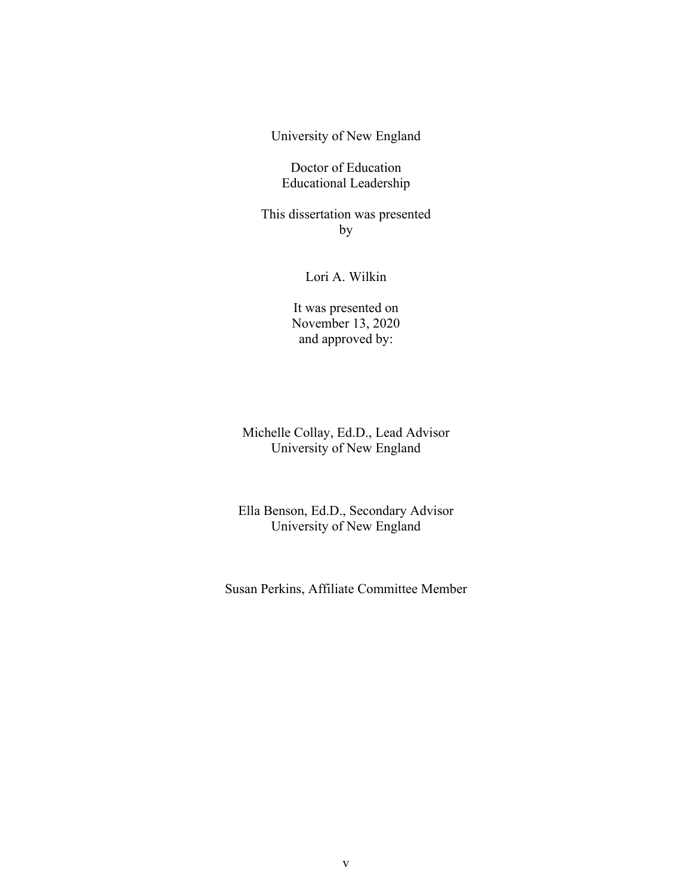University of New England

Doctor of Education
Educational Leadership

This dissertation was presented
by

Lori A. Wilkin

It was presented on
November 13, 2020
and approved by:

Michelle Collay, Ed.D., Lead Advisor
University of New England

Ella Benson, Ed.D., Secondary Advisor
University of New England

Susan Perkins, Affiliate Committee Member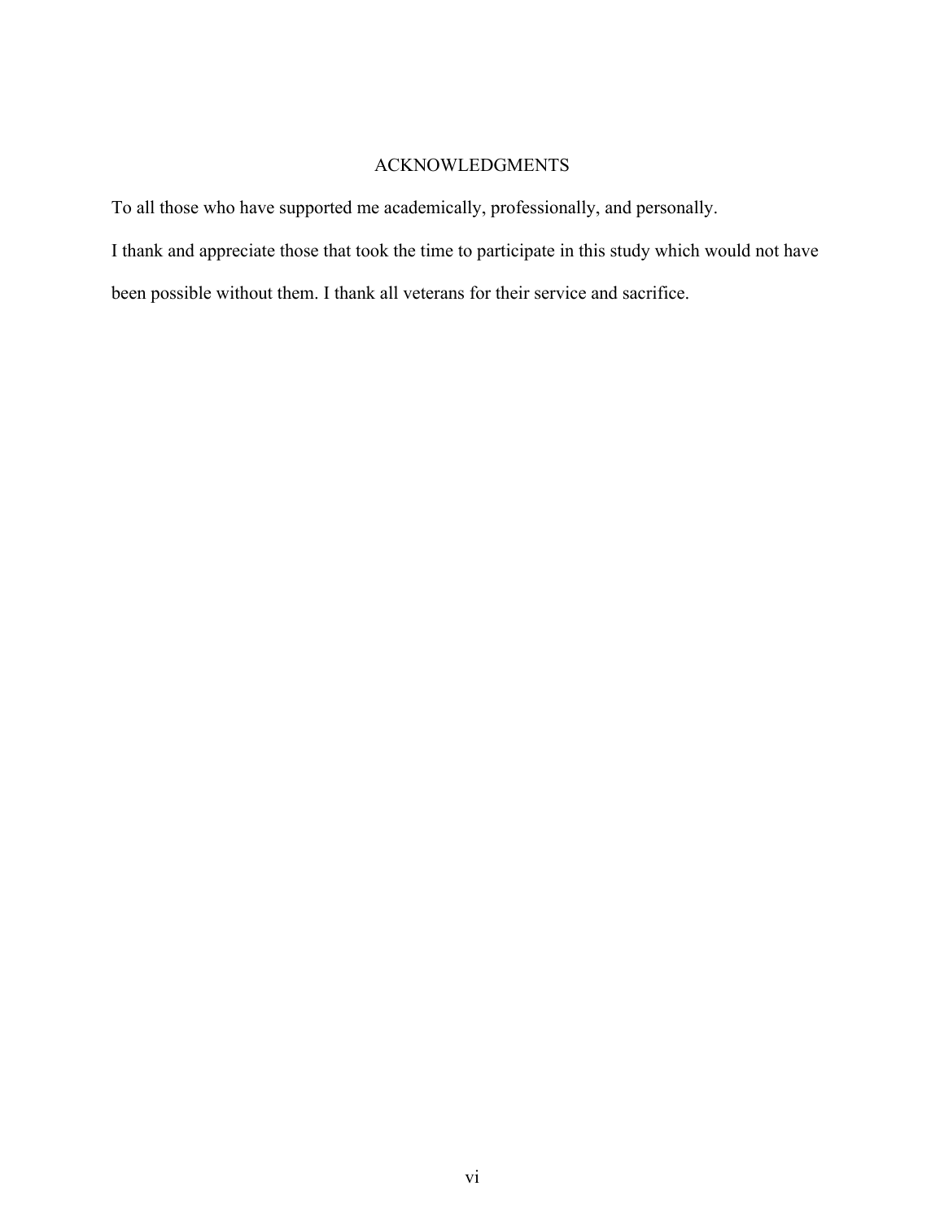# ACKNOWLEDGMENTS

To all those who have supported me academically, professionally, and personally.

I thank and appreciate those that took the time to participate in this study which would not have been possible without them. I thank all veterans for their service and sacrifice.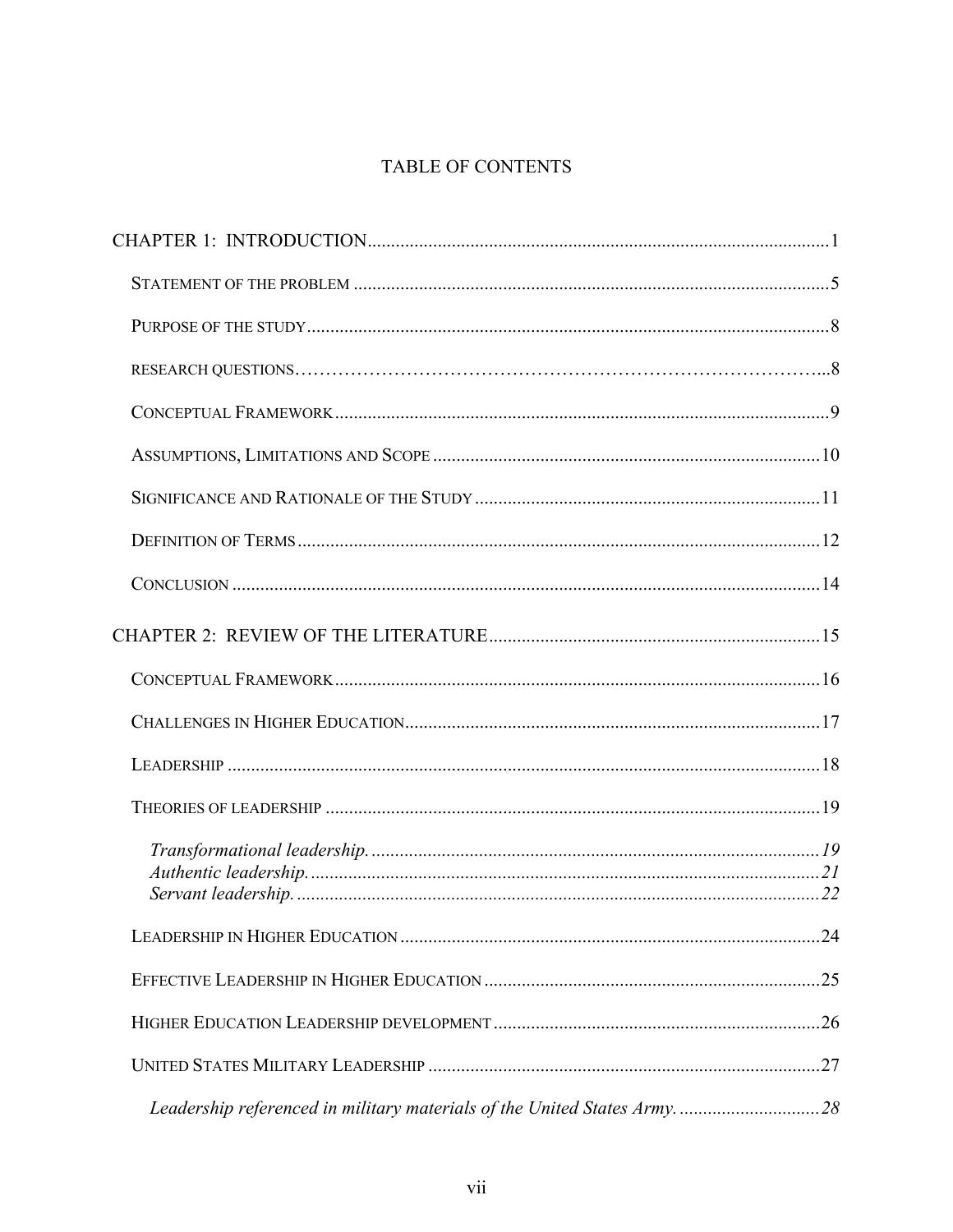# TABLE OF CONTENTS

CHAPTER 1: INTRODUCTION..................................................................................................1

STATEMENT OF THE PROBLEM ......................................................................................................5

PURPOSE OF THE STUDY...............................................................................................................8

RESEARCH QUESTIONS……………………………………………………………………...8

CONCEPTUAL FRAMEWORK..........................................................................................................9

ASSUMPTIONS, LIMITATIONS AND SCOPE ...................................................................................10

SIGNIFICANCE AND RATIONALE OF THE STUDY ..........................................................................11

DEFINITION OF TERMS ...............................................................................................................12

CONCLUSION ............................................................................................................................14

CHAPTER 2: REVIEW OF THE LITERATURE......................................................................15

CONCEPTUAL FRAMEWORK........................................................................................................16

CHALLENGES IN HIGHER EDUCATION.........................................................................................17

LEADERSHIP ...............................................................................................................................18

THEORIES OF LEADERSHIP ..........................................................................................................19

*Transformational leadership. ...............................................................................................19*
*Authentic leadership.............................................................................................................21*
*Servant leadership. ...............................................................................................................22*

LEADERSHIP IN HIGHER EDUCATION ..........................................................................................24

EFFECTIVE LEADERSHIP IN HIGHER EDUCATION ........................................................................25

HIGHER EDUCATION LEADERSHIP DEVELOPMENT ......................................................................26

UNITED STATES MILITARY LEADERSHIP ....................................................................................27

*Leadership referenced in military materials of the United States Army. ..............................28*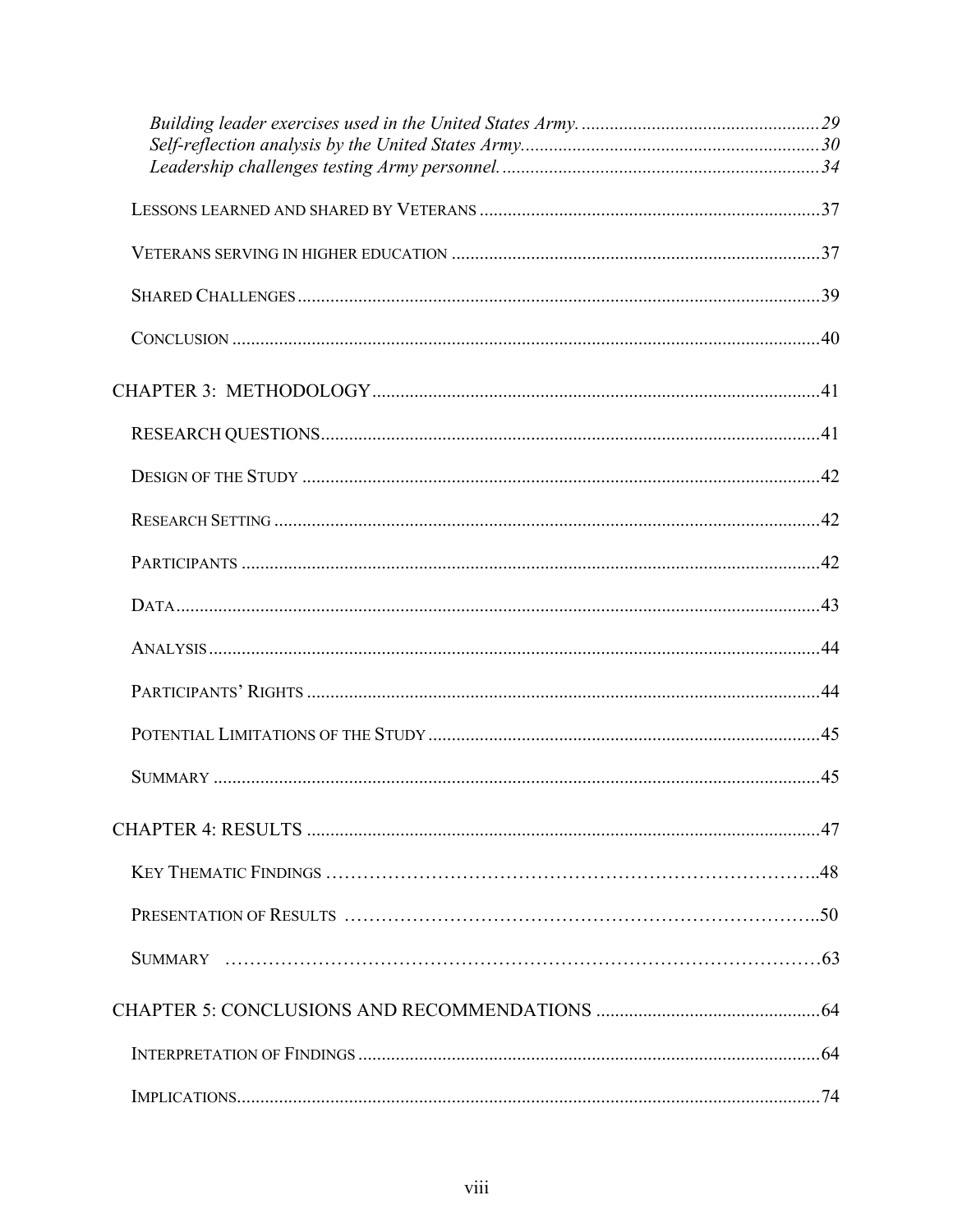*Building leader exercises used in the United States Army.* ....29
*Self-reflection analysis by the United States Army.* ....30
*Leadership challenges testing Army personnel.* ....34

LESSONS LEARNED AND SHARED BY VETERANS ....37

VETERANS SERVING IN HIGHER EDUCATION ....37

SHARED CHALLENGES ....39

CONCLUSION ....40

CHAPTER 3: METHODOLOGY ....41

RESEARCH QUESTIONS ....41

DESIGN OF THE STUDY ....42

RESEARCH SETTING ....42

PARTICIPANTS ....42

DATA ....43

ANALYSIS ....44

PARTICIPANTS' RIGHTS ....44

POTENTIAL LIMITATIONS OF THE STUDY ....45

SUMMARY ....45

CHAPTER 4: RESULTS ....47

KEY THEMATIC FINDINGS ....48

PRESENTATION OF RESULTS ....50

SUMMARY ....63

CHAPTER 5: CONCLUSIONS AND RECOMMENDATIONS ....64

INTERPRETATION OF FINDINGS ....64

IMPLICATIONS ....74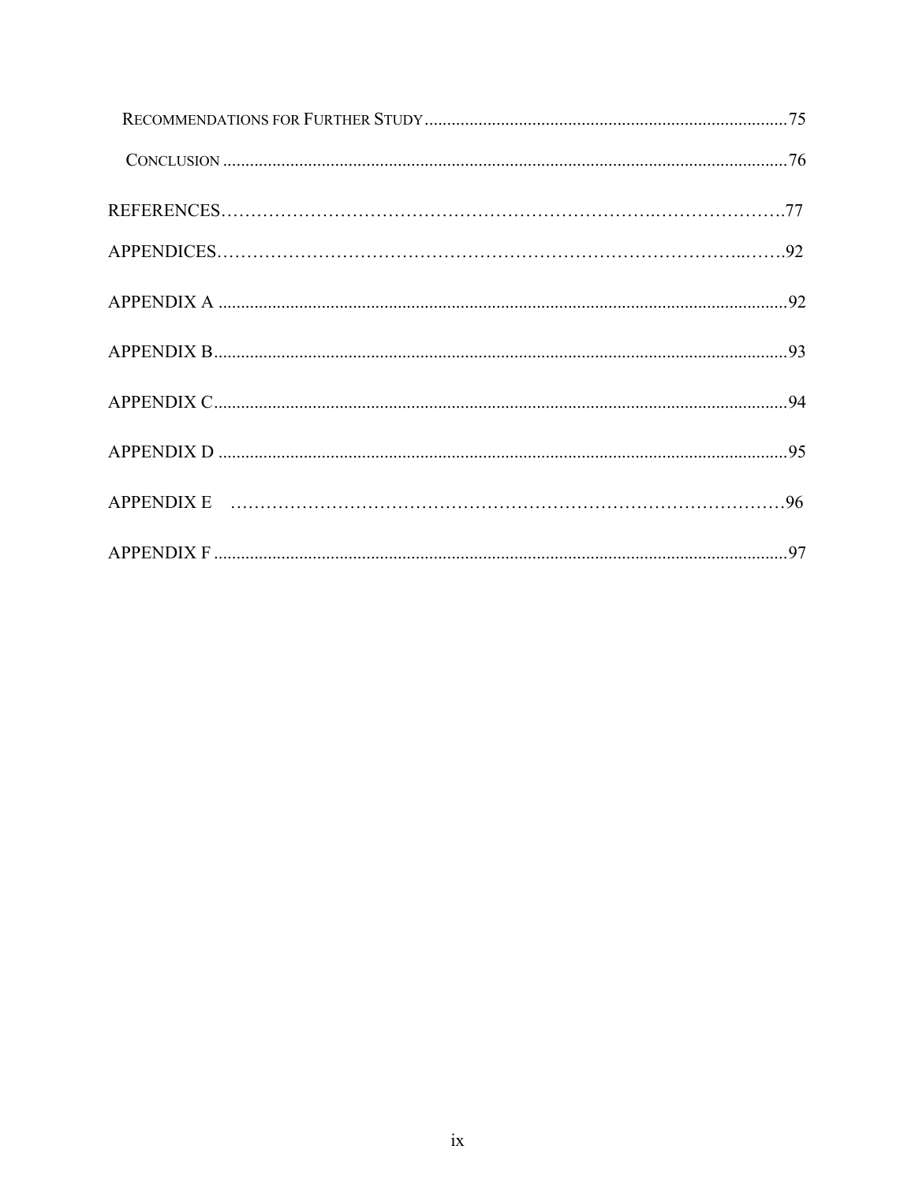RECOMMENDATIONS FOR FURTHER STUDY ........................................................................................ 75

CONCLUSION ........................................................................................................................ 76

REFERENCES……………………………………………………………….………………….77

APPENDICES……………………………………………………………………………..…….92

APPENDIX A ............................................................................................................................92

APPENDIX B.............................................................................................................................93

APPENDIX C.............................................................................................................................94

APPENDIX D ............................................................................................................................95

APPENDIX E ………………………………………………………………………………96

APPENDIX F .............................................................................................................................97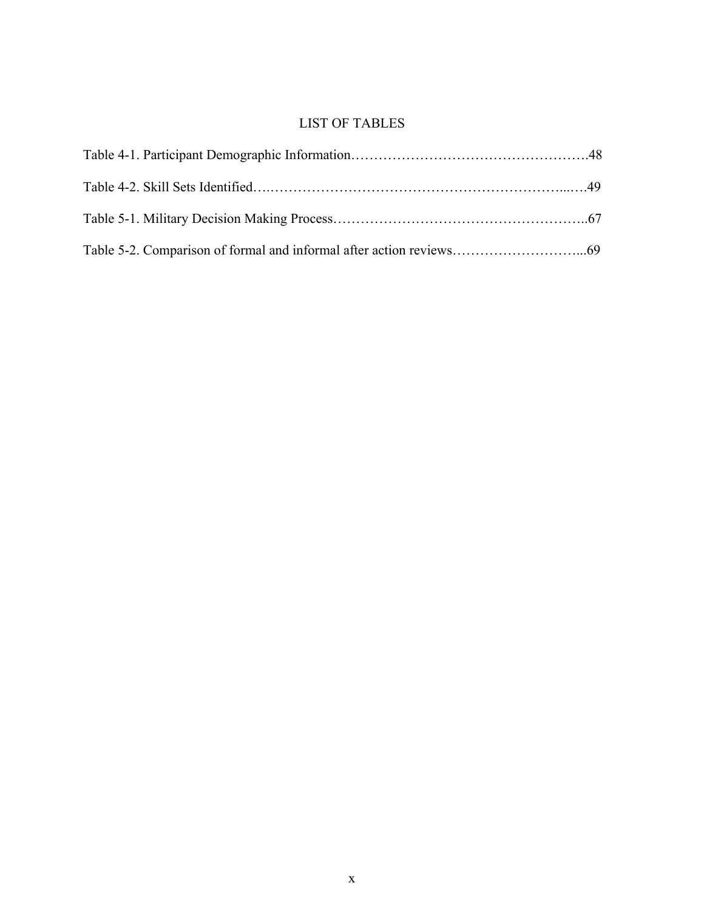# LIST OF TABLES

Table 4-1. Participant Demographic Information……………………………………………48

Table 4-2. Skill Sets Identified….……………………………………………………...….49

Table 5-1. Military Decision Making Process……………………………………………..67

Table 5-2. Comparison of formal and informal after action reviews………………………...69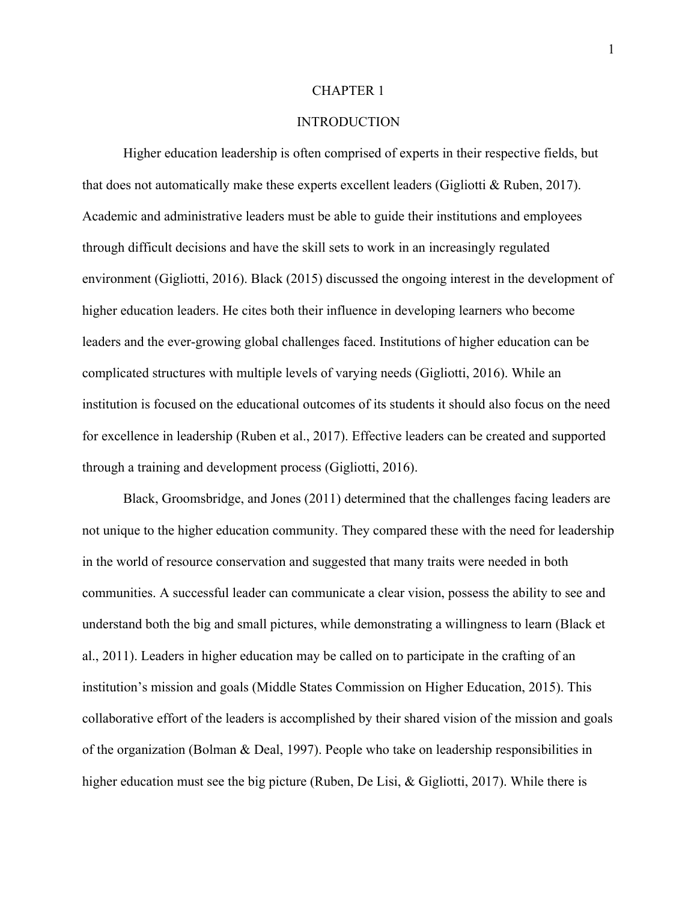# CHAPTER 1

## INTRODUCTION

Higher education leadership is often comprised of experts in their respective fields, but that does not automatically make these experts excellent leaders (Gigliotti & Ruben, 2017). Academic and administrative leaders must be able to guide their institutions and employees through difficult decisions and have the skill sets to work in an increasingly regulated environment (Gigliotti, 2016). Black (2015) discussed the ongoing interest in the development of higher education leaders. He cites both their influence in developing learners who become leaders and the ever-growing global challenges faced. Institutions of higher education can be complicated structures with multiple levels of varying needs (Gigliotti, 2016). While an institution is focused on the educational outcomes of its students it should also focus on the need for excellence in leadership (Ruben et al., 2017). Effective leaders can be created and supported through a training and development process (Gigliotti, 2016).

Black, Groomsbridge, and Jones (2011) determined that the challenges facing leaders are not unique to the higher education community. They compared these with the need for leadership in the world of resource conservation and suggested that many traits were needed in both communities. A successful leader can communicate a clear vision, possess the ability to see and understand both the big and small pictures, while demonstrating a willingness to learn (Black et al., 2011). Leaders in higher education may be called on to participate in the crafting of an institution's mission and goals (Middle States Commission on Higher Education, 2015). This collaborative effort of the leaders is accomplished by their shared vision of the mission and goals of the organization (Bolman & Deal, 1997). People who take on leadership responsibilities in higher education must see the big picture (Ruben, De Lisi, & Gigliotti, 2017). While there is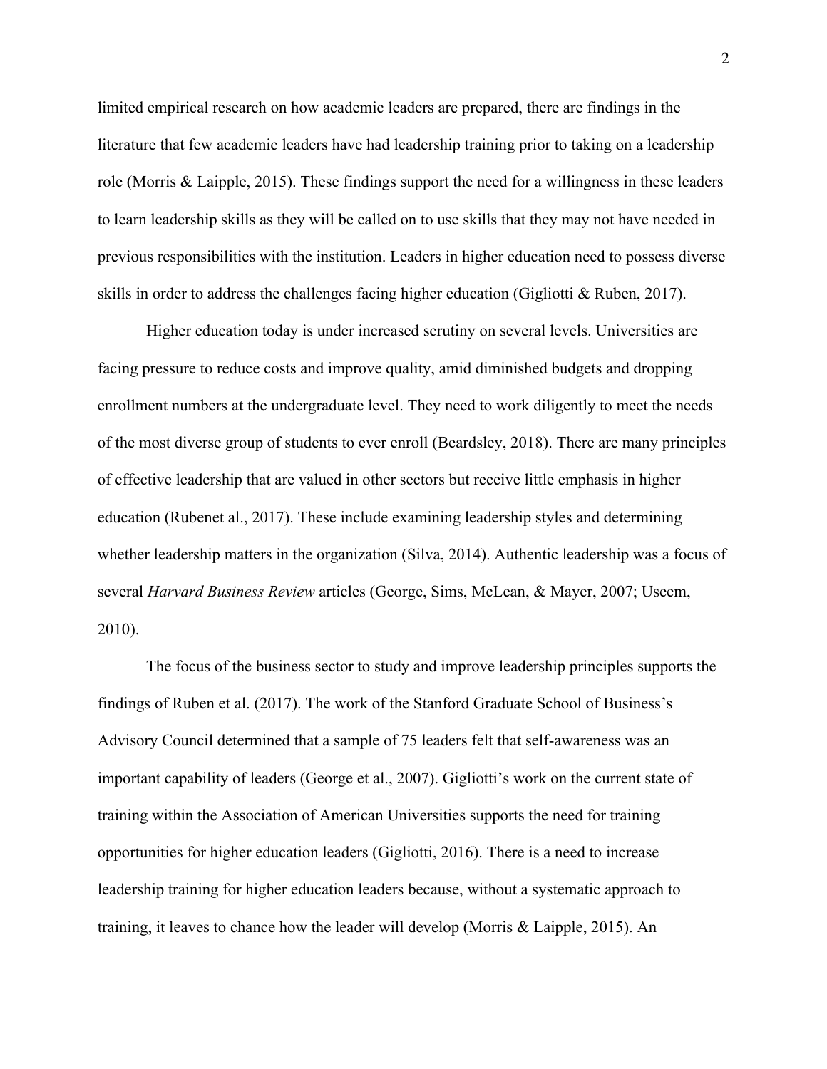limited empirical research on how academic leaders are prepared, there are findings in the literature that few academic leaders have had leadership training prior to taking on a leadership role (Morris & Laipple, 2015). These findings support the need for a willingness in these leaders to learn leadership skills as they will be called on to use skills that they may not have needed in previous responsibilities with the institution. Leaders in higher education need to possess diverse skills in order to address the challenges facing higher education (Gigliotti & Ruben, 2017).

Higher education today is under increased scrutiny on several levels. Universities are facing pressure to reduce costs and improve quality, amid diminished budgets and dropping enrollment numbers at the undergraduate level. They need to work diligently to meet the needs of the most diverse group of students to ever enroll (Beardsley, 2018). There are many principles of effective leadership that are valued in other sectors but receive little emphasis in higher education (Rubenet al., 2017). These include examining leadership styles and determining whether leadership matters in the organization (Silva, 2014). Authentic leadership was a focus of several *Harvard Business Review* articles (George, Sims, McLean, & Mayer, 2007; Useem, 2010).

The focus of the business sector to study and improve leadership principles supports the findings of Ruben et al. (2017). The work of the Stanford Graduate School of Business's Advisory Council determined that a sample of 75 leaders felt that self-awareness was an important capability of leaders (George et al., 2007). Gigliotti's work on the current state of training within the Association of American Universities supports the need for training opportunities for higher education leaders (Gigliotti, 2016). There is a need to increase leadership training for higher education leaders because, without a systematic approach to training, it leaves to chance how the leader will develop (Morris & Laipple, 2015). An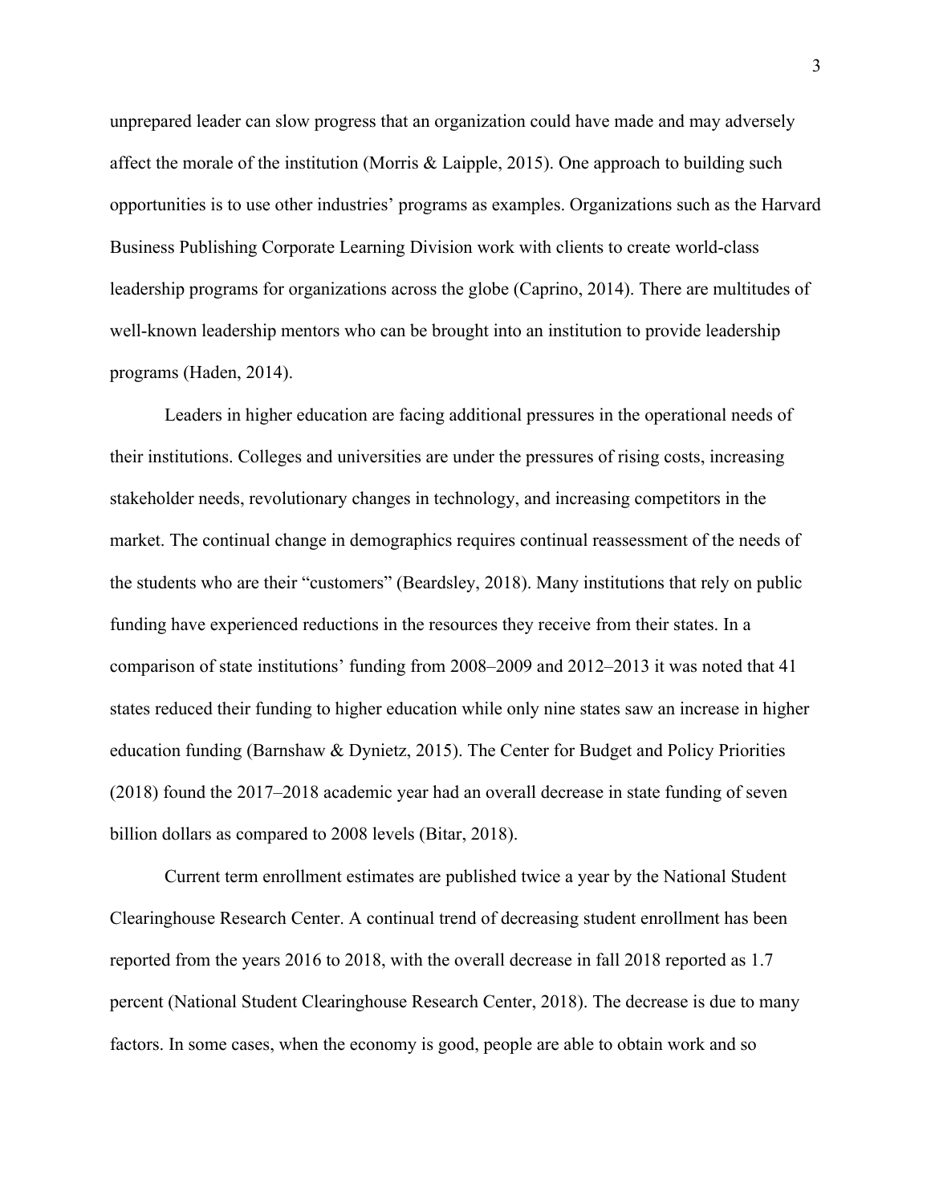unprepared leader can slow progress that an organization could have made and may adversely affect the morale of the institution (Morris & Laipple, 2015). One approach to building such opportunities is to use other industries' programs as examples. Organizations such as the Harvard Business Publishing Corporate Learning Division work with clients to create world-class leadership programs for organizations across the globe (Caprino, 2014). There are multitudes of well-known leadership mentors who can be brought into an institution to provide leadership programs (Haden, 2014).

Leaders in higher education are facing additional pressures in the operational needs of their institutions. Colleges and universities are under the pressures of rising costs, increasing stakeholder needs, revolutionary changes in technology, and increasing competitors in the market. The continual change in demographics requires continual reassessment of the needs of the students who are their "customers" (Beardsley, 2018). Many institutions that rely on public funding have experienced reductions in the resources they receive from their states. In a comparison of state institutions' funding from 2008–2009 and 2012–2013 it was noted that 41 states reduced their funding to higher education while only nine states saw an increase in higher education funding (Barnshaw & Dynietz, 2015). The Center for Budget and Policy Priorities (2018) found the 2017–2018 academic year had an overall decrease in state funding of seven billion dollars as compared to 2008 levels (Bitar, 2018).

Current term enrollment estimates are published twice a year by the National Student Clearinghouse Research Center. A continual trend of decreasing student enrollment has been reported from the years 2016 to 2018, with the overall decrease in fall 2018 reported as 1.7 percent (National Student Clearinghouse Research Center, 2018). The decrease is due to many factors. In some cases, when the economy is good, people are able to obtain work and so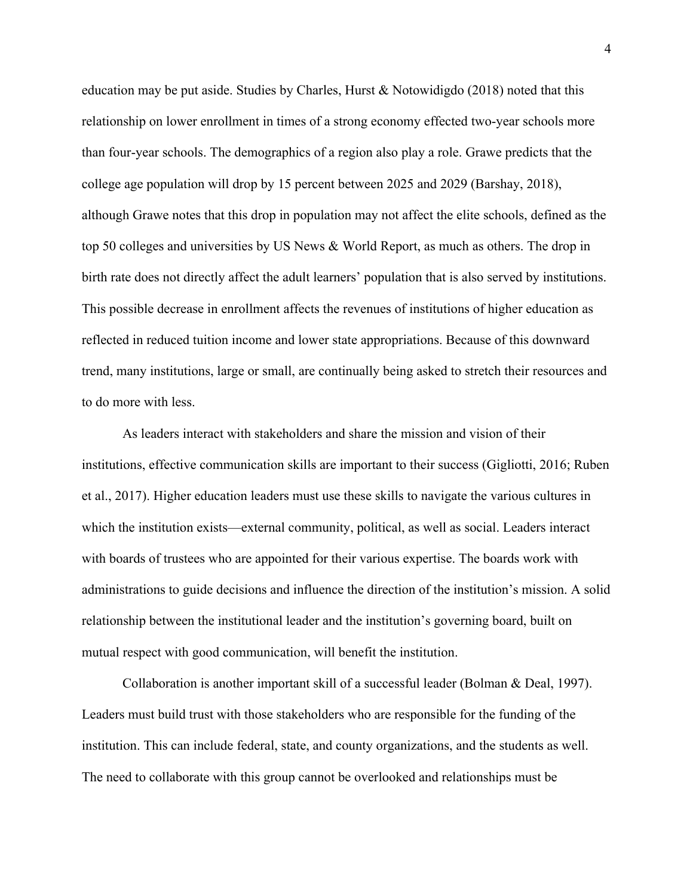education may be put aside. Studies by Charles, Hurst & Notowidigdo (2018) noted that this relationship on lower enrollment in times of a strong economy effected two-year schools more than four-year schools. The demographics of a region also play a role. Grawe predicts that the college age population will drop by 15 percent between 2025 and 2029 (Barshay, 2018), although Grawe notes that this drop in population may not affect the elite schools, defined as the top 50 colleges and universities by US News & World Report, as much as others. The drop in birth rate does not directly affect the adult learners' population that is also served by institutions. This possible decrease in enrollment affects the revenues of institutions of higher education as reflected in reduced tuition income and lower state appropriations. Because of this downward trend, many institutions, large or small, are continually being asked to stretch their resources and to do more with less.

As leaders interact with stakeholders and share the mission and vision of their institutions, effective communication skills are important to their success (Gigliotti, 2016; Ruben et al., 2017). Higher education leaders must use these skills to navigate the various cultures in which the institution exists—external community, political, as well as social. Leaders interact with boards of trustees who are appointed for their various expertise. The boards work with administrations to guide decisions and influence the direction of the institution's mission. A solid relationship between the institutional leader and the institution's governing board, built on mutual respect with good communication, will benefit the institution.

Collaboration is another important skill of a successful leader (Bolman & Deal, 1997). Leaders must build trust with those stakeholders who are responsible for the funding of the institution. This can include federal, state, and county organizations, and the students as well. The need to collaborate with this group cannot be overlooked and relationships must be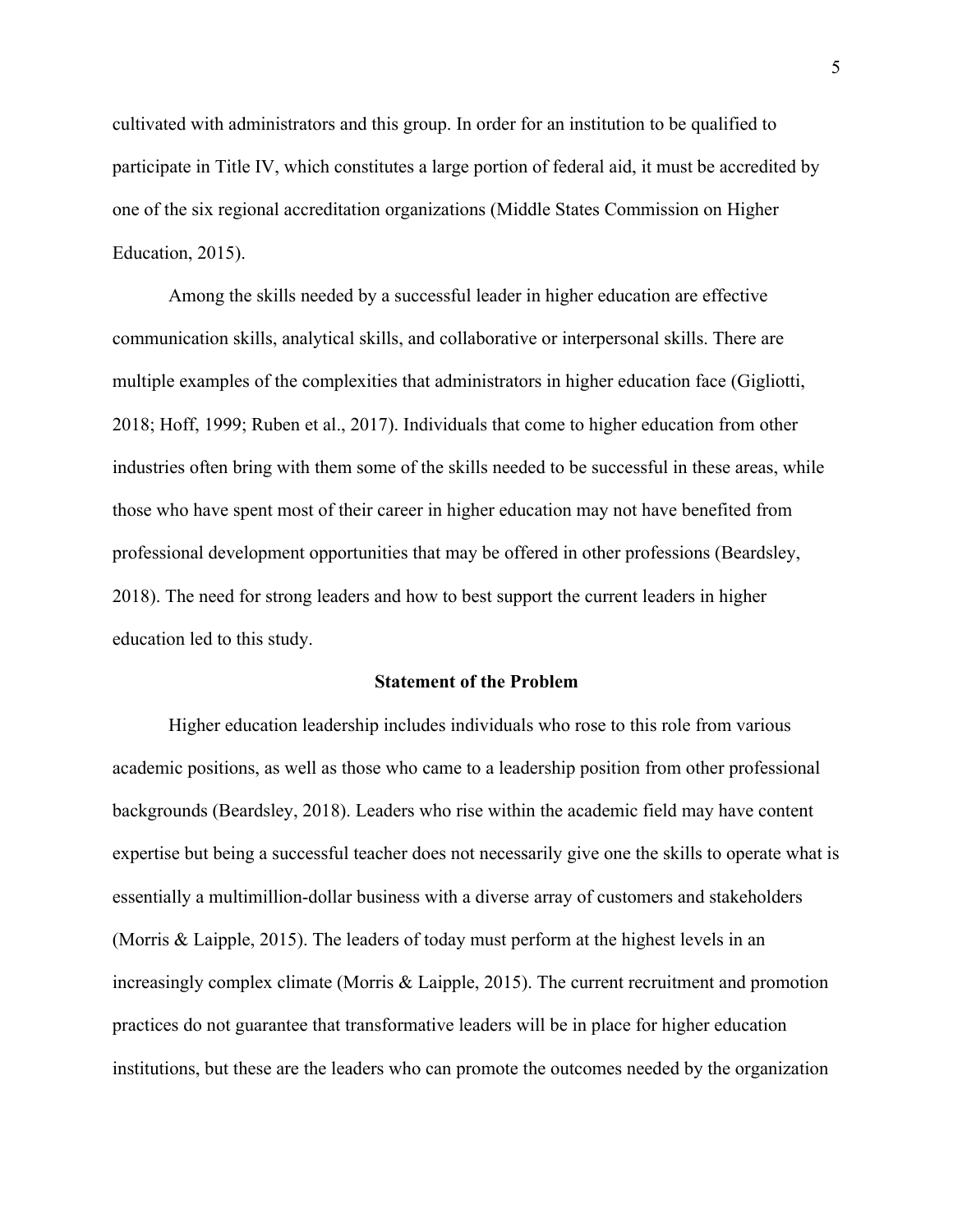cultivated with administrators and this group. In order for an institution to be qualified to participate in Title IV, which constitutes a large portion of federal aid, it must be accredited by one of the six regional accreditation organizations (Middle States Commission on Higher Education, 2015).

Among the skills needed by a successful leader in higher education are effective communication skills, analytical skills, and collaborative or interpersonal skills. There are multiple examples of the complexities that administrators in higher education face (Gigliotti, 2018; Hoff, 1999; Ruben et al., 2017). Individuals that come to higher education from other industries often bring with them some of the skills needed to be successful in these areas, while those who have spent most of their career in higher education may not have benefited from professional development opportunities that may be offered in other professions (Beardsley, 2018). The need for strong leaders and how to best support the current leaders in higher education led to this study.

## Statement of the Problem

Higher education leadership includes individuals who rose to this role from various academic positions, as well as those who came to a leadership position from other professional backgrounds (Beardsley, 2018). Leaders who rise within the academic field may have content expertise but being a successful teacher does not necessarily give one the skills to operate what is essentially a multimillion-dollar business with a diverse array of customers and stakeholders (Morris & Laipple, 2015). The leaders of today must perform at the highest levels in an increasingly complex climate (Morris & Laipple, 2015). The current recruitment and promotion practices do not guarantee that transformative leaders will be in place for higher education institutions, but these are the leaders who can promote the outcomes needed by the organization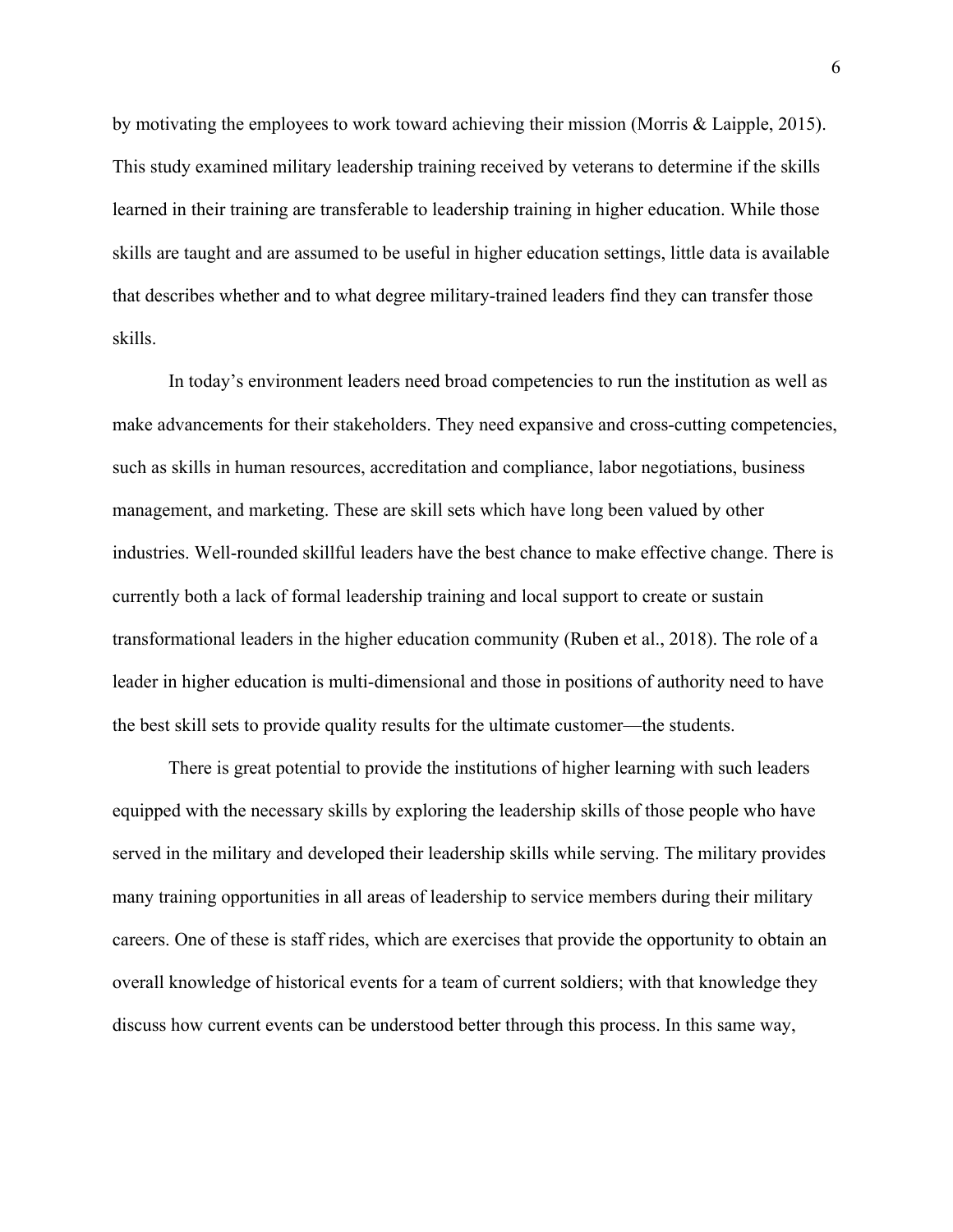by motivating the employees to work toward achieving their mission (Morris & Laipple, 2015). This study examined military leadership training received by veterans to determine if the skills learned in their training are transferable to leadership training in higher education. While those skills are taught and are assumed to be useful in higher education settings, little data is available that describes whether and to what degree military-trained leaders find they can transfer those skills.

In today's environment leaders need broad competencies to run the institution as well as make advancements for their stakeholders. They need expansive and cross-cutting competencies, such as skills in human resources, accreditation and compliance, labor negotiations, business management, and marketing. These are skill sets which have long been valued by other industries. Well-rounded skillful leaders have the best chance to make effective change. There is currently both a lack of formal leadership training and local support to create or sustain transformational leaders in the higher education community (Ruben et al., 2018). The role of a leader in higher education is multi-dimensional and those in positions of authority need to have the best skill sets to provide quality results for the ultimate customer—the students.

There is great potential to provide the institutions of higher learning with such leaders equipped with the necessary skills by exploring the leadership skills of those people who have served in the military and developed their leadership skills while serving. The military provides many training opportunities in all areas of leadership to service members during their military careers. One of these is staff rides, which are exercises that provide the opportunity to obtain an overall knowledge of historical events for a team of current soldiers; with that knowledge they discuss how current events can be understood better through this process. In this same way,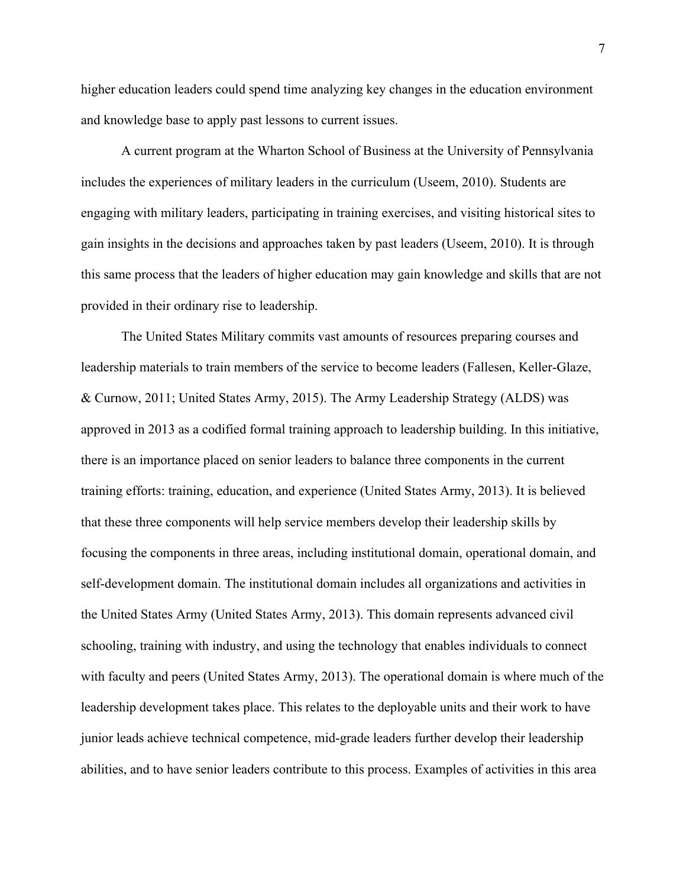higher education leaders could spend time analyzing key changes in the education environment and knowledge base to apply past lessons to current issues.

A current program at the Wharton School of Business at the University of Pennsylvania includes the experiences of military leaders in the curriculum (Useem, 2010). Students are engaging with military leaders, participating in training exercises, and visiting historical sites to gain insights in the decisions and approaches taken by past leaders (Useem, 2010). It is through this same process that the leaders of higher education may gain knowledge and skills that are not provided in their ordinary rise to leadership.

The United States Military commits vast amounts of resources preparing courses and leadership materials to train members of the service to become leaders (Fallesen, Keller-Glaze, & Curnow, 2011; United States Army, 2015). The Army Leadership Strategy (ALDS) was approved in 2013 as a codified formal training approach to leadership building. In this initiative, there is an importance placed on senior leaders to balance three components in the current training efforts: training, education, and experience (United States Army, 2013). It is believed that these three components will help service members develop their leadership skills by focusing the components in three areas, including institutional domain, operational domain, and self-development domain. The institutional domain includes all organizations and activities in the United States Army (United States Army, 2013). This domain represents advanced civil schooling, training with industry, and using the technology that enables individuals to connect with faculty and peers (United States Army, 2013). The operational domain is where much of the leadership development takes place. This relates to the deployable units and their work to have junior leads achieve technical competence, mid-grade leaders further develop their leadership abilities, and to have senior leaders contribute to this process. Examples of activities in this area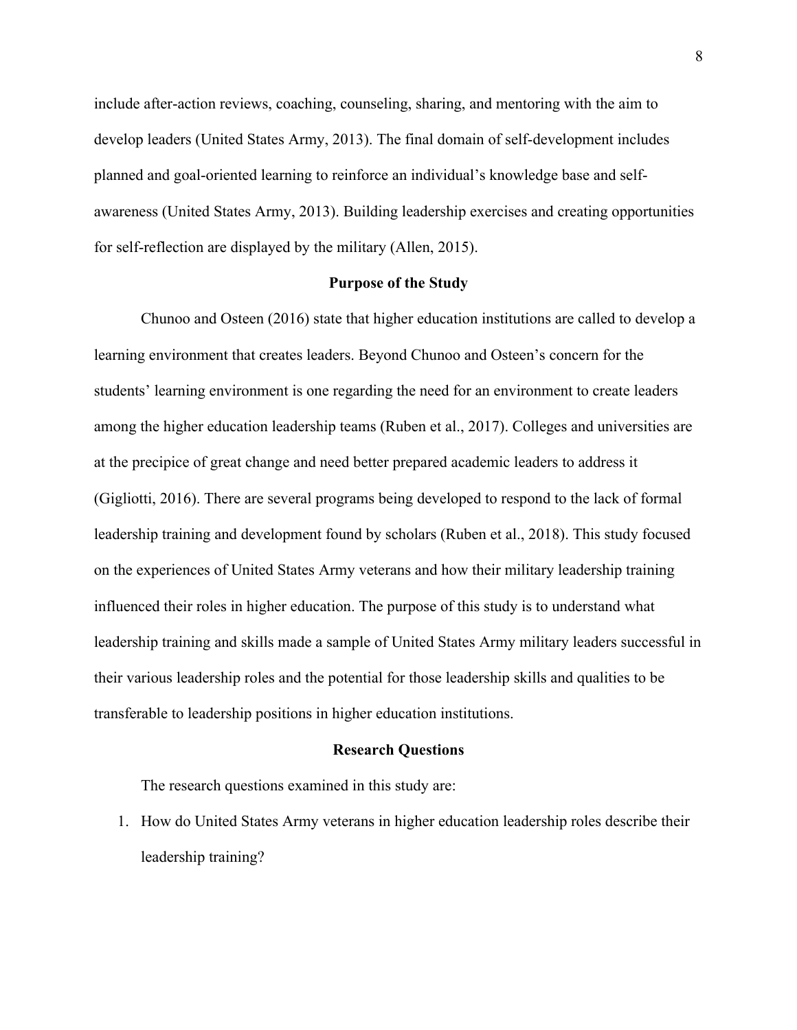include after-action reviews, coaching, counseling, sharing, and mentoring with the aim to develop leaders (United States Army, 2013). The final domain of self-development includes planned and goal-oriented learning to reinforce an individual's knowledge base and self-awareness (United States Army, 2013). Building leadership exercises and creating opportunities for self-reflection are displayed by the military (Allen, 2015).

## Purpose of the Study

Chunoo and Osteen (2016) state that higher education institutions are called to develop a learning environment that creates leaders. Beyond Chunoo and Osteen's concern for the students' learning environment is one regarding the need for an environment to create leaders among the higher education leadership teams (Ruben et al., 2017). Colleges and universities are at the precipice of great change and need better prepared academic leaders to address it (Gigliotti, 2016). There are several programs being developed to respond to the lack of formal leadership training and development found by scholars (Ruben et al., 2018). This study focused on the experiences of United States Army veterans and how their military leadership training influenced their roles in higher education. The purpose of this study is to understand what leadership training and skills made a sample of United States Army military leaders successful in their various leadership roles and the potential for those leadership skills and qualities to be transferable to leadership positions in higher education institutions.

## Research Questions

The research questions examined in this study are:

1. How do United States Army veterans in higher education leadership roles describe their leadership training?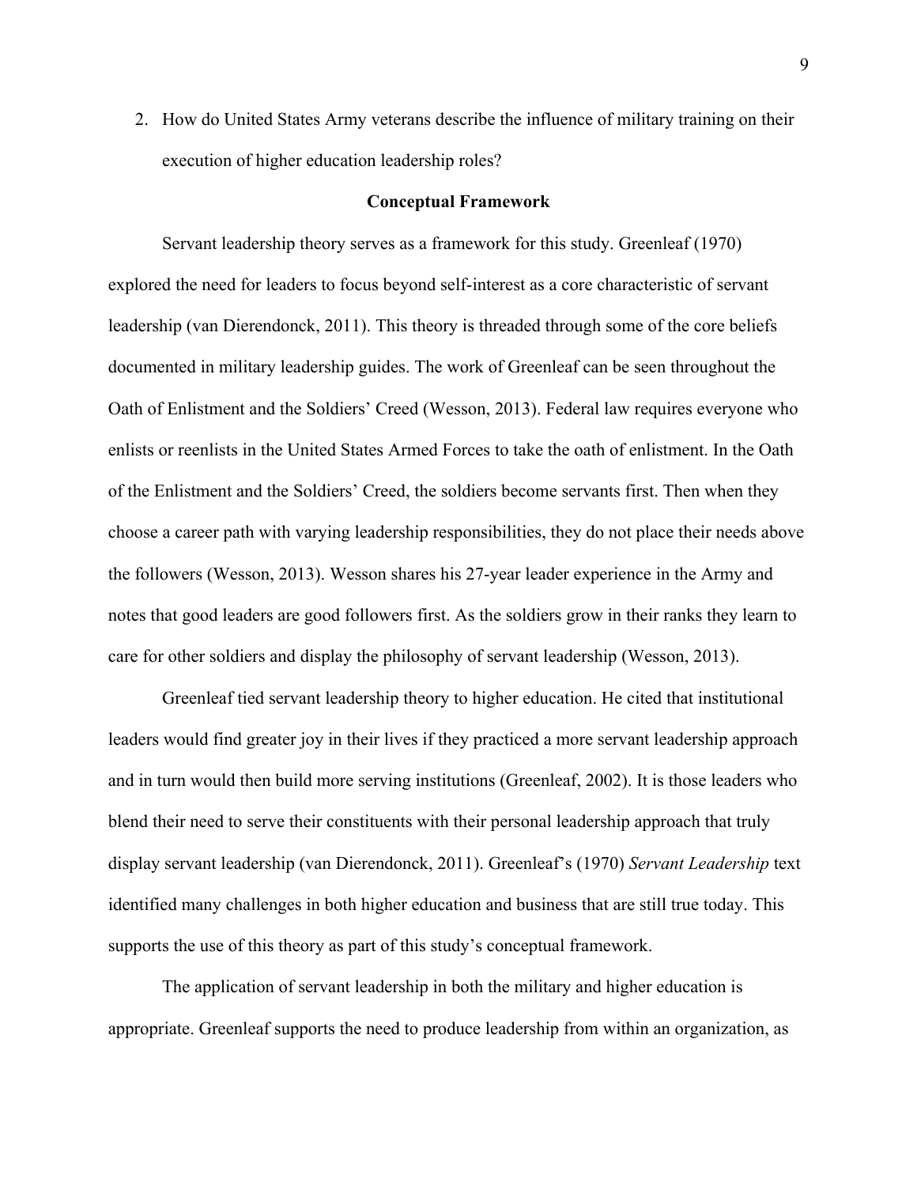2. How do United States Army veterans describe the influence of military training on their execution of higher education leadership roles?

## Conceptual Framework

Servant leadership theory serves as a framework for this study. Greenleaf (1970) explored the need for leaders to focus beyond self-interest as a core characteristic of servant leadership (van Dierendonck, 2011). This theory is threaded through some of the core beliefs documented in military leadership guides. The work of Greenleaf can be seen throughout the Oath of Enlistment and the Soldiers' Creed (Wesson, 2013). Federal law requires everyone who enlists or reenlists in the United States Armed Forces to take the oath of enlistment. In the Oath of the Enlistment and the Soldiers' Creed, the soldiers become servants first. Then when they choose a career path with varying leadership responsibilities, they do not place their needs above the followers (Wesson, 2013). Wesson shares his 27-year leader experience in the Army and notes that good leaders are good followers first. As the soldiers grow in their ranks they learn to care for other soldiers and display the philosophy of servant leadership (Wesson, 2013).

Greenleaf tied servant leadership theory to higher education. He cited that institutional leaders would find greater joy in their lives if they practiced a more servant leadership approach and in turn would then build more serving institutions (Greenleaf, 2002). It is those leaders who blend their need to serve their constituents with their personal leadership approach that truly display servant leadership (van Dierendonck, 2011). Greenleaf's (1970) *Servant Leadership* text identified many challenges in both higher education and business that are still true today. This supports the use of this theory as part of this study's conceptual framework.

The application of servant leadership in both the military and higher education is appropriate. Greenleaf supports the need to produce leadership from within an organization, as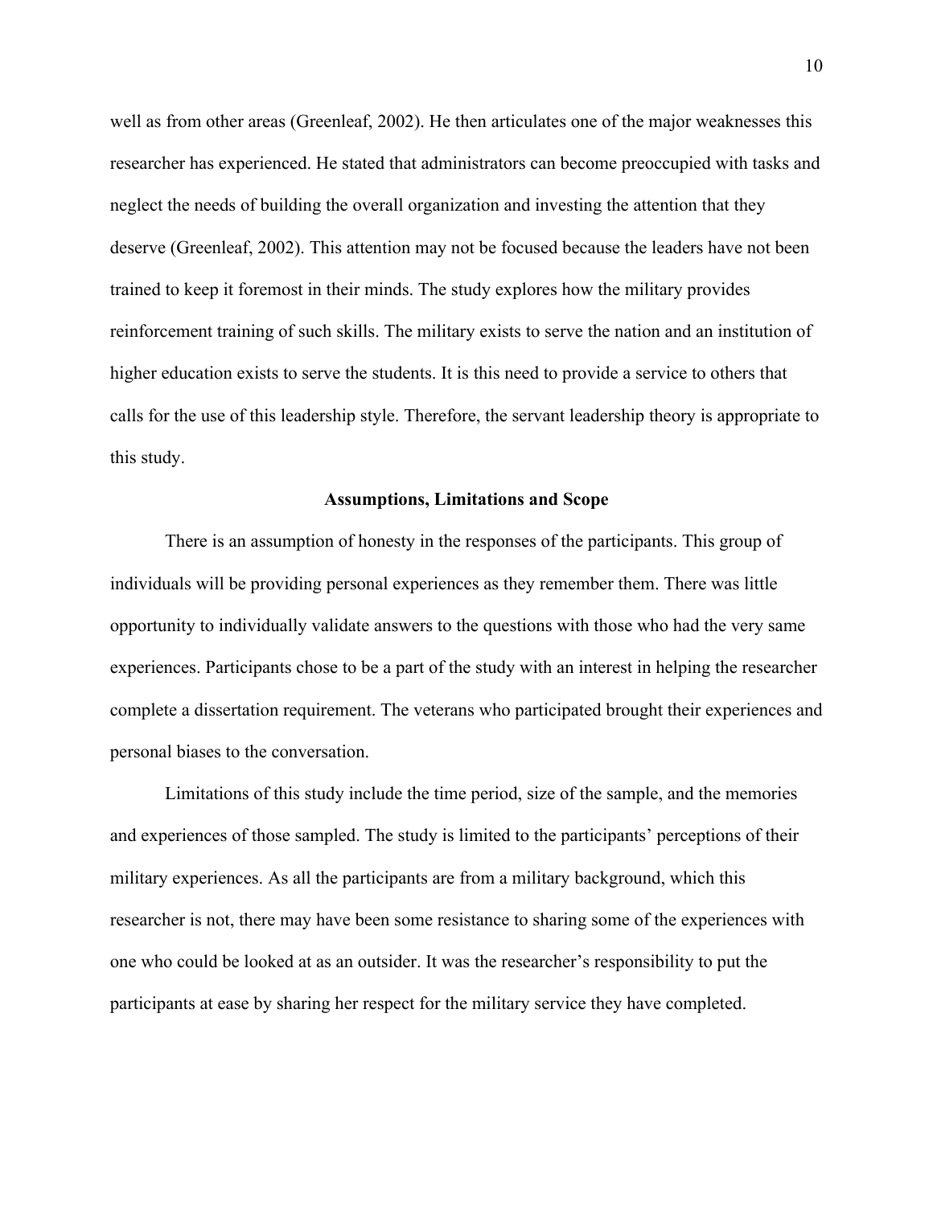well as from other areas (Greenleaf, 2002). He then articulates one of the major weaknesses this researcher has experienced. He stated that administrators can become preoccupied with tasks and neglect the needs of building the overall organization and investing the attention that they deserve (Greenleaf, 2002). This attention may not be focused because the leaders have not been trained to keep it foremost in their minds. The study explores how the military provides reinforcement training of such skills. The military exists to serve the nation and an institution of higher education exists to serve the students. It is this need to provide a service to others that calls for the use of this leadership style. Therefore, the servant leadership theory is appropriate to this study.

## Assumptions, Limitations and Scope

There is an assumption of honesty in the responses of the participants. This group of individuals will be providing personal experiences as they remember them. There was little opportunity to individually validate answers to the questions with those who had the very same experiences. Participants chose to be a part of the study with an interest in helping the researcher complete a dissertation requirement. The veterans who participated brought their experiences and personal biases to the conversation.

Limitations of this study include the time period, size of the sample, and the memories and experiences of those sampled. The study is limited to the participants' perceptions of their military experiences. As all the participants are from a military background, which this researcher is not, there may have been some resistance to sharing some of the experiences with one who could be looked at as an outsider. It was the researcher's responsibility to put the participants at ease by sharing her respect for the military service they have completed.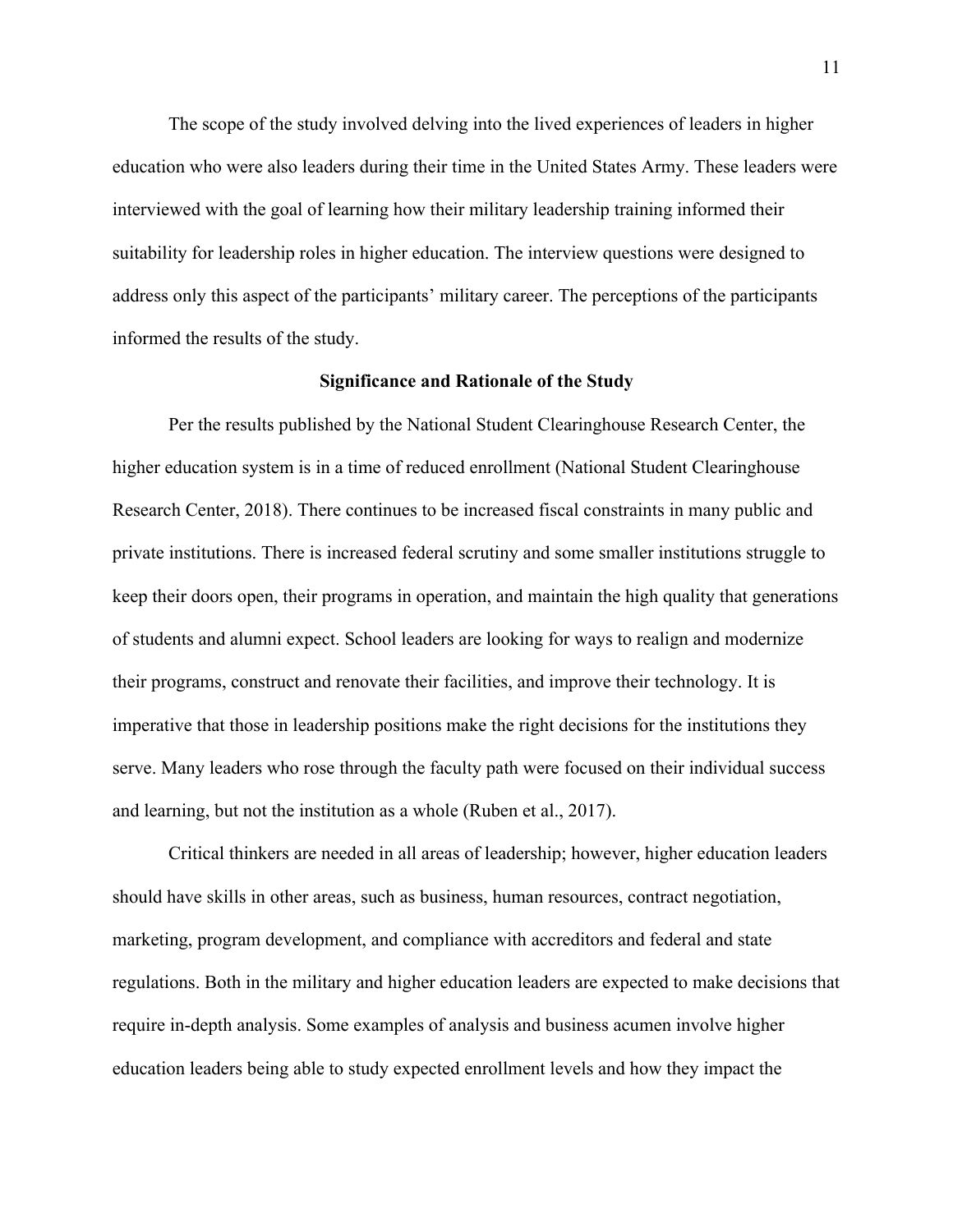The scope of the study involved delving into the lived experiences of leaders in higher education who were also leaders during their time in the United States Army. These leaders were interviewed with the goal of learning how their military leadership training informed their suitability for leadership roles in higher education. The interview questions were designed to address only this aspect of the participants' military career. The perceptions of the participants informed the results of the study.

## Significance and Rationale of the Study

Per the results published by the National Student Clearinghouse Research Center, the higher education system is in a time of reduced enrollment (National Student Clearinghouse Research Center, 2018). There continues to be increased fiscal constraints in many public and private institutions. There is increased federal scrutiny and some smaller institutions struggle to keep their doors open, their programs in operation, and maintain the high quality that generations of students and alumni expect. School leaders are looking for ways to realign and modernize their programs, construct and renovate their facilities, and improve their technology. It is imperative that those in leadership positions make the right decisions for the institutions they serve. Many leaders who rose through the faculty path were focused on their individual success and learning, but not the institution as a whole (Ruben et al., 2017).

Critical thinkers are needed in all areas of leadership; however, higher education leaders should have skills in other areas, such as business, human resources, contract negotiation, marketing, program development, and compliance with accreditors and federal and state regulations. Both in the military and higher education leaders are expected to make decisions that require in-depth analysis. Some examples of analysis and business acumen involve higher education leaders being able to study expected enrollment levels and how they impact the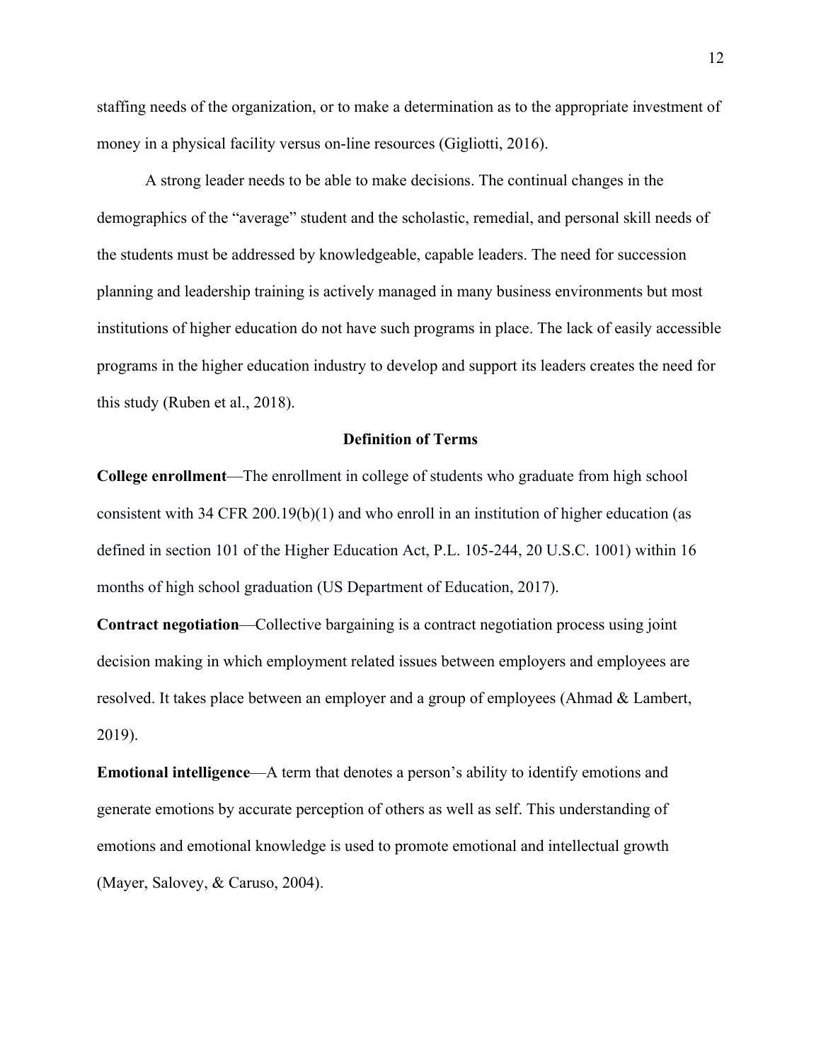staffing needs of the organization, or to make a determination as to the appropriate investment of money in a physical facility versus on-line resources (Gigliotti, 2016).

A strong leader needs to be able to make decisions. The continual changes in the demographics of the "average" student and the scholastic, remedial, and personal skill needs of the students must be addressed by knowledgeable, capable leaders. The need for succession planning and leadership training is actively managed in many business environments but most institutions of higher education do not have such programs in place. The lack of easily accessible programs in the higher education industry to develop and support its leaders creates the need for this study (Ruben et al., 2018).

## Definition of Terms

**College enrollment**—The enrollment in college of students who graduate from high school consistent with 34 CFR 200.19(b)(1) and who enroll in an institution of higher education (as defined in section 101 of the Higher Education Act, P.L. 105-244, 20 U.S.C. 1001) within 16 months of high school graduation (US Department of Education, 2017).

**Contract negotiation**—Collective bargaining is a contract negotiation process using joint decision making in which employment related issues between employers and employees are resolved. It takes place between an employer and a group of employees (Ahmad & Lambert, 2019).

**Emotional intelligence**—A term that denotes a person's ability to identify emotions and generate emotions by accurate perception of others as well as self. This understanding of emotions and emotional knowledge is used to promote emotional and intellectual growth (Mayer, Salovey, & Caruso, 2004).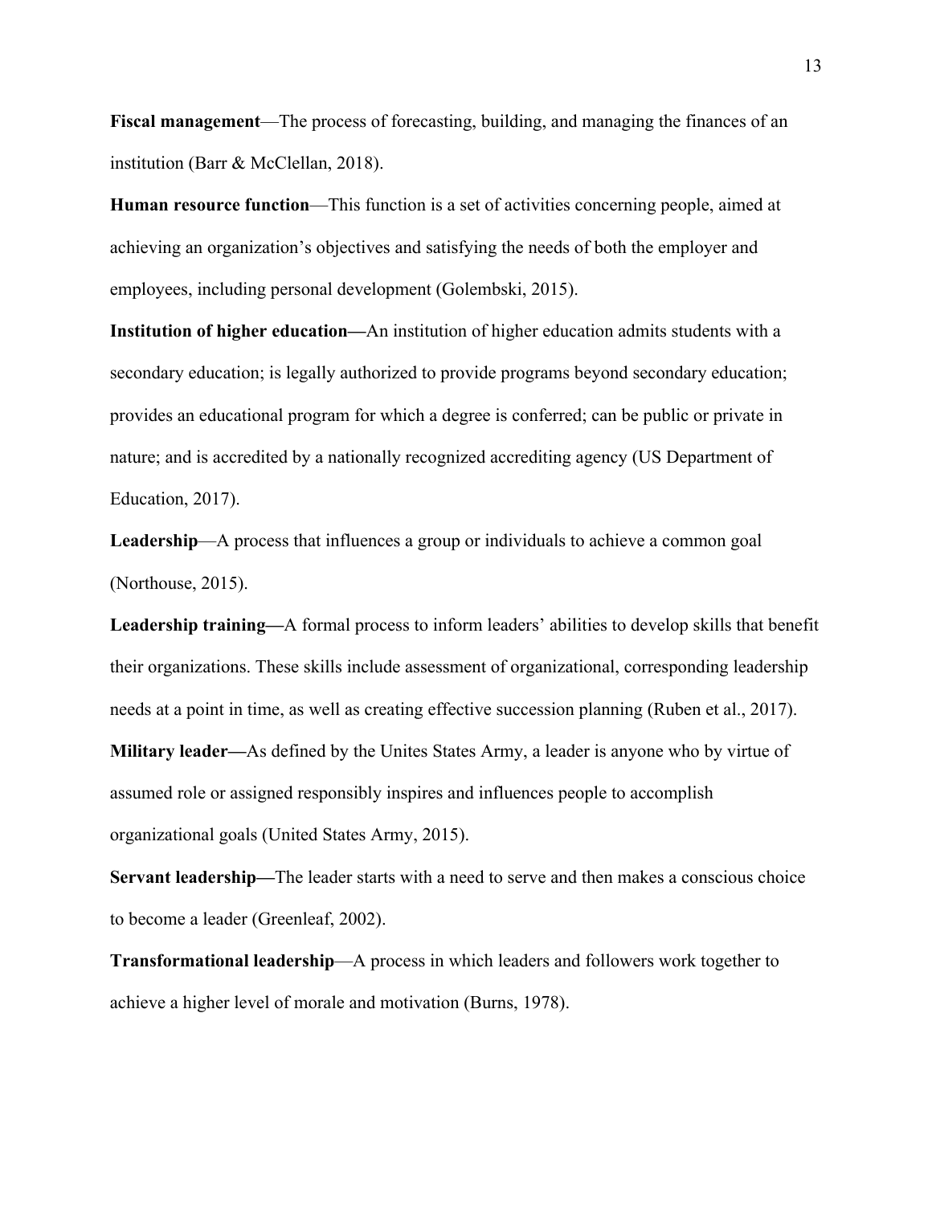**Fiscal management**—The process of forecasting, building, and managing the finances of an institution (Barr & McClellan, 2018).

**Human resource function**—This function is a set of activities concerning people, aimed at achieving an organization's objectives and satisfying the needs of both the employer and employees, including personal development (Golembski, 2015).

**Institution of higher education—**An institution of higher education admits students with a secondary education; is legally authorized to provide programs beyond secondary education; provides an educational program for which a degree is conferred; can be public or private in nature; and is accredited by a nationally recognized accrediting agency (US Department of Education, 2017).

**Leadership**—A process that influences a group or individuals to achieve a common goal (Northouse, 2015).

**Leadership training—**A formal process to inform leaders' abilities to develop skills that benefit their organizations. These skills include assessment of organizational, corresponding leadership needs at a point in time, as well as creating effective succession planning (Ruben et al., 2017).

**Military leader—**As defined by the Unites States Army, a leader is anyone who by virtue of assumed role or assigned responsibly inspires and influences people to accomplish organizational goals (United States Army, 2015).

**Servant leadership—**The leader starts with a need to serve and then makes a conscious choice to become a leader (Greenleaf, 2002).

**Transformational leadership**—A process in which leaders and followers work together to achieve a higher level of morale and motivation (Burns, 1978).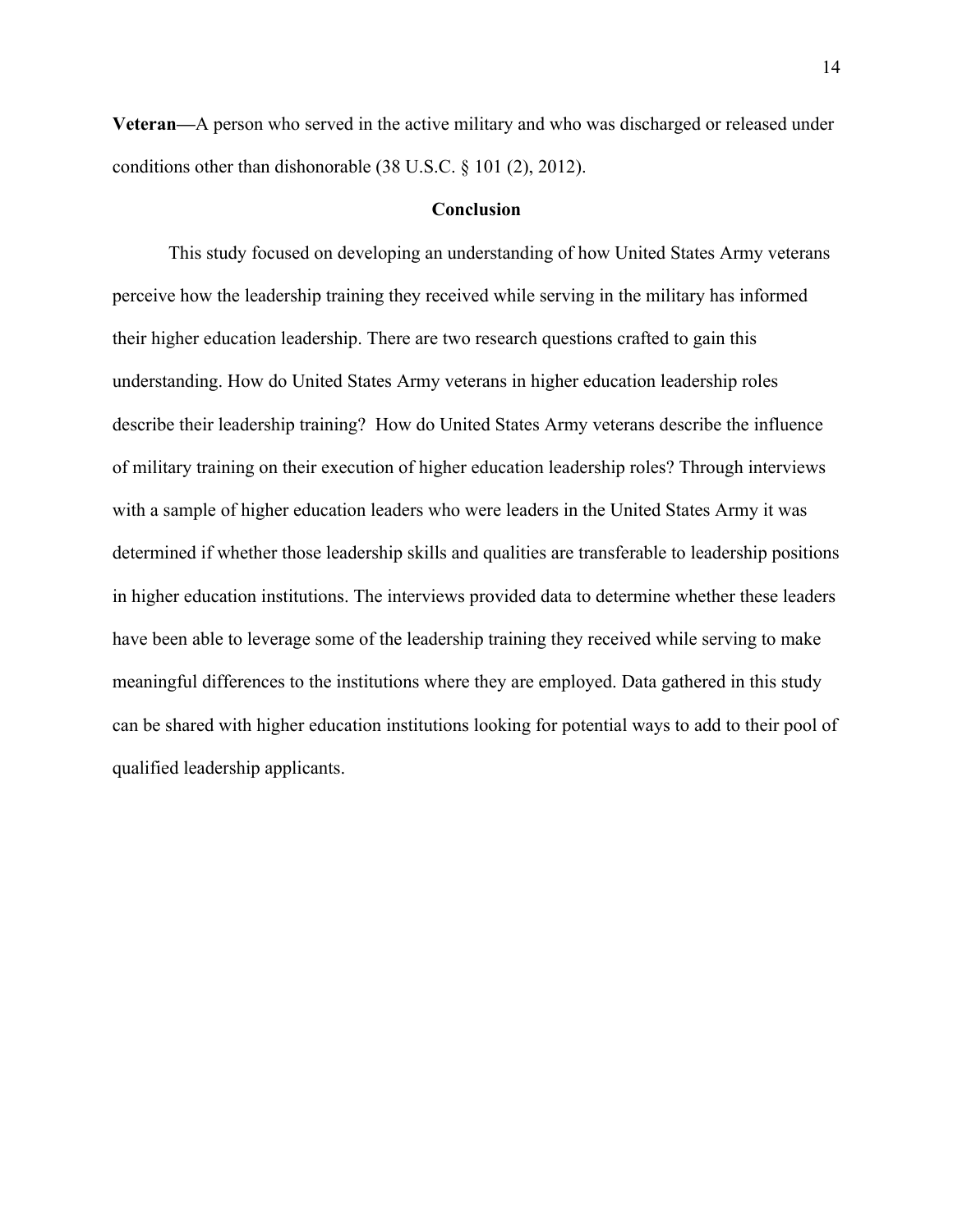**Veteran—**A person who served in the active military and who was discharged or released under conditions other than dishonorable (38 U.S.C. § 101 (2), 2012).

## Conclusion

This study focused on developing an understanding of how United States Army veterans perceive how the leadership training they received while serving in the military has informed their higher education leadership. There are two research questions crafted to gain this understanding. How do United States Army veterans in higher education leadership roles describe their leadership training?  How do United States Army veterans describe the influence of military training on their execution of higher education leadership roles? Through interviews with a sample of higher education leaders who were leaders in the United States Army it was determined if whether those leadership skills and qualities are transferable to leadership positions in higher education institutions. The interviews provided data to determine whether these leaders have been able to leverage some of the leadership training they received while serving to make meaningful differences to the institutions where they are employed. Data gathered in this study can be shared with higher education institutions looking for potential ways to add to their pool of qualified leadership applicants.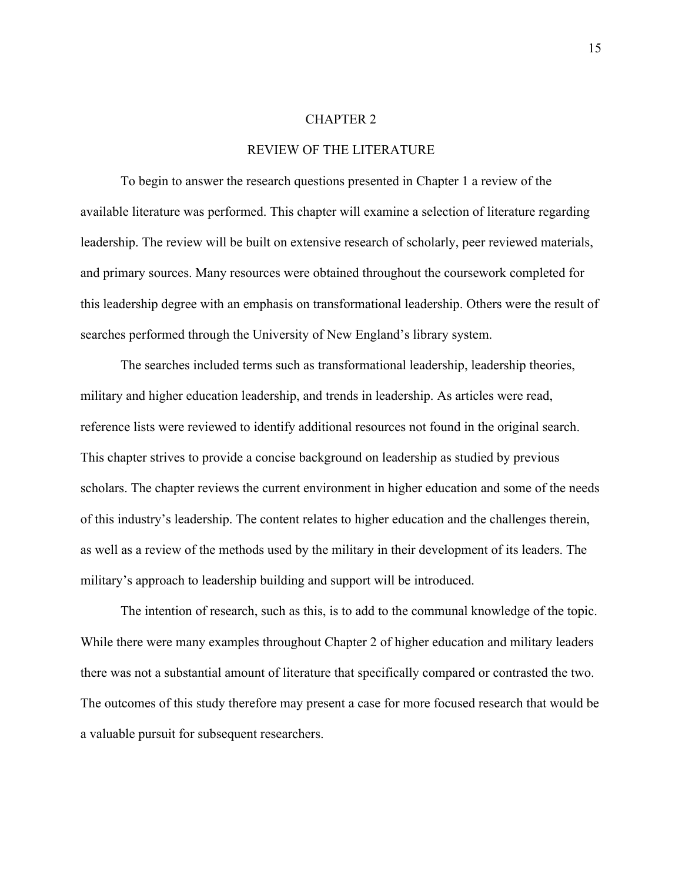# CHAPTER 2

## REVIEW OF THE LITERATURE

To begin to answer the research questions presented in Chapter 1 a review of the available literature was performed. This chapter will examine a selection of literature regarding leadership. The review will be built on extensive research of scholarly, peer reviewed materials, and primary sources. Many resources were obtained throughout the coursework completed for this leadership degree with an emphasis on transformational leadership. Others were the result of searches performed through the University of New England's library system.

The searches included terms such as transformational leadership, leadership theories, military and higher education leadership, and trends in leadership. As articles were read, reference lists were reviewed to identify additional resources not found in the original search. This chapter strives to provide a concise background on leadership as studied by previous scholars. The chapter reviews the current environment in higher education and some of the needs of this industry's leadership. The content relates to higher education and the challenges therein, as well as a review of the methods used by the military in their development of its leaders. The military's approach to leadership building and support will be introduced.

The intention of research, such as this, is to add to the communal knowledge of the topic. While there were many examples throughout Chapter 2 of higher education and military leaders there was not a substantial amount of literature that specifically compared or contrasted the two. The outcomes of this study therefore may present a case for more focused research that would be a valuable pursuit for subsequent researchers.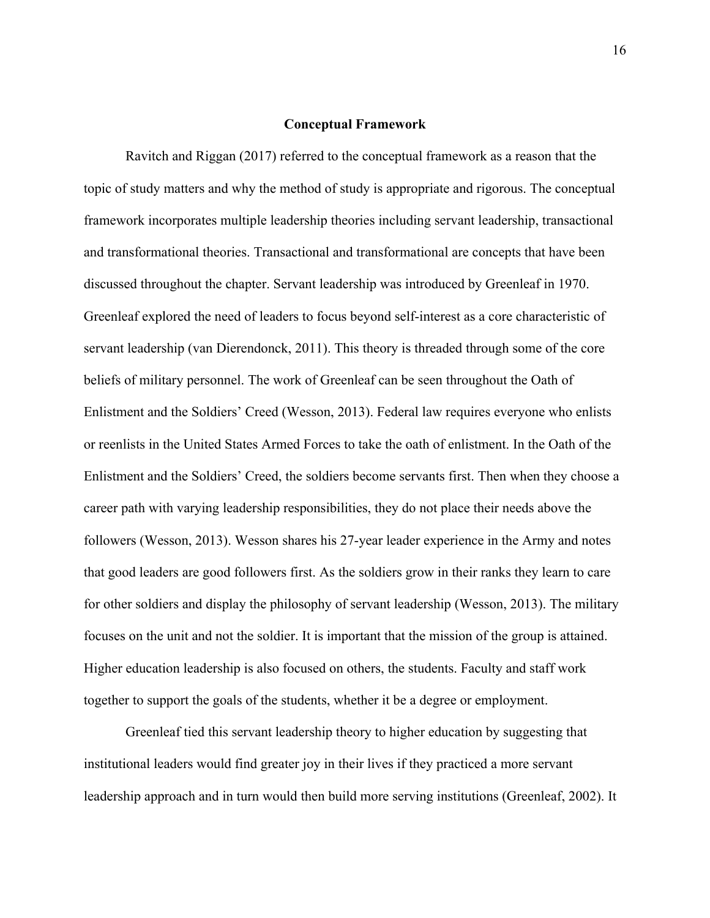## Conceptual Framework

Ravitch and Riggan (2017) referred to the conceptual framework as a reason that the topic of study matters and why the method of study is appropriate and rigorous. The conceptual framework incorporates multiple leadership theories including servant leadership, transactional and transformational theories. Transactional and transformational are concepts that have been discussed throughout the chapter. Servant leadership was introduced by Greenleaf in 1970. Greenleaf explored the need of leaders to focus beyond self-interest as a core characteristic of servant leadership (van Dierendonck, 2011). This theory is threaded through some of the core beliefs of military personnel. The work of Greenleaf can be seen throughout the Oath of Enlistment and the Soldiers' Creed (Wesson, 2013). Federal law requires everyone who enlists or reenlists in the United States Armed Forces to take the oath of enlistment. In the Oath of the Enlistment and the Soldiers' Creed, the soldiers become servants first. Then when they choose a career path with varying leadership responsibilities, they do not place their needs above the followers (Wesson, 2013). Wesson shares his 27-year leader experience in the Army and notes that good leaders are good followers first. As the soldiers grow in their ranks they learn to care for other soldiers and display the philosophy of servant leadership (Wesson, 2013). The military focuses on the unit and not the soldier. It is important that the mission of the group is attained. Higher education leadership is also focused on others, the students. Faculty and staff work together to support the goals of the students, whether it be a degree or employment.

Greenleaf tied this servant leadership theory to higher education by suggesting that institutional leaders would find greater joy in their lives if they practiced a more servant leadership approach and in turn would then build more serving institutions (Greenleaf, 2002). It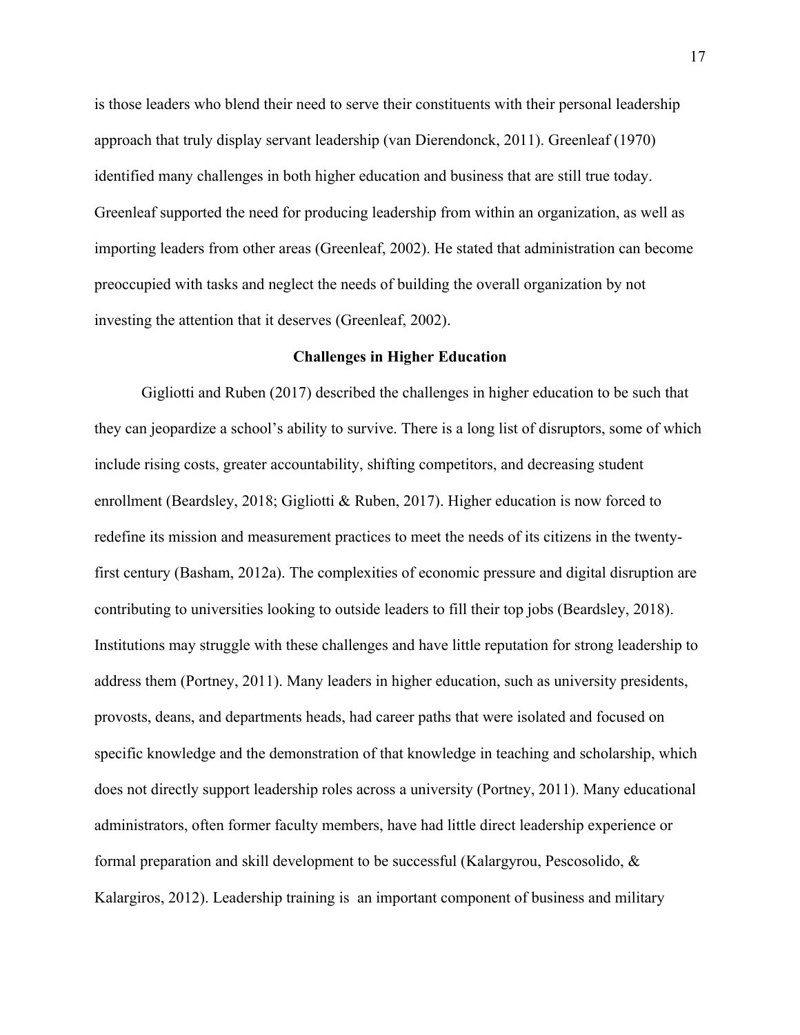is those leaders who blend their need to serve their constituents with their personal leadership approach that truly display servant leadership (van Dierendonck, 2011). Greenleaf (1970) identified many challenges in both higher education and business that are still true today. Greenleaf supported the need for producing leadership from within an organization, as well as importing leaders from other areas (Greenleaf, 2002). He stated that administration can become preoccupied with tasks and neglect the needs of building the overall organization by not investing the attention that it deserves (Greenleaf, 2002).

## Challenges in Higher Education

Gigliotti and Ruben (2017) described the challenges in higher education to be such that they can jeopardize a school's ability to survive. There is a long list of disruptors, some of which include rising costs, greater accountability, shifting competitors, and decreasing student enrollment (Beardsley, 2018; Gigliotti & Ruben, 2017). Higher education is now forced to redefine its mission and measurement practices to meet the needs of its citizens in the twenty-first century (Basham, 2012a). The complexities of economic pressure and digital disruption are contributing to universities looking to outside leaders to fill their top jobs (Beardsley, 2018). Institutions may struggle with these challenges and have little reputation for strong leadership to address them (Portney, 2011). Many leaders in higher education, such as university presidents, provosts, deans, and departments heads, had career paths that were isolated and focused on specific knowledge and the demonstration of that knowledge in teaching and scholarship, which does not directly support leadership roles across a university (Portney, 2011). Many educational administrators, often former faculty members, have had little direct leadership experience or formal preparation and skill development to be successful (Kalargyrou, Pescosolido, & Kalargiros, 2012). Leadership training is an important component of business and military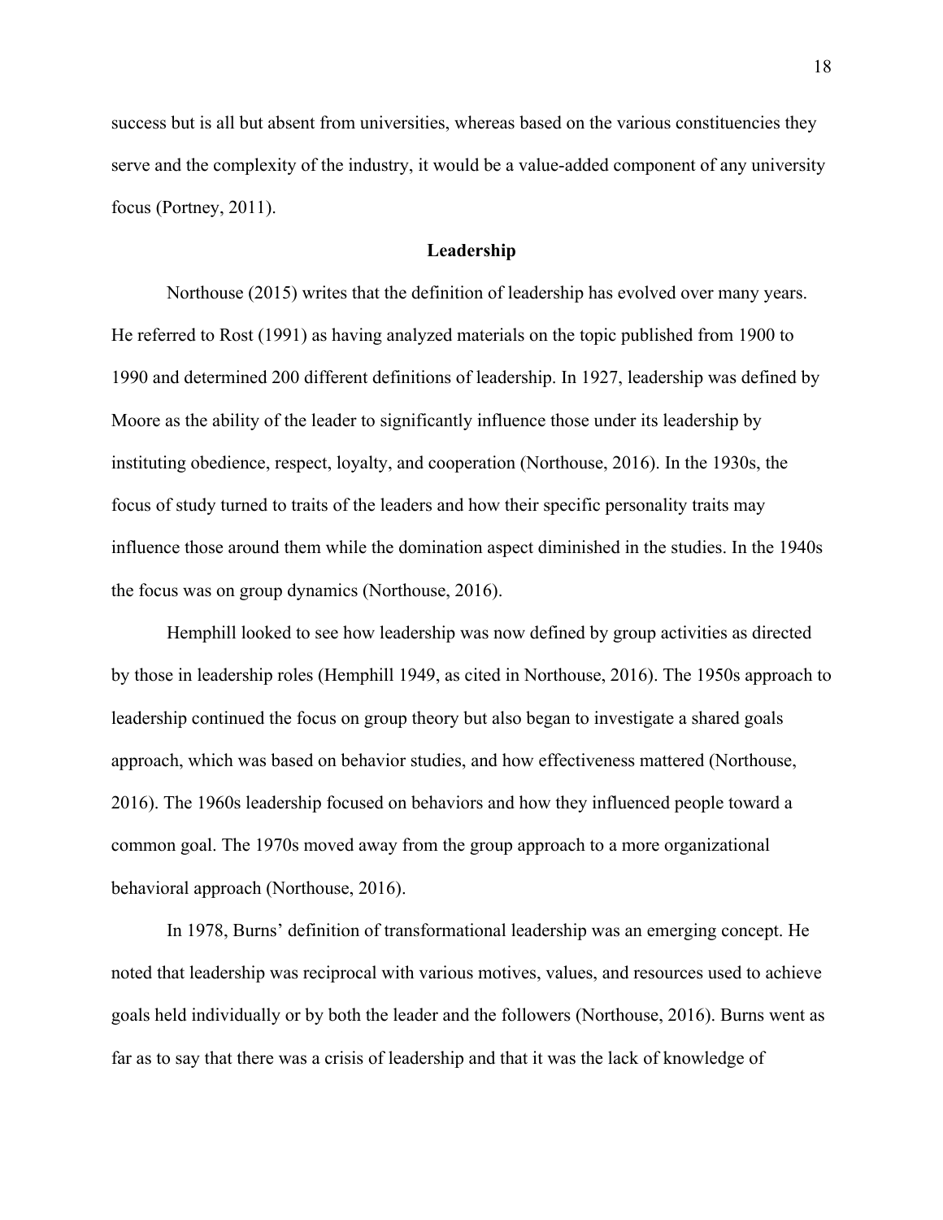success but is all but absent from universities, whereas based on the various constituencies they serve and the complexity of the industry, it would be a value-added component of any university focus (Portney, 2011).

## Leadership

Northouse (2015) writes that the definition of leadership has evolved over many years. He referred to Rost (1991) as having analyzed materials on the topic published from 1900 to 1990 and determined 200 different definitions of leadership. In 1927, leadership was defined by Moore as the ability of the leader to significantly influence those under its leadership by instituting obedience, respect, loyalty, and cooperation (Northouse, 2016). In the 1930s, the focus of study turned to traits of the leaders and how their specific personality traits may influence those around them while the domination aspect diminished in the studies. In the 1940s the focus was on group dynamics (Northouse, 2016).

Hemphill looked to see how leadership was now defined by group activities as directed by those in leadership roles (Hemphill 1949, as cited in Northouse, 2016). The 1950s approach to leadership continued the focus on group theory but also began to investigate a shared goals approach, which was based on behavior studies, and how effectiveness mattered (Northouse, 2016). The 1960s leadership focused on behaviors and how they influenced people toward a common goal. The 1970s moved away from the group approach to a more organizational behavioral approach (Northouse, 2016).

In 1978, Burns' definition of transformational leadership was an emerging concept. He noted that leadership was reciprocal with various motives, values, and resources used to achieve goals held individually or by both the leader and the followers (Northouse, 2016). Burns went as far as to say that there was a crisis of leadership and that it was the lack of knowledge of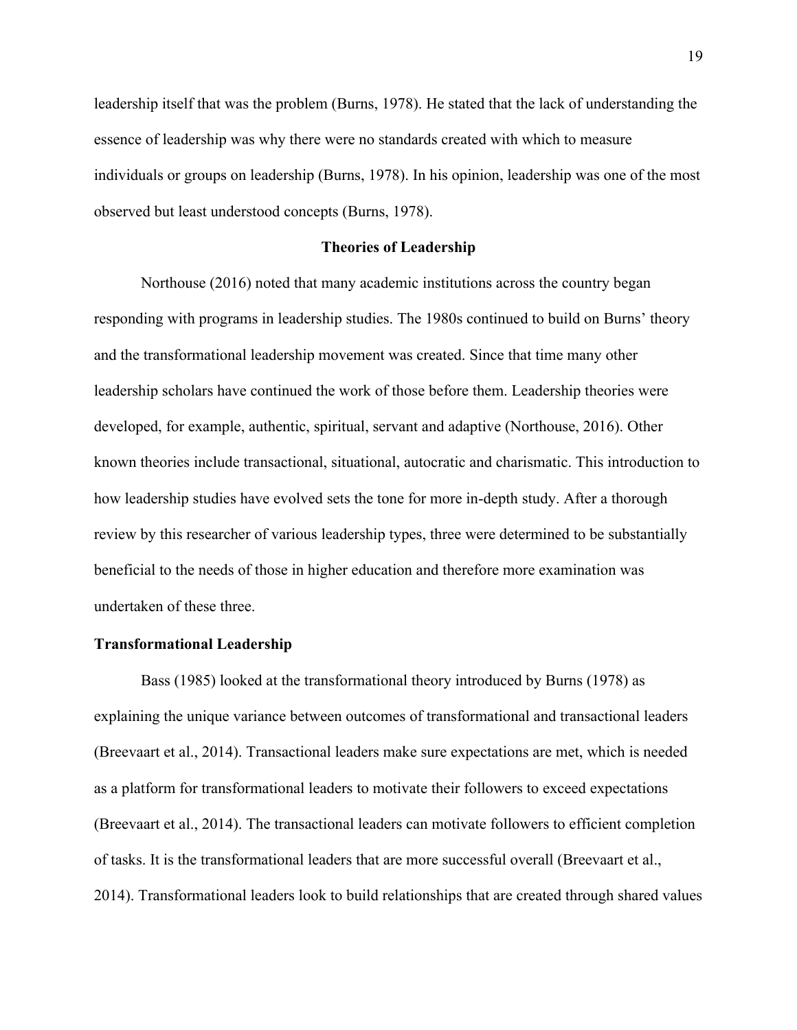leadership itself that was the problem (Burns, 1978). He stated that the lack of understanding the essence of leadership was why there were no standards created with which to measure individuals or groups on leadership (Burns, 1978). In his opinion, leadership was one of the most observed but least understood concepts (Burns, 1978).

## Theories of Leadership

Northouse (2016) noted that many academic institutions across the country began responding with programs in leadership studies. The 1980s continued to build on Burns' theory and the transformational leadership movement was created. Since that time many other leadership scholars have continued the work of those before them. Leadership theories were developed, for example, authentic, spiritual, servant and adaptive (Northouse, 2016). Other known theories include transactional, situational, autocratic and charismatic. This introduction to how leadership studies have evolved sets the tone for more in-depth study. After a thorough review by this researcher of various leadership types, three were determined to be substantially beneficial to the needs of those in higher education and therefore more examination was undertaken of these three.

### Transformational Leadership

Bass (1985) looked at the transformational theory introduced by Burns (1978) as explaining the unique variance between outcomes of transformational and transactional leaders (Breevaart et al., 2014). Transactional leaders make sure expectations are met, which is needed as a platform for transformational leaders to motivate their followers to exceed expectations (Breevaart et al., 2014). The transactional leaders can motivate followers to efficient completion of tasks. It is the transformational leaders that are more successful overall (Breevaart et al., 2014). Transformational leaders look to build relationships that are created through shared values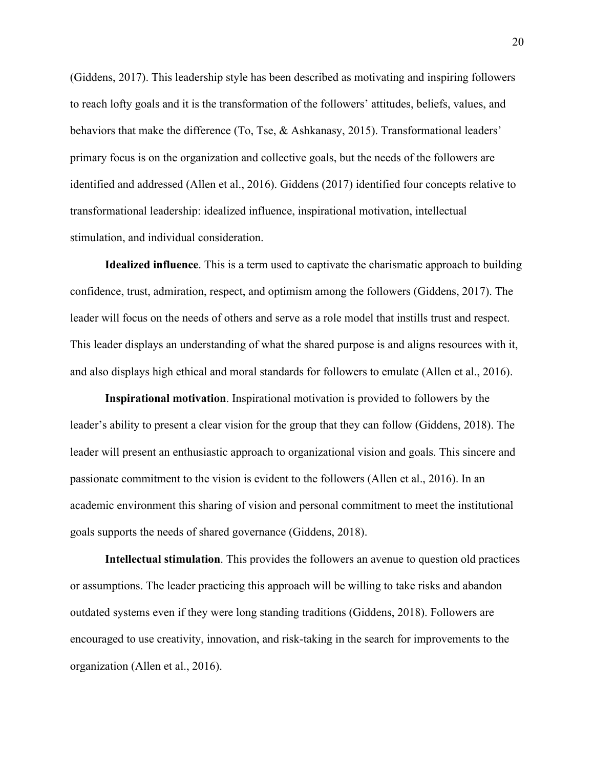(Giddens, 2017). This leadership style has been described as motivating and inspiring followers to reach lofty goals and it is the transformation of the followers' attitudes, beliefs, values, and behaviors that make the difference (To, Tse, & Ashkanasy, 2015). Transformational leaders' primary focus is on the organization and collective goals, but the needs of the followers are identified and addressed (Allen et al., 2016). Giddens (2017) identified four concepts relative to transformational leadership: idealized influence, inspirational motivation, intellectual stimulation, and individual consideration.

**Idealized influence**. This is a term used to captivate the charismatic approach to building confidence, trust, admiration, respect, and optimism among the followers (Giddens, 2017). The leader will focus on the needs of others and serve as a role model that instills trust and respect. This leader displays an understanding of what the shared purpose is and aligns resources with it, and also displays high ethical and moral standards for followers to emulate (Allen et al., 2016).

**Inspirational motivation**. Inspirational motivation is provided to followers by the leader's ability to present a clear vision for the group that they can follow (Giddens, 2018). The leader will present an enthusiastic approach to organizational vision and goals. This sincere and passionate commitment to the vision is evident to the followers (Allen et al., 2016). In an academic environment this sharing of vision and personal commitment to meet the institutional goals supports the needs of shared governance (Giddens, 2018).

**Intellectual stimulation**. This provides the followers an avenue to question old practices or assumptions. The leader practicing this approach will be willing to take risks and abandon outdated systems even if they were long standing traditions (Giddens, 2018). Followers are encouraged to use creativity, innovation, and risk-taking in the search for improvements to the organization (Allen et al., 2016).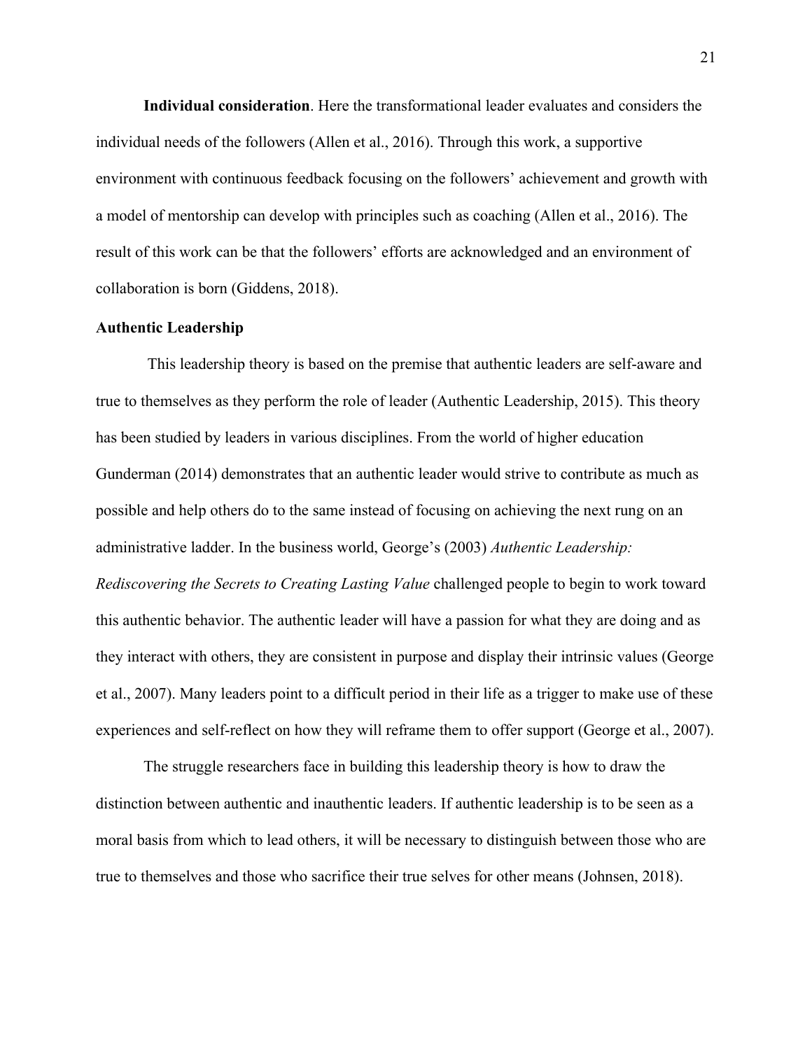**Individual consideration**. Here the transformational leader evaluates and considers the individual needs of the followers (Allen et al., 2016). Through this work, a supportive environment with continuous feedback focusing on the followers' achievement and growth with a model of mentorship can develop with principles such as coaching (Allen et al., 2016). The result of this work can be that the followers' efforts are acknowledged and an environment of collaboration is born (Giddens, 2018).

### Authentic Leadership

This leadership theory is based on the premise that authentic leaders are self-aware and true to themselves as they perform the role of leader (Authentic Leadership, 2015). This theory has been studied by leaders in various disciplines. From the world of higher education Gunderman (2014) demonstrates that an authentic leader would strive to contribute as much as possible and help others do to the same instead of focusing on achieving the next rung on an administrative ladder. In the business world, George's (2003) *Authentic Leadership: Rediscovering the Secrets to Creating Lasting Value* challenged people to begin to work toward this authentic behavior. The authentic leader will have a passion for what they are doing and as they interact with others, they are consistent in purpose and display their intrinsic values (George et al., 2007). Many leaders point to a difficult period in their life as a trigger to make use of these experiences and self-reflect on how they will reframe them to offer support (George et al., 2007).

The struggle researchers face in building this leadership theory is how to draw the distinction between authentic and inauthentic leaders. If authentic leadership is to be seen as a moral basis from which to lead others, it will be necessary to distinguish between those who are true to themselves and those who sacrifice their true selves for other means (Johnsen, 2018).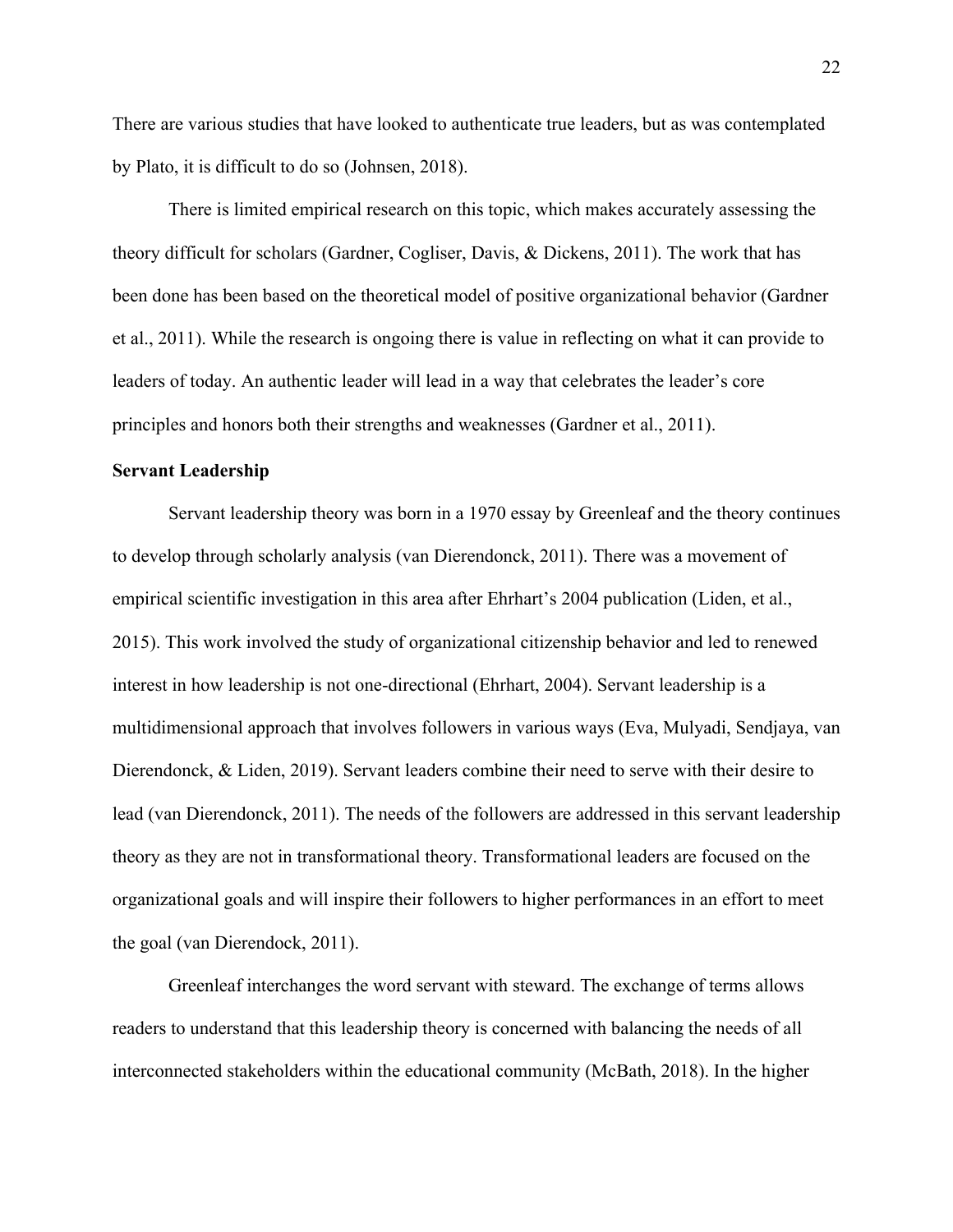There are various studies that have looked to authenticate true leaders, but as was contemplated by Plato, it is difficult to do so (Johnsen, 2018).

There is limited empirical research on this topic, which makes accurately assessing the theory difficult for scholars (Gardner, Cogliser, Davis, & Dickens, 2011). The work that has been done has been based on the theoretical model of positive organizational behavior (Gardner et al., 2011). While the research is ongoing there is value in reflecting on what it can provide to leaders of today. An authentic leader will lead in a way that celebrates the leader's core principles and honors both their strengths and weaknesses (Gardner et al., 2011).

**Servant Leadership**

Servant leadership theory was born in a 1970 essay by Greenleaf and the theory continues to develop through scholarly analysis (van Dierendonck, 2011). There was a movement of empirical scientific investigation in this area after Ehrhart's 2004 publication (Liden, et al., 2015). This work involved the study of organizational citizenship behavior and led to renewed interest in how leadership is not one-directional (Ehrhart, 2004). Servant leadership is a multidimensional approach that involves followers in various ways (Eva, Mulyadi, Sendjaya, van Dierendonck, & Liden, 2019). Servant leaders combine their need to serve with their desire to lead (van Dierendonck, 2011). The needs of the followers are addressed in this servant leadership theory as they are not in transformational theory. Transformational leaders are focused on the organizational goals and will inspire their followers to higher performances in an effort to meet the goal (van Dierendock, 2011).

Greenleaf interchanges the word servant with steward. The exchange of terms allows readers to understand that this leadership theory is concerned with balancing the needs of all interconnected stakeholders within the educational community (McBath, 2018). In the higher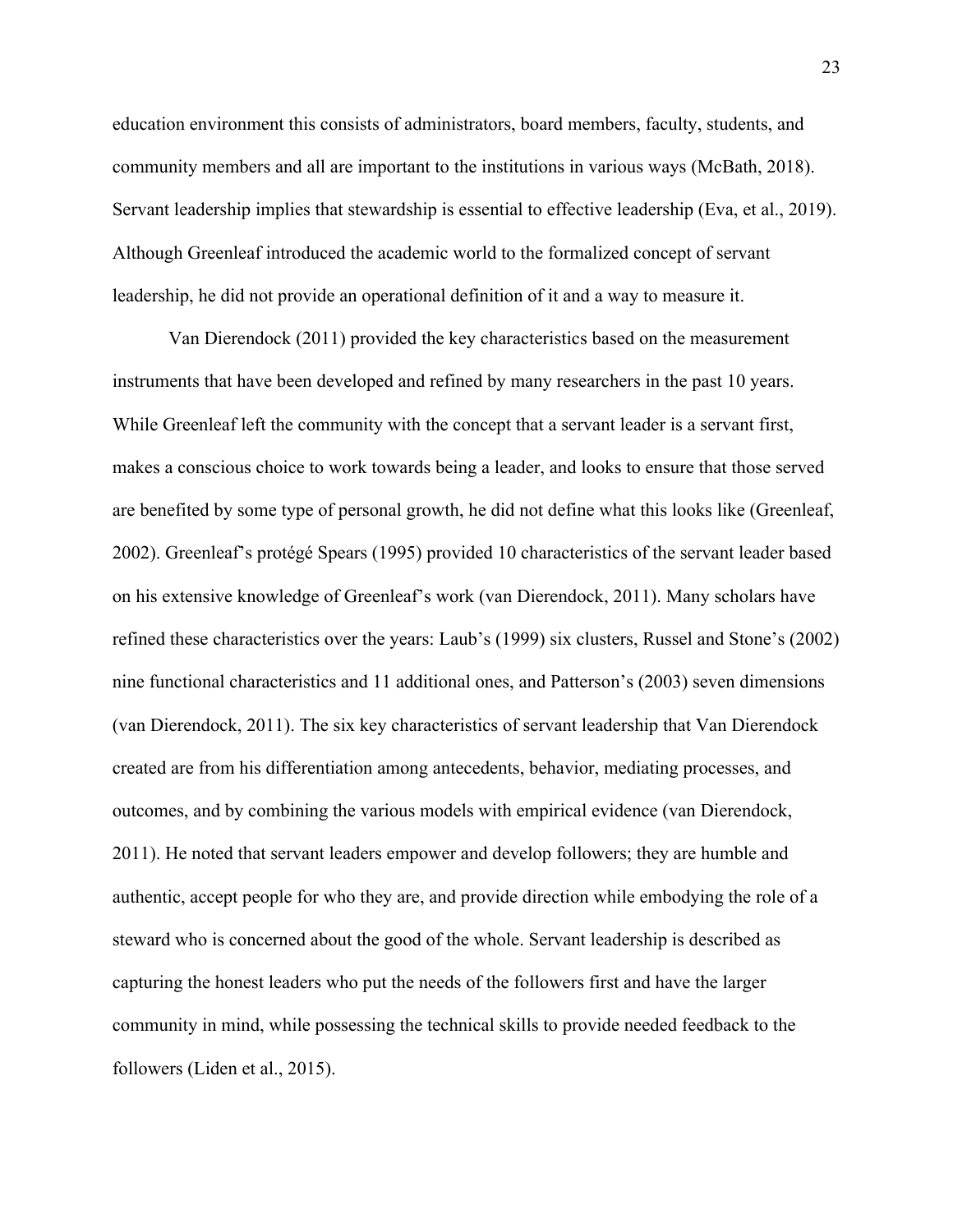education environment this consists of administrators, board members, faculty, students, and community members and all are important to the institutions in various ways (McBath, 2018). Servant leadership implies that stewardship is essential to effective leadership (Eva, et al., 2019). Although Greenleaf introduced the academic world to the formalized concept of servant leadership, he did not provide an operational definition of it and a way to measure it.

Van Dierendock (2011) provided the key characteristics based on the measurement instruments that have been developed and refined by many researchers in the past 10 years. While Greenleaf left the community with the concept that a servant leader is a servant first, makes a conscious choice to work towards being a leader, and looks to ensure that those served are benefited by some type of personal growth, he did not define what this looks like (Greenleaf, 2002). Greenleaf's protégé Spears (1995) provided 10 characteristics of the servant leader based on his extensive knowledge of Greenleaf's work (van Dierendock, 2011). Many scholars have refined these characteristics over the years: Laub's (1999) six clusters, Russel and Stone's (2002) nine functional characteristics and 11 additional ones, and Patterson's (2003) seven dimensions (van Dierendock, 2011). The six key characteristics of servant leadership that Van Dierendock created are from his differentiation among antecedents, behavior, mediating processes, and outcomes, and by combining the various models with empirical evidence (van Dierendock, 2011). He noted that servant leaders empower and develop followers; they are humble and authentic, accept people for who they are, and provide direction while embodying the role of a steward who is concerned about the good of the whole. Servant leadership is described as capturing the honest leaders who put the needs of the followers first and have the larger community in mind, while possessing the technical skills to provide needed feedback to the followers (Liden et al., 2015).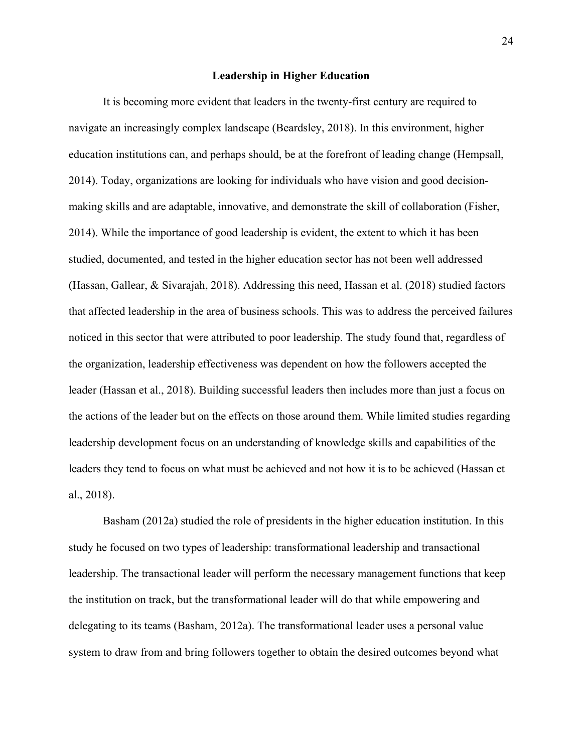## Leadership in Higher Education

It is becoming more evident that leaders in the twenty-first century are required to navigate an increasingly complex landscape (Beardsley, 2018). In this environment, higher education institutions can, and perhaps should, be at the forefront of leading change (Hempsall, 2014). Today, organizations are looking for individuals who have vision and good decision-making skills and are adaptable, innovative, and demonstrate the skill of collaboration (Fisher, 2014). While the importance of good leadership is evident, the extent to which it has been studied, documented, and tested in the higher education sector has not been well addressed (Hassan, Gallear, & Sivarajah, 2018). Addressing this need, Hassan et al. (2018) studied factors that affected leadership in the area of business schools. This was to address the perceived failures noticed in this sector that were attributed to poor leadership. The study found that, regardless of the organization, leadership effectiveness was dependent on how the followers accepted the leader (Hassan et al., 2018). Building successful leaders then includes more than just a focus on the actions of the leader but on the effects on those around them. While limited studies regarding leadership development focus on an understanding of knowledge skills and capabilities of the leaders they tend to focus on what must be achieved and not how it is to be achieved (Hassan et al., 2018).

Basham (2012a) studied the role of presidents in the higher education institution. In this study he focused on two types of leadership: transformational leadership and transactional leadership. The transactional leader will perform the necessary management functions that keep the institution on track, but the transformational leader will do that while empowering and delegating to its teams (Basham, 2012a). The transformational leader uses a personal value system to draw from and bring followers together to obtain the desired outcomes beyond what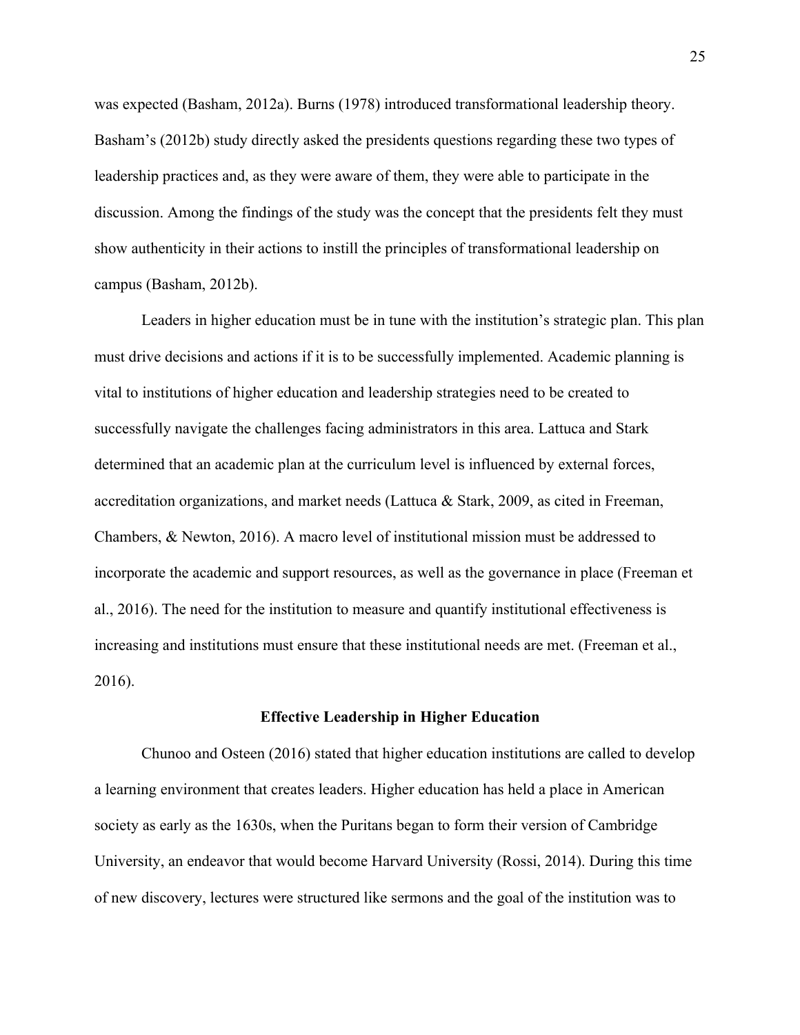was expected (Basham, 2012a). Burns (1978) introduced transformational leadership theory. Basham's (2012b) study directly asked the presidents questions regarding these two types of leadership practices and, as they were aware of them, they were able to participate in the discussion. Among the findings of the study was the concept that the presidents felt they must show authenticity in their actions to instill the principles of transformational leadership on campus (Basham, 2012b).

Leaders in higher education must be in tune with the institution's strategic plan. This plan must drive decisions and actions if it is to be successfully implemented. Academic planning is vital to institutions of higher education and leadership strategies need to be created to successfully navigate the challenges facing administrators in this area. Lattuca and Stark determined that an academic plan at the curriculum level is influenced by external forces, accreditation organizations, and market needs (Lattuca & Stark, 2009, as cited in Freeman, Chambers, & Newton, 2016). A macro level of institutional mission must be addressed to incorporate the academic and support resources, as well as the governance in place (Freeman et al., 2016). The need for the institution to measure and quantify institutional effectiveness is increasing and institutions must ensure that these institutional needs are met. (Freeman et al., 2016).

## Effective Leadership in Higher Education

Chunoo and Osteen (2016) stated that higher education institutions are called to develop a learning environment that creates leaders. Higher education has held a place in American society as early as the 1630s, when the Puritans began to form their version of Cambridge University, an endeavor that would become Harvard University (Rossi, 2014). During this time of new discovery, lectures were structured like sermons and the goal of the institution was to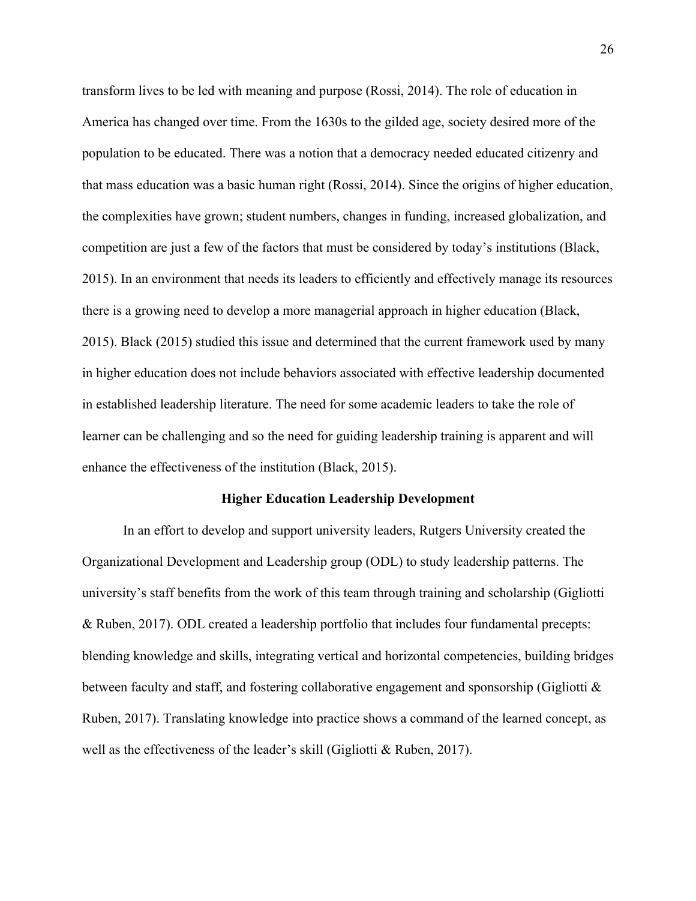transform lives to be led with meaning and purpose (Rossi, 2014). The role of education in America has changed over time. From the 1630s to the gilded age, society desired more of the population to be educated. There was a notion that a democracy needed educated citizenry and that mass education was a basic human right (Rossi, 2014). Since the origins of higher education, the complexities have grown; student numbers, changes in funding, increased globalization, and competition are just a few of the factors that must be considered by today's institutions (Black, 2015). In an environment that needs its leaders to efficiently and effectively manage its resources there is a growing need to develop a more managerial approach in higher education (Black, 2015). Black (2015) studied this issue and determined that the current framework used by many in higher education does not include behaviors associated with effective leadership documented in established leadership literature. The need for some academic leaders to take the role of learner can be challenging and so the need for guiding leadership training is apparent and will enhance the effectiveness of the institution (Black, 2015).

## Higher Education Leadership Development

In an effort to develop and support university leaders, Rutgers University created the Organizational Development and Leadership group (ODL) to study leadership patterns. The university's staff benefits from the work of this team through training and scholarship (Gigliotti & Ruben, 2017). ODL created a leadership portfolio that includes four fundamental precepts: blending knowledge and skills, integrating vertical and horizontal competencies, building bridges between faculty and staff, and fostering collaborative engagement and sponsorship (Gigliotti & Ruben, 2017). Translating knowledge into practice shows a command of the learned concept, as well as the effectiveness of the leader's skill (Gigliotti & Ruben, 2017).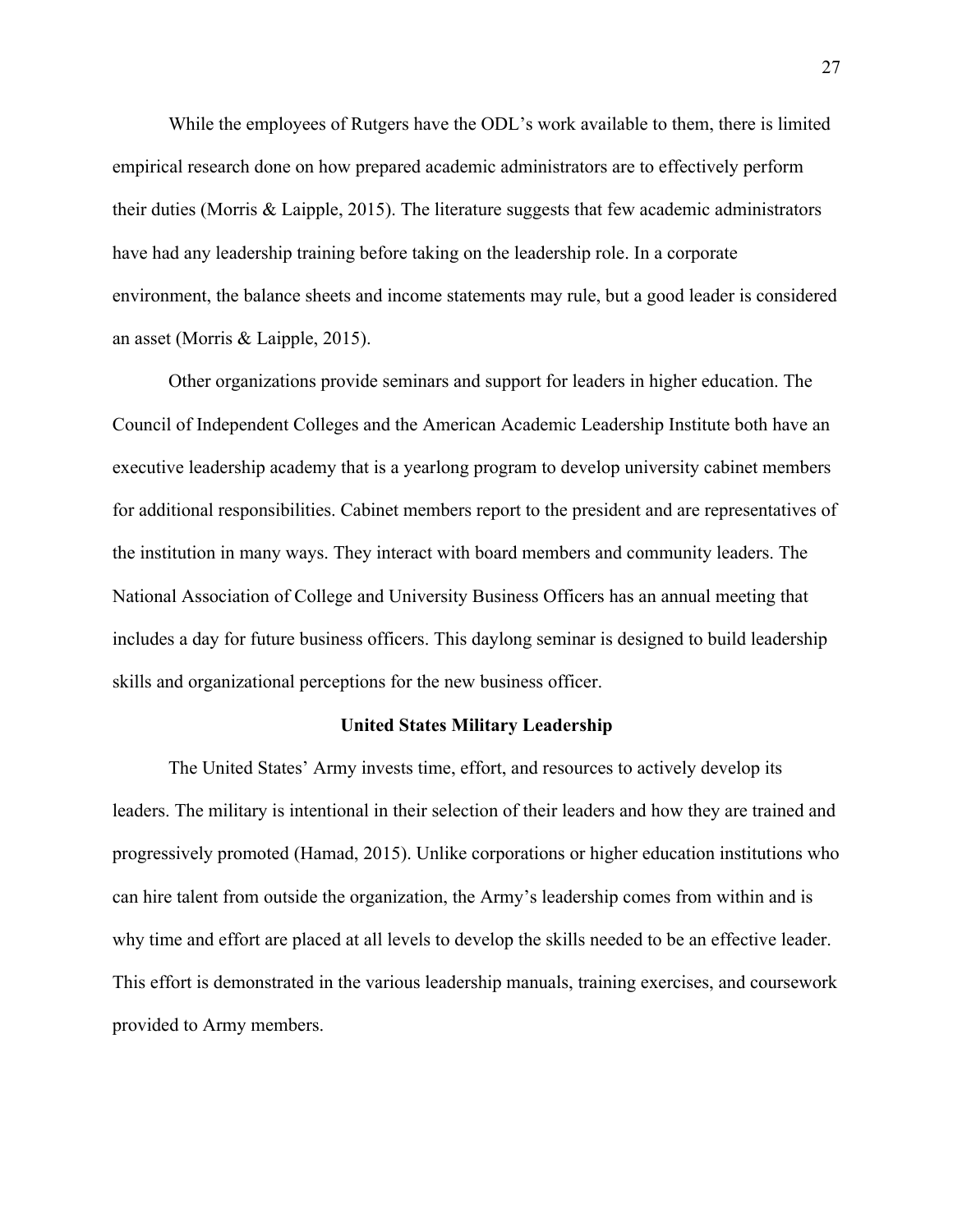While the employees of Rutgers have the ODL's work available to them, there is limited empirical research done on how prepared academic administrators are to effectively perform their duties (Morris & Laipple, 2015). The literature suggests that few academic administrators have had any leadership training before taking on the leadership role. In a corporate environment, the balance sheets and income statements may rule, but a good leader is considered an asset (Morris & Laipple, 2015).

Other organizations provide seminars and support for leaders in higher education. The Council of Independent Colleges and the American Academic Leadership Institute both have an executive leadership academy that is a yearlong program to develop university cabinet members for additional responsibilities. Cabinet members report to the president and are representatives of the institution in many ways. They interact with board members and community leaders. The National Association of College and University Business Officers has an annual meeting that includes a day for future business officers. This daylong seminar is designed to build leadership skills and organizational perceptions for the new business officer.

## United States Military Leadership

The United States' Army invests time, effort, and resources to actively develop its leaders. The military is intentional in their selection of their leaders and how they are trained and progressively promoted (Hamad, 2015). Unlike corporations or higher education institutions who can hire talent from outside the organization, the Army's leadership comes from within and is why time and effort are placed at all levels to develop the skills needed to be an effective leader. This effort is demonstrated in the various leadership manuals, training exercises, and coursework provided to Army members.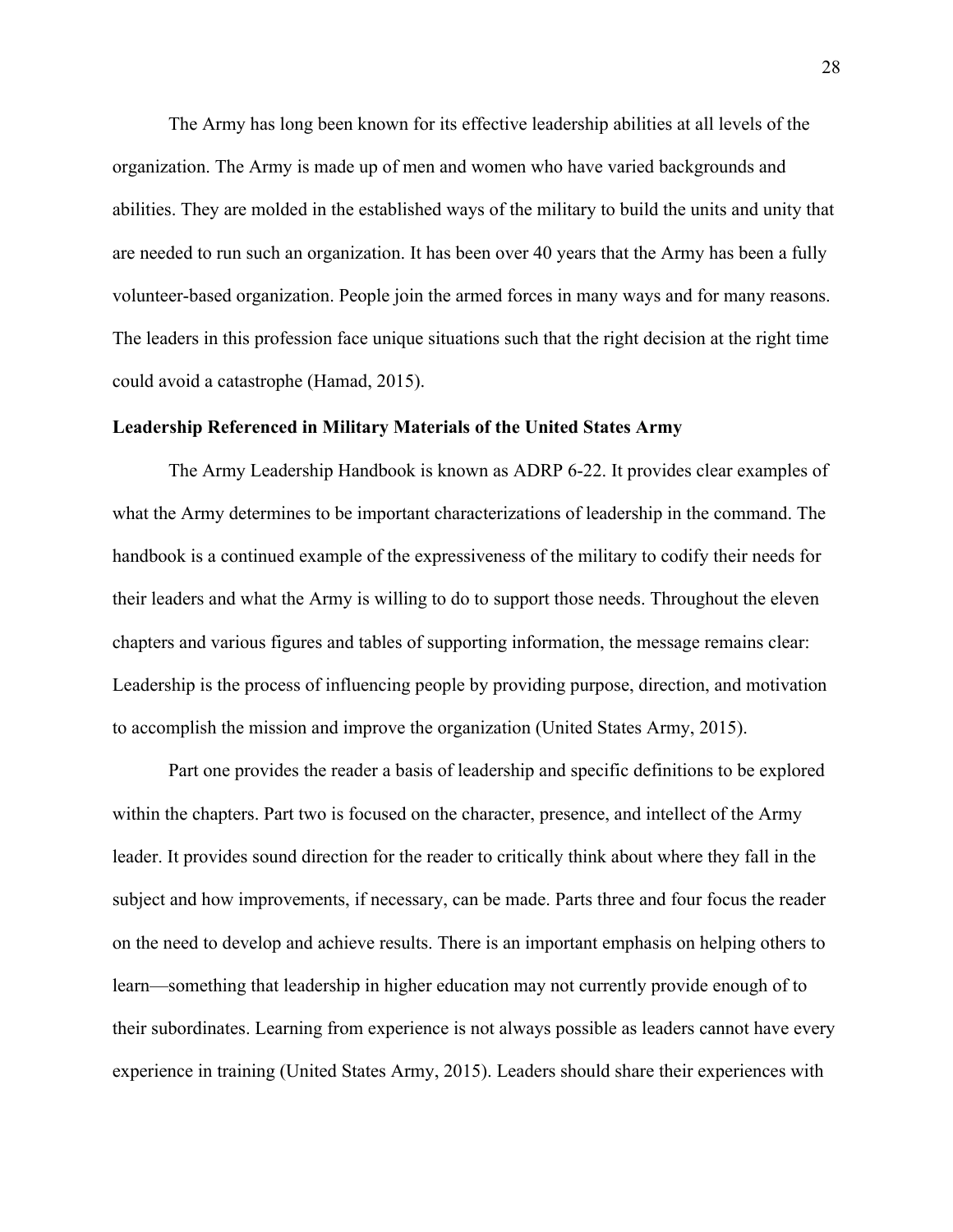The Army has long been known for its effective leadership abilities at all levels of the organization. The Army is made up of men and women who have varied backgrounds and abilities. They are molded in the established ways of the military to build the units and unity that are needed to run such an organization. It has been over 40 years that the Army has been a fully volunteer-based organization. People join the armed forces in many ways and for many reasons. The leaders in this profession face unique situations such that the right decision at the right time could avoid a catastrophe (Hamad, 2015).

**Leadership Referenced in Military Materials of the United States Army**

The Army Leadership Handbook is known as ADRP 6-22. It provides clear examples of what the Army determines to be important characterizations of leadership in the command. The handbook is a continued example of the expressiveness of the military to codify their needs for their leaders and what the Army is willing to do to support those needs. Throughout the eleven chapters and various figures and tables of supporting information, the message remains clear: Leadership is the process of influencing people by providing purpose, direction, and motivation to accomplish the mission and improve the organization (United States Army, 2015).

Part one provides the reader a basis of leadership and specific definitions to be explored within the chapters. Part two is focused on the character, presence, and intellect of the Army leader. It provides sound direction for the reader to critically think about where they fall in the subject and how improvements, if necessary, can be made. Parts three and four focus the reader on the need to develop and achieve results. There is an important emphasis on helping others to learn—something that leadership in higher education may not currently provide enough of to their subordinates. Learning from experience is not always possible as leaders cannot have every experience in training (United States Army, 2015). Leaders should share their experiences with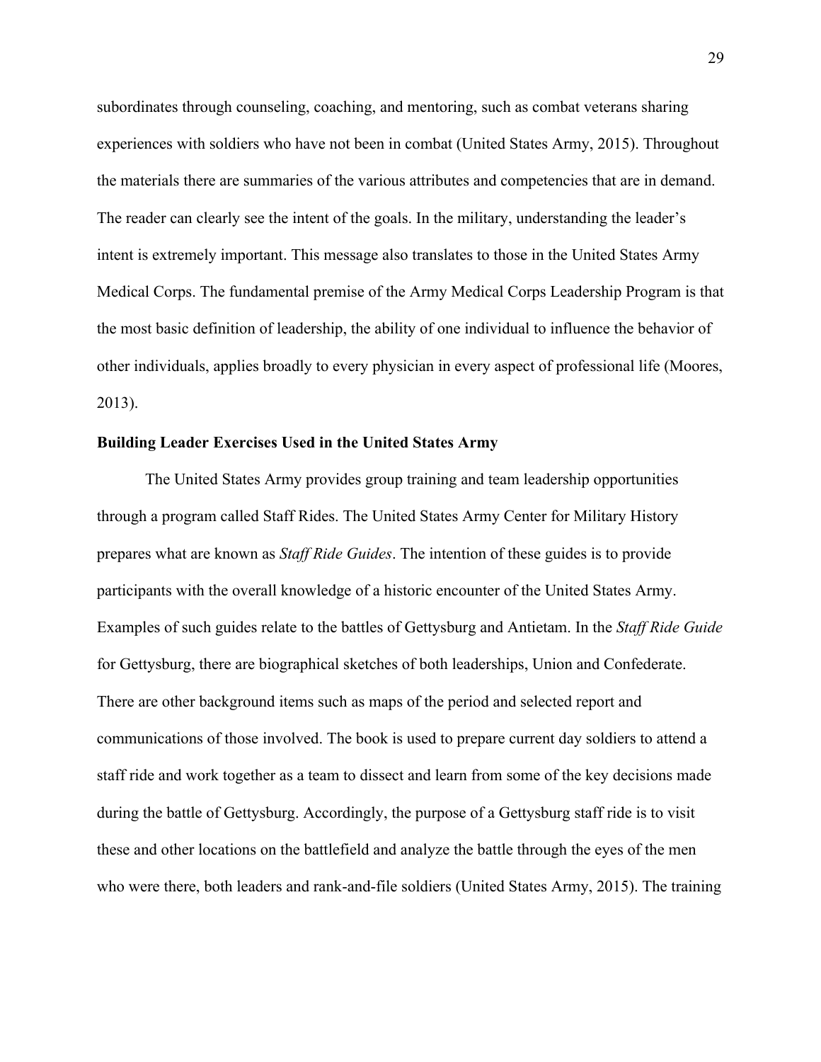subordinates through counseling, coaching, and mentoring, such as combat veterans sharing experiences with soldiers who have not been in combat (United States Army, 2015). Throughout the materials there are summaries of the various attributes and competencies that are in demand. The reader can clearly see the intent of the goals. In the military, understanding the leader's intent is extremely important. This message also translates to those in the United States Army Medical Corps. The fundamental premise of the Army Medical Corps Leadership Program is that the most basic definition of leadership, the ability of one individual to influence the behavior of other individuals, applies broadly to every physician in every aspect of professional life (Moores, 2013).

**Building Leader Exercises Used in the United States Army**

The United States Army provides group training and team leadership opportunities through a program called Staff Rides. The United States Army Center for Military History prepares what are known as *Staff Ride Guides*. The intention of these guides is to provide participants with the overall knowledge of a historic encounter of the United States Army. Examples of such guides relate to the battles of Gettysburg and Antietam. In the *Staff Ride Guide* for Gettysburg, there are biographical sketches of both leaderships, Union and Confederate. There are other background items such as maps of the period and selected report and communications of those involved. The book is used to prepare current day soldiers to attend a staff ride and work together as a team to dissect and learn from some of the key decisions made during the battle of Gettysburg. Accordingly, the purpose of a Gettysburg staff ride is to visit these and other locations on the battlefield and analyze the battle through the eyes of the men who were there, both leaders and rank-and-file soldiers (United States Army, 2015). The training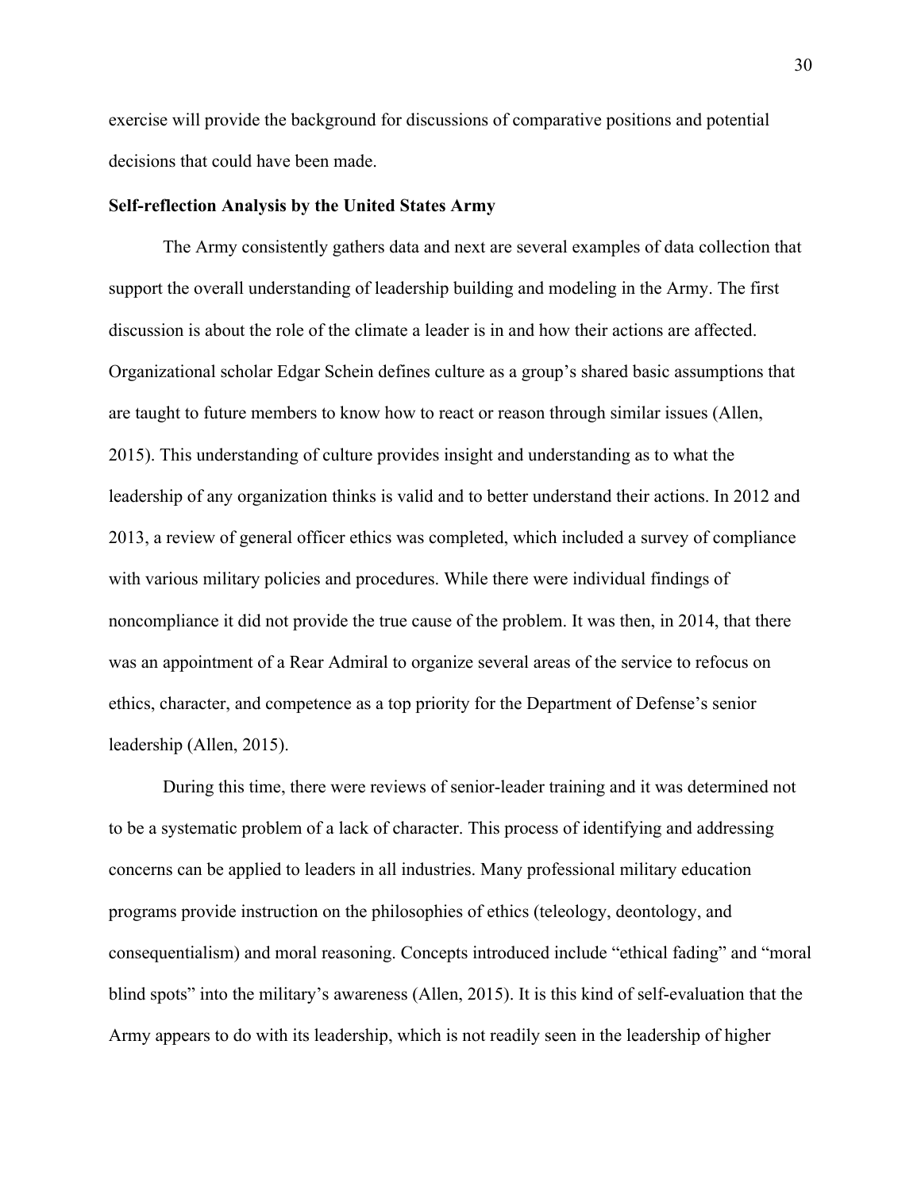exercise will provide the background for discussions of comparative positions and potential decisions that could have been made.

**Self-reflection Analysis by the United States Army**

The Army consistently gathers data and next are several examples of data collection that support the overall understanding of leadership building and modeling in the Army. The first discussion is about the role of the climate a leader is in and how their actions are affected. Organizational scholar Edgar Schein defines culture as a group's shared basic assumptions that are taught to future members to know how to react or reason through similar issues (Allen, 2015). This understanding of culture provides insight and understanding as to what the leadership of any organization thinks is valid and to better understand their actions. In 2012 and 2013, a review of general officer ethics was completed, which included a survey of compliance with various military policies and procedures. While there were individual findings of noncompliance it did not provide the true cause of the problem. It was then, in 2014, that there was an appointment of a Rear Admiral to organize several areas of the service to refocus on ethics, character, and competence as a top priority for the Department of Defense's senior leadership (Allen, 2015).

During this time, there were reviews of senior-leader training and it was determined not to be a systematic problem of a lack of character. This process of identifying and addressing concerns can be applied to leaders in all industries. Many professional military education programs provide instruction on the philosophies of ethics (teleology, deontology, and consequentialism) and moral reasoning. Concepts introduced include "ethical fading" and "moral blind spots" into the military's awareness (Allen, 2015). It is this kind of self-evaluation that the Army appears to do with its leadership, which is not readily seen in the leadership of higher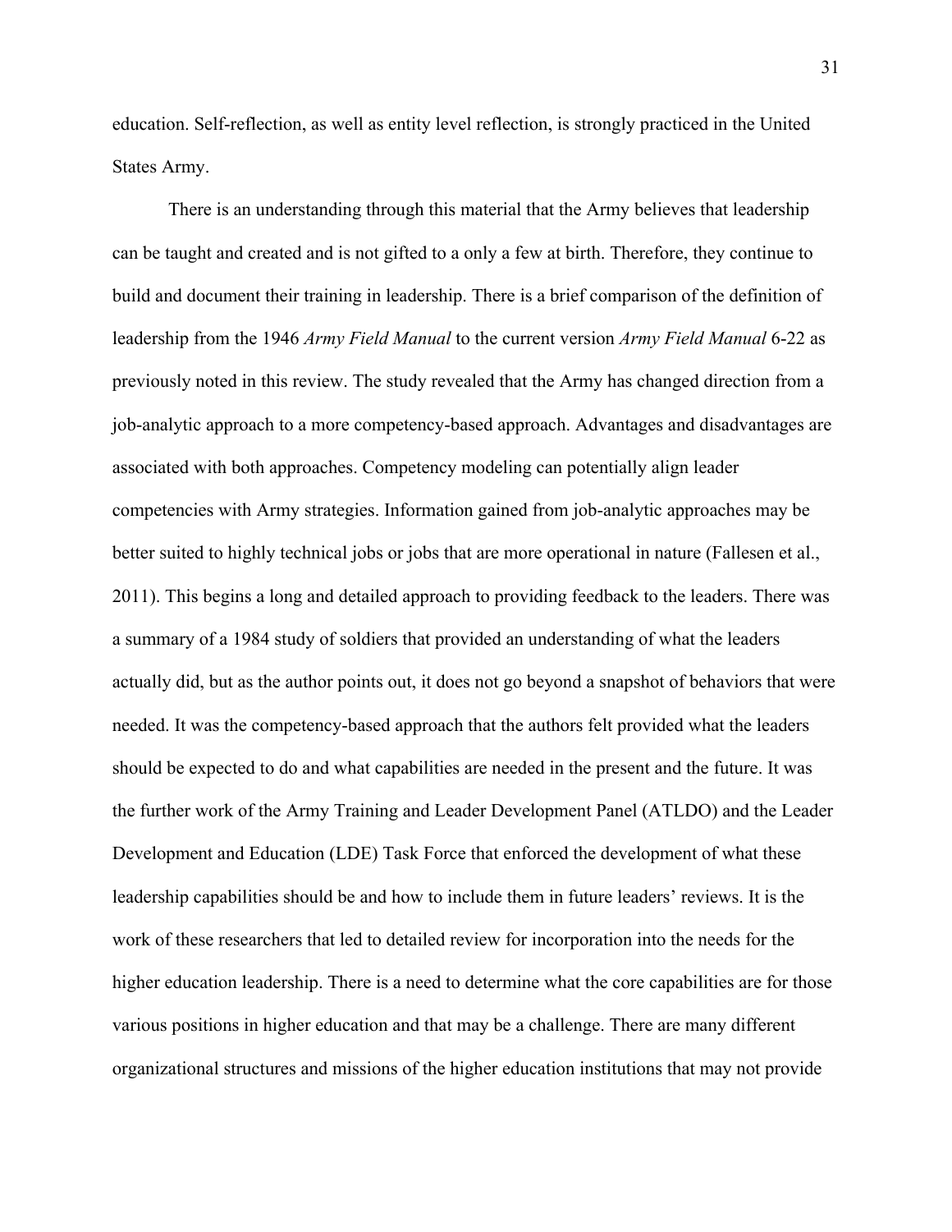education. Self-reflection, as well as entity level reflection, is strongly practiced in the United States Army.

There is an understanding through this material that the Army believes that leadership can be taught and created and is not gifted to a only a few at birth. Therefore, they continue to build and document their training in leadership. There is a brief comparison of the definition of leadership from the 1946 *Army Field Manual* to the current version *Army Field Manual* 6-22 as previously noted in this review. The study revealed that the Army has changed direction from a job-analytic approach to a more competency-based approach. Advantages and disadvantages are associated with both approaches. Competency modeling can potentially align leader competencies with Army strategies. Information gained from job-analytic approaches may be better suited to highly technical jobs or jobs that are more operational in nature (Fallesen et al., 2011). This begins a long and detailed approach to providing feedback to the leaders. There was a summary of a 1984 study of soldiers that provided an understanding of what the leaders actually did, but as the author points out, it does not go beyond a snapshot of behaviors that were needed. It was the competency-based approach that the authors felt provided what the leaders should be expected to do and what capabilities are needed in the present and the future. It was the further work of the Army Training and Leader Development Panel (ATLDO) and the Leader Development and Education (LDE) Task Force that enforced the development of what these leadership capabilities should be and how to include them in future leaders' reviews. It is the work of these researchers that led to detailed review for incorporation into the needs for the higher education leadership. There is a need to determine what the core capabilities are for those various positions in higher education and that may be a challenge. There are many different organizational structures and missions of the higher education institutions that may not provide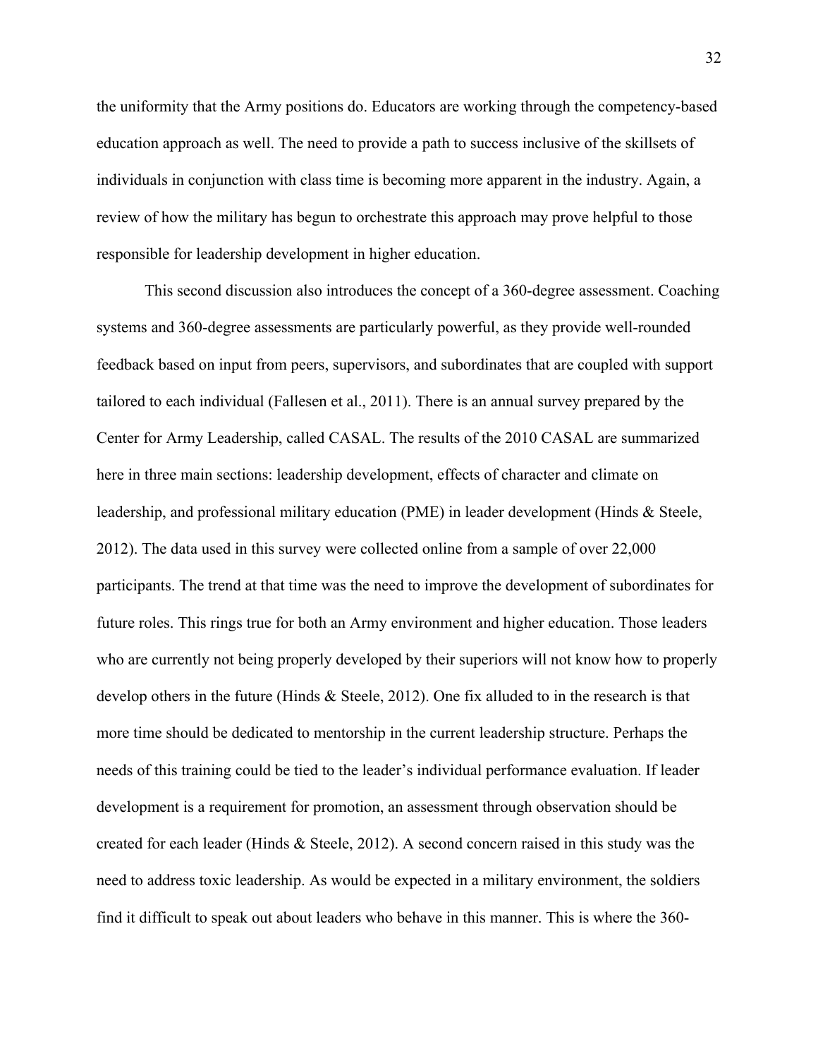the uniformity that the Army positions do. Educators are working through the competency-based education approach as well. The need to provide a path to success inclusive of the skillsets of individuals in conjunction with class time is becoming more apparent in the industry. Again, a review of how the military has begun to orchestrate this approach may prove helpful to those responsible for leadership development in higher education.

This second discussion also introduces the concept of a 360-degree assessment. Coaching systems and 360-degree assessments are particularly powerful, as they provide well-rounded feedback based on input from peers, supervisors, and subordinates that are coupled with support tailored to each individual (Fallesen et al., 2011). There is an annual survey prepared by the Center for Army Leadership, called CASAL. The results of the 2010 CASAL are summarized here in three main sections: leadership development, effects of character and climate on leadership, and professional military education (PME) in leader development (Hinds & Steele, 2012). The data used in this survey were collected online from a sample of over 22,000 participants. The trend at that time was the need to improve the development of subordinates for future roles. This rings true for both an Army environment and higher education. Those leaders who are currently not being properly developed by their superiors will not know how to properly develop others in the future (Hinds & Steele, 2012). One fix alluded to in the research is that more time should be dedicated to mentorship in the current leadership structure. Perhaps the needs of this training could be tied to the leader's individual performance evaluation. If leader development is a requirement for promotion, an assessment through observation should be created for each leader (Hinds & Steele, 2012). A second concern raised in this study was the need to address toxic leadership. As would be expected in a military environment, the soldiers find it difficult to speak out about leaders who behave in this manner. This is where the 360-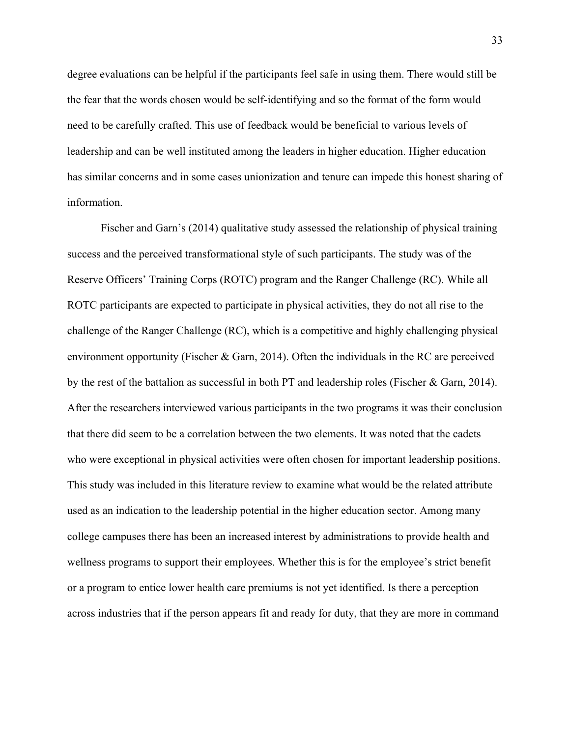degree evaluations can be helpful if the participants feel safe in using them. There would still be the fear that the words chosen would be self-identifying and so the format of the form would need to be carefully crafted. This use of feedback would be beneficial to various levels of leadership and can be well instituted among the leaders in higher education. Higher education has similar concerns and in some cases unionization and tenure can impede this honest sharing of information.

Fischer and Garn's (2014) qualitative study assessed the relationship of physical training success and the perceived transformational style of such participants. The study was of the Reserve Officers' Training Corps (ROTC) program and the Ranger Challenge (RC). While all ROTC participants are expected to participate in physical activities, they do not all rise to the challenge of the Ranger Challenge (RC), which is a competitive and highly challenging physical environment opportunity (Fischer & Garn, 2014). Often the individuals in the RC are perceived by the rest of the battalion as successful in both PT and leadership roles (Fischer & Garn, 2014). After the researchers interviewed various participants in the two programs it was their conclusion that there did seem to be a correlation between the two elements. It was noted that the cadets who were exceptional in physical activities were often chosen for important leadership positions. This study was included in this literature review to examine what would be the related attribute used as an indication to the leadership potential in the higher education sector. Among many college campuses there has been an increased interest by administrations to provide health and wellness programs to support their employees. Whether this is for the employee's strict benefit or a program to entice lower health care premiums is not yet identified. Is there a perception across industries that if the person appears fit and ready for duty, that they are more in command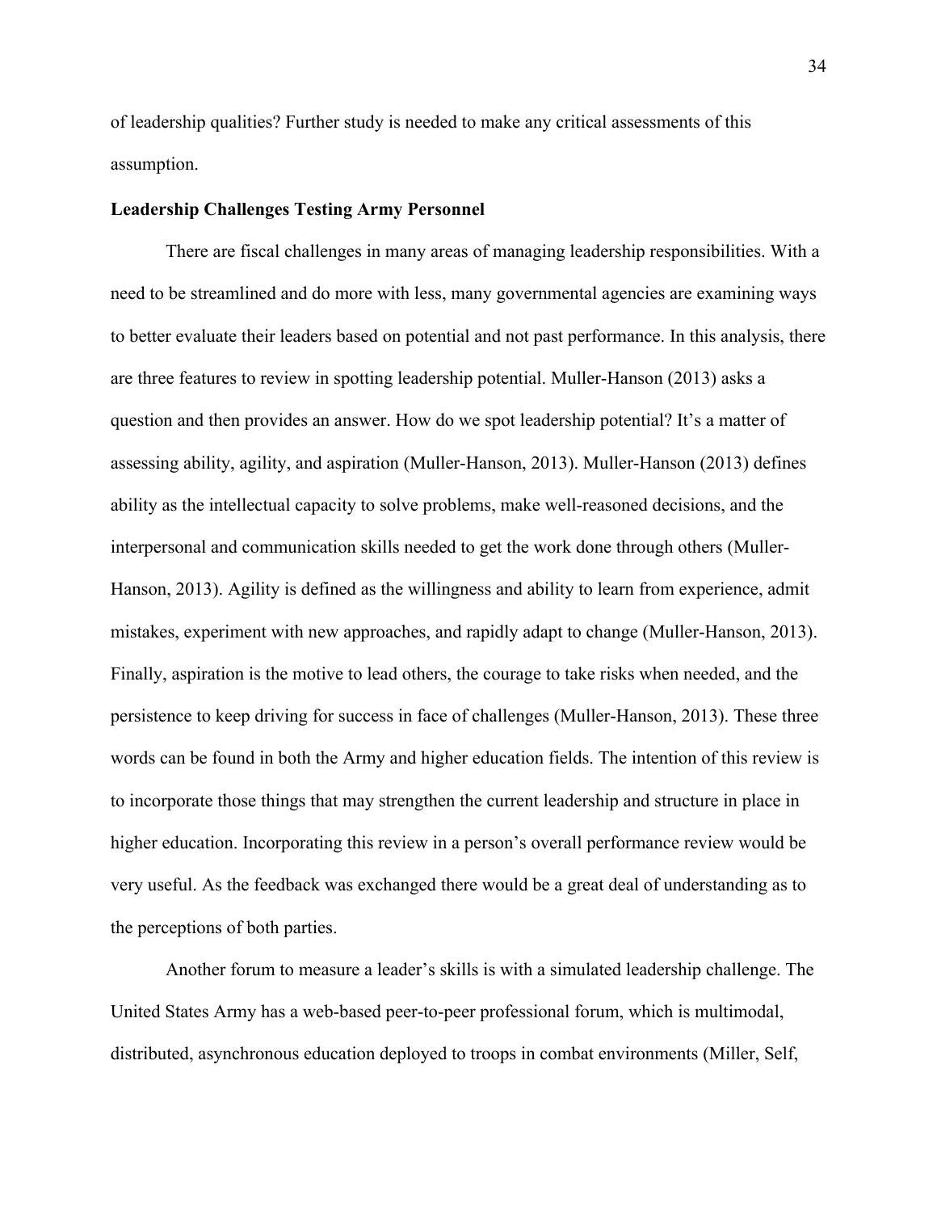of leadership qualities? Further study is needed to make any critical assessments of this assumption.

**Leadership Challenges Testing Army Personnel**

There are fiscal challenges in many areas of managing leadership responsibilities. With a need to be streamlined and do more with less, many governmental agencies are examining ways to better evaluate their leaders based on potential and not past performance. In this analysis, there are three features to review in spotting leadership potential. Muller-Hanson (2013) asks a question and then provides an answer. How do we spot leadership potential? It's a matter of assessing ability, agility, and aspiration (Muller-Hanson, 2013). Muller-Hanson (2013) defines ability as the intellectual capacity to solve problems, make well-reasoned decisions, and the interpersonal and communication skills needed to get the work done through others (Muller-Hanson, 2013). Agility is defined as the willingness and ability to learn from experience, admit mistakes, experiment with new approaches, and rapidly adapt to change (Muller-Hanson, 2013). Finally, aspiration is the motive to lead others, the courage to take risks when needed, and the persistence to keep driving for success in face of challenges (Muller-Hanson, 2013). These three words can be found in both the Army and higher education fields. The intention of this review is to incorporate those things that may strengthen the current leadership and structure in place in higher education. Incorporating this review in a person's overall performance review would be very useful. As the feedback was exchanged there would be a great deal of understanding as to the perceptions of both parties.

Another forum to measure a leader's skills is with a simulated leadership challenge. The United States Army has a web-based peer-to-peer professional forum, which is multimodal, distributed, asynchronous education deployed to troops in combat environments (Miller, Self,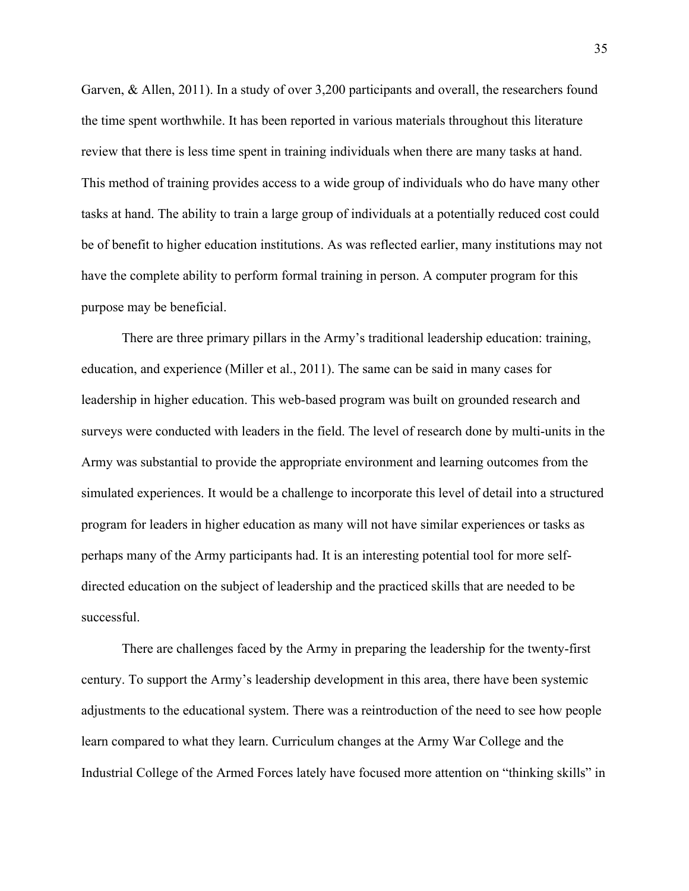Garven, & Allen, 2011). In a study of over 3,200 participants and overall, the researchers found the time spent worthwhile. It has been reported in various materials throughout this literature review that there is less time spent in training individuals when there are many tasks at hand. This method of training provides access to a wide group of individuals who do have many other tasks at hand. The ability to train a large group of individuals at a potentially reduced cost could be of benefit to higher education institutions. As was reflected earlier, many institutions may not have the complete ability to perform formal training in person. A computer program for this purpose may be beneficial.

There are three primary pillars in the Army's traditional leadership education: training, education, and experience (Miller et al., 2011). The same can be said in many cases for leadership in higher education. This web-based program was built on grounded research and surveys were conducted with leaders in the field. The level of research done by multi-units in the Army was substantial to provide the appropriate environment and learning outcomes from the simulated experiences. It would be a challenge to incorporate this level of detail into a structured program for leaders in higher education as many will not have similar experiences or tasks as perhaps many of the Army participants had. It is an interesting potential tool for more self-directed education on the subject of leadership and the practiced skills that are needed to be successful.

There are challenges faced by the Army in preparing the leadership for the twenty-first century. To support the Army's leadership development in this area, there have been systemic adjustments to the educational system. There was a reintroduction of the need to see how people learn compared to what they learn. Curriculum changes at the Army War College and the Industrial College of the Armed Forces lately have focused more attention on "thinking skills" in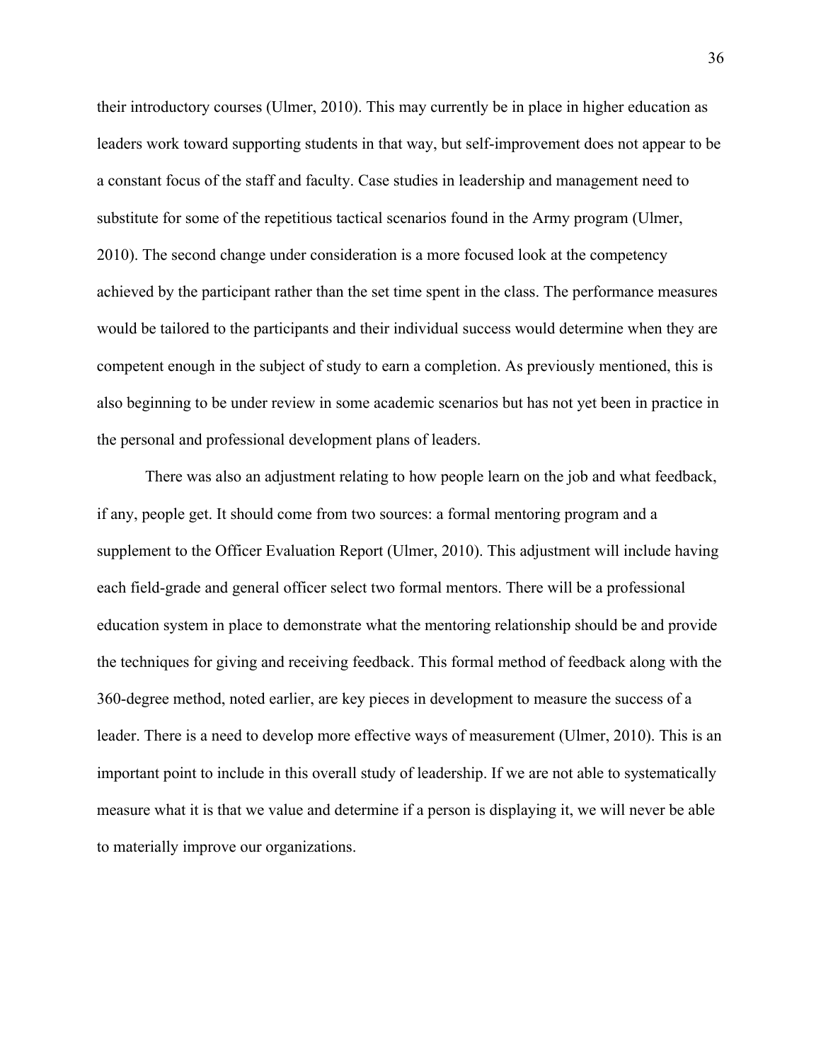their introductory courses (Ulmer, 2010). This may currently be in place in higher education as leaders work toward supporting students in that way, but self-improvement does not appear to be a constant focus of the staff and faculty. Case studies in leadership and management need to substitute for some of the repetitious tactical scenarios found in the Army program (Ulmer, 2010). The second change under consideration is a more focused look at the competency achieved by the participant rather than the set time spent in the class. The performance measures would be tailored to the participants and their individual success would determine when they are competent enough in the subject of study to earn a completion. As previously mentioned, this is also beginning to be under review in some academic scenarios but has not yet been in practice in the personal and professional development plans of leaders.

There was also an adjustment relating to how people learn on the job and what feedback, if any, people get. It should come from two sources: a formal mentoring program and a supplement to the Officer Evaluation Report (Ulmer, 2010). This adjustment will include having each field-grade and general officer select two formal mentors. There will be a professional education system in place to demonstrate what the mentoring relationship should be and provide the techniques for giving and receiving feedback. This formal method of feedback along with the 360-degree method, noted earlier, are key pieces in development to measure the success of a leader. There is a need to develop more effective ways of measurement (Ulmer, 2010). This is an important point to include in this overall study of leadership. If we are not able to systematically measure what it is that we value and determine if a person is displaying it, we will never be able to materially improve our organizations.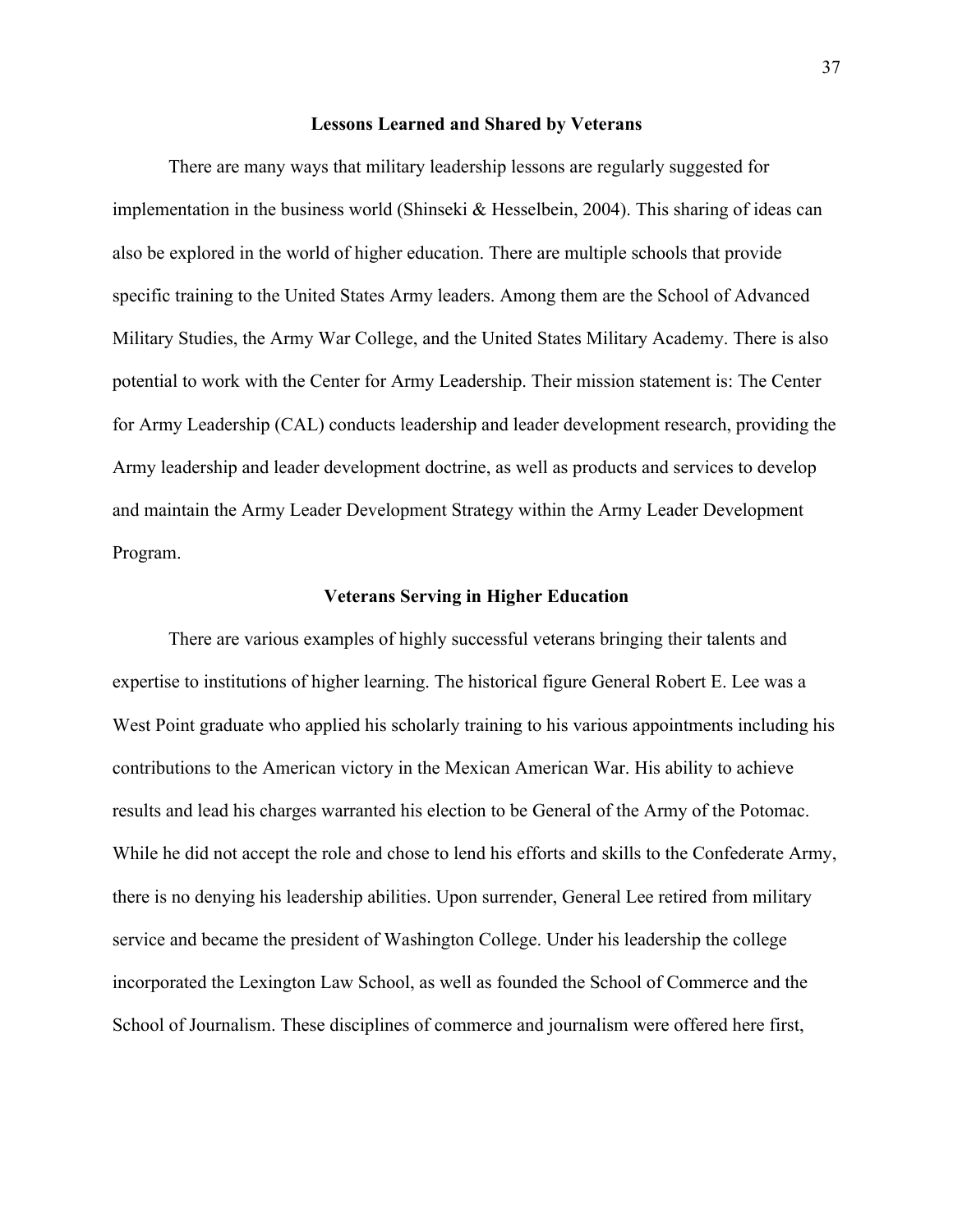## Lessons Learned and Shared by Veterans

There are many ways that military leadership lessons are regularly suggested for implementation in the business world (Shinseki & Hesselbein, 2004). This sharing of ideas can also be explored in the world of higher education. There are multiple schools that provide specific training to the United States Army leaders. Among them are the School of Advanced Military Studies, the Army War College, and the United States Military Academy. There is also potential to work with the Center for Army Leadership. Their mission statement is: The Center for Army Leadership (CAL) conducts leadership and leader development research, providing the Army leadership and leader development doctrine, as well as products and services to develop and maintain the Army Leader Development Strategy within the Army Leader Development Program.

## Veterans Serving in Higher Education

There are various examples of highly successful veterans bringing their talents and expertise to institutions of higher learning. The historical figure General Robert E. Lee was a West Point graduate who applied his scholarly training to his various appointments including his contributions to the American victory in the Mexican American War. His ability to achieve results and lead his charges warranted his election to be General of the Army of the Potomac. While he did not accept the role and chose to lend his efforts and skills to the Confederate Army, there is no denying his leadership abilities. Upon surrender, General Lee retired from military service and became the president of Washington College. Under his leadership the college incorporated the Lexington Law School, as well as founded the School of Commerce and the School of Journalism. These disciplines of commerce and journalism were offered here first,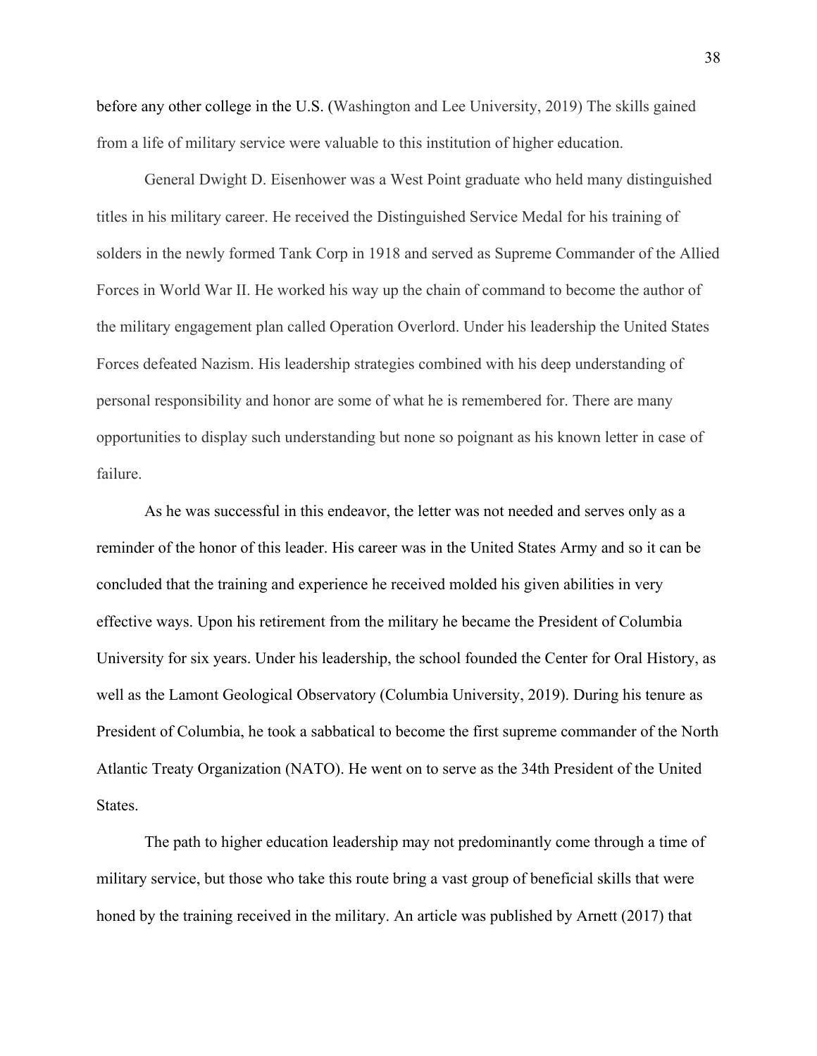before any other college in the U.S. (Washington and Lee University, 2019) The skills gained from a life of military service were valuable to this institution of higher education.

General Dwight D. Eisenhower was a West Point graduate who held many distinguished titles in his military career. He received the Distinguished Service Medal for his training of solders in the newly formed Tank Corp in 1918 and served as Supreme Commander of the Allied Forces in World War II. He worked his way up the chain of command to become the author of the military engagement plan called Operation Overlord. Under his leadership the United States Forces defeated Nazism. His leadership strategies combined with his deep understanding of personal responsibility and honor are some of what he is remembered for. There are many opportunities to display such understanding but none so poignant as his known letter in case of failure.

As he was successful in this endeavor, the letter was not needed and serves only as a reminder of the honor of this leader. His career was in the United States Army and so it can be concluded that the training and experience he received molded his given abilities in very effective ways. Upon his retirement from the military he became the President of Columbia University for six years. Under his leadership, the school founded the Center for Oral History, as well as the Lamont Geological Observatory (Columbia University, 2019). During his tenure as President of Columbia, he took a sabbatical to become the first supreme commander of the North Atlantic Treaty Organization (NATO). He went on to serve as the 34th President of the United States.

The path to higher education leadership may not predominantly come through a time of military service, but those who take this route bring a vast group of beneficial skills that were honed by the training received in the military. An article was published by Arnett (2017) that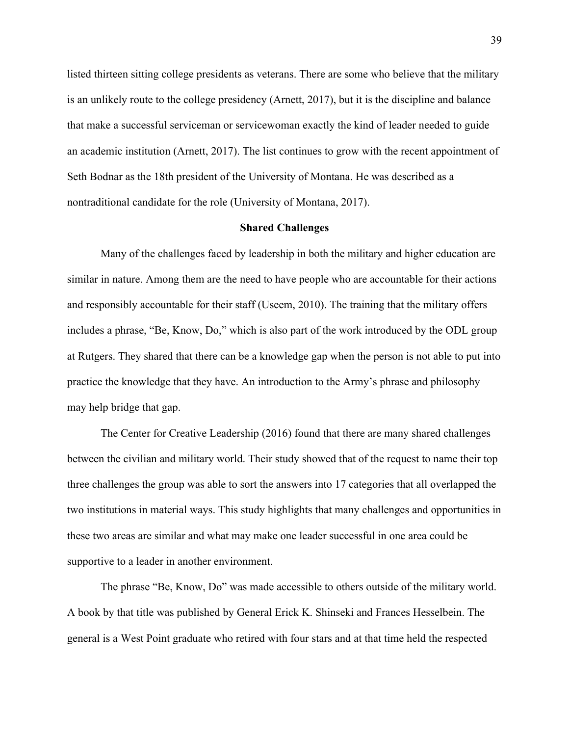listed thirteen sitting college presidents as veterans. There are some who believe that the military is an unlikely route to the college presidency (Arnett, 2017), but it is the discipline and balance that make a successful serviceman or servicewoman exactly the kind of leader needed to guide an academic institution (Arnett, 2017). The list continues to grow with the recent appointment of Seth Bodnar as the 18th president of the University of Montana. He was described as a nontraditional candidate for the role (University of Montana, 2017).

## Shared Challenges

Many of the challenges faced by leadership in both the military and higher education are similar in nature. Among them are the need to have people who are accountable for their actions and responsibly accountable for their staff (Useem, 2010). The training that the military offers includes a phrase, "Be, Know, Do," which is also part of the work introduced by the ODL group at Rutgers. They shared that there can be a knowledge gap when the person is not able to put into practice the knowledge that they have. An introduction to the Army's phrase and philosophy may help bridge that gap.

The Center for Creative Leadership (2016) found that there are many shared challenges between the civilian and military world. Their study showed that of the request to name their top three challenges the group was able to sort the answers into 17 categories that all overlapped the two institutions in material ways. This study highlights that many challenges and opportunities in these two areas are similar and what may make one leader successful in one area could be supportive to a leader in another environment.

The phrase "Be, Know, Do" was made accessible to others outside of the military world. A book by that title was published by General Erick K. Shinseki and Frances Hesselbein. The general is a West Point graduate who retired with four stars and at that time held the respected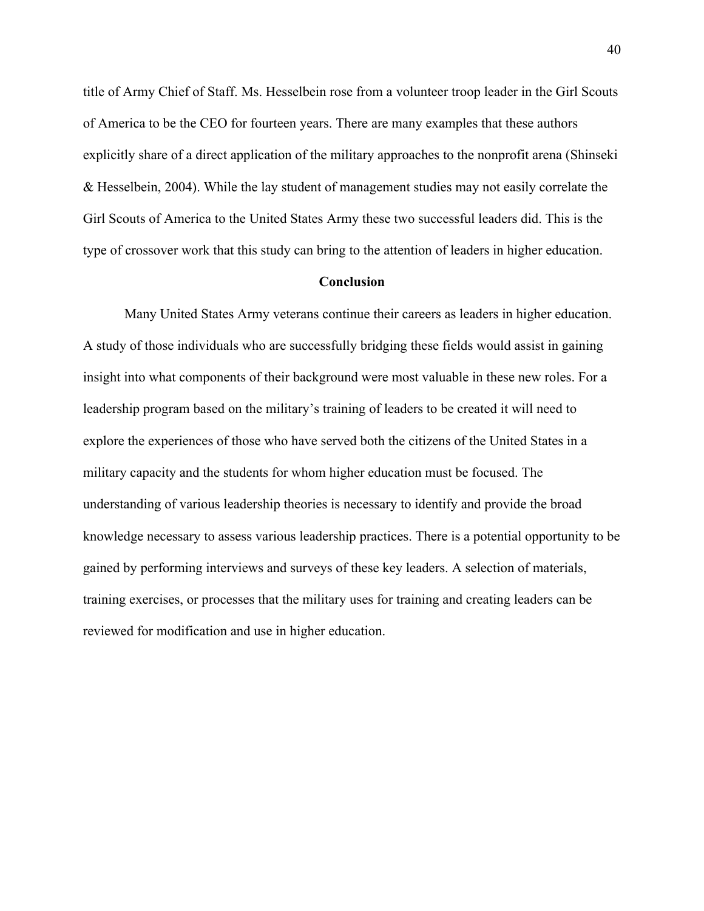title of Army Chief of Staff. Ms. Hesselbein rose from a volunteer troop leader in the Girl Scouts of America to be the CEO for fourteen years. There are many examples that these authors explicitly share of a direct application of the military approaches to the nonprofit arena (Shinseki & Hesselbein, 2004). While the lay student of management studies may not easily correlate the Girl Scouts of America to the United States Army these two successful leaders did. This is the type of crossover work that this study can bring to the attention of leaders in higher education.

## Conclusion

Many United States Army veterans continue their careers as leaders in higher education. A study of those individuals who are successfully bridging these fields would assist in gaining insight into what components of their background were most valuable in these new roles. For a leadership program based on the military's training of leaders to be created it will need to explore the experiences of those who have served both the citizens of the United States in a military capacity and the students for whom higher education must be focused. The understanding of various leadership theories is necessary to identify and provide the broad knowledge necessary to assess various leadership practices. There is a potential opportunity to be gained by performing interviews and surveys of these key leaders. A selection of materials, training exercises, or processes that the military uses for training and creating leaders can be reviewed for modification and use in higher education.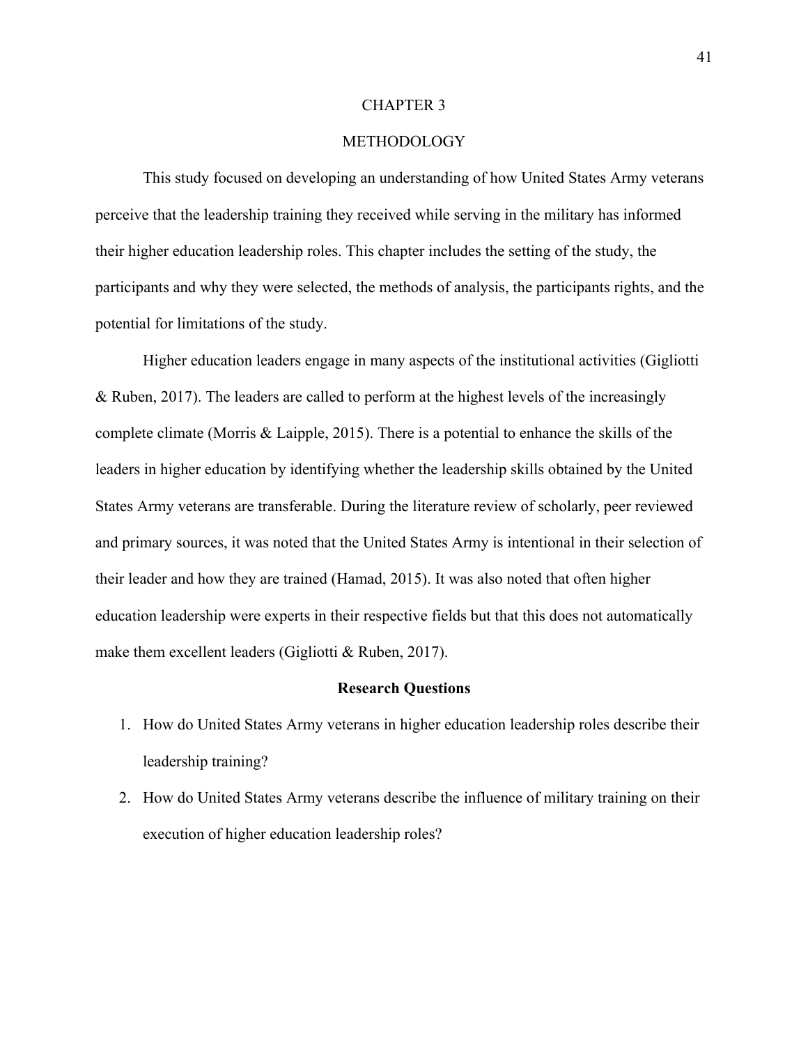# CHAPTER 3

# METHODOLOGY

This study focused on developing an understanding of how United States Army veterans perceive that the leadership training they received while serving in the military has informed their higher education leadership roles. This chapter includes the setting of the study, the participants and why they were selected, the methods of analysis, the participants rights, and the potential for limitations of the study.

Higher education leaders engage in many aspects of the institutional activities (Gigliotti & Ruben, 2017). The leaders are called to perform at the highest levels of the increasingly complete climate (Morris & Laipple, 2015). There is a potential to enhance the skills of the leaders in higher education by identifying whether the leadership skills obtained by the United States Army veterans are transferable. During the literature review of scholarly, peer reviewed and primary sources, it was noted that the United States Army is intentional in their selection of their leader and how they are trained (Hamad, 2015). It was also noted that often higher education leadership were experts in their respective fields but that this does not automatically make them excellent leaders (Gigliotti & Ruben, 2017).

## Research Questions

1. How do United States Army veterans in higher education leadership roles describe their leadership training?
2. How do United States Army veterans describe the influence of military training on their execution of higher education leadership roles?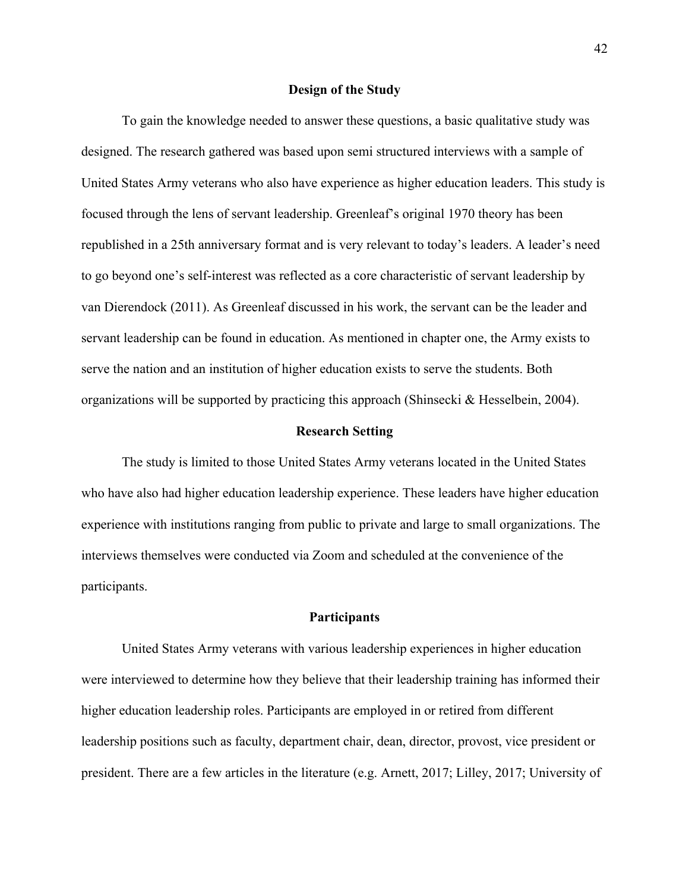## Design of the Study

To gain the knowledge needed to answer these questions, a basic qualitative study was designed. The research gathered was based upon semi structured interviews with a sample of United States Army veterans who also have experience as higher education leaders. This study is focused through the lens of servant leadership. Greenleaf's original 1970 theory has been republished in a 25th anniversary format and is very relevant to today's leaders. A leader's need to go beyond one's self-interest was reflected as a core characteristic of servant leadership by van Dierendock (2011). As Greenleaf discussed in his work, the servant can be the leader and servant leadership can be found in education. As mentioned in chapter one, the Army exists to serve the nation and an institution of higher education exists to serve the students. Both organizations will be supported by practicing this approach (Shinsecki & Hesselbein, 2004).

## Research Setting

The study is limited to those United States Army veterans located in the United States who have also had higher education leadership experience. These leaders have higher education experience with institutions ranging from public to private and large to small organizations. The interviews themselves were conducted via Zoom and scheduled at the convenience of the participants.

## Participants

United States Army veterans with various leadership experiences in higher education were interviewed to determine how they believe that their leadership training has informed their higher education leadership roles. Participants are employed in or retired from different leadership positions such as faculty, department chair, dean, director, provost, vice president or president. There are a few articles in the literature (e.g. Arnett, 2017; Lilley, 2017; University of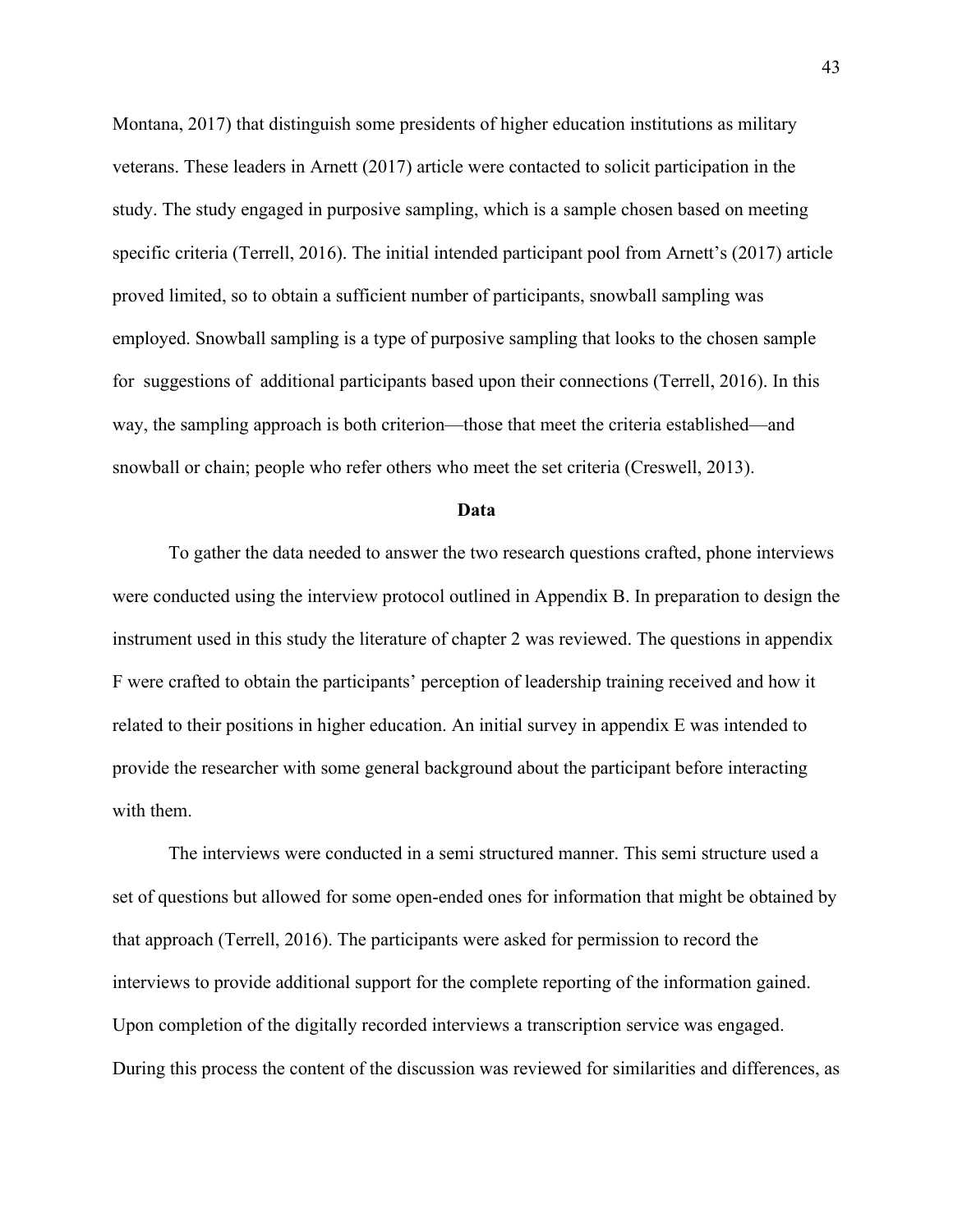Montana, 2017) that distinguish some presidents of higher education institutions as military veterans. These leaders in Arnett (2017) article were contacted to solicit participation in the study. The study engaged in purposive sampling, which is a sample chosen based on meeting specific criteria (Terrell, 2016). The initial intended participant pool from Arnett's (2017) article proved limited, so to obtain a sufficient number of participants, snowball sampling was employed. Snowball sampling is a type of purposive sampling that looks to the chosen sample for suggestions of additional participants based upon their connections (Terrell, 2016). In this way, the sampling approach is both criterion—those that meet the criteria established—and snowball or chain; people who refer others who meet the set criteria (Creswell, 2013).

## Data

To gather the data needed to answer the two research questions crafted, phone interviews were conducted using the interview protocol outlined in Appendix B. In preparation to design the instrument used in this study the literature of chapter 2 was reviewed. The questions in appendix F were crafted to obtain the participants' perception of leadership training received and how it related to their positions in higher education. An initial survey in appendix E was intended to provide the researcher with some general background about the participant before interacting with them.

The interviews were conducted in a semi structured manner. This semi structure used a set of questions but allowed for some open-ended ones for information that might be obtained by that approach (Terrell, 2016). The participants were asked for permission to record the interviews to provide additional support for the complete reporting of the information gained. Upon completion of the digitally recorded interviews a transcription service was engaged. During this process the content of the discussion was reviewed for similarities and differences, as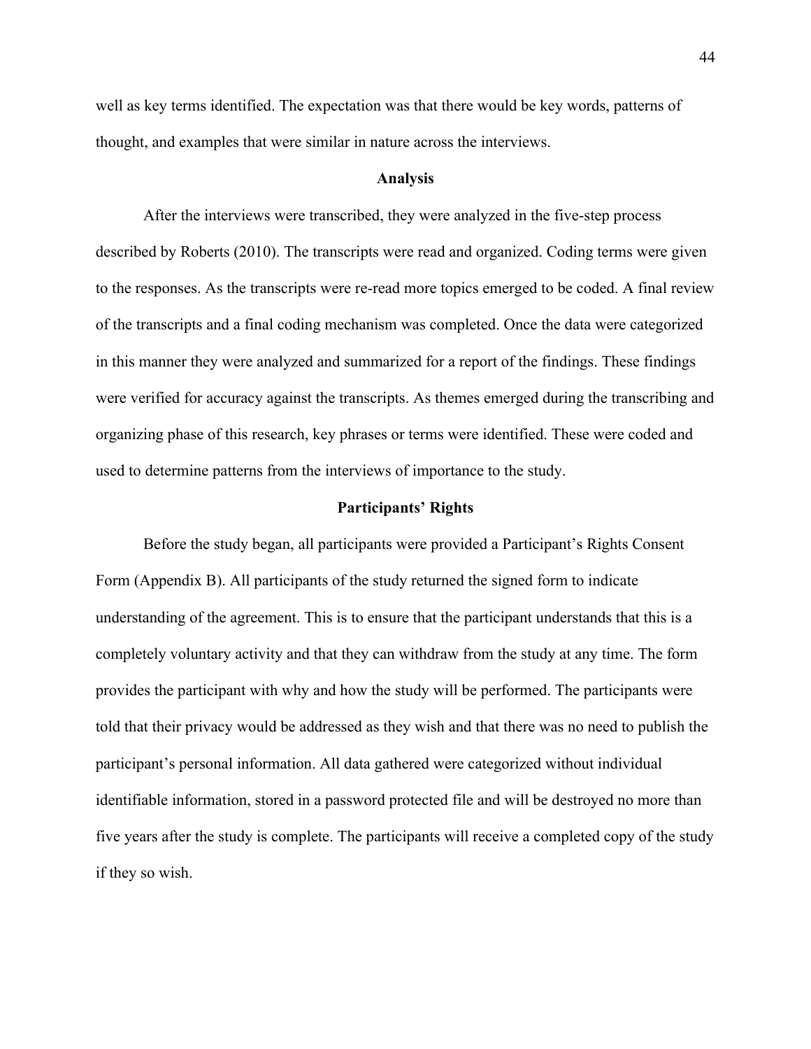well as key terms identified. The expectation was that there would be key words, patterns of thought, and examples that were similar in nature across the interviews.

## Analysis

After the interviews were transcribed, they were analyzed in the five-step process described by Roberts (2010). The transcripts were read and organized. Coding terms were given to the responses. As the transcripts were re-read more topics emerged to be coded. A final review of the transcripts and a final coding mechanism was completed. Once the data were categorized in this manner they were analyzed and summarized for a report of the findings. These findings were verified for accuracy against the transcripts. As themes emerged during the transcribing and organizing phase of this research, key phrases or terms were identified. These were coded and used to determine patterns from the interviews of importance to the study.

## Participants' Rights

Before the study began, all participants were provided a Participant's Rights Consent Form (Appendix B). All participants of the study returned the signed form to indicate understanding of the agreement. This is to ensure that the participant understands that this is a completely voluntary activity and that they can withdraw from the study at any time. The form provides the participant with why and how the study will be performed. The participants were told that their privacy would be addressed as they wish and that there was no need to publish the participant's personal information. All data gathered were categorized without individual identifiable information, stored in a password protected file and will be destroyed no more than five years after the study is complete. The participants will receive a completed copy of the study if they so wish.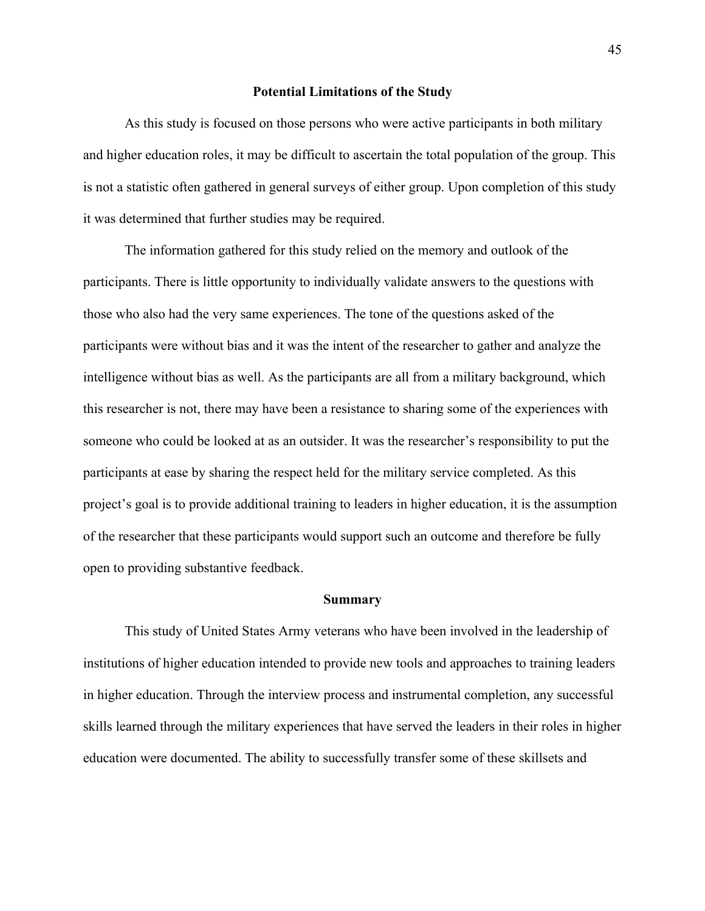### Potential Limitations of the Study

As this study is focused on those persons who were active participants in both military and higher education roles, it may be difficult to ascertain the total population of the group. This is not a statistic often gathered in general surveys of either group. Upon completion of this study it was determined that further studies may be required.

The information gathered for this study relied on the memory and outlook of the participants. There is little opportunity to individually validate answers to the questions with those who also had the very same experiences. The tone of the questions asked of the participants were without bias and it was the intent of the researcher to gather and analyze the intelligence without bias as well. As the participants are all from a military background, which this researcher is not, there may have been a resistance to sharing some of the experiences with someone who could be looked at as an outsider. It was the researcher's responsibility to put the participants at ease by sharing the respect held for the military service completed. As this project's goal is to provide additional training to leaders in higher education, it is the assumption of the researcher that these participants would support such an outcome and therefore be fully open to providing substantive feedback.

### Summary

This study of United States Army veterans who have been involved in the leadership of institutions of higher education intended to provide new tools and approaches to training leaders in higher education. Through the interview process and instrumental completion, any successful skills learned through the military experiences that have served the leaders in their roles in higher education were documented. The ability to successfully transfer some of these skillsets and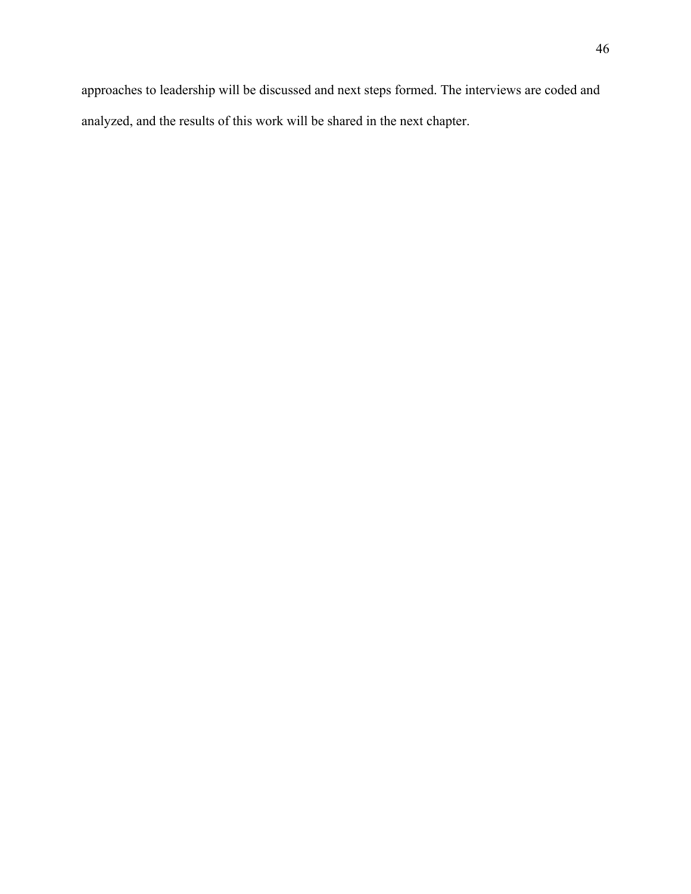approaches to leadership will be discussed and next steps formed. The interviews are coded and analyzed, and the results of this work will be shared in the next chapter.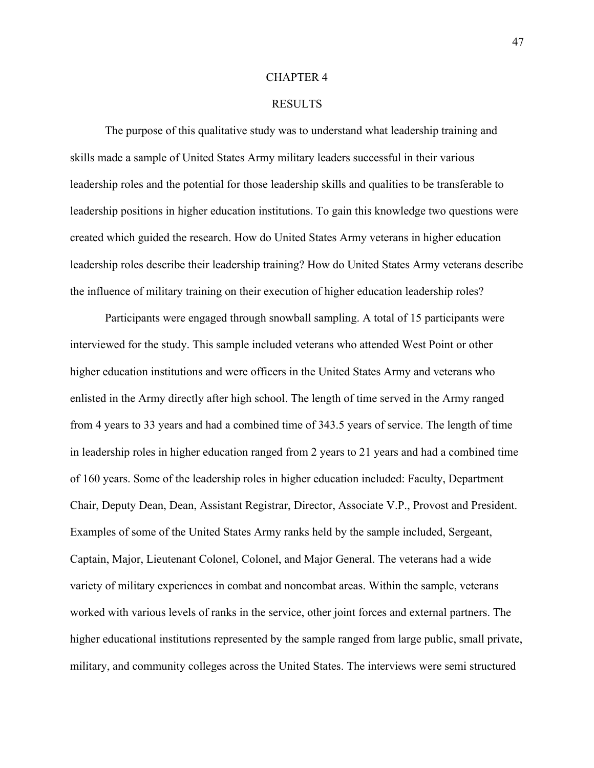# CHAPTER 4

## RESULTS

The purpose of this qualitative study was to understand what leadership training and skills made a sample of United States Army military leaders successful in their various leadership roles and the potential for those leadership skills and qualities to be transferable to leadership positions in higher education institutions. To gain this knowledge two questions were created which guided the research. How do United States Army veterans in higher education leadership roles describe their leadership training? How do United States Army veterans describe the influence of military training on their execution of higher education leadership roles?

Participants were engaged through snowball sampling. A total of 15 participants were interviewed for the study. This sample included veterans who attended West Point or other higher education institutions and were officers in the United States Army and veterans who enlisted in the Army directly after high school. The length of time served in the Army ranged from 4 years to 33 years and had a combined time of 343.5 years of service. The length of time in leadership roles in higher education ranged from 2 years to 21 years and had a combined time of 160 years. Some of the leadership roles in higher education included: Faculty, Department Chair, Deputy Dean, Dean, Assistant Registrar, Director, Associate V.P., Provost and President. Examples of some of the United States Army ranks held by the sample included, Sergeant, Captain, Major, Lieutenant Colonel, Colonel, and Major General. The veterans had a wide variety of military experiences in combat and noncombat areas. Within the sample, veterans worked with various levels of ranks in the service, other joint forces and external partners. The higher educational institutions represented by the sample ranged from large public, small private, military, and community colleges across the United States. The interviews were semi structured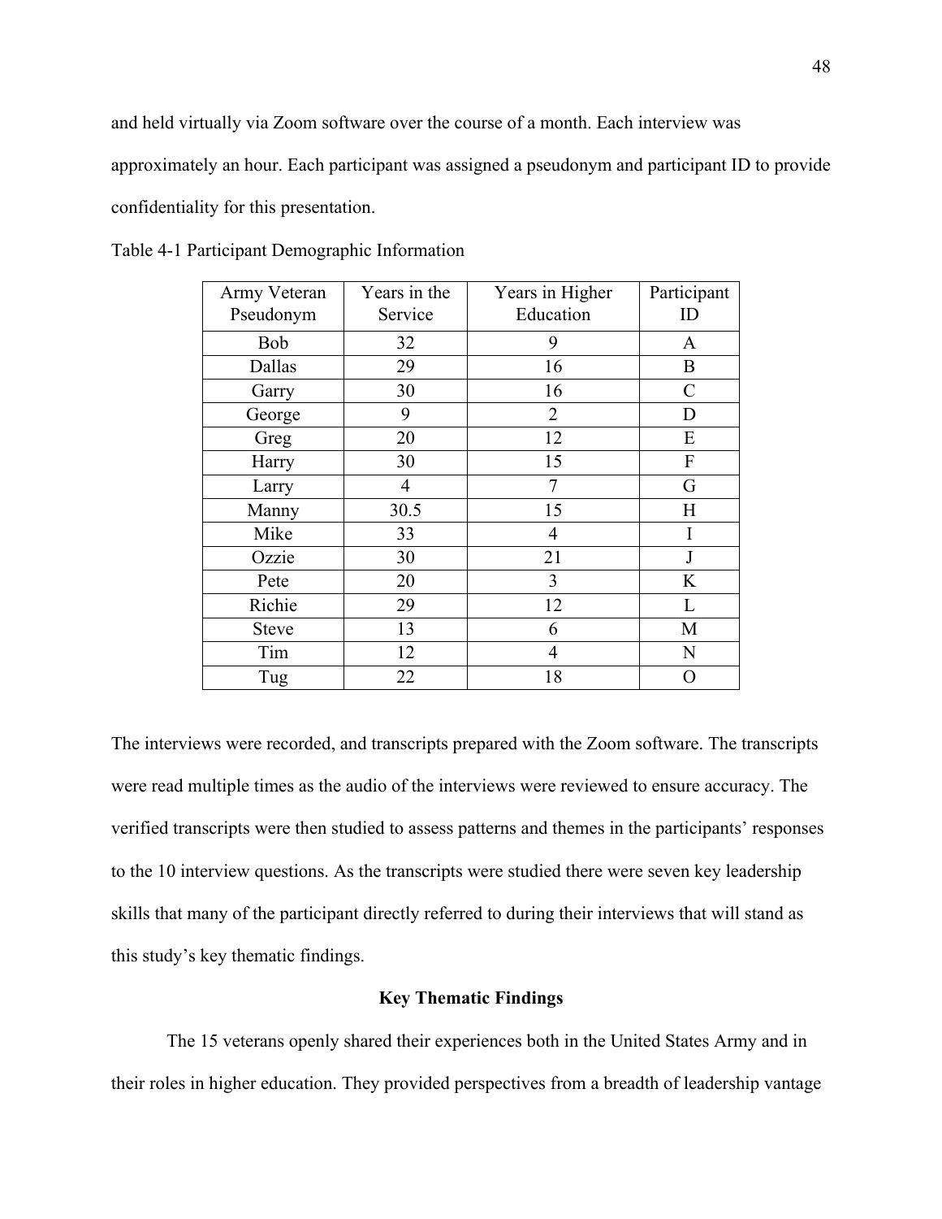and held virtually via Zoom software over the course of a month. Each interview was approximately an hour. Each participant was assigned a pseudonym and participant ID to provide confidentiality for this presentation.

Table 4-1 Participant Demographic Information

| Army Veteran Pseudonym | Years in the Service | Years in Higher Education | Participant ID |
|---|---|---|---|
| Bob | 32 | 9 | A |
| Dallas | 29 | 16 | B |
| Garry | 30 | 16 | C |
| George | 9 | 2 | D |
| Greg | 20 | 12 | E |
| Harry | 30 | 15 | F |
| Larry | 4 | 7 | G |
| Manny | 30.5 | 15 | H |
| Mike | 33 | 4 | I |
| Ozzie | 30 | 21 | J |
| Pete | 20 | 3 | K |
| Richie | 29 | 12 | L |
| Steve | 13 | 6 | M |
| Tim | 12 | 4 | N |
| Tug | 22 | 18 | O |

The interviews were recorded, and transcripts prepared with the Zoom software. The transcripts were read multiple times as the audio of the interviews were reviewed to ensure accuracy. The verified transcripts were then studied to assess patterns and themes in the participants' responses to the 10 interview questions. As the transcripts were studied there were seven key leadership skills that many of the participant directly referred to during their interviews that will stand as this study's key thematic findings.

## Key Thematic Findings

The 15 veterans openly shared their experiences both in the United States Army and in their roles in higher education. They provided perspectives from a breadth of leadership vantage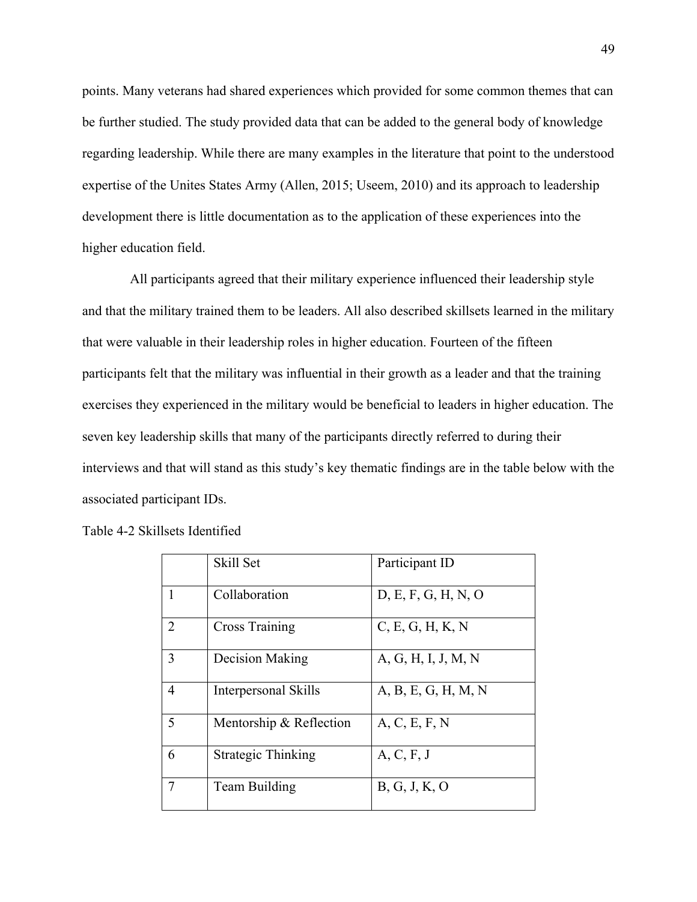points. Many veterans had shared experiences which provided for some common themes that can be further studied. The study provided data that can be added to the general body of knowledge regarding leadership. While there are many examples in the literature that point to the understood expertise of the Unites States Army (Allen, 2015; Useem, 2010) and its approach to leadership development there is little documentation as to the application of these experiences into the higher education field.

All participants agreed that their military experience influenced their leadership style and that the military trained them to be leaders. All also described skillsets learned in the military that were valuable in their leadership roles in higher education. Fourteen of the fifteen participants felt that the military was influential in their growth as a leader and that the training exercises they experienced in the military would be beneficial to leaders in higher education. The seven key leadership skills that many of the participants directly referred to during their interviews and that will stand as this study's key thematic findings are in the table below with the associated participant IDs.

Table 4-2 Skillsets Identified

| | Skill Set | Participant ID |
|---|---|---|
| 1 | Collaboration | D, E, F, G, H, N, O |
| 2 | Cross Training | C, E, G, H, K, N |
| 3 | Decision Making | A, G, H, I, J, M, N |
| 4 | Interpersonal Skills | A, B, E, G, H, M, N |
| 5 | Mentorship & Reflection | A, C, E, F, N |
| 6 | Strategic Thinking | A, C, F, J |
| 7 | Team Building | B, G, J, K, O |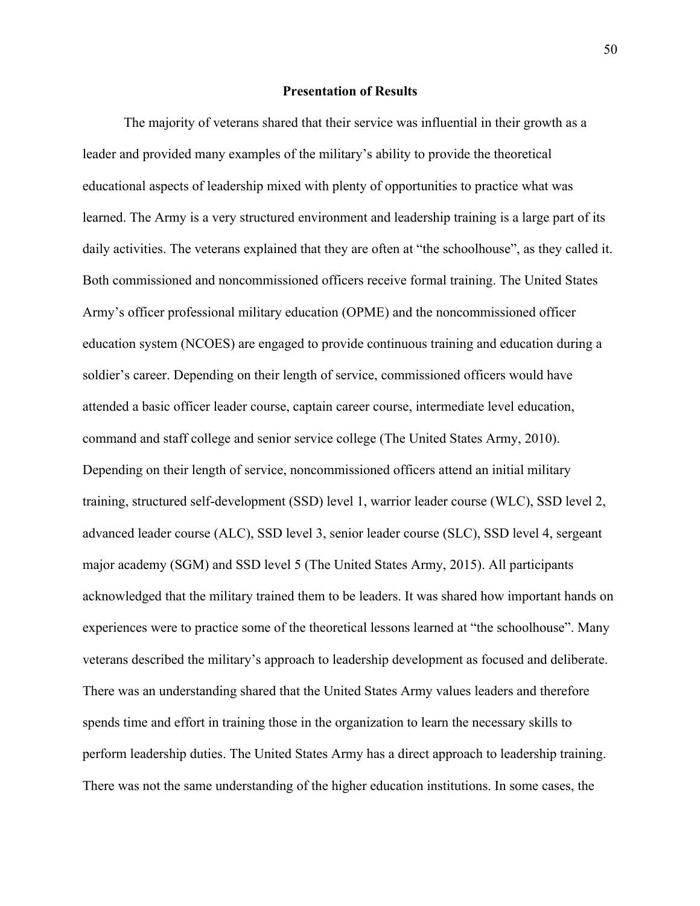## Presentation of Results

The majority of veterans shared that their service was influential in their growth as a leader and provided many examples of the military's ability to provide the theoretical educational aspects of leadership mixed with plenty of opportunities to practice what was learned. The Army is a very structured environment and leadership training is a large part of its daily activities. The veterans explained that they are often at "the schoolhouse", as they called it. Both commissioned and noncommissioned officers receive formal training. The United States Army's officer professional military education (OPME) and the noncommissioned officer education system (NCOES) are engaged to provide continuous training and education during a soldier's career. Depending on their length of service, commissioned officers would have attended a basic officer leader course, captain career course, intermediate level education, command and staff college and senior service college (The United States Army, 2010). Depending on their length of service, noncommissioned officers attend an initial military training, structured self-development (SSD) level 1, warrior leader course (WLC), SSD level 2, advanced leader course (ALC), SSD level 3, senior leader course (SLC), SSD level 4, sergeant major academy (SGM) and SSD level 5 (The United States Army, 2015). All participants acknowledged that the military trained them to be leaders. It was shared how important hands on experiences were to practice some of the theoretical lessons learned at "the schoolhouse". Many veterans described the military's approach to leadership development as focused and deliberate. There was an understanding shared that the United States Army values leaders and therefore spends time and effort in training those in the organization to learn the necessary skills to perform leadership duties. The United States Army has a direct approach to leadership training. There was not the same understanding of the higher education institutions. In some cases, the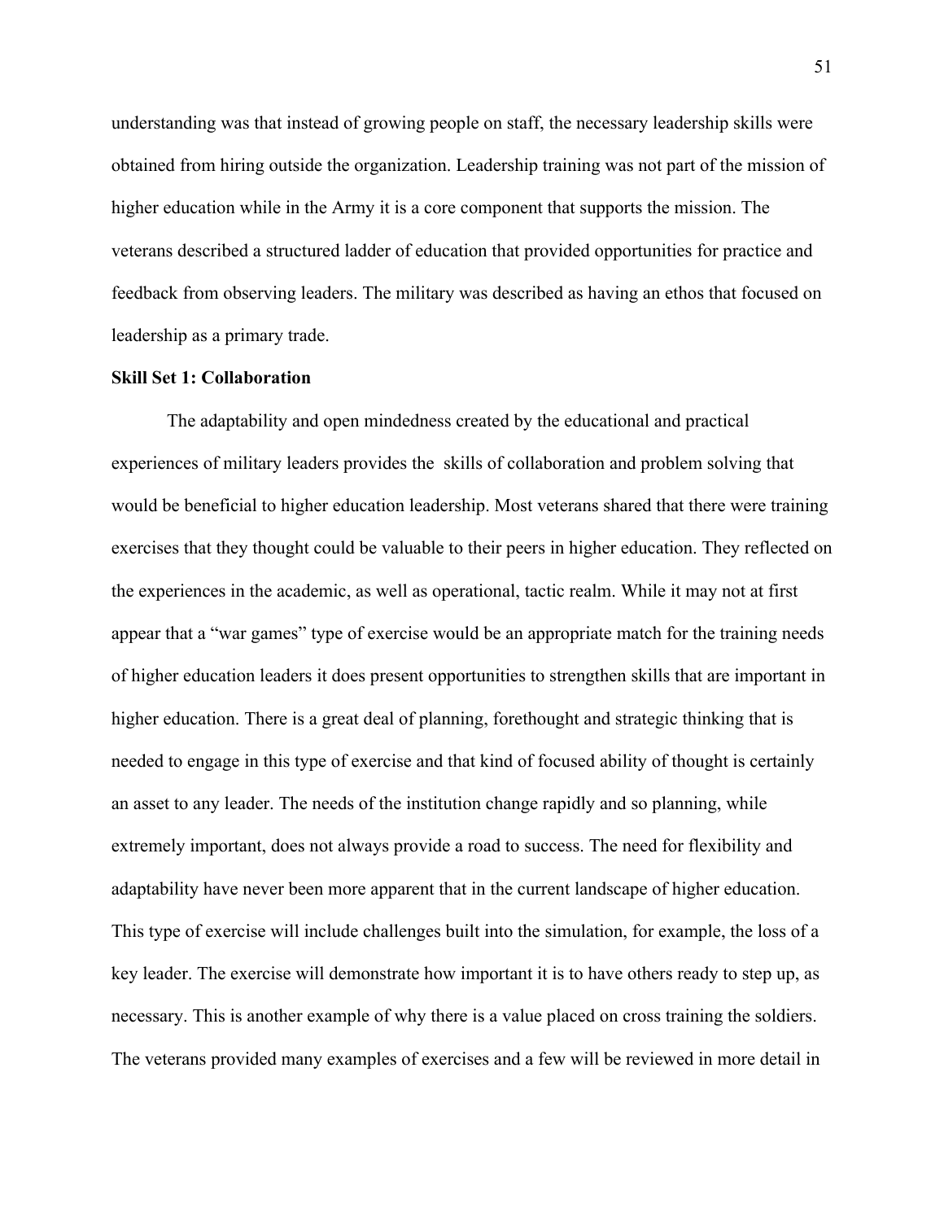understanding was that instead of growing people on staff, the necessary leadership skills were obtained from hiring outside the organization. Leadership training was not part of the mission of higher education while in the Army it is a core component that supports the mission. The veterans described a structured ladder of education that provided opportunities for practice and feedback from observing leaders. The military was described as having an ethos that focused on leadership as a primary trade.

**Skill Set 1: Collaboration**

The adaptability and open mindedness created by the educational and practical experiences of military leaders provides the skills of collaboration and problem solving that would be beneficial to higher education leadership. Most veterans shared that there were training exercises that they thought could be valuable to their peers in higher education. They reflected on the experiences in the academic, as well as operational, tactic realm. While it may not at first appear that a "war games" type of exercise would be an appropriate match for the training needs of higher education leaders it does present opportunities to strengthen skills that are important in higher education. There is a great deal of planning, forethought and strategic thinking that is needed to engage in this type of exercise and that kind of focused ability of thought is certainly an asset to any leader. The needs of the institution change rapidly and so planning, while extremely important, does not always provide a road to success. The need for flexibility and adaptability have never been more apparent that in the current landscape of higher education. This type of exercise will include challenges built into the simulation, for example, the loss of a key leader. The exercise will demonstrate how important it is to have others ready to step up, as necessary. This is another example of why there is a value placed on cross training the soldiers. The veterans provided many examples of exercises and a few will be reviewed in more detail in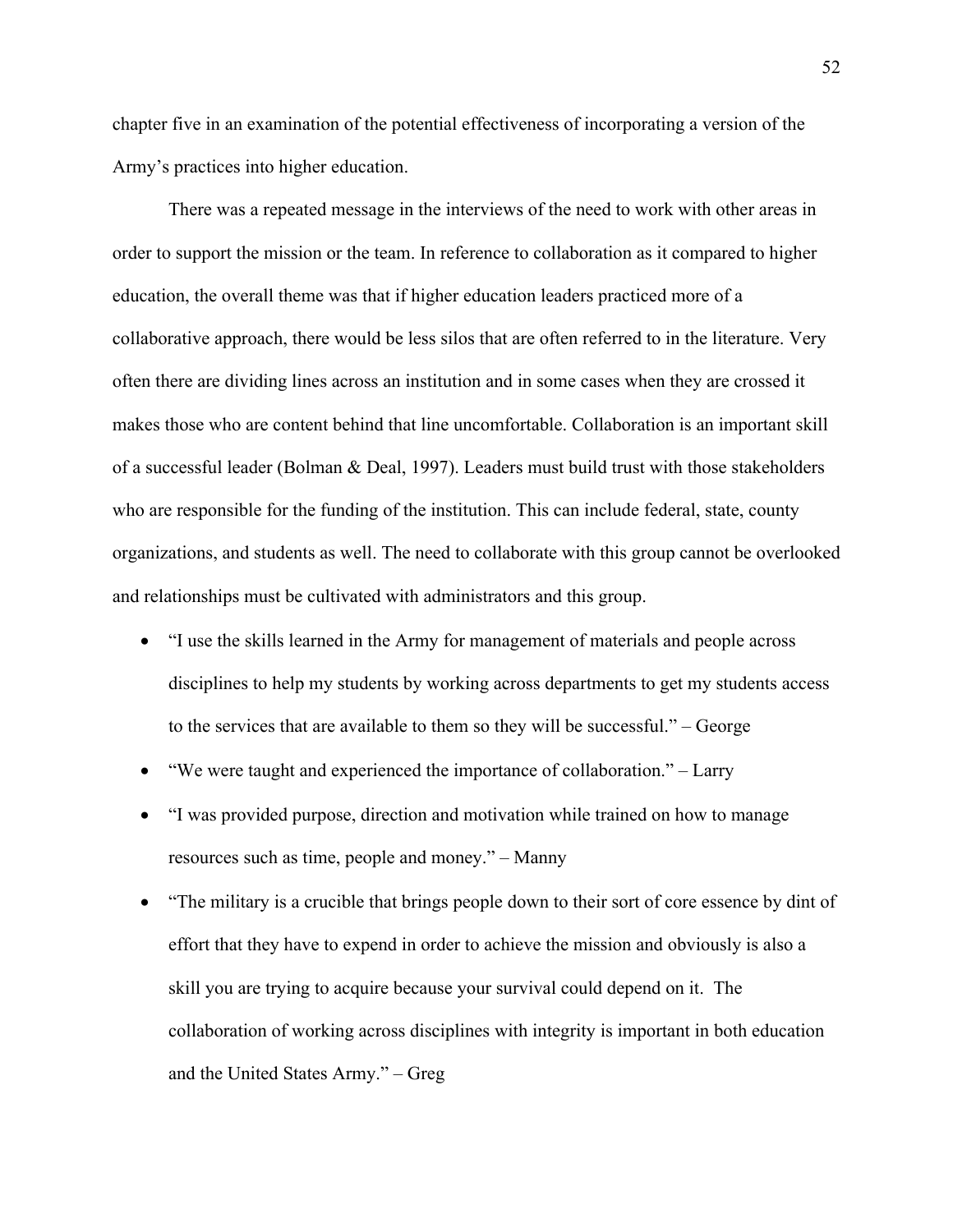chapter five in an examination of the potential effectiveness of incorporating a version of the Army's practices into higher education.

There was a repeated message in the interviews of the need to work with other areas in order to support the mission or the team. In reference to collaboration as it compared to higher education, the overall theme was that if higher education leaders practiced more of a collaborative approach, there would be less silos that are often referred to in the literature. Very often there are dividing lines across an institution and in some cases when they are crossed it makes those who are content behind that line uncomfortable. Collaboration is an important skill of a successful leader (Bolman & Deal, 1997). Leaders must build trust with those stakeholders who are responsible for the funding of the institution. This can include federal, state, county organizations, and students as well. The need to collaborate with this group cannot be overlooked and relationships must be cultivated with administrators and this group.

- "I use the skills learned in the Army for management of materials and people across disciplines to help my students by working across departments to get my students access to the services that are available to them so they will be successful." – George
- "We were taught and experienced the importance of collaboration." – Larry
- "I was provided purpose, direction and motivation while trained on how to manage resources such as time, people and money." – Manny
- "The military is a crucible that brings people down to their sort of core essence by dint of effort that they have to expend in order to achieve the mission and obviously is also a skill you are trying to acquire because your survival could depend on it. The collaboration of working across disciplines with integrity is important in both education and the United States Army." – Greg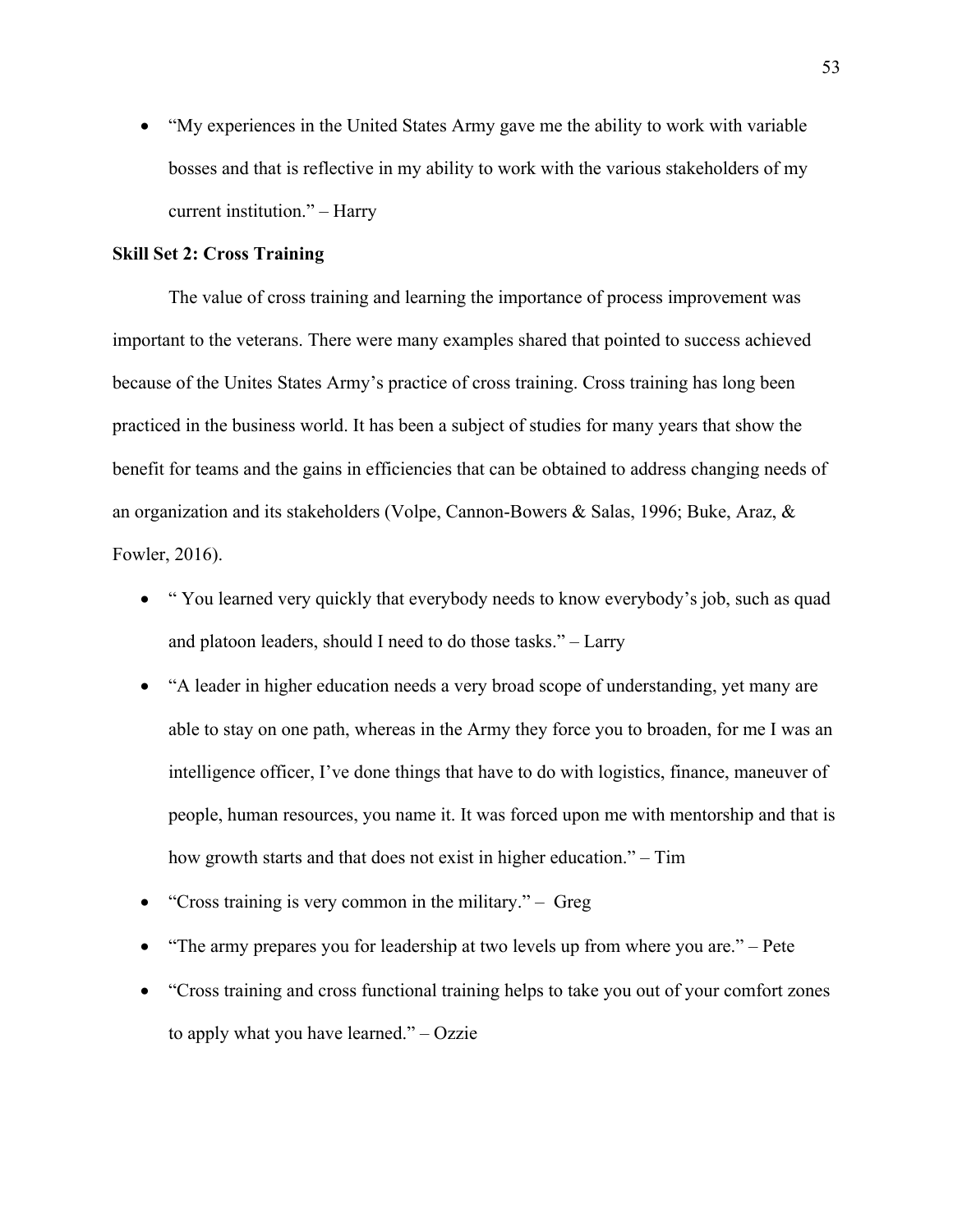- “My experiences in the United States Army gave me the ability to work with variable bosses and that is reflective in my ability to work with the various stakeholders of my current institution.” – Harry

**Skill Set 2: Cross Training**

The value of cross training and learning the importance of process improvement was important to the veterans. There were many examples shared that pointed to success achieved because of the Unites States Army’s practice of cross training. Cross training has long been practiced in the business world. It has been a subject of studies for many years that show the benefit for teams and the gains in efficiencies that can be obtained to address changing needs of an organization and its stakeholders (Volpe, Cannon-Bowers & Salas, 1996; Buke, Araz, & Fowler, 2016).

- “ You learned very quickly that everybody needs to know everybody’s job, such as quad and platoon leaders, should I need to do those tasks.” – Larry
- “A leader in higher education needs a very broad scope of understanding, yet many are able to stay on one path, whereas in the Army they force you to broaden, for me I was an intelligence officer, I’ve done things that have to do with logistics, finance, maneuver of people, human resources, you name it. It was forced upon me with mentorship and that is how growth starts and that does not exist in higher education.” – Tim
- “Cross training is very common in the military.” – Greg
- “The army prepares you for leadership at two levels up from where you are.” – Pete
- “Cross training and cross functional training helps to take you out of your comfort zones to apply what you have learned.” – Ozzie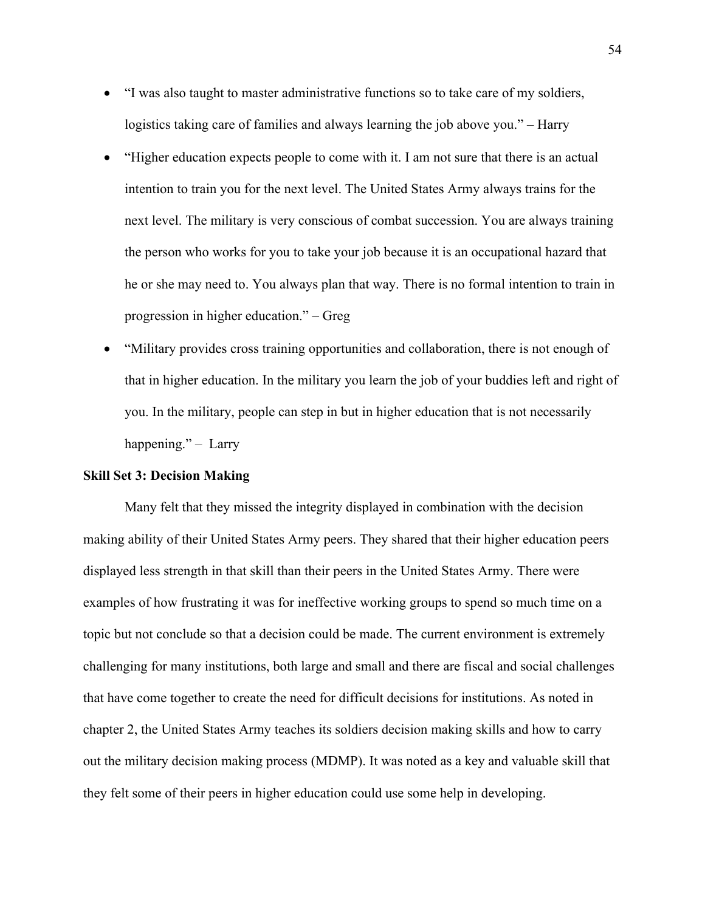- "I was also taught to master administrative functions so to take care of my soldiers, logistics taking care of families and always learning the job above you." – Harry
- "Higher education expects people to come with it. I am not sure that there is an actual intention to train you for the next level. The United States Army always trains for the next level. The military is very conscious of combat succession. You are always training the person who works for you to take your job because it is an occupational hazard that he or she may need to. You always plan that way. There is no formal intention to train in progression in higher education." – Greg
- "Military provides cross training opportunities and collaboration, there is not enough of that in higher education. In the military you learn the job of your buddies left and right of you. In the military, people can step in but in higher education that is not necessarily happening." – Larry

**Skill Set 3: Decision Making**

Many felt that they missed the integrity displayed in combination with the decision making ability of their United States Army peers. They shared that their higher education peers displayed less strength in that skill than their peers in the United States Army. There were examples of how frustrating it was for ineffective working groups to spend so much time on a topic but not conclude so that a decision could be made. The current environment is extremely challenging for many institutions, both large and small and there are fiscal and social challenges that have come together to create the need for difficult decisions for institutions. As noted in chapter 2, the United States Army teaches its soldiers decision making skills and how to carry out the military decision making process (MDMP). It was noted as a key and valuable skill that they felt some of their peers in higher education could use some help in developing.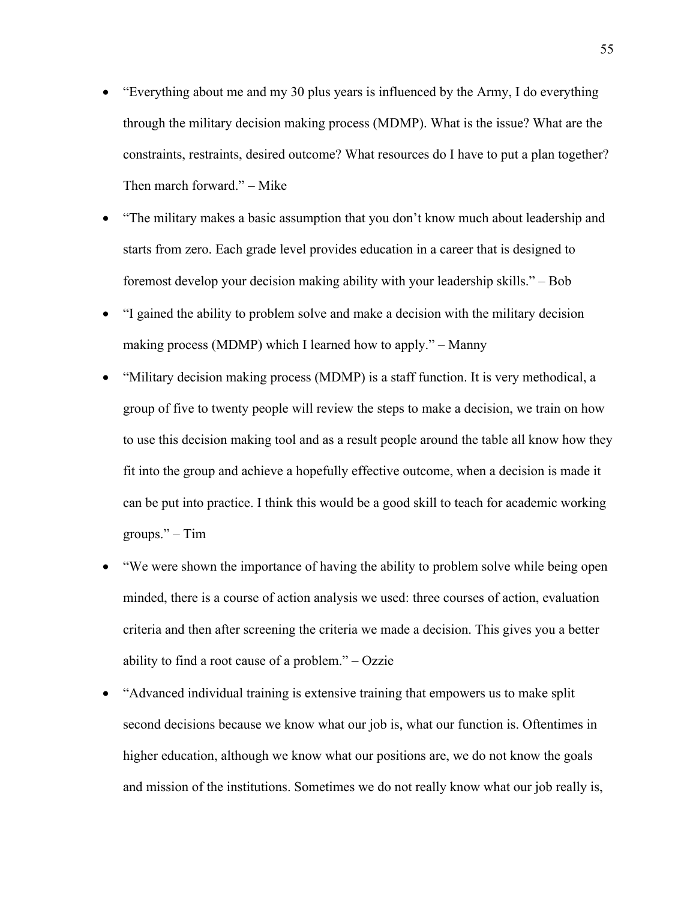- "Everything about me and my 30 plus years is influenced by the Army, I do everything through the military decision making process (MDMP). What is the issue? What are the constraints, restraints, desired outcome? What resources do I have to put a plan together? Then march forward." – Mike
- "The military makes a basic assumption that you don't know much about leadership and starts from zero. Each grade level provides education in a career that is designed to foremost develop your decision making ability with your leadership skills." – Bob
- "I gained the ability to problem solve and make a decision with the military decision making process (MDMP) which I learned how to apply." – Manny
- "Military decision making process (MDMP) is a staff function. It is very methodical, a group of five to twenty people will review the steps to make a decision, we train on how to use this decision making tool and as a result people around the table all know how they fit into the group and achieve a hopefully effective outcome, when a decision is made it can be put into practice. I think this would be a good skill to teach for academic working groups." – Tim
- "We were shown the importance of having the ability to problem solve while being open minded, there is a course of action analysis we used: three courses of action, evaluation criteria and then after screening the criteria we made a decision. This gives you a better ability to find a root cause of a problem." – Ozzie
- "Advanced individual training is extensive training that empowers us to make split second decisions because we know what our job is, what our function is. Oftentimes in higher education, although we know what our positions are, we do not know the goals and mission of the institutions. Sometimes we do not really know what our job really is,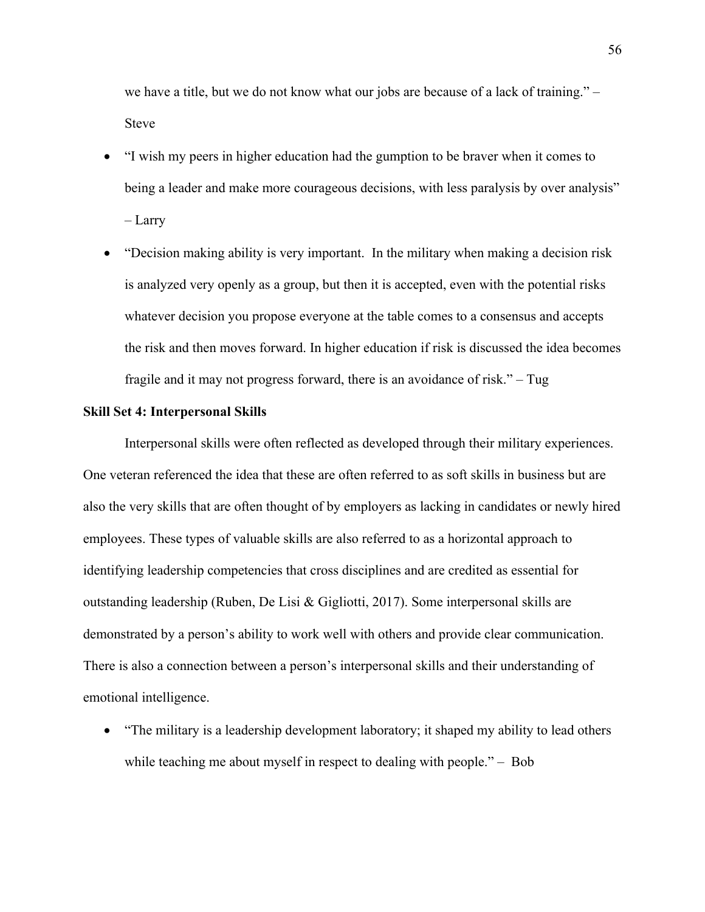we have a title, but we do not know what our jobs are because of a lack of training." – Steve

- "I wish my peers in higher education had the gumption to be braver when it comes to being a leader and make more courageous decisions, with less paralysis by over analysis" – Larry
- "Decision making ability is very important. In the military when making a decision risk is analyzed very openly as a group, but then it is accepted, even with the potential risks whatever decision you propose everyone at the table comes to a consensus and accepts the risk and then moves forward. In higher education if risk is discussed the idea becomes fragile and it may not progress forward, there is an avoidance of risk." – Tug

**Skill Set 4: Interpersonal Skills**

Interpersonal skills were often reflected as developed through their military experiences. One veteran referenced the idea that these are often referred to as soft skills in business but are also the very skills that are often thought of by employers as lacking in candidates or newly hired employees. These types of valuable skills are also referred to as a horizontal approach to identifying leadership competencies that cross disciplines and are credited as essential for outstanding leadership (Ruben, De Lisi & Gigliotti, 2017). Some interpersonal skills are demonstrated by a person's ability to work well with others and provide clear communication. There is also a connection between a person's interpersonal skills and their understanding of emotional intelligence.

- "The military is a leadership development laboratory; it shaped my ability to lead others while teaching me about myself in respect to dealing with people." – Bob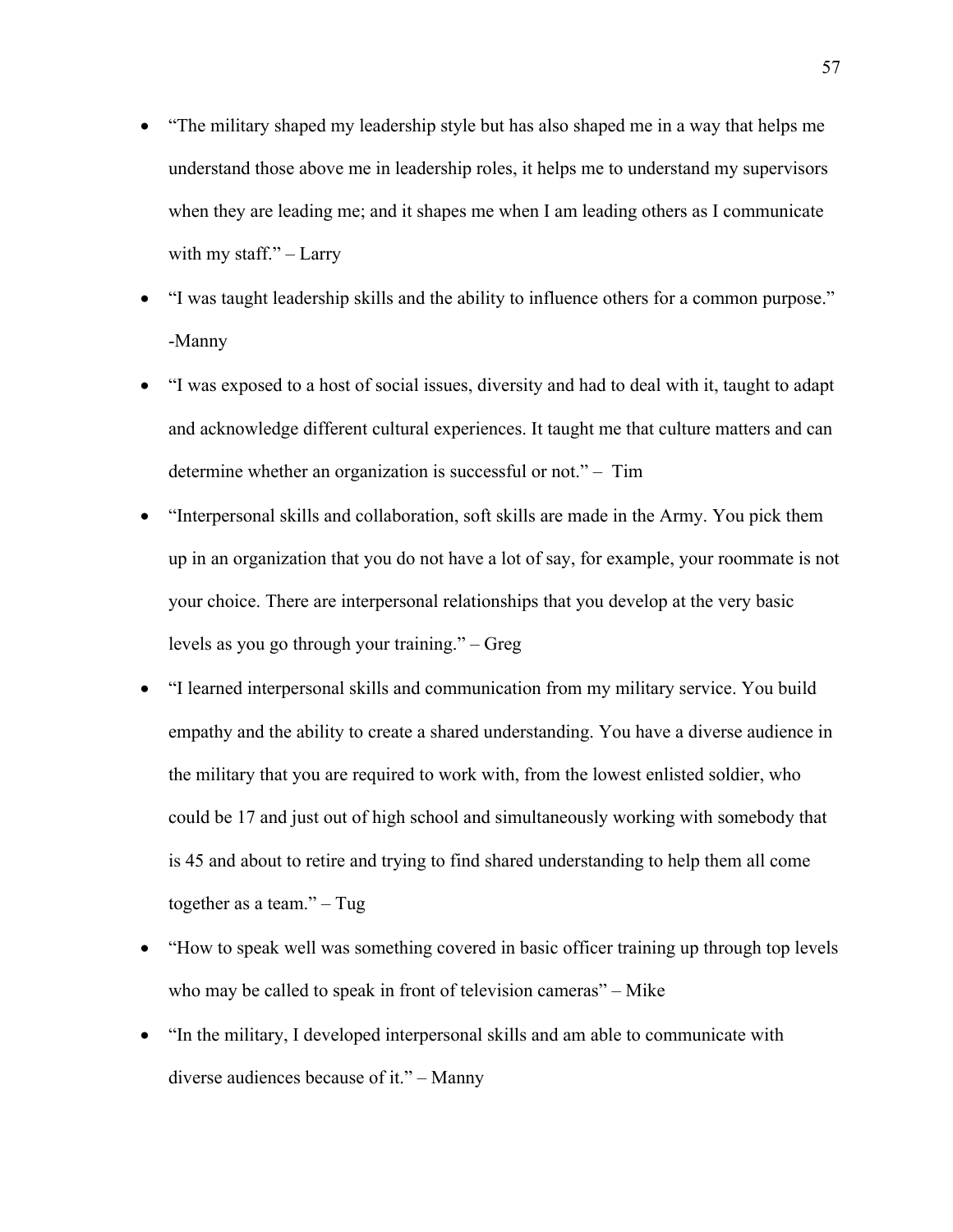- "The military shaped my leadership style but has also shaped me in a way that helps me understand those above me in leadership roles, it helps me to understand my supervisors when they are leading me; and it shapes me when I am leading others as I communicate with my staff." – Larry
- "I was taught leadership skills and the ability to influence others for a common purpose." -Manny
- "I was exposed to a host of social issues, diversity and had to deal with it, taught to adapt and acknowledge different cultural experiences. It taught me that culture matters and can determine whether an organization is successful or not." – Tim
- "Interpersonal skills and collaboration, soft skills are made in the Army. You pick them up in an organization that you do not have a lot of say, for example, your roommate is not your choice. There are interpersonal relationships that you develop at the very basic levels as you go through your training." – Greg
- "I learned interpersonal skills and communication from my military service. You build empathy and the ability to create a shared understanding. You have a diverse audience in the military that you are required to work with, from the lowest enlisted soldier, who could be 17 and just out of high school and simultaneously working with somebody that is 45 and about to retire and trying to find shared understanding to help them all come together as a team." – Tug
- "How to speak well was something covered in basic officer training up through top levels who may be called to speak in front of television cameras" – Mike
- "In the military, I developed interpersonal skills and am able to communicate with diverse audiences because of it." – Manny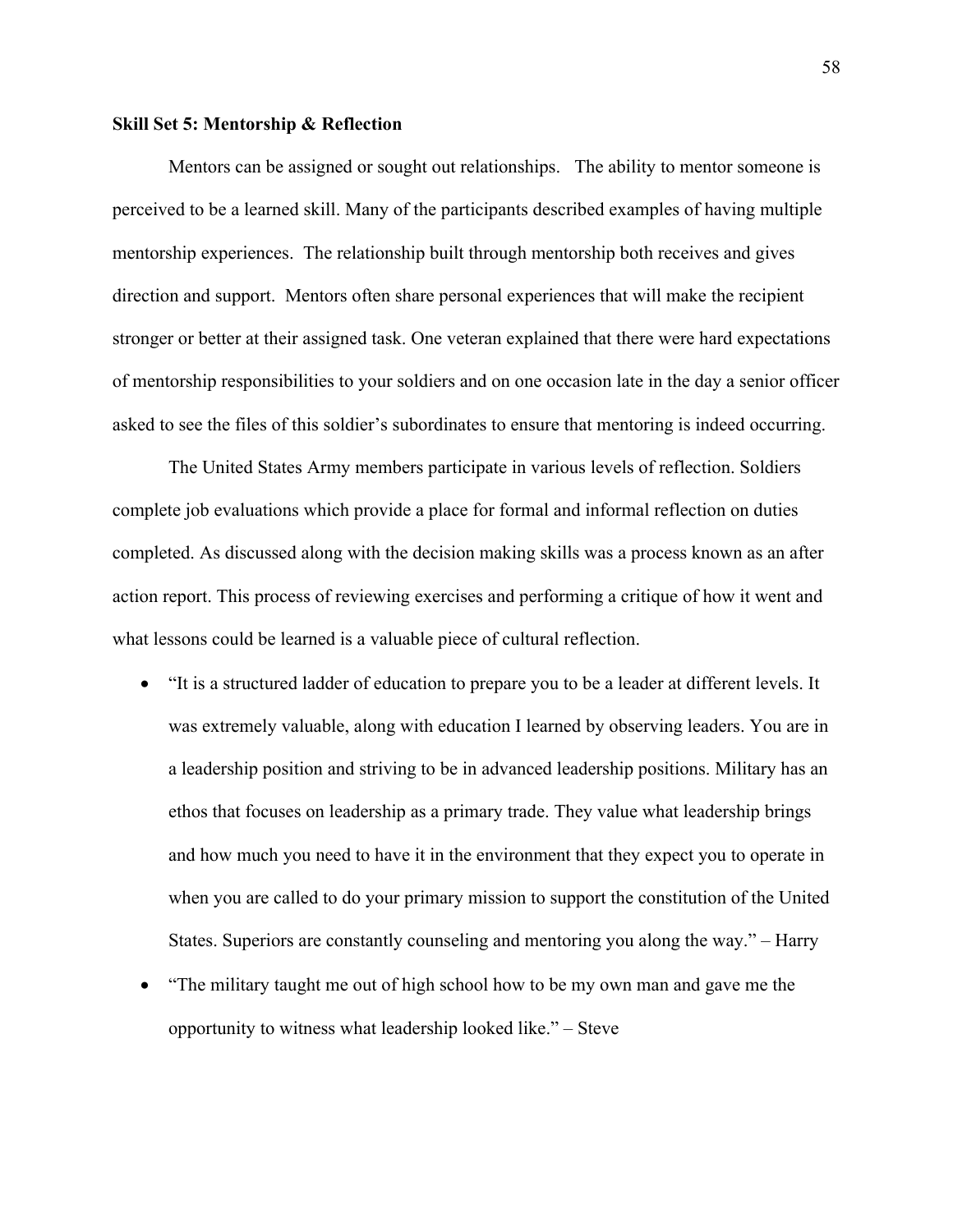**Skill Set 5: Mentorship & Reflection**

Mentors can be assigned or sought out relationships. The ability to mentor someone is perceived to be a learned skill. Many of the participants described examples of having multiple mentorship experiences. The relationship built through mentorship both receives and gives direction and support. Mentors often share personal experiences that will make the recipient stronger or better at their assigned task. One veteran explained that there were hard expectations of mentorship responsibilities to your soldiers and on one occasion late in the day a senior officer asked to see the files of this soldier's subordinates to ensure that mentoring is indeed occurring.

The United States Army members participate in various levels of reflection. Soldiers complete job evaluations which provide a place for formal and informal reflection on duties completed. As discussed along with the decision making skills was a process known as an after action report. This process of reviewing exercises and performing a critique of how it went and what lessons could be learned is a valuable piece of cultural reflection.

- "It is a structured ladder of education to prepare you to be a leader at different levels. It was extremely valuable, along with education I learned by observing leaders. You are in a leadership position and striving to be in advanced leadership positions. Military has an ethos that focuses on leadership as a primary trade. They value what leadership brings and how much you need to have it in the environment that they expect you to operate in when you are called to do your primary mission to support the constitution of the United States. Superiors are constantly counseling and mentoring you along the way." – Harry
- "The military taught me out of high school how to be my own man and gave me the opportunity to witness what leadership looked like." – Steve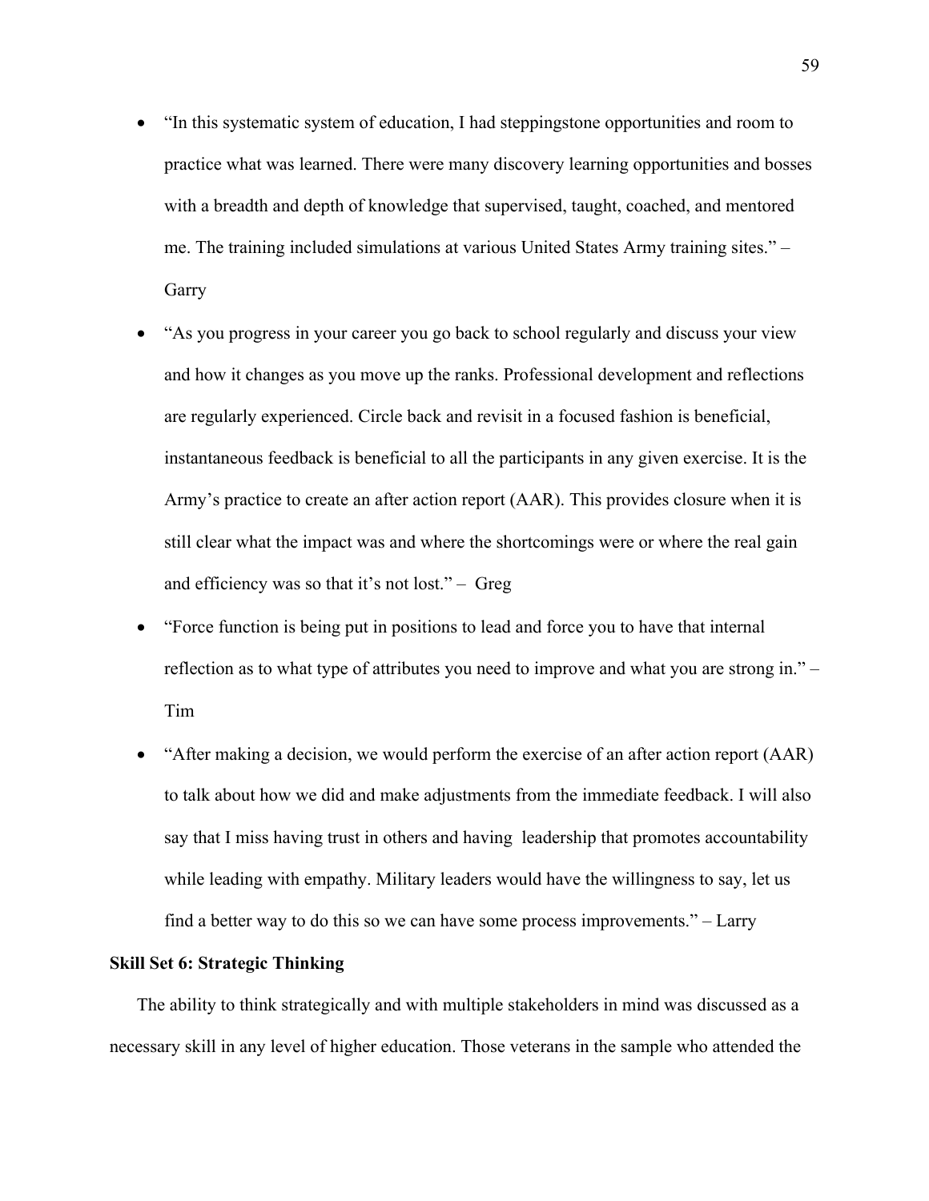- "In this systematic system of education, I had steppingstone opportunities and room to practice what was learned. There were many discovery learning opportunities and bosses with a breadth and depth of knowledge that supervised, taught, coached, and mentored me. The training included simulations at various United States Army training sites." – Garry
- "As you progress in your career you go back to school regularly and discuss your view and how it changes as you move up the ranks. Professional development and reflections are regularly experienced. Circle back and revisit in a focused fashion is beneficial, instantaneous feedback is beneficial to all the participants in any given exercise. It is the Army's practice to create an after action report (AAR). This provides closure when it is still clear what the impact was and where the shortcomings were or where the real gain and efficiency was so that it's not lost." – Greg
- "Force function is being put in positions to lead and force you to have that internal reflection as to what type of attributes you need to improve and what you are strong in." – Tim
- "After making a decision, we would perform the exercise of an after action report (AAR) to talk about how we did and make adjustments from the immediate feedback. I will also say that I miss having trust in others and having leadership that promotes accountability while leading with empathy. Military leaders would have the willingness to say, let us find a better way to do this so we can have some process improvements." – Larry

**Skill Set 6: Strategic Thinking**

The ability to think strategically and with multiple stakeholders in mind was discussed as a necessary skill in any level of higher education. Those veterans in the sample who attended the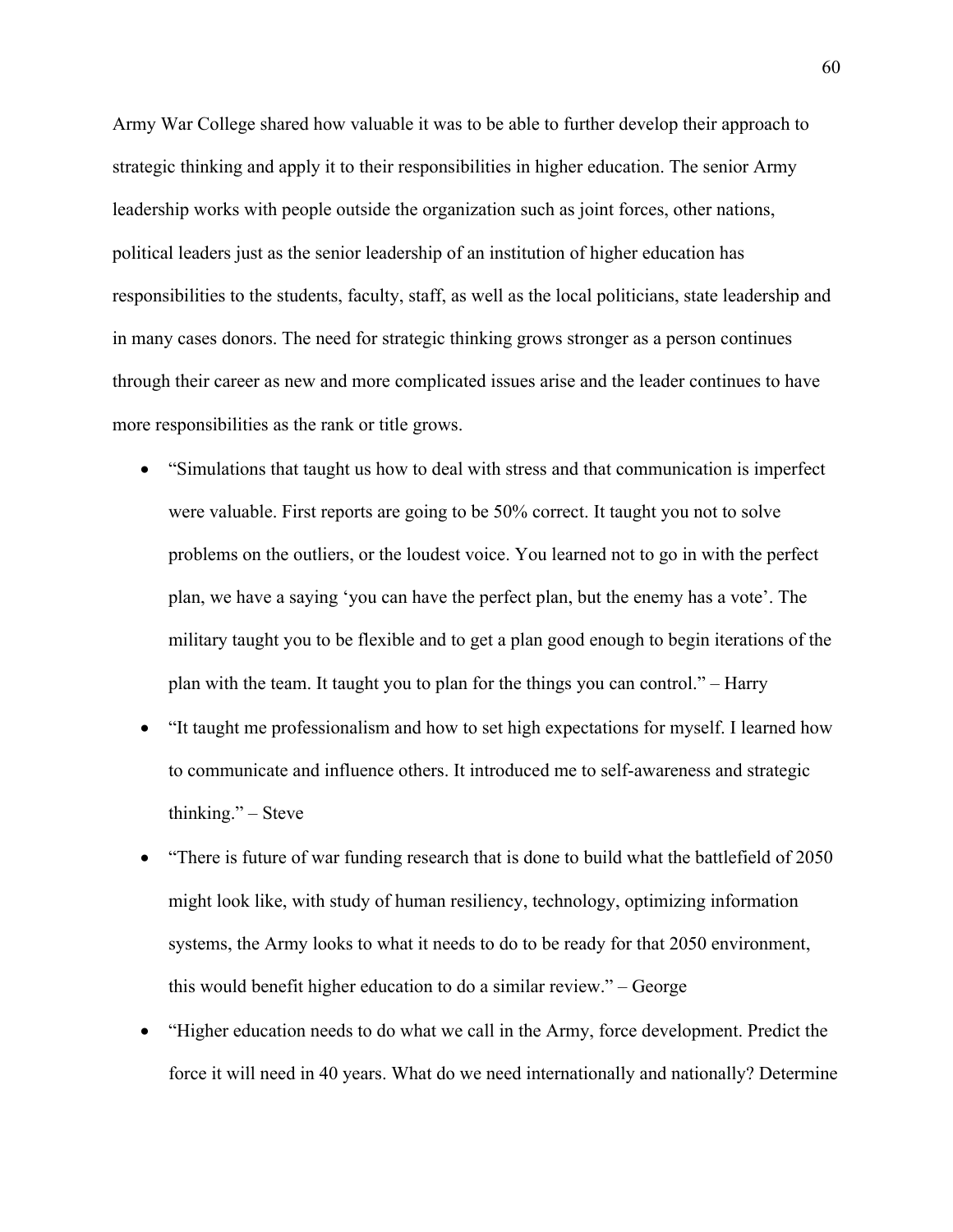Army War College shared how valuable it was to be able to further develop their approach to strategic thinking and apply it to their responsibilities in higher education. The senior Army leadership works with people outside the organization such as joint forces, other nations, political leaders just as the senior leadership of an institution of higher education has responsibilities to the students, faculty, staff, as well as the local politicians, state leadership and in many cases donors. The need for strategic thinking grows stronger as a person continues through their career as new and more complicated issues arise and the leader continues to have more responsibilities as the rank or title grows.

- "Simulations that taught us how to deal with stress and that communication is imperfect were valuable. First reports are going to be 50% correct. It taught you not to solve problems on the outliers, or the loudest voice. You learned not to go in with the perfect plan, we have a saying 'you can have the perfect plan, but the enemy has a vote'. The military taught you to be flexible and to get a plan good enough to begin iterations of the plan with the team. It taught you to plan for the things you can control." – Harry
- "It taught me professionalism and how to set high expectations for myself. I learned how to communicate and influence others. It introduced me to self-awareness and strategic thinking." – Steve
- "There is future of war funding research that is done to build what the battlefield of 2050 might look like, with study of human resiliency, technology, optimizing information systems, the Army looks to what it needs to do to be ready for that 2050 environment, this would benefit higher education to do a similar review." – George
- "Higher education needs to do what we call in the Army, force development. Predict the force it will need in 40 years. What do we need internationally and nationally? Determine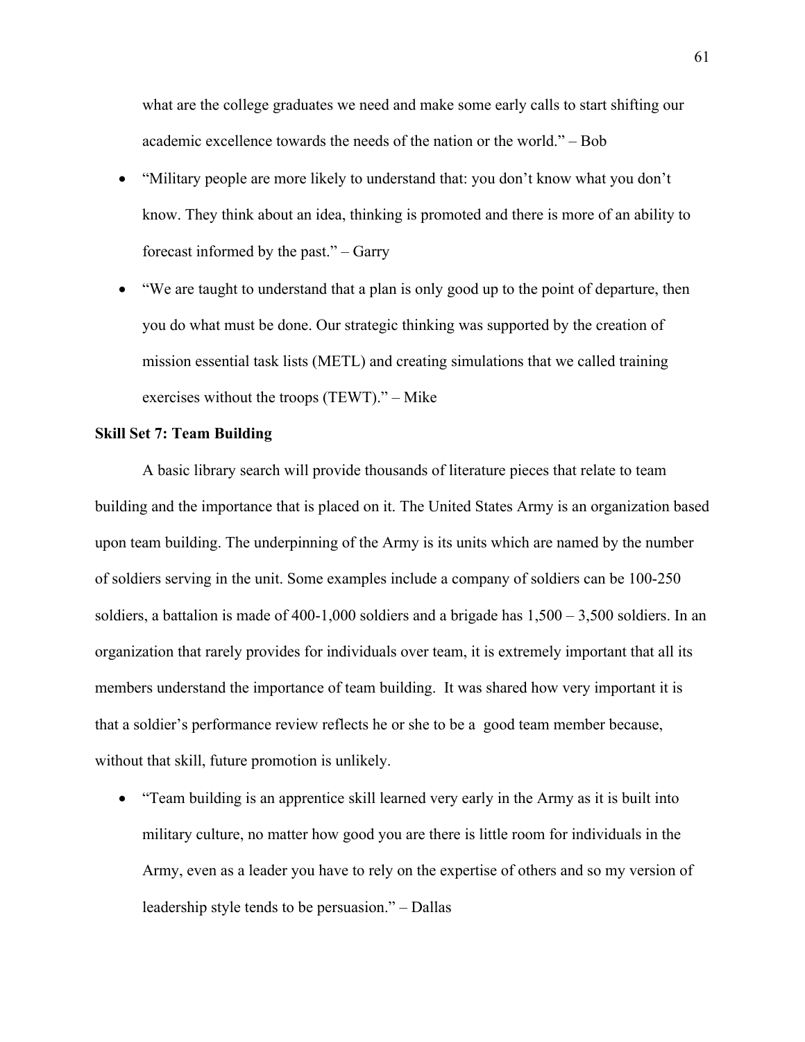what are the college graduates we need and make some early calls to start shifting our academic excellence towards the needs of the nation or the world." – Bob

- "Military people are more likely to understand that: you don't know what you don't know. They think about an idea, thinking is promoted and there is more of an ability to forecast informed by the past." – Garry
- "We are taught to understand that a plan is only good up to the point of departure, then you do what must be done. Our strategic thinking was supported by the creation of mission essential task lists (METL) and creating simulations that we called training exercises without the troops (TEWT)." – Mike

**Skill Set 7: Team Building**

A basic library search will provide thousands of literature pieces that relate to team building and the importance that is placed on it. The United States Army is an organization based upon team building. The underpinning of the Army is its units which are named by the number of soldiers serving in the unit. Some examples include a company of soldiers can be 100-250 soldiers, a battalion is made of 400-1,000 soldiers and a brigade has 1,500 – 3,500 soldiers. In an organization that rarely provides for individuals over team, it is extremely important that all its members understand the importance of team building. It was shared how very important it is that a soldier's performance review reflects he or she to be a good team member because, without that skill, future promotion is unlikely.

- "Team building is an apprentice skill learned very early in the Army as it is built into military culture, no matter how good you are there is little room for individuals in the Army, even as a leader you have to rely on the expertise of others and so my version of leadership style tends to be persuasion." – Dallas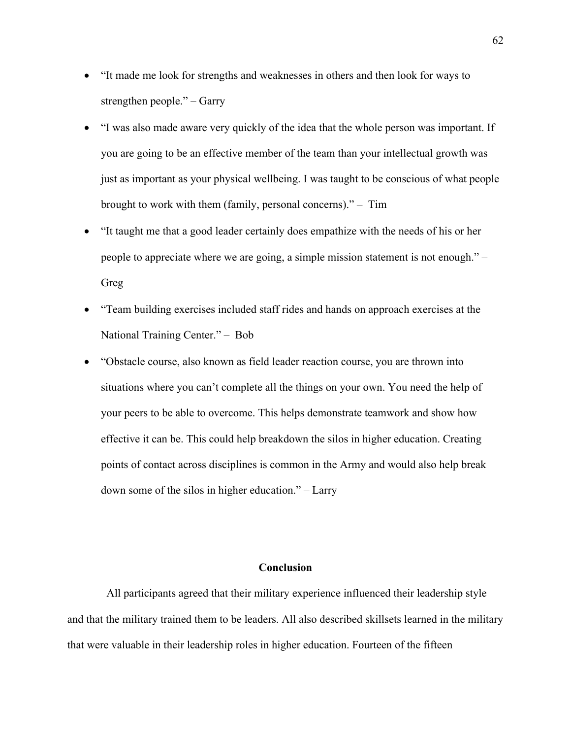- "It made me look for strengths and weaknesses in others and then look for ways to strengthen people." – Garry
- "I was also made aware very quickly of the idea that the whole person was important. If you are going to be an effective member of the team than your intellectual growth was just as important as your physical wellbeing. I was taught to be conscious of what people brought to work with them (family, personal concerns)." – Tim
- "It taught me that a good leader certainly does empathize with the needs of his or her people to appreciate where we are going, a simple mission statement is not enough." – Greg
- "Team building exercises included staff rides and hands on approach exercises at the National Training Center." – Bob
- "Obstacle course, also known as field leader reaction course, you are thrown into situations where you can't complete all the things on your own. You need the help of your peers to be able to overcome. This helps demonstrate teamwork and show how effective it can be. This could help breakdown the silos in higher education. Creating points of contact across disciplines is common in the Army and would also help break down some of the silos in higher education." – Larry

## Conclusion

All participants agreed that their military experience influenced their leadership style and that the military trained them to be leaders. All also described skillsets learned in the military that were valuable in their leadership roles in higher education. Fourteen of the fifteen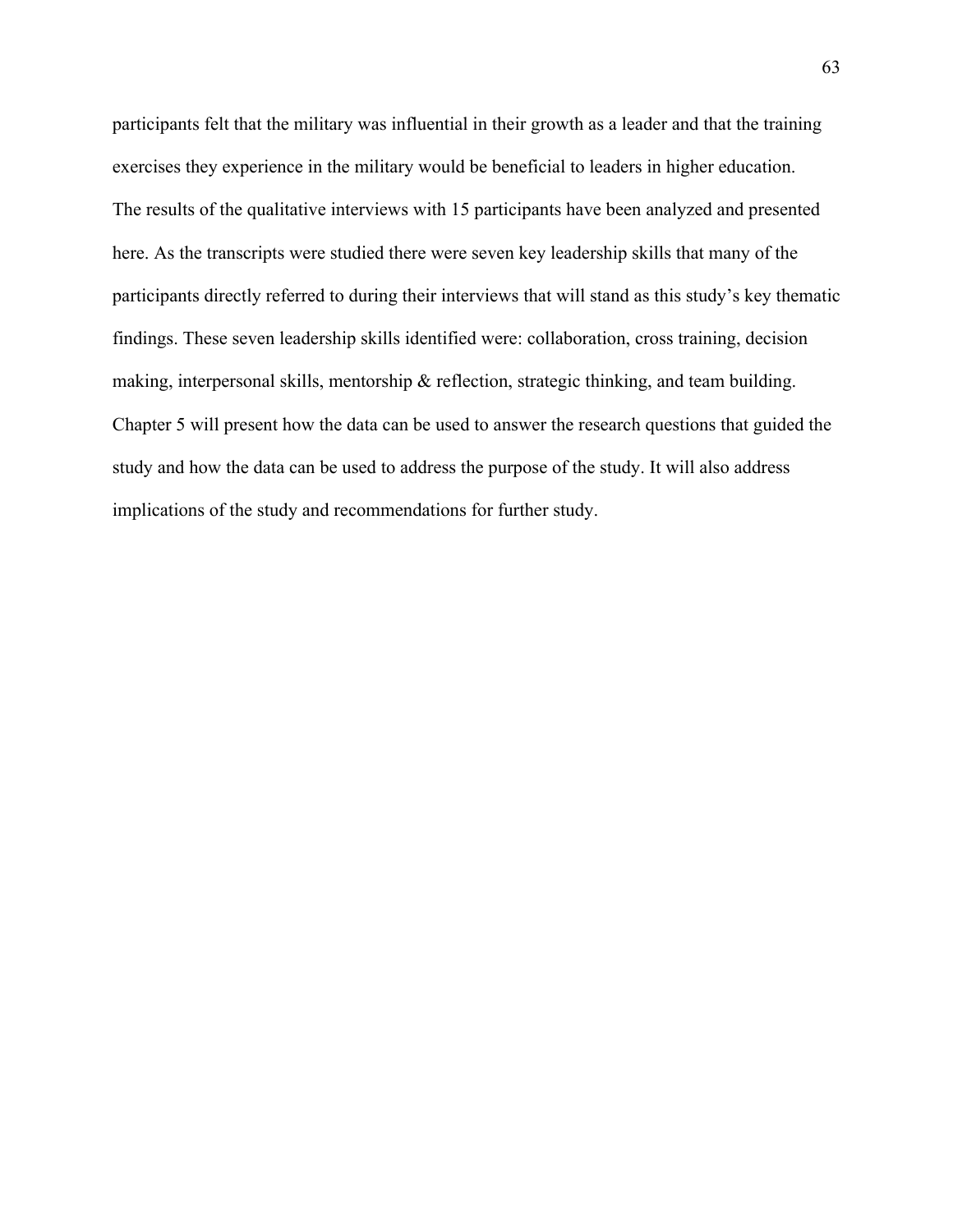participants felt that the military was influential in their growth as a leader and that the training exercises they experience in the military would be beneficial to leaders in higher education. The results of the qualitative interviews with 15 participants have been analyzed and presented here. As the transcripts were studied there were seven key leadership skills that many of the participants directly referred to during their interviews that will stand as this study's key thematic findings. These seven leadership skills identified were: collaboration, cross training, decision making, interpersonal skills, mentorship & reflection, strategic thinking, and team building. Chapter 5 will present how the data can be used to answer the research questions that guided the study and how the data can be used to address the purpose of the study. It will also address implications of the study and recommendations for further study.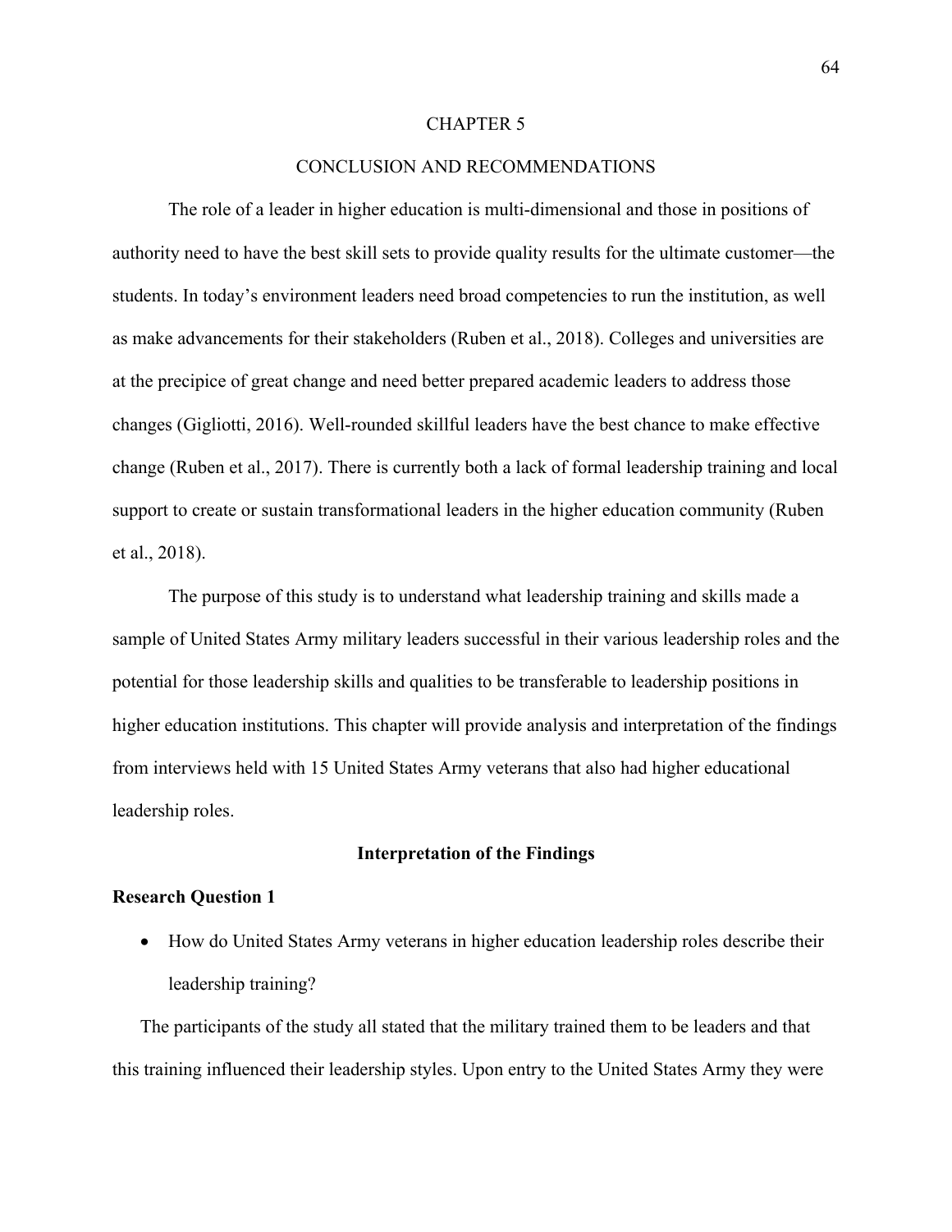# CHAPTER 5

# CONCLUSION AND RECOMMENDATIONS

The role of a leader in higher education is multi-dimensional and those in positions of authority need to have the best skill sets to provide quality results for the ultimate customer—the students. In today's environment leaders need broad competencies to run the institution, as well as make advancements for their stakeholders (Ruben et al., 2018). Colleges and universities are at the precipice of great change and need better prepared academic leaders to address those changes (Gigliotti, 2016). Well-rounded skillful leaders have the best chance to make effective change (Ruben et al., 2017). There is currently both a lack of formal leadership training and local support to create or sustain transformational leaders in the higher education community (Ruben et al., 2018).

The purpose of this study is to understand what leadership training and skills made a sample of United States Army military leaders successful in their various leadership roles and the potential for those leadership skills and qualities to be transferable to leadership positions in higher education institutions. This chapter will provide analysis and interpretation of the findings from interviews held with 15 United States Army veterans that also had higher educational leadership roles.

## Interpretation of the Findings

### Research Question 1

- How do United States Army veterans in higher education leadership roles describe their leadership training?

The participants of the study all stated that the military trained them to be leaders and that this training influenced their leadership styles. Upon entry to the United States Army they were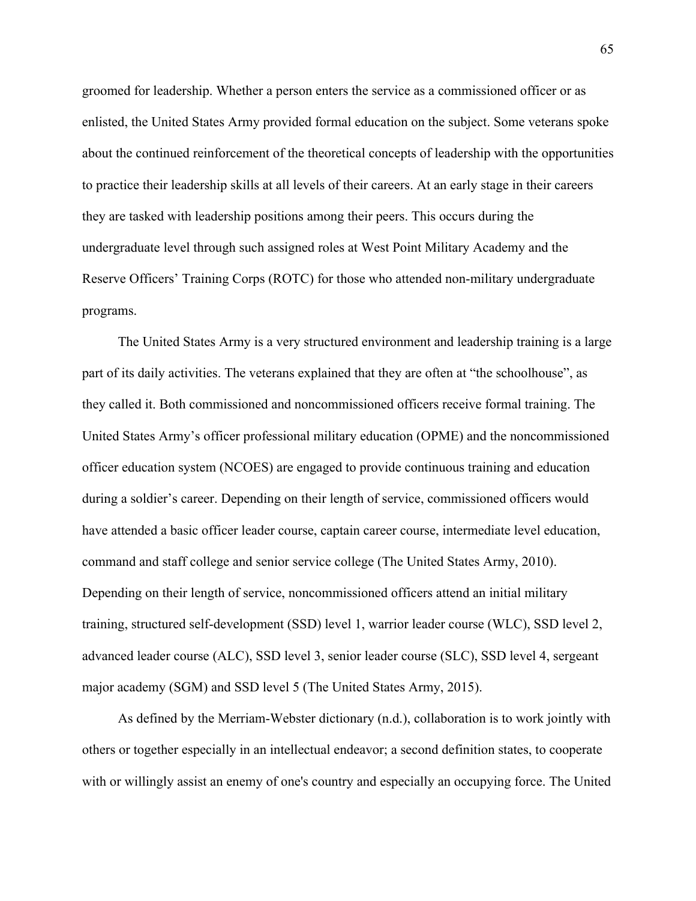groomed for leadership. Whether a person enters the service as a commissioned officer or as enlisted, the United States Army provided formal education on the subject. Some veterans spoke about the continued reinforcement of the theoretical concepts of leadership with the opportunities to practice their leadership skills at all levels of their careers. At an early stage in their careers they are tasked with leadership positions among their peers. This occurs during the undergraduate level through such assigned roles at West Point Military Academy and the Reserve Officers' Training Corps (ROTC) for those who attended non-military undergraduate programs.

The United States Army is a very structured environment and leadership training is a large part of its daily activities. The veterans explained that they are often at "the schoolhouse", as they called it. Both commissioned and noncommissioned officers receive formal training. The United States Army's officer professional military education (OPME) and the noncommissioned officer education system (NCOES) are engaged to provide continuous training and education during a soldier's career. Depending on their length of service, commissioned officers would have attended a basic officer leader course, captain career course, intermediate level education, command and staff college and senior service college (The United States Army, 2010). Depending on their length of service, noncommissioned officers attend an initial military training, structured self-development (SSD) level 1, warrior leader course (WLC), SSD level 2, advanced leader course (ALC), SSD level 3, senior leader course (SLC), SSD level 4, sergeant major academy (SGM) and SSD level 5 (The United States Army, 2015).

As defined by the Merriam-Webster dictionary (n.d.), collaboration is to work jointly with others or together especially in an intellectual endeavor; a second definition states, to cooperate with or willingly assist an enemy of one's country and especially an occupying force. The United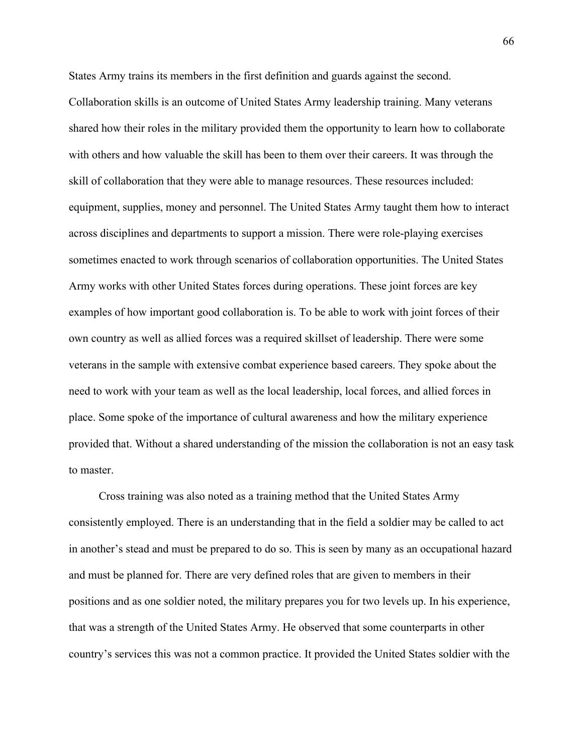States Army trains its members in the first definition and guards against the second. Collaboration skills is an outcome of United States Army leadership training. Many veterans shared how their roles in the military provided them the opportunity to learn how to collaborate with others and how valuable the skill has been to them over their careers. It was through the skill of collaboration that they were able to manage resources. These resources included: equipment, supplies, money and personnel. The United States Army taught them how to interact across disciplines and departments to support a mission. There were role-playing exercises sometimes enacted to work through scenarios of collaboration opportunities. The United States Army works with other United States forces during operations. These joint forces are key examples of how important good collaboration is. To be able to work with joint forces of their own country as well as allied forces was a required skillset of leadership. There were some veterans in the sample with extensive combat experience based careers. They spoke about the need to work with your team as well as the local leadership, local forces, and allied forces in place. Some spoke of the importance of cultural awareness and how the military experience provided that. Without a shared understanding of the mission the collaboration is not an easy task to master.

Cross training was also noted as a training method that the United States Army consistently employed. There is an understanding that in the field a soldier may be called to act in another's stead and must be prepared to do so. This is seen by many as an occupational hazard and must be planned for. There are very defined roles that are given to members in their positions and as one soldier noted, the military prepares you for two levels up. In his experience, that was a strength of the United States Army. He observed that some counterparts in other country's services this was not a common practice. It provided the United States soldier with the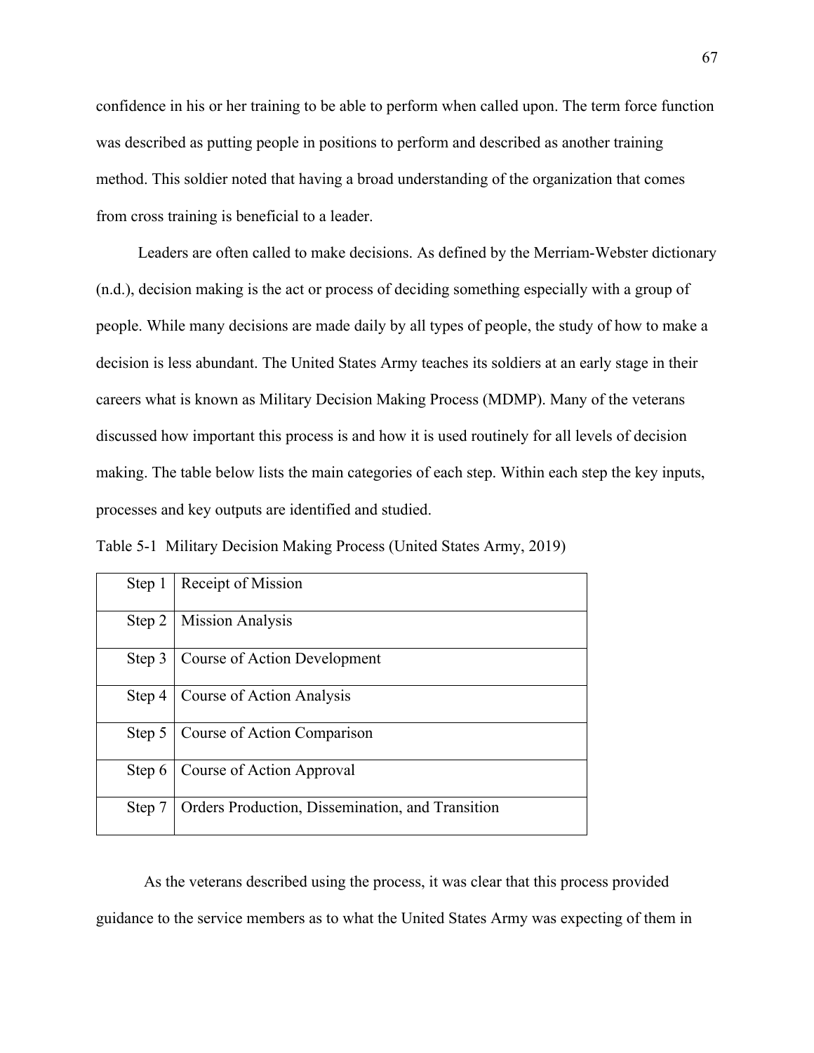confidence in his or her training to be able to perform when called upon. The term force function was described as putting people in positions to perform and described as another training method. This soldier noted that having a broad understanding of the organization that comes from cross training is beneficial to a leader.

Leaders are often called to make decisions. As defined by the Merriam-Webster dictionary (n.d.), decision making is the act or process of deciding something especially with a group of people. While many decisions are made daily by all types of people, the study of how to make a decision is less abundant. The United States Army teaches its soldiers at an early stage in their careers what is known as Military Decision Making Process (MDMP). Many of the veterans discussed how important this process is and how it is used routinely for all levels of decision making. The table below lists the main categories of each step. Within each step the key inputs, processes and key outputs are identified and studied.

Table 5-1 Military Decision Making Process (United States Army, 2019)

| | |
|---|---|
| Step 1 | Receipt of Mission |
| Step 2 | Mission Analysis |
| Step 3 | Course of Action Development |
| Step 4 | Course of Action Analysis |
| Step 5 | Course of Action Comparison |
| Step 6 | Course of Action Approval |
| Step 7 | Orders Production, Dissemination, and Transition |

As the veterans described using the process, it was clear that this process provided guidance to the service members as to what the United States Army was expecting of them in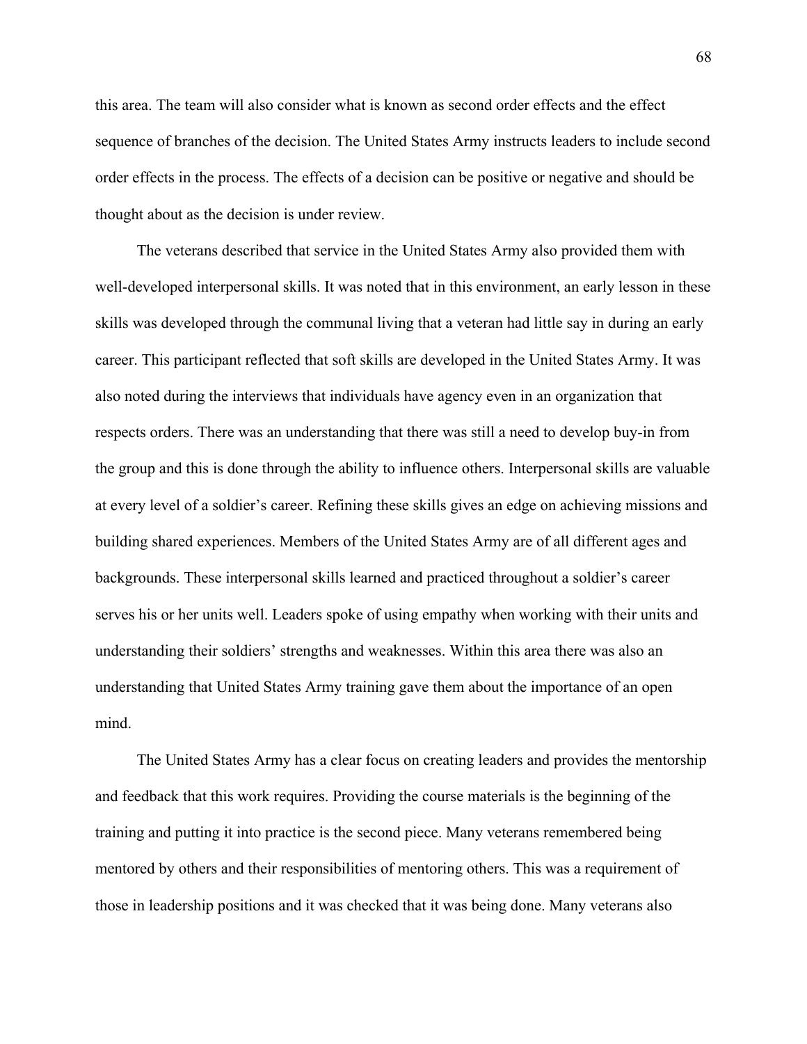this area. The team will also consider what is known as second order effects and the effect sequence of branches of the decision. The United States Army instructs leaders to include second order effects in the process. The effects of a decision can be positive or negative and should be thought about as the decision is under review.

The veterans described that service in the United States Army also provided them with well-developed interpersonal skills. It was noted that in this environment, an early lesson in these skills was developed through the communal living that a veteran had little say in during an early career. This participant reflected that soft skills are developed in the United States Army. It was also noted during the interviews that individuals have agency even in an organization that respects orders. There was an understanding that there was still a need to develop buy-in from the group and this is done through the ability to influence others. Interpersonal skills are valuable at every level of a soldier's career. Refining these skills gives an edge on achieving missions and building shared experiences. Members of the United States Army are of all different ages and backgrounds. These interpersonal skills learned and practiced throughout a soldier's career serves his or her units well. Leaders spoke of using empathy when working with their units and understanding their soldiers' strengths and weaknesses. Within this area there was also an understanding that United States Army training gave them about the importance of an open mind.

The United States Army has a clear focus on creating leaders and provides the mentorship and feedback that this work requires. Providing the course materials is the beginning of the training and putting it into practice is the second piece. Many veterans remembered being mentored by others and their responsibilities of mentoring others. This was a requirement of those in leadership positions and it was checked that it was being done. Many veterans also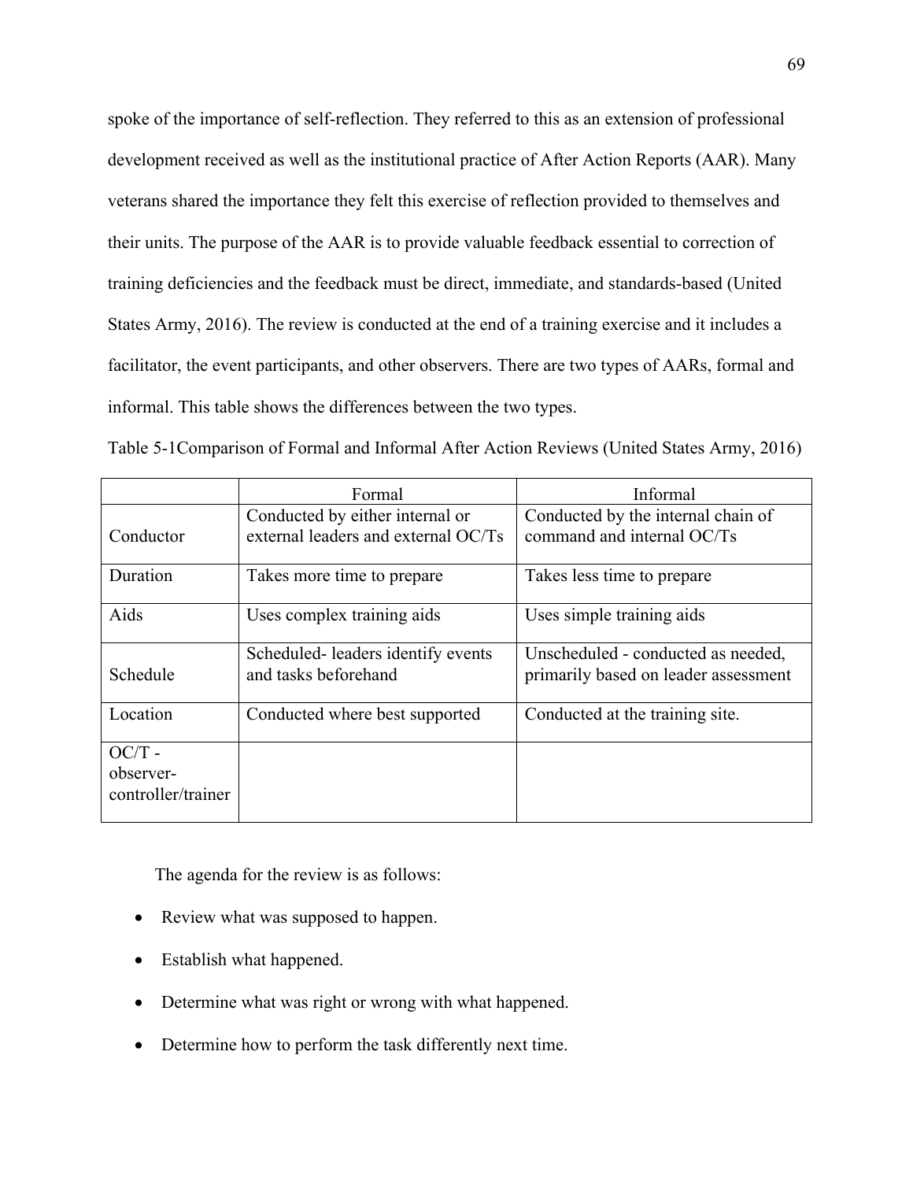spoke of the importance of self-reflection. They referred to this as an extension of professional development received as well as the institutional practice of After Action Reports (AAR). Many veterans shared the importance they felt this exercise of reflection provided to themselves and their units. The purpose of the AAR is to provide valuable feedback essential to correction of training deficiencies and the feedback must be direct, immediate, and standards-based (United States Army, 2016). The review is conducted at the end of a training exercise and it includes a facilitator, the event participants, and other observers. There are two types of AARs, formal and informal. This table shows the differences between the two types.

Table 5-1Comparison of Formal and Informal After Action Reviews (United States Army, 2016)

| | Formal | Informal |
|---|---|---|
| Conductor | Conducted by either internal or external leaders and external OC/Ts | Conducted by the internal chain of command and internal OC/Ts |
| Duration | Takes more time to prepare | Takes less time to prepare |
| Aids | Uses complex training aids | Uses simple training aids |
| Schedule | Scheduled- leaders identify events and tasks beforehand | Unscheduled - conducted as needed, primarily based on leader assessment |
| Location | Conducted where best supported | Conducted at the training site. |
| OC/T - observer-controller/trainer | | |

The agenda for the review is as follows:

- Review what was supposed to happen.
- Establish what happened.
- Determine what was right or wrong with what happened.
- Determine how to perform the task differently next time.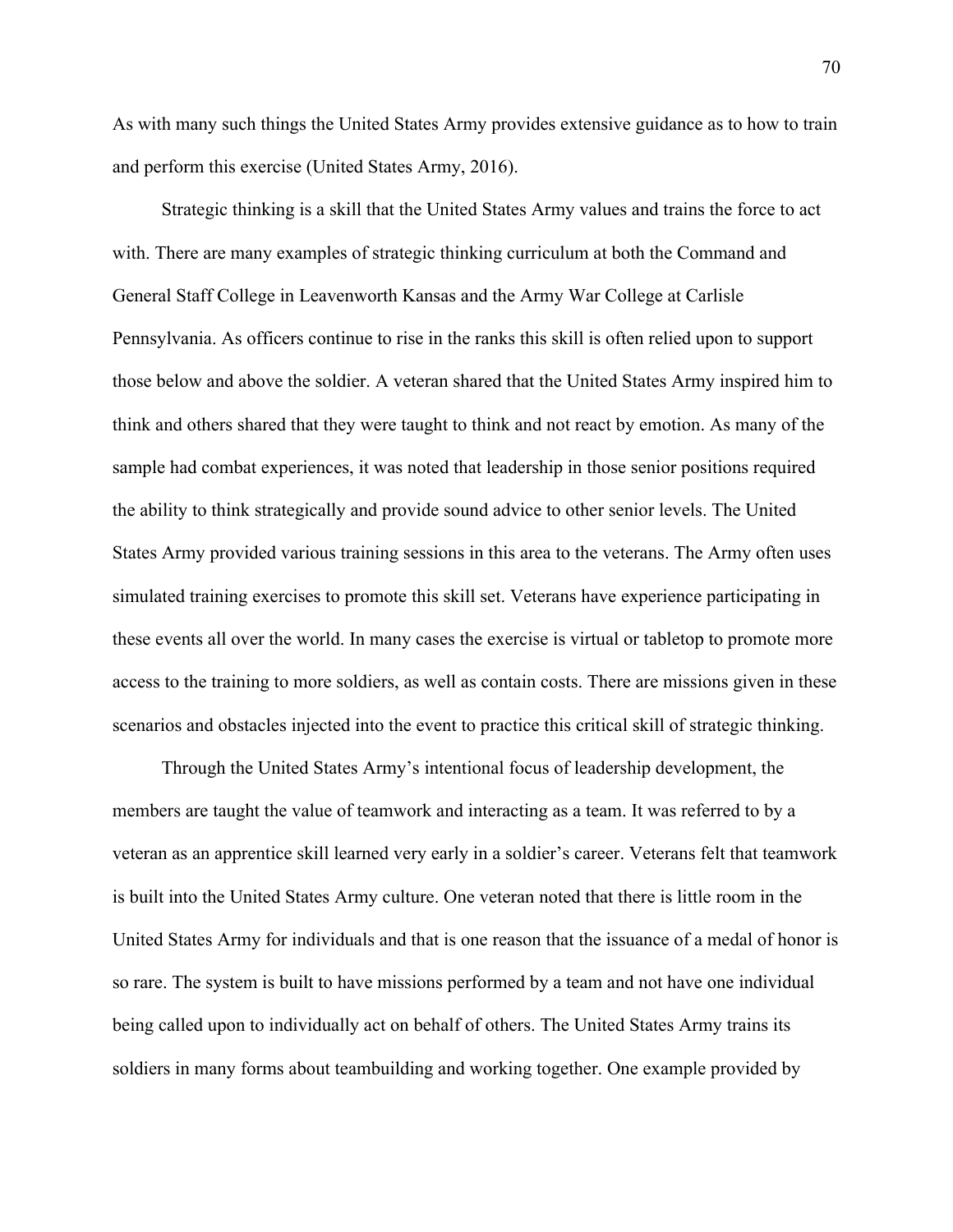As with many such things the United States Army provides extensive guidance as to how to train and perform this exercise (United States Army, 2016).

Strategic thinking is a skill that the United States Army values and trains the force to act with. There are many examples of strategic thinking curriculum at both the Command and General Staff College in Leavenworth Kansas and the Army War College at Carlisle Pennsylvania. As officers continue to rise in the ranks this skill is often relied upon to support those below and above the soldier. A veteran shared that the United States Army inspired him to think and others shared that they were taught to think and not react by emotion. As many of the sample had combat experiences, it was noted that leadership in those senior positions required the ability to think strategically and provide sound advice to other senior levels. The United States Army provided various training sessions in this area to the veterans. The Army often uses simulated training exercises to promote this skill set. Veterans have experience participating in these events all over the world. In many cases the exercise is virtual or tabletop to promote more access to the training to more soldiers, as well as contain costs. There are missions given in these scenarios and obstacles injected into the event to practice this critical skill of strategic thinking.

Through the United States Army's intentional focus of leadership development, the members are taught the value of teamwork and interacting as a team. It was referred to by a veteran as an apprentice skill learned very early in a soldier's career. Veterans felt that teamwork is built into the United States Army culture. One veteran noted that there is little room in the United States Army for individuals and that is one reason that the issuance of a medal of honor is so rare. The system is built to have missions performed by a team and not have one individual being called upon to individually act on behalf of others. The United States Army trains its soldiers in many forms about teambuilding and working together. One example provided by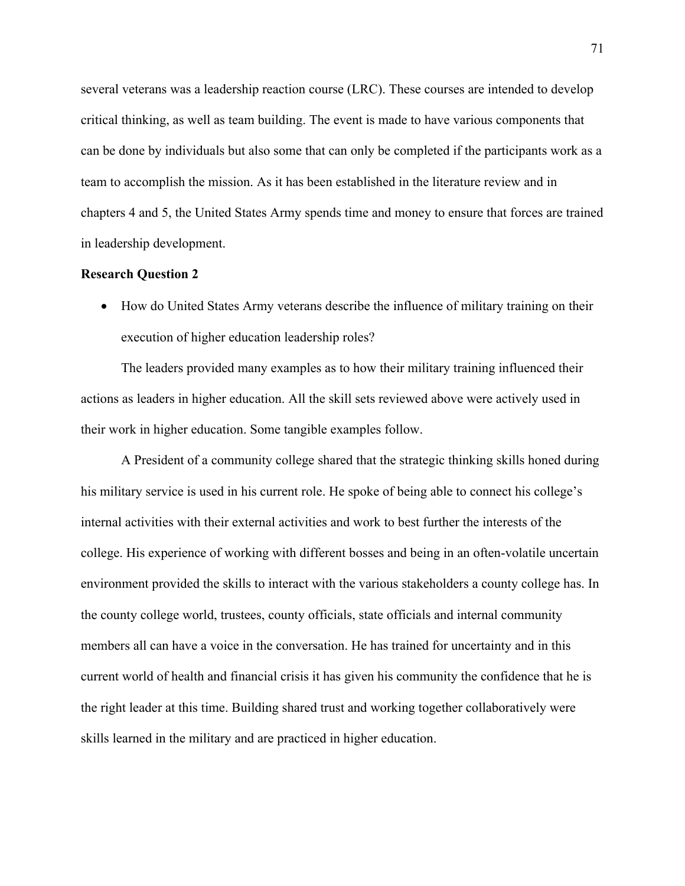several veterans was a leadership reaction course (LRC). These courses are intended to develop critical thinking, as well as team building. The event is made to have various components that can be done by individuals but also some that can only be completed if the participants work as a team to accomplish the mission. As it has been established in the literature review and in chapters 4 and 5, the United States Army spends time and money to ensure that forces are trained in leadership development.

**Research Question 2**

- How do United States Army veterans describe the influence of military training on their execution of higher education leadership roles?

The leaders provided many examples as to how their military training influenced their actions as leaders in higher education. All the skill sets reviewed above were actively used in their work in higher education. Some tangible examples follow.

A President of a community college shared that the strategic thinking skills honed during his military service is used in his current role. He spoke of being able to connect his college's internal activities with their external activities and work to best further the interests of the college. His experience of working with different bosses and being in an often-volatile uncertain environment provided the skills to interact with the various stakeholders a county college has. In the county college world, trustees, county officials, state officials and internal community members all can have a voice in the conversation. He has trained for uncertainty and in this current world of health and financial crisis it has given his community the confidence that he is the right leader at this time. Building shared trust and working together collaboratively were skills learned in the military and are practiced in higher education.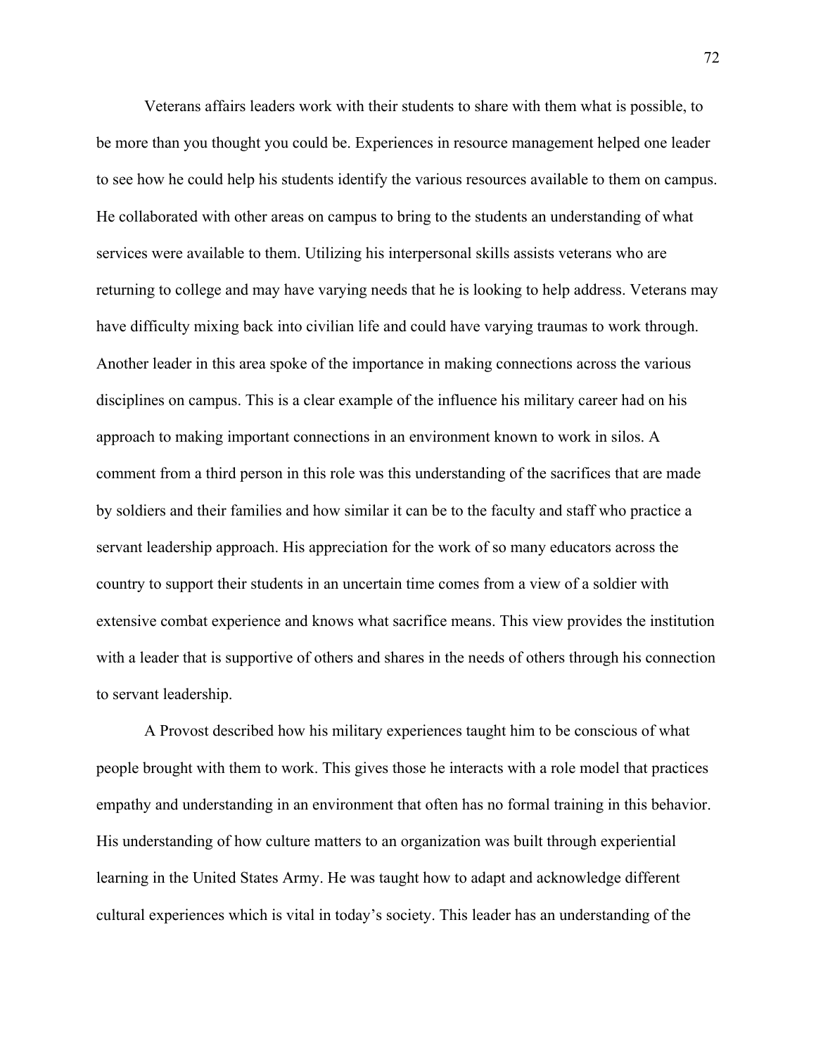Veterans affairs leaders work with their students to share with them what is possible, to be more than you thought you could be. Experiences in resource management helped one leader to see how he could help his students identify the various resources available to them on campus. He collaborated with other areas on campus to bring to the students an understanding of what services were available to them. Utilizing his interpersonal skills assists veterans who are returning to college and may have varying needs that he is looking to help address. Veterans may have difficulty mixing back into civilian life and could have varying traumas to work through. Another leader in this area spoke of the importance in making connections across the various disciplines on campus. This is a clear example of the influence his military career had on his approach to making important connections in an environment known to work in silos. A comment from a third person in this role was this understanding of the sacrifices that are made by soldiers and their families and how similar it can be to the faculty and staff who practice a servant leadership approach. His appreciation for the work of so many educators across the country to support their students in an uncertain time comes from a view of a soldier with extensive combat experience and knows what sacrifice means. This view provides the institution with a leader that is supportive of others and shares in the needs of others through his connection to servant leadership.

A Provost described how his military experiences taught him to be conscious of what people brought with them to work. This gives those he interacts with a role model that practices empathy and understanding in an environment that often has no formal training in this behavior. His understanding of how culture matters to an organization was built through experiential learning in the United States Army. He was taught how to adapt and acknowledge different cultural experiences which is vital in today's society. This leader has an understanding of the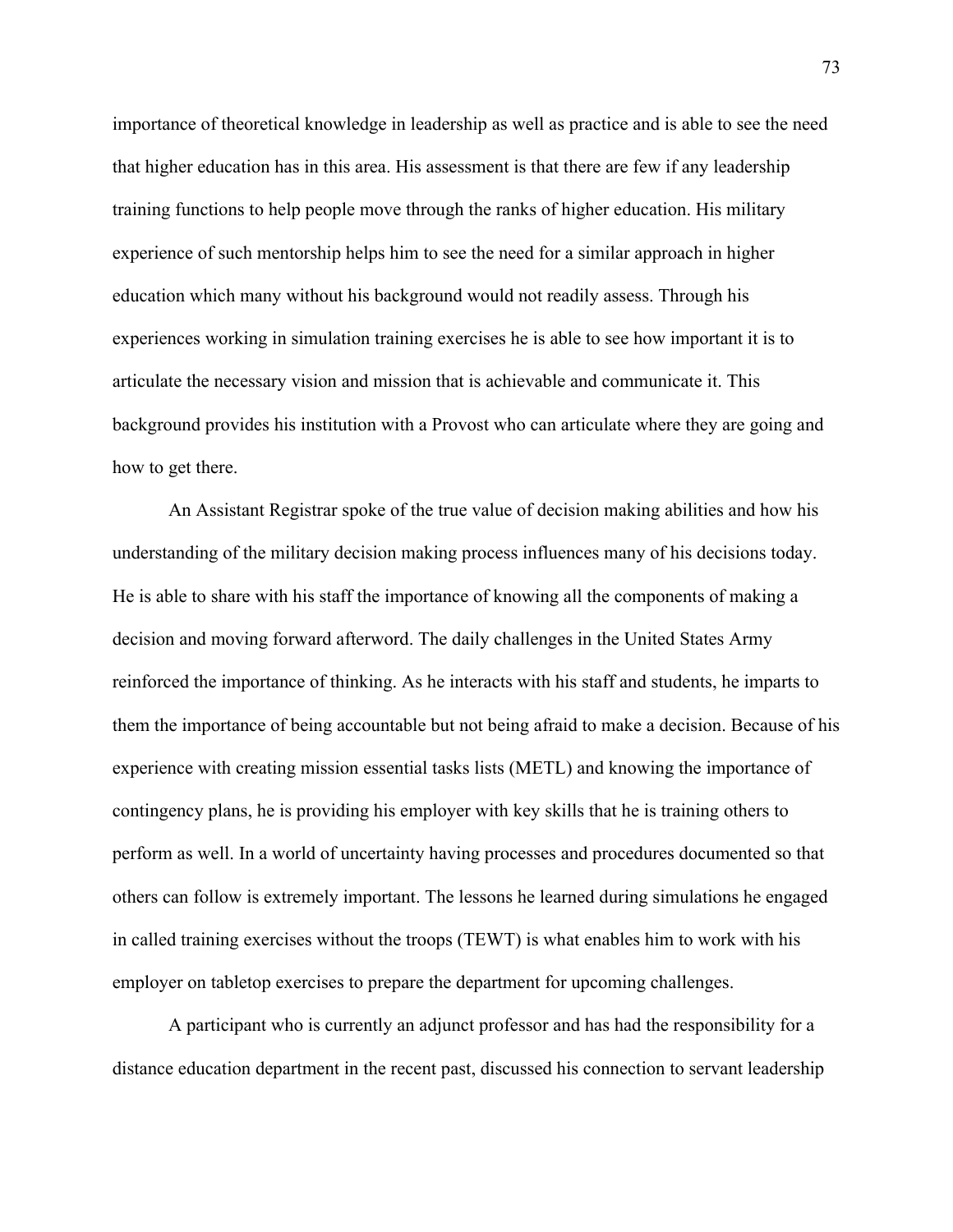importance of theoretical knowledge in leadership as well as practice and is able to see the need that higher education has in this area. His assessment is that there are few if any leadership training functions to help people move through the ranks of higher education. His military experience of such mentorship helps him to see the need for a similar approach in higher education which many without his background would not readily assess. Through his experiences working in simulation training exercises he is able to see how important it is to articulate the necessary vision and mission that is achievable and communicate it. This background provides his institution with a Provost who can articulate where they are going and how to get there.

An Assistant Registrar spoke of the true value of decision making abilities and how his understanding of the military decision making process influences many of his decisions today. He is able to share with his staff the importance of knowing all the components of making a decision and moving forward afterword. The daily challenges in the United States Army reinforced the importance of thinking. As he interacts with his staff and students, he imparts to them the importance of being accountable but not being afraid to make a decision. Because of his experience with creating mission essential tasks lists (METL) and knowing the importance of contingency plans, he is providing his employer with key skills that he is training others to perform as well. In a world of uncertainty having processes and procedures documented so that others can follow is extremely important. The lessons he learned during simulations he engaged in called training exercises without the troops (TEWT) is what enables him to work with his employer on tabletop exercises to prepare the department for upcoming challenges.

A participant who is currently an adjunct professor and has had the responsibility for a distance education department in the recent past, discussed his connection to servant leadership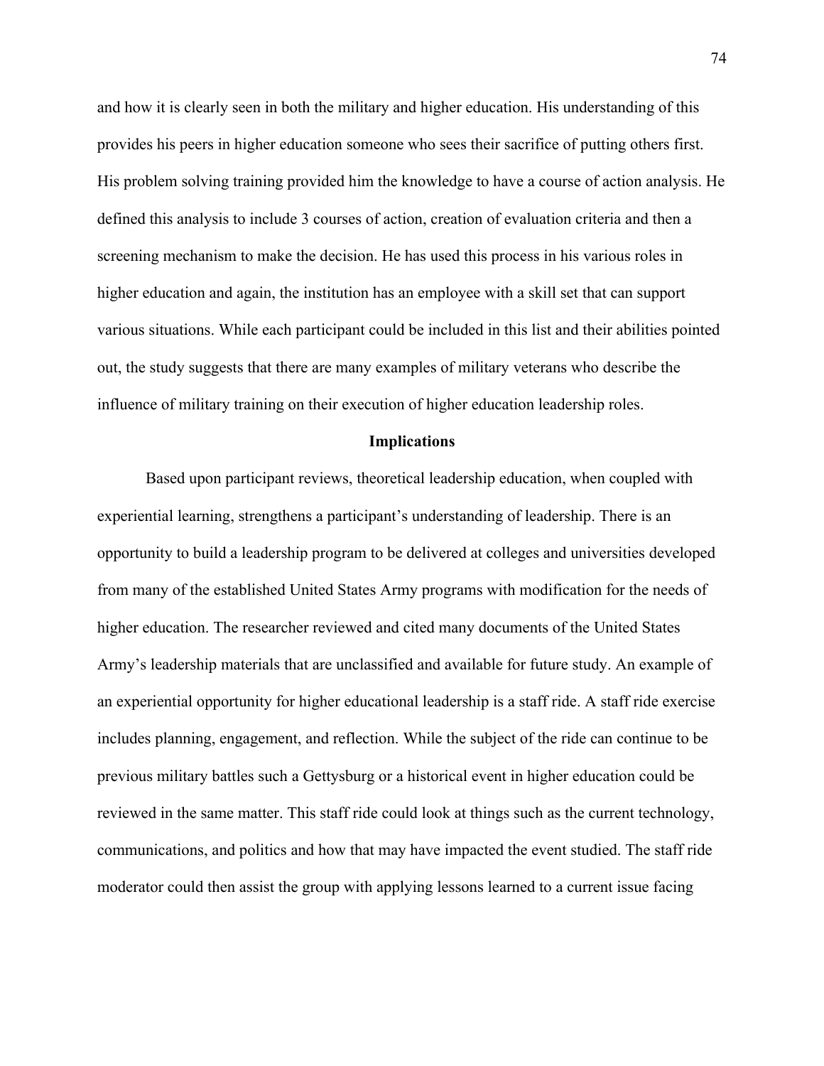and how it is clearly seen in both the military and higher education. His understanding of this provides his peers in higher education someone who sees their sacrifice of putting others first. His problem solving training provided him the knowledge to have a course of action analysis. He defined this analysis to include 3 courses of action, creation of evaluation criteria and then a screening mechanism to make the decision. He has used this process in his various roles in higher education and again, the institution has an employee with a skill set that can support various situations. While each participant could be included in this list and their abilities pointed out, the study suggests that there are many examples of military veterans who describe the influence of military training on their execution of higher education leadership roles.

## Implications

Based upon participant reviews, theoretical leadership education, when coupled with experiential learning, strengthens a participant's understanding of leadership. There is an opportunity to build a leadership program to be delivered at colleges and universities developed from many of the established United States Army programs with modification for the needs of higher education. The researcher reviewed and cited many documents of the United States Army's leadership materials that are unclassified and available for future study. An example of an experiential opportunity for higher educational leadership is a staff ride. A staff ride exercise includes planning, engagement, and reflection. While the subject of the ride can continue to be previous military battles such a Gettysburg or a historical event in higher education could be reviewed in the same matter. This staff ride could look at things such as the current technology, communications, and politics and how that may have impacted the event studied. The staff ride moderator could then assist the group with applying lessons learned to a current issue facing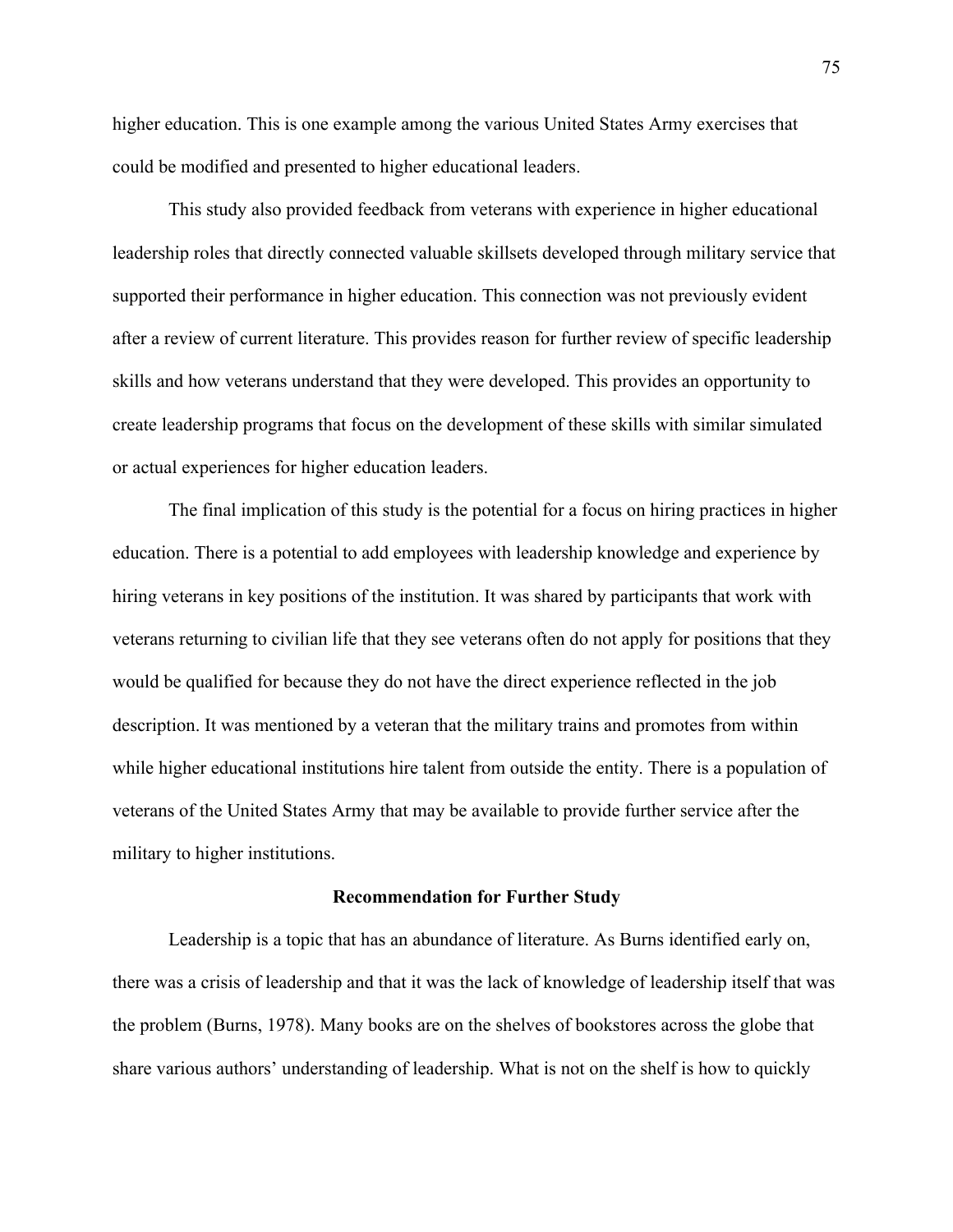higher education. This is one example among the various United States Army exercises that could be modified and presented to higher educational leaders.

This study also provided feedback from veterans with experience in higher educational leadership roles that directly connected valuable skillsets developed through military service that supported their performance in higher education. This connection was not previously evident after a review of current literature. This provides reason for further review of specific leadership skills and how veterans understand that they were developed. This provides an opportunity to create leadership programs that focus on the development of these skills with similar simulated or actual experiences for higher education leaders.

The final implication of this study is the potential for a focus on hiring practices in higher education. There is a potential to add employees with leadership knowledge and experience by hiring veterans in key positions of the institution. It was shared by participants that work with veterans returning to civilian life that they see veterans often do not apply for positions that they would be qualified for because they do not have the direct experience reflected in the job description. It was mentioned by a veteran that the military trains and promotes from within while higher educational institutions hire talent from outside the entity. There is a population of veterans of the United States Army that may be available to provide further service after the military to higher institutions.

## Recommendation for Further Study

Leadership is a topic that has an abundance of literature. As Burns identified early on, there was a crisis of leadership and that it was the lack of knowledge of leadership itself that was the problem (Burns, 1978). Many books are on the shelves of bookstores across the globe that share various authors' understanding of leadership. What is not on the shelf is how to quickly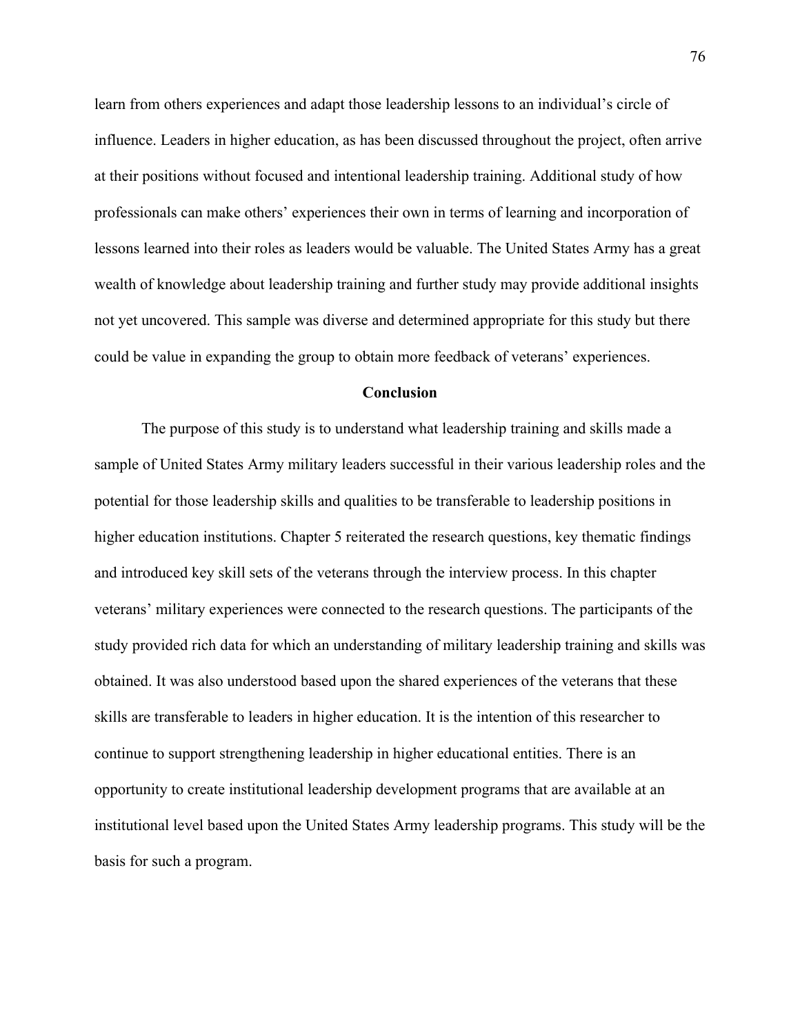learn from others experiences and adapt those leadership lessons to an individual's circle of influence. Leaders in higher education, as has been discussed throughout the project, often arrive at their positions without focused and intentional leadership training. Additional study of how professionals can make others' experiences their own in terms of learning and incorporation of lessons learned into their roles as leaders would be valuable. The United States Army has a great wealth of knowledge about leadership training and further study may provide additional insights not yet uncovered. This sample was diverse and determined appropriate for this study but there could be value in expanding the group to obtain more feedback of veterans' experiences.

## Conclusion

The purpose of this study is to understand what leadership training and skills made a sample of United States Army military leaders successful in their various leadership roles and the potential for those leadership skills and qualities to be transferable to leadership positions in higher education institutions. Chapter 5 reiterated the research questions, key thematic findings and introduced key skill sets of the veterans through the interview process. In this chapter veterans' military experiences were connected to the research questions. The participants of the study provided rich data for which an understanding of military leadership training and skills was obtained. It was also understood based upon the shared experiences of the veterans that these skills are transferable to leaders in higher education. It is the intention of this researcher to continue to support strengthening leadership in higher educational entities. There is an opportunity to create institutional leadership development programs that are available at an institutional level based upon the United States Army leadership programs. This study will be the basis for such a program.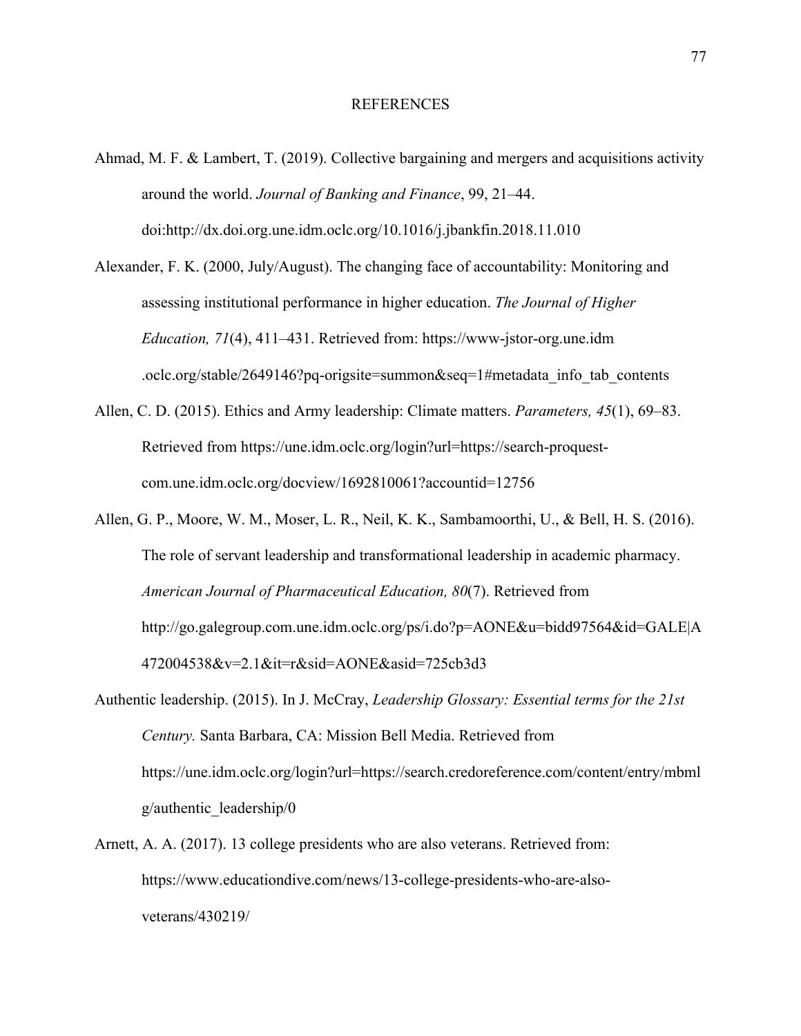# REFERENCES

Ahmad, M. F. & Lambert, T. (2019). Collective bargaining and mergers and acquisitions activity around the world. *Journal of Banking and Finance*, 99, 21–44. doi:http://dx.doi.org.une.idm.oclc.org/10.1016/j.jbankfin.2018.11.010

Alexander, F. K. (2000, July/August). The changing face of accountability: Monitoring and assessing institutional performance in higher education. *The Journal of Higher Education, 71*(4), 411–431. Retrieved from: https://www-jstor-org.une.idm .oclc.org/stable/2649146?pq-origsite=summon&seq=1#metadata_info_tab_contents

Allen, C. D. (2015). Ethics and Army leadership: Climate matters. *Parameters, 45*(1), 69–83. Retrieved from https://une.idm.oclc.org/login?url=https://search-proquest-com.une.idm.oclc.org/docview/1692810061?accountid=12756

Allen, G. P., Moore, W. M., Moser, L. R., Neil, K. K., Sambamoorthi, U., & Bell, H. S. (2016). The role of servant leadership and transformational leadership in academic pharmacy. *American Journal of Pharmaceutical Education, 80*(7). Retrieved from http://go.galegroup.com.une.idm.oclc.org/ps/i.do?p=AONE&u=bidd97564&id=GALE|A472004538&v=2.1&it=r&sid=AONE&asid=725cb3d3

Authentic leadership. (2015). In J. McCray, *Leadership Glossary: Essential terms for the 21st Century.* Santa Barbara, CA: Mission Bell Media. Retrieved from https://une.idm.oclc.org/login?url=https://search.credoreference.com/content/entry/mbmlg/authentic_leadership/0

Arnett, A. A. (2017). 13 college presidents who are also veterans. Retrieved from: https://www.educationdive.com/news/13-college-presidents-who-are-also-veterans/430219/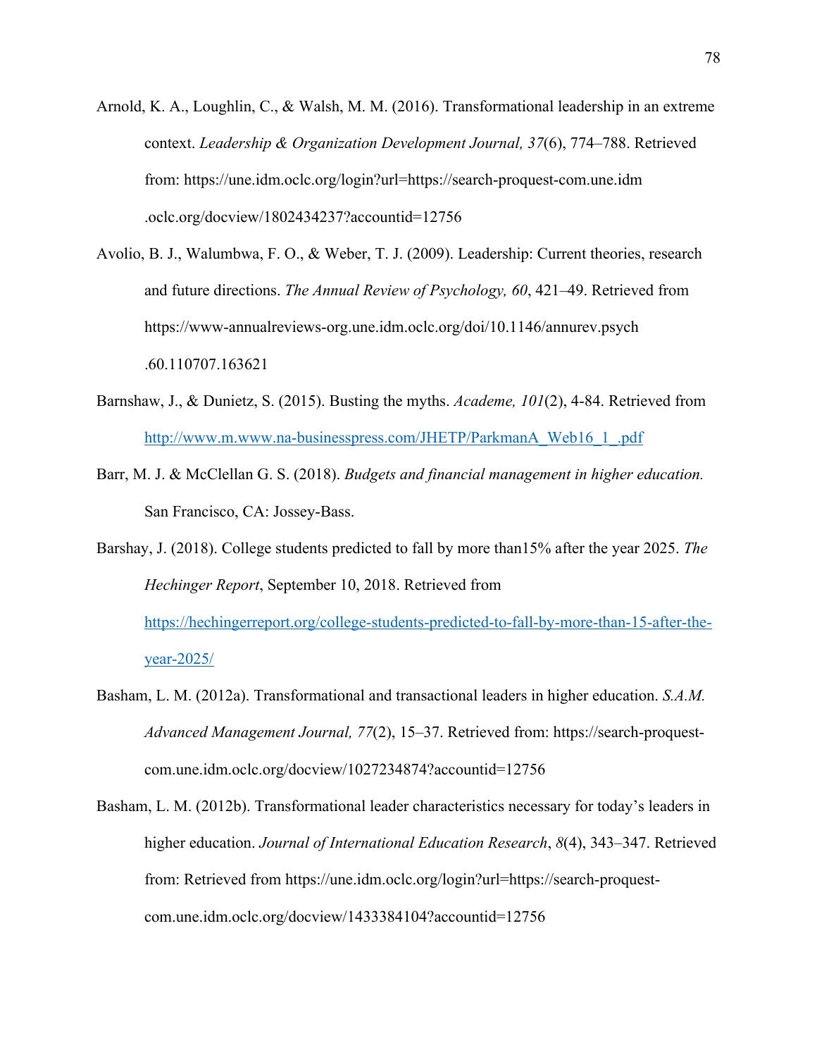Arnold, K. A., Loughlin, C., & Walsh, M. M. (2016). Transformational leadership in an extreme context. *Leadership & Organization Development Journal, 37*(6), 774–788. Retrieved from: https://une.idm.oclc.org/login?url=https://search-proquest-com.une.idm.oclc.org/docview/1802434237?accountid=12756

Avolio, B. J., Walumbwa, F. O., & Weber, T. J. (2009). Leadership: Current theories, research and future directions. *The Annual Review of Psychology, 60*, 421–49. Retrieved from https://www-annualreviews-org.une.idm.oclc.org/doi/10.1146/annurev.psych.60.110707.163621

Barnshaw, J., & Dunietz, S. (2015). Busting the myths. *Academe, 101*(2), 4-84. Retrieved from http://www.m.www.na-businesspress.com/JHETP/ParkmanA_Web16_1_.pdf

Barr, M. J. & McClellan G. S. (2018). *Budgets and financial management in higher education.* San Francisco, CA: Jossey-Bass.

Barshay, J. (2018). College students predicted to fall by more than15% after the year 2025. *The Hechinger Report*, September 10, 2018. Retrieved from https://hechingerreport.org/college-students-predicted-to-fall-by-more-than-15-after-the-year-2025/

Basham, L. M. (2012a). Transformational and transactional leaders in higher education. *S.A.M. Advanced Management Journal, 77*(2), 15–37. Retrieved from: https://search-proquest-com.une.idm.oclc.org/docview/1027234874?accountid=12756

Basham, L. M. (2012b). Transformational leader characteristics necessary for today's leaders in higher education. *Journal of International Education Research*, *8*(4), 343–347. Retrieved from: Retrieved from https://une.idm.oclc.org/login?url=https://search-proquest-com.une.idm.oclc.org/docview/1433384104?accountid=12756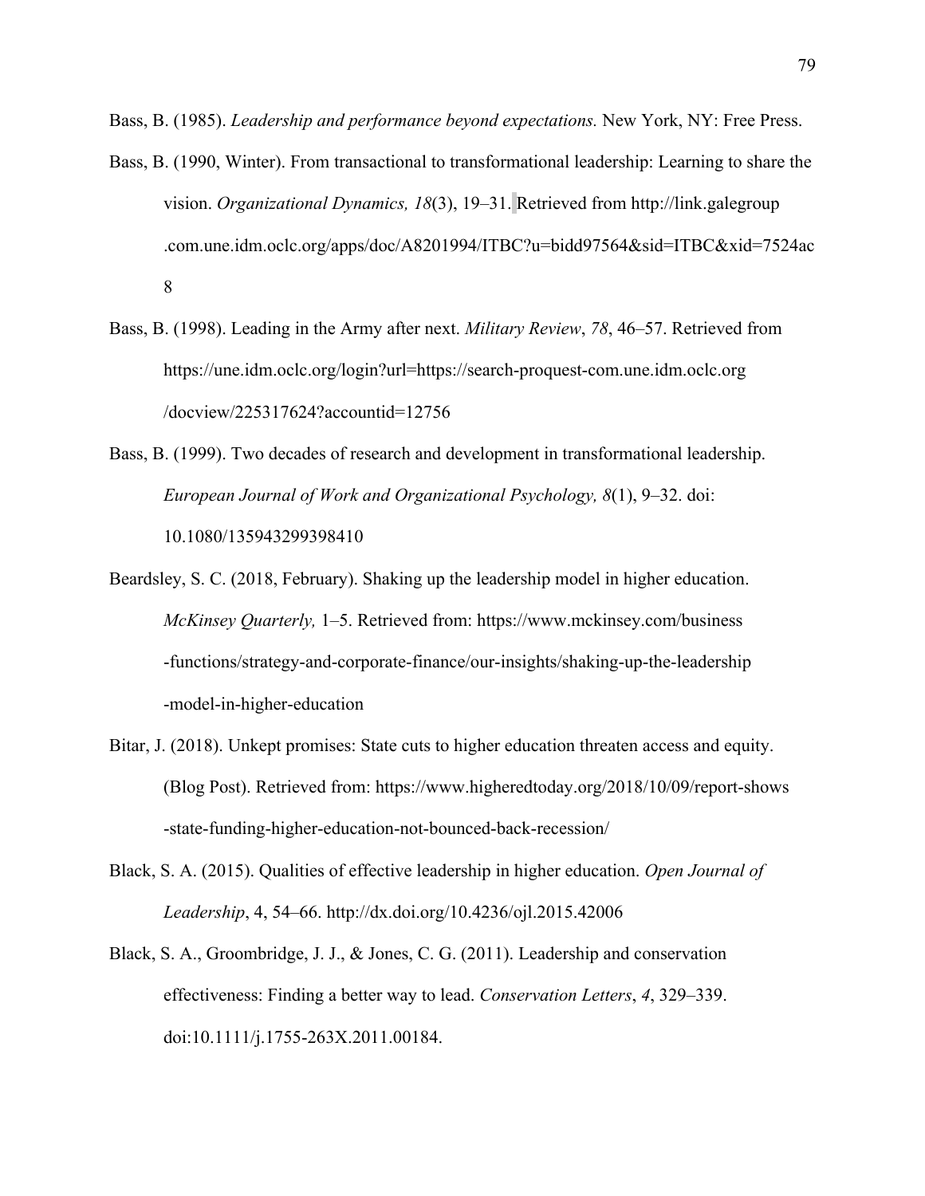Bass, B. (1985). *Leadership and performance beyond expectations.* New York, NY: Free Press.

Bass, B. (1990, Winter). From transactional to transformational leadership: Learning to share the vision. *Organizational Dynamics, 18*(3), 19–31. Retrieved from http://link.galegroup.com.une.idm.oclc.org/apps/doc/A8201994/ITBC?u=bidd97564&sid=ITBC&xid=7524ac8

Bass, B. (1998). Leading in the Army after next. *Military Review*, *78*, 46–57. Retrieved from https://une.idm.oclc.org/login?url=https://search-proquest-com.une.idm.oclc.org/docview/225317624?accountid=12756

Bass, B. (1999). Two decades of research and development in transformational leadership. *European Journal of Work and Organizational Psychology, 8*(1), 9–32. doi: 10.1080/135943299398410

Beardsley, S. C. (2018, February). Shaking up the leadership model in higher education. *McKinsey Quarterly,* 1–5. Retrieved from: https://www.mckinsey.com/business-functions/strategy-and-corporate-finance/our-insights/shaking-up-the-leadership-model-in-higher-education

Bitar, J. (2018). Unkept promises: State cuts to higher education threaten access and equity. (Blog Post). Retrieved from: https://www.higheredtoday.org/2018/10/09/report-shows-state-funding-higher-education-not-bounced-back-recession/

Black, S. A. (2015). Qualities of effective leadership in higher education. *Open Journal of Leadership*, 4, 54–66. http://dx.doi.org/10.4236/ojl.2015.42006

Black, S. A., Groombridge, J. J., & Jones, C. G. (2011). Leadership and conservation effectiveness: Finding a better way to lead. *Conservation Letters*, *4*, 329–339. doi:10.1111/j.1755-263X.2011.00184.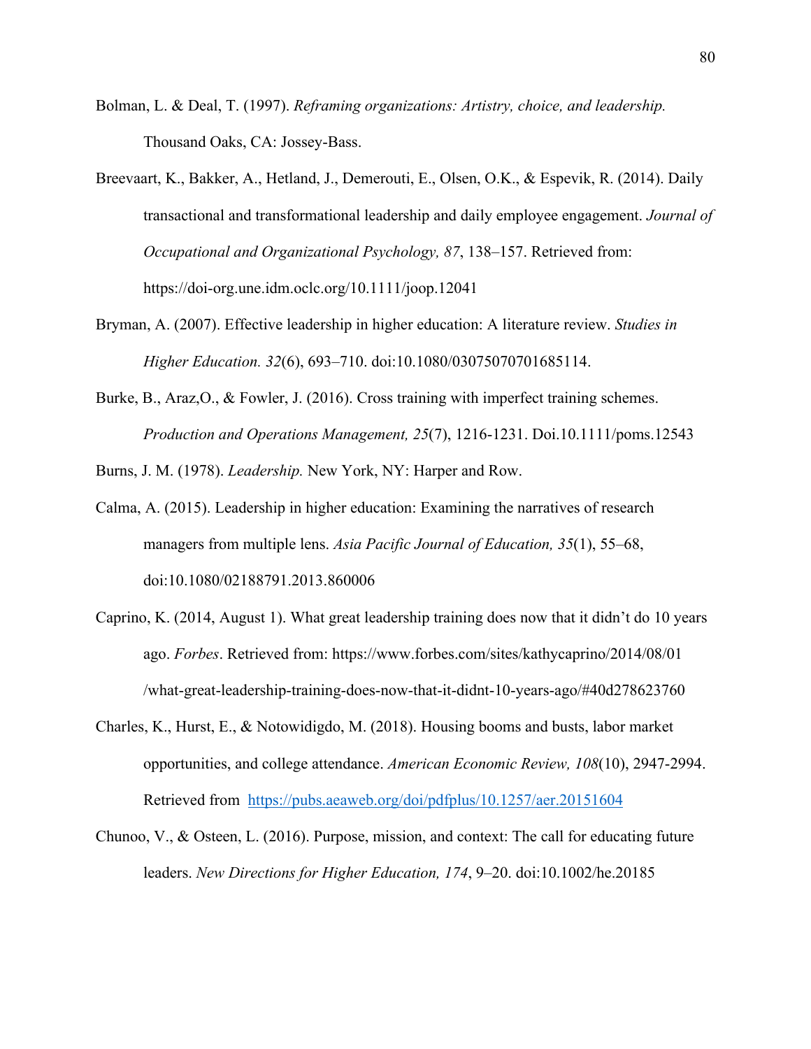Bolman, L. & Deal, T. (1997). *Reframing organizations: Artistry, choice, and leadership.* Thousand Oaks, CA: Jossey-Bass.

Breevaart, K., Bakker, A., Hetland, J., Demerouti, E., Olsen, O.K., & Espevik, R. (2014). Daily transactional and transformational leadership and daily employee engagement. *Journal of Occupational and Organizational Psychology, 87*, 138–157. Retrieved from: https://doi-org.une.idm.oclc.org/10.1111/joop.12041

Bryman, A. (2007). Effective leadership in higher education: A literature review. *Studies in Higher Education. 32*(6), 693–710. doi:10.1080/03075070701685114.

Burke, B., Araz,O., & Fowler, J. (2016). Cross training with imperfect training schemes. *Production and Operations Management, 25*(7), 1216-1231. Doi.10.1111/poms.12543

Burns, J. M. (1978). *Leadership.* New York, NY: Harper and Row.

Calma, A. (2015). Leadership in higher education: Examining the narratives of research managers from multiple lens. *Asia Pacific Journal of Education, 35*(1), 55–68, doi:10.1080/02188791.2013.860006

Caprino, K. (2014, August 1). What great leadership training does now that it didn't do 10 years ago. *Forbes*. Retrieved from: https://www.forbes.com/sites/kathycaprino/2014/08/01/what-great-leadership-training-does-now-that-it-didnt-10-years-ago/#40d278623760

Charles, K., Hurst, E., & Notowidigdo, M. (2018). Housing booms and busts, labor market opportunities, and college attendance. *American Economic Review, 108*(10), 2947-2994. Retrieved from https://pubs.aeaweb.org/doi/pdfplus/10.1257/aer.20151604

Chunoo, V., & Osteen, L. (2016). Purpose, mission, and context: The call for educating future leaders. *New Directions for Higher Education, 174*, 9–20. doi:10.1002/he.20185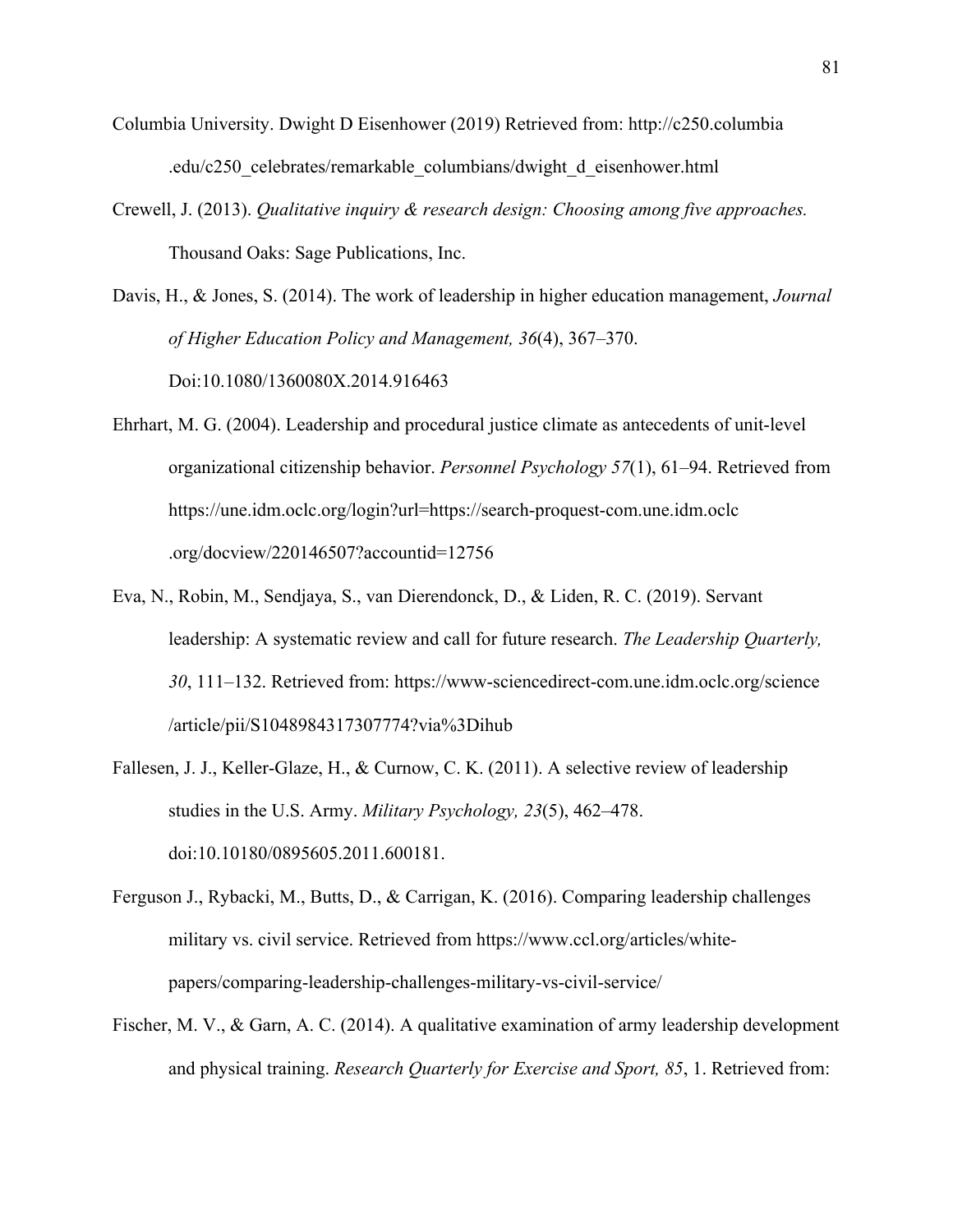Columbia University. Dwight D Eisenhower (2019) Retrieved from: http://c250.columbia.edu/c250_celebrates/remarkable_columbians/dwight_d_eisenhower.html

Crewell, J. (2013). *Qualitative inquiry & research design: Choosing among five approaches.* Thousand Oaks: Sage Publications, Inc.

Davis, H., & Jones, S. (2014). The work of leadership in higher education management, *Journal of Higher Education Policy and Management, 36*(4), 367–370. Doi:10.1080/1360080X.2014.916463

Ehrhart, M. G. (2004). Leadership and procedural justice climate as antecedents of unit-level organizational citizenship behavior. *Personnel Psychology 57*(1), 61–94. Retrieved from https://une.idm.oclc.org/login?url=https://search-proquest-com.une.idm.oclc.org/docview/220146507?accountid=12756

Eva, N., Robin, M., Sendjaya, S., van Dierendonck, D., & Liden, R. C. (2019). Servant leadership: A systematic review and call for future research. *The Leadership Quarterly, 30*, 111–132. Retrieved from: https://www-sciencedirect-com.une.idm.oclc.org/science/article/pii/S1048984317307774?via%3Dihub

Fallesen, J. J., Keller-Glaze, H., & Curnow, C. K. (2011). A selective review of leadership studies in the U.S. Army. *Military Psychology, 23*(5), 462–478. doi:10.10180/0895605.2011.600181.

Ferguson J., Rybacki, M., Butts, D., & Carrigan, K. (2016). Comparing leadership challenges military vs. civil service. Retrieved from https://www.ccl.org/articles/white-papers/comparing-leadership-challenges-military-vs-civil-service/

Fischer, M. V., & Garn, A. C. (2014). A qualitative examination of army leadership development and physical training. *Research Quarterly for Exercise and Sport, 85*, 1. Retrieved from: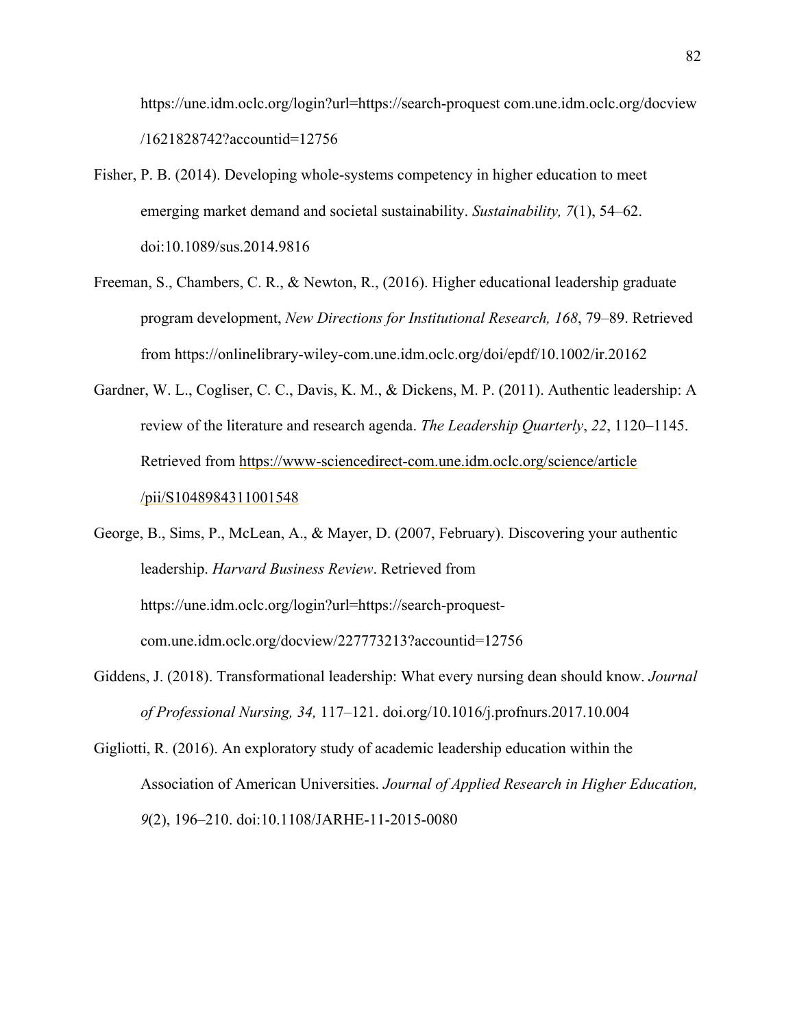https://une.idm.oclc.org/login?url=https://search-proquest com.une.idm.oclc.org/docview /1621828742?accountid=12756

Fisher, P. B. (2014). Developing whole-systems competency in higher education to meet emerging market demand and societal sustainability. *Sustainability, 7*(1), 54–62. doi:10.1089/sus.2014.9816

Freeman, S., Chambers, C. R., & Newton, R., (2016). Higher educational leadership graduate program development, *New Directions for Institutional Research, 168*, 79–89. Retrieved from https://onlinelibrary-wiley-com.une.idm.oclc.org/doi/epdf/10.1002/ir.20162

Gardner, W. L., Cogliser, C. C., Davis, K. M., & Dickens, M. P. (2011). Authentic leadership: A review of the literature and research agenda. *The Leadership Quarterly*, *22*, 1120–1145. Retrieved from https://www-sciencedirect-com.une.idm.oclc.org/science/article /pii/S1048984311001548

George, B., Sims, P., McLean, A., & Mayer, D. (2007, February). Discovering your authentic leadership. *Harvard Business Review*. Retrieved from https://une.idm.oclc.org/login?url=https://search-proquest-com.une.idm.oclc.org/docview/227773213?accountid=12756

Giddens, J. (2018). Transformational leadership: What every nursing dean should know. *Journal of Professional Nursing, 34,* 117–121. doi.org/10.1016/j.profnurs.2017.10.004

Gigliotti, R. (2016). An exploratory study of academic leadership education within the Association of American Universities. *Journal of Applied Research in Higher Education, 9*(2), 196–210. doi:10.1108/JARHE-11-2015-0080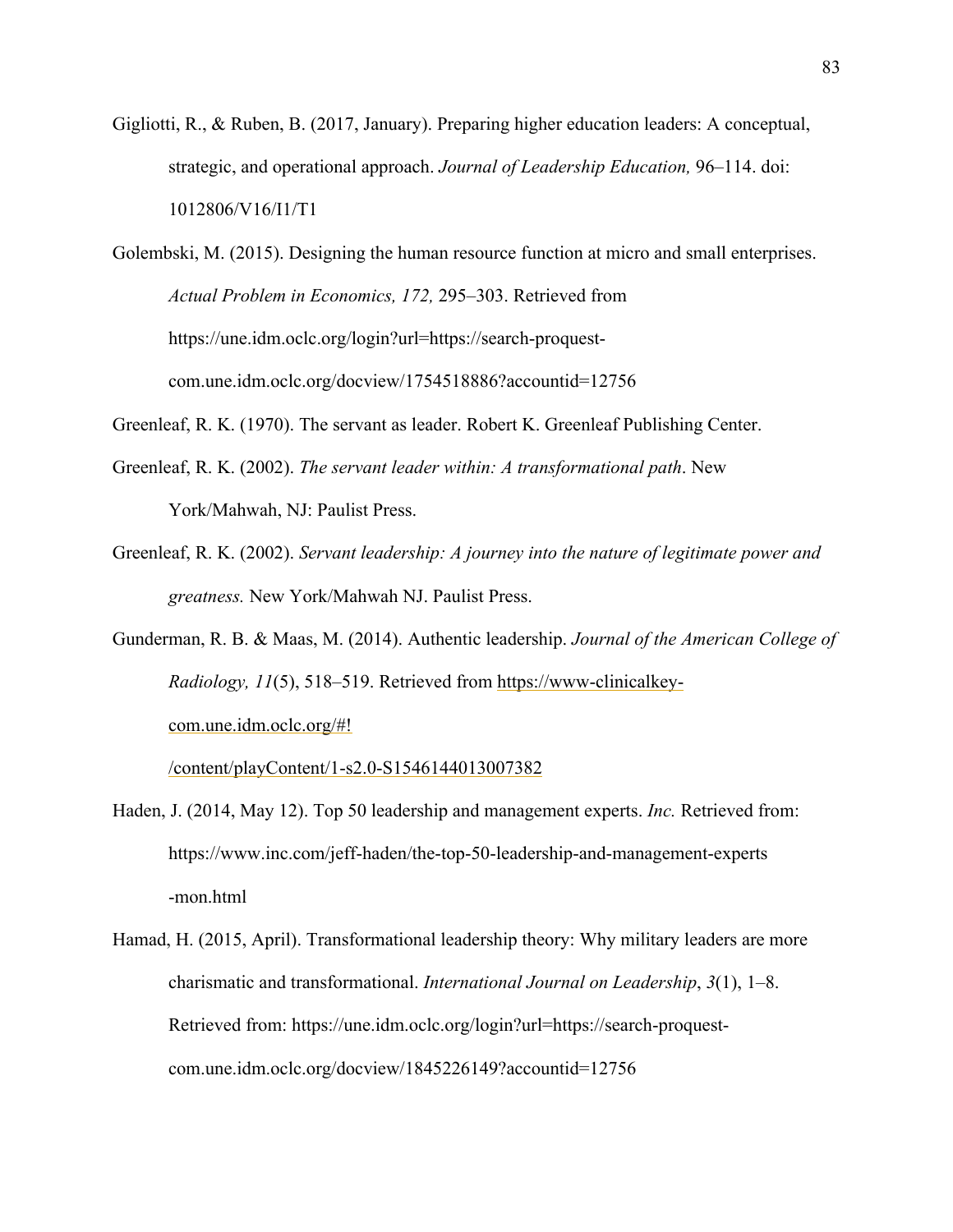Gigliotti, R., & Ruben, B. (2017, January). Preparing higher education leaders: A conceptual, strategic, and operational approach. *Journal of Leadership Education,* 96–114. doi: 1012806/V16/I1/T1

Golembski, M. (2015). Designing the human resource function at micro and small enterprises. *Actual Problem in Economics, 172,* 295–303. Retrieved from https://une.idm.oclc.org/login?url=https://search-proquest-com.une.idm.oclc.org/docview/1754518886?accountid=12756

Greenleaf, R. K. (1970). The servant as leader. Robert K. Greenleaf Publishing Center.

Greenleaf, R. K. (2002). *The servant leader within: A transformational path*. New York/Mahwah, NJ: Paulist Press.

Greenleaf, R. K. (2002). *Servant leadership: A journey into the nature of legitimate power and greatness.* New York/Mahwah NJ. Paulist Press.

Gunderman, R. B. & Maas, M. (2014). Authentic leadership. *Journal of the American College of Radiology, 11*(5), 518–519. Retrieved from https://www-clinicalkey-com.une.idm.oclc.org/#!/content/playContent/1-s2.0-S1546144013007382

Haden, J. (2014, May 12). Top 50 leadership and management experts. *Inc.* Retrieved from: https://www.inc.com/jeff-haden/the-top-50-leadership-and-management-experts-mon.html

Hamad, H. (2015, April). Transformational leadership theory: Why military leaders are more charismatic and transformational. *International Journal on Leadership*, *3*(1), 1–8. Retrieved from: https://une.idm.oclc.org/login?url=https://search-proquest-com.une.idm.oclc.org/docview/1845226149?accountid=12756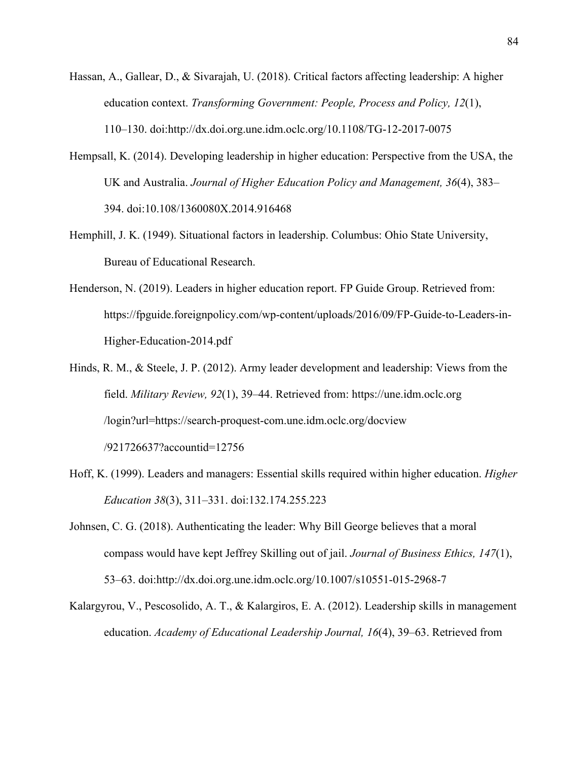Hassan, A., Gallear, D., & Sivarajah, U. (2018). Critical factors affecting leadership: A higher education context. *Transforming Government: People, Process and Policy, 12*(1), 110–130. doi:http://dx.doi.org.une.idm.oclc.org/10.1108/TG-12-2017-0075

Hempsall, K. (2014). Developing leadership in higher education: Perspective from the USA, the UK and Australia. *Journal of Higher Education Policy and Management, 36*(4), 383–394. doi:10.108/1360080X.2014.916468

Hemphill, J. K. (1949). Situational factors in leadership. Columbus: Ohio State University, Bureau of Educational Research.

Henderson, N. (2019). Leaders in higher education report. FP Guide Group. Retrieved from: https://fpguide.foreignpolicy.com/wp-content/uploads/2016/09/FP-Guide-to-Leaders-in-Higher-Education-2014.pdf

Hinds, R. M., & Steele, J. P. (2012). Army leader development and leadership: Views from the field. *Military Review, 92*(1), 39–44. Retrieved from: https://une.idm.oclc.org /login?url=https://search-proquest-com.une.idm.oclc.org/docview /921726637?accountid=12756

Hoff, K. (1999). Leaders and managers: Essential skills required within higher education. *Higher Education 38*(3), 311–331. doi:132.174.255.223

Johnsen, C. G. (2018). Authenticating the leader: Why Bill George believes that a moral compass would have kept Jeffrey Skilling out of jail. *Journal of Business Ethics, 147*(1), 53–63. doi:http://dx.doi.org.une.idm.oclc.org/10.1007/s10551-015-2968-7

Kalargyrou, V., Pescosolido, A. T., & Kalargiros, E. A. (2012). Leadership skills in management education. *Academy of Educational Leadership Journal, 16*(4), 39–63. Retrieved from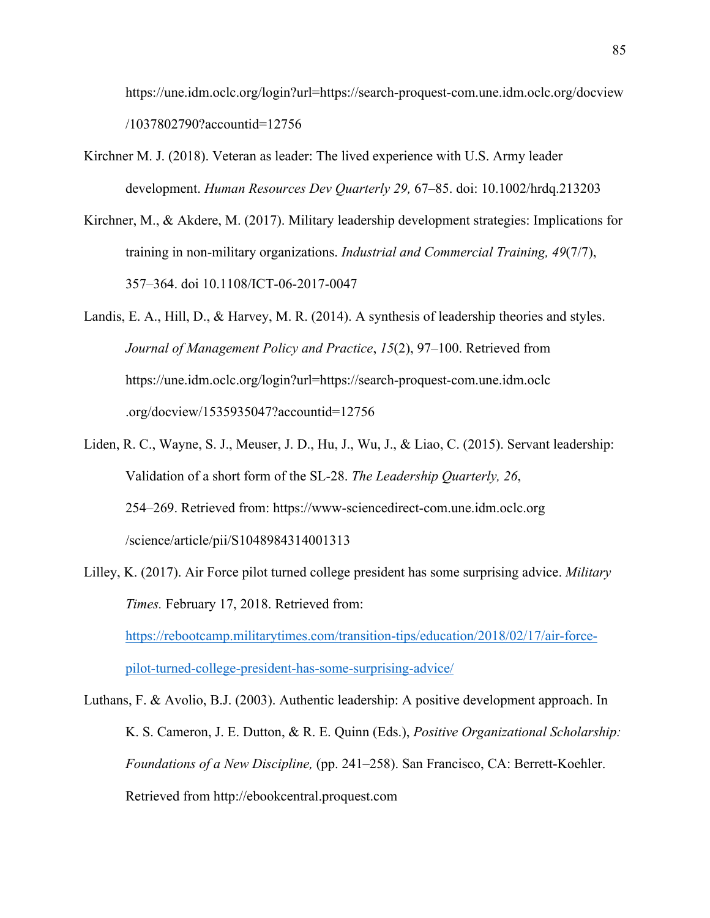https://une.idm.oclc.org/login?url=https://search-proquest-com.une.idm.oclc.org/docview/1037802790?accountid=12756

Kirchner M. J. (2018). Veteran as leader: The lived experience with U.S. Army leader development. *Human Resources Dev Quarterly 29,* 67–85. doi: 10.1002/hrdq.213203

Kirchner, M., & Akdere, M. (2017). Military leadership development strategies: Implications for training in non-military organizations. *Industrial and Commercial Training, 49*(7/7), 357–364. doi 10.1108/ICT-06-2017-0047

Landis, E. A., Hill, D., & Harvey, M. R. (2014). A synthesis of leadership theories and styles. *Journal of Management Policy and Practice*, *15*(2), 97–100. Retrieved from https://une.idm.oclc.org/login?url=https://search-proquest-com.une.idm.oclc.org/docview/1535935047?accountid=12756

Liden, R. C., Wayne, S. J., Meuser, J. D., Hu, J., Wu, J., & Liao, C. (2015). Servant leadership: Validation of a short form of the SL-28. *The Leadership Quarterly, 26*, 254–269. Retrieved from: https://www-sciencedirect-com.une.idm.oclc.org/science/article/pii/S1048984314001313

Lilley, K. (2017). Air Force pilot turned college president has some surprising advice. *Military Times.* February 17, 2018. Retrieved from: https://rebootcamp.militarytimes.com/transition-tips/education/2018/02/17/air-force-pilot-turned-college-president-has-some-surprising-advice/

Luthans, F. & Avolio, B.J. (2003). Authentic leadership: A positive development approach. In K. S. Cameron, J. E. Dutton, & R. E. Quinn (Eds.), *Positive Organizational Scholarship: Foundations of a New Discipline,* (pp. 241–258). San Francisco, CA: Berrett-Koehler. Retrieved from http://ebookcentral.proquest.com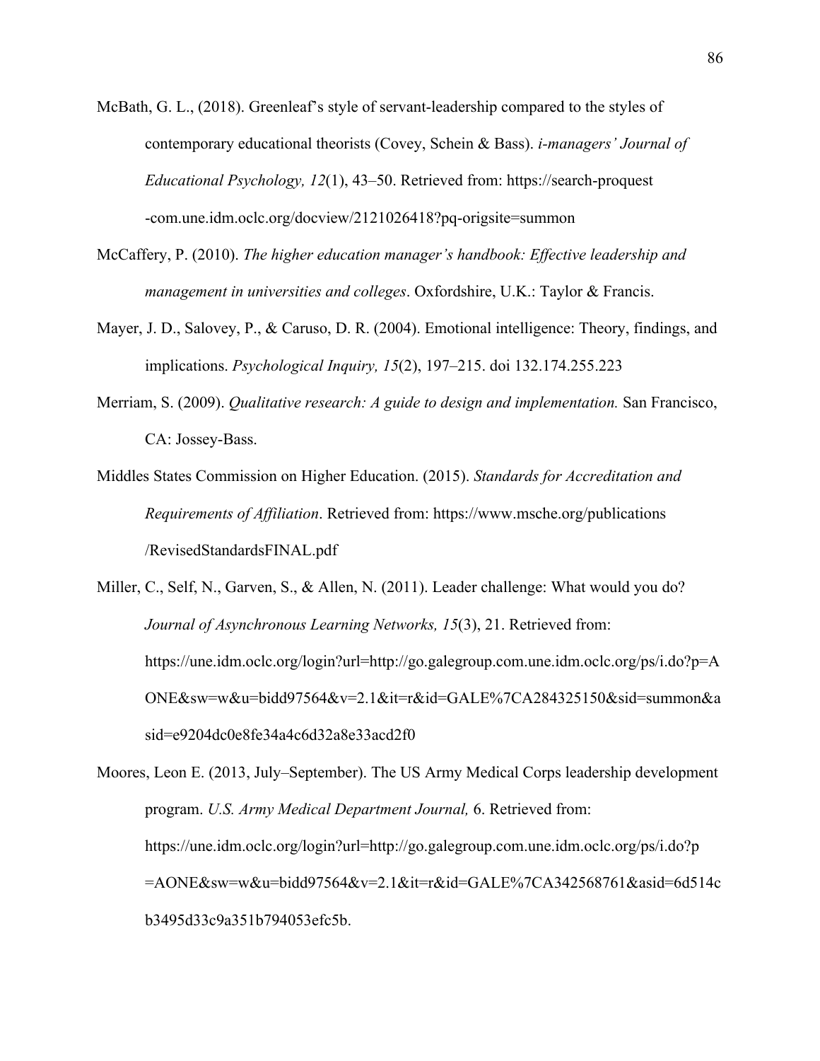McBath, G. L., (2018). Greenleaf's style of servant-leadership compared to the styles of contemporary educational theorists (Covey, Schein & Bass). *i-managers' Journal of Educational Psychology, 12*(1), 43–50. Retrieved from: https://search-proquest -com.une.idm.oclc.org/docview/2121026418?pq-origsite=summon

McCaffery, P. (2010). *The higher education manager's handbook: Effective leadership and management in universities and colleges*. Oxfordshire, U.K.: Taylor & Francis.

Mayer, J. D., Salovey, P., & Caruso, D. R. (2004). Emotional intelligence: Theory, findings, and implications. *Psychological Inquiry, 15*(2), 197–215. doi 132.174.255.223

Merriam, S. (2009). *Qualitative research: A guide to design and implementation.* San Francisco, CA: Jossey-Bass.

Middles States Commission on Higher Education. (2015). *Standards for Accreditation and Requirements of Affiliation*. Retrieved from: https://www.msche.org/publications /RevisedStandardsFINAL.pdf

Miller, C., Self, N., Garven, S., & Allen, N. (2011). Leader challenge: What would you do? *Journal of Asynchronous Learning Networks, 15*(3), 21. Retrieved from: https://une.idm.oclc.org/login?url=http://go.galegroup.com.une.idm.oclc.org/ps/i.do?p=AONE&sw=w&u=bidd97564&v=2.1&it=r&id=GALE%7CA284325150&sid=summon&asid=e9204dc0e8fe34a4c6d32a8e33acd2f0

Moores, Leon E. (2013, July–September). The US Army Medical Corps leadership development program. *U.S. Army Medical Department Journal,* 6. Retrieved from: https://une.idm.oclc.org/login?url=http://go.galegroup.com.une.idm.oclc.org/ps/i.do?p=AONE&sw=w&u=bidd97564&v=2.1&it=r&id=GALE%7CA342568761&asid=6d514cb3495d33c9a351b794053efc5b.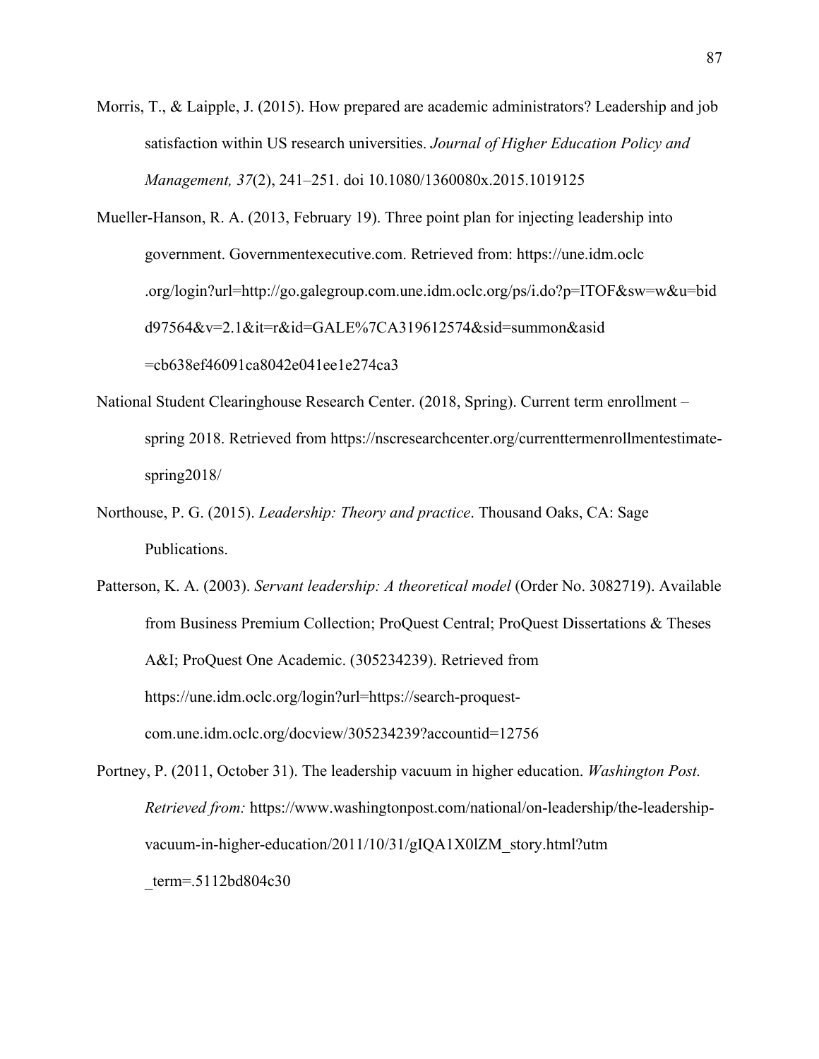Morris, T., & Laipple, J. (2015). How prepared are academic administrators? Leadership and job satisfaction within US research universities. *Journal of Higher Education Policy and Management, 37*(2), 241–251. doi 10.1080/1360080x.2015.1019125

Mueller-Hanson, R. A. (2013, February 19). Three point plan for injecting leadership into government. Governmentexecutive.com. Retrieved from: https://une.idm.oclc.org/login?url=http://go.galegroup.com.une.idm.oclc.org/ps/i.do?p=ITOF&sw=w&u=bidd97564&v=2.1&it=r&id=GALE%7CA319612574&sid=summon&asid=cb638ef46091ca8042e041ee1e274ca3

National Student Clearinghouse Research Center. (2018, Spring). Current term enrollment – spring 2018. Retrieved from https://nscresearchcenter.org/currenttermenrollmentestimate-spring2018/

Northouse, P. G. (2015). *Leadership: Theory and practice*. Thousand Oaks, CA: Sage Publications.

Patterson, K. A. (2003). *Servant leadership: A theoretical model* (Order No. 3082719). Available from Business Premium Collection; ProQuest Central; ProQuest Dissertations & Theses A&I; ProQuest One Academic. (305234239). Retrieved from https://une.idm.oclc.org/login?url=https://search-proquest-com.une.idm.oclc.org/docview/305234239?accountid=12756

Portney, P. (2011, October 31). The leadership vacuum in higher education. *Washington Post. Retrieved from:* https://www.washingtonpost.com/national/on-leadership/the-leadership-vacuum-in-higher-education/2011/10/31/gIQA1X0lZM_story.html?utm_term=.5112bd804c30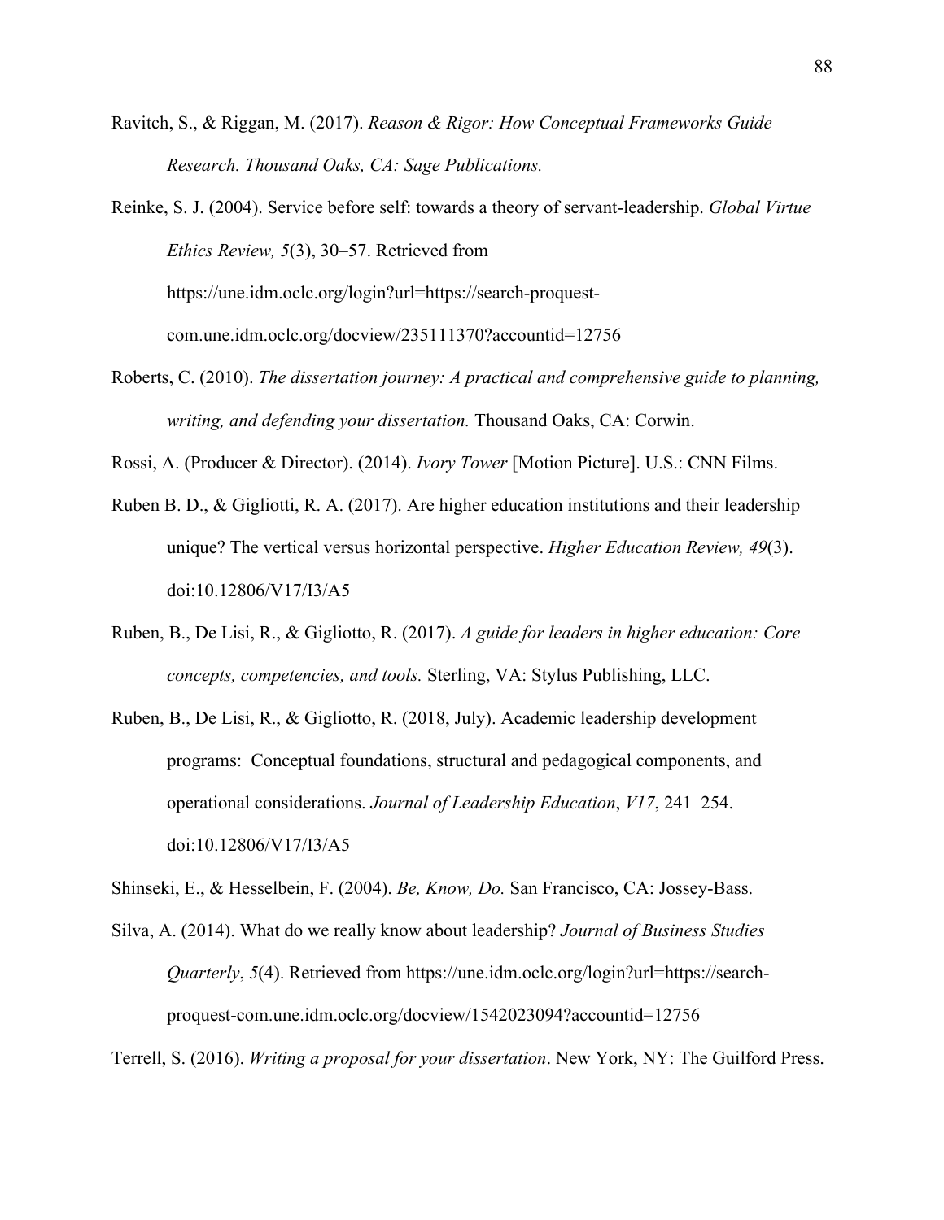Ravitch, S., & Riggan, M. (2017). *Reason & Rigor: How Conceptual Frameworks Guide Research. Thousand Oaks, CA: Sage Publications.*

Reinke, S. J. (2004). Service before self: towards a theory of servant-leadership. *Global Virtue Ethics Review, 5*(3), 30–57. Retrieved from https://une.idm.oclc.org/login?url=https://search-proquest-com.une.idm.oclc.org/docview/235111370?accountid=12756

Roberts, C. (2010). *The dissertation journey: A practical and comprehensive guide to planning, writing, and defending your dissertation.* Thousand Oaks, CA: Corwin.

Rossi, A. (Producer & Director). (2014). *Ivory Tower* [Motion Picture]. U.S.: CNN Films.

Ruben B. D., & Gigliotti, R. A. (2017). Are higher education institutions and their leadership unique? The vertical versus horizontal perspective. *Higher Education Review, 49*(3). doi:10.12806/V17/I3/A5

Ruben, B., De Lisi, R., & Gigliotto, R. (2017). *A guide for leaders in higher education: Core concepts, competencies, and tools.* Sterling, VA: Stylus Publishing, LLC.

Ruben, B., De Lisi, R., & Gigliotto, R. (2018, July). Academic leadership development programs: Conceptual foundations, structural and pedagogical components, and operational considerations. *Journal of Leadership Education*, *V17*, 241–254. doi:10.12806/V17/I3/A5

Shinseki, E., & Hesselbein, F. (2004). *Be, Know, Do.* San Francisco, CA: Jossey-Bass.

Silva, A. (2014). What do we really know about leadership? *Journal of Business Studies Quarterly*, *5*(4). Retrieved from https://une.idm.oclc.org/login?url=https://search-proquest-com.une.idm.oclc.org/docview/1542023094?accountid=12756

Terrell, S. (2016). *Writing a proposal for your dissertation*. New York, NY: The Guilford Press.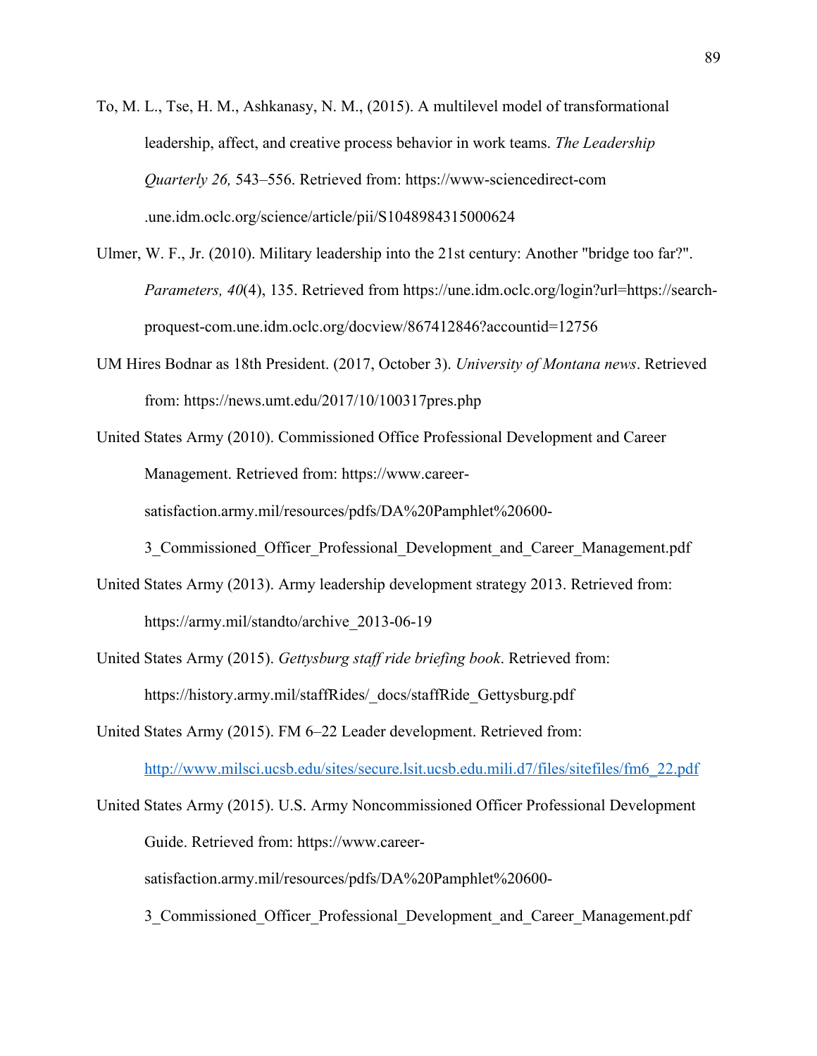To, M. L., Tse, H. M., Ashkanasy, N. M., (2015). A multilevel model of transformational leadership, affect, and creative process behavior in work teams. *The Leadership Quarterly 26,* 543–556. Retrieved from: https://www-sciencedirect-com .une.idm.oclc.org/science/article/pii/S1048984315000624

Ulmer, W. F., Jr. (2010). Military leadership into the 21st century: Another "bridge too far?". *Parameters, 40*(4), 135. Retrieved from https://une.idm.oclc.org/login?url=https://search-proquest-com.une.idm.oclc.org/docview/867412846?accountid=12756

UM Hires Bodnar as 18th President. (2017, October 3). *University of Montana news*. Retrieved from: https://news.umt.edu/2017/10/100317pres.php

United States Army (2010). Commissioned Office Professional Development and Career Management. Retrieved from: https://www.career-satisfaction.army.mil/resources/pdfs/DA%20Pamphlet%20600-3_Commissioned_Officer_Professional_Development_and_Career_Management.pdf

United States Army (2013). Army leadership development strategy 2013. Retrieved from: https://army.mil/standto/archive_2013-06-19

United States Army (2015). *Gettysburg staff ride briefing book*. Retrieved from: https://history.army.mil/staffRides/_docs/staffRide_Gettysburg.pdf

United States Army (2015). FM 6–22 Leader development. Retrieved from: http://www.milsci.ucsb.edu/sites/secure.lsit.ucsb.edu.mili.d7/files/sitefiles/fm6_22.pdf

United States Army (2015). U.S. Army Noncommissioned Officer Professional Development Guide. Retrieved from: https://www.career-satisfaction.army.mil/resources/pdfs/DA%20Pamphlet%20600-3_Commissioned_Officer_Professional_Development_and_Career_Management.pdf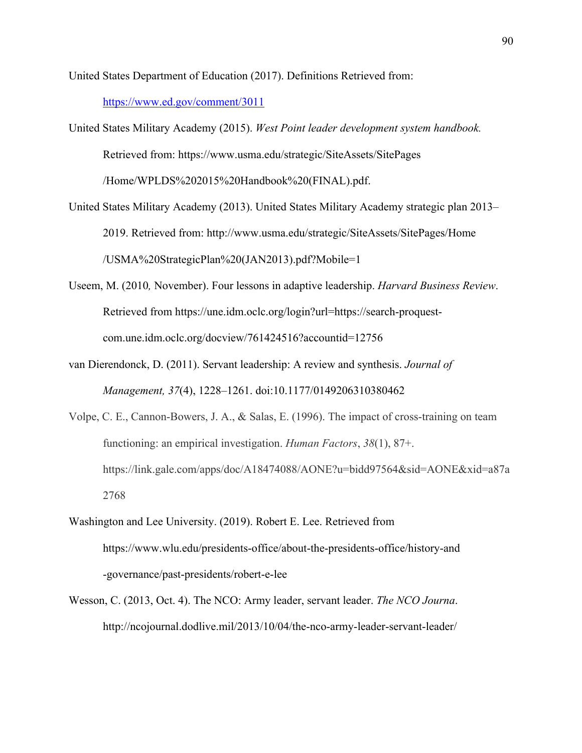United States Department of Education (2017). Definitions Retrieved from: https://www.ed.gov/comment/3011

United States Military Academy (2015). *West Point leader development system handbook.* Retrieved from: https://www.usma.edu/strategic/SiteAssets/SitePages /Home/WPLDS%202015%20Handbook%20(FINAL).pdf.

United States Military Academy (2013). United States Military Academy strategic plan 2013–2019. Retrieved from: http://www.usma.edu/strategic/SiteAssets/SitePages/Home /USMA%20StrategicPlan%20(JAN2013).pdf?Mobile=1

Useem, M. (2010*,* November). Four lessons in adaptive leadership. *Harvard Business Review*. Retrieved from https://une.idm.oclc.org/login?url=https://search-proquest-com.une.idm.oclc.org/docview/761424516?accountid=12756

van Dierendonck, D. (2011). Servant leadership: A review and synthesis. *Journal of Management, 37*(4), 1228–1261. doi:10.1177/0149206310380462

Volpe, C. E., Cannon-Bowers, J. A., & Salas, E. (1996). The impact of cross-training on team functioning: an empirical investigation. *Human Factors*, *38*(1), 87+. https://link.gale.com/apps/doc/A18474088/AONE?u=bidd97564&sid=AONE&xid=a87a2768

Washington and Lee University. (2019). Robert E. Lee. Retrieved from https://www.wlu.edu/presidents-office/about-the-presidents-office/history-and -governance/past-presidents/robert-e-lee

Wesson, C. (2013, Oct. 4). The NCO: Army leader, servant leader. *The NCO Journa*. http://ncojournal.dodlive.mil/2013/10/04/the-nco-army-leader-servant-leader/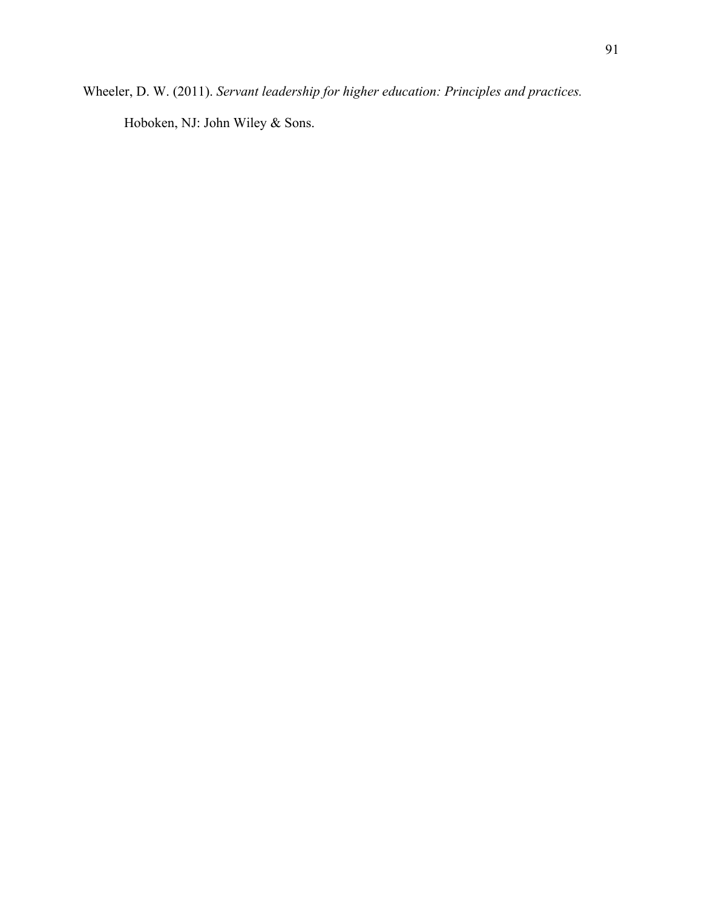Wheeler, D. W. (2011). *Servant leadership for higher education: Principles and practices.* Hoboken, NJ: John Wiley & Sons.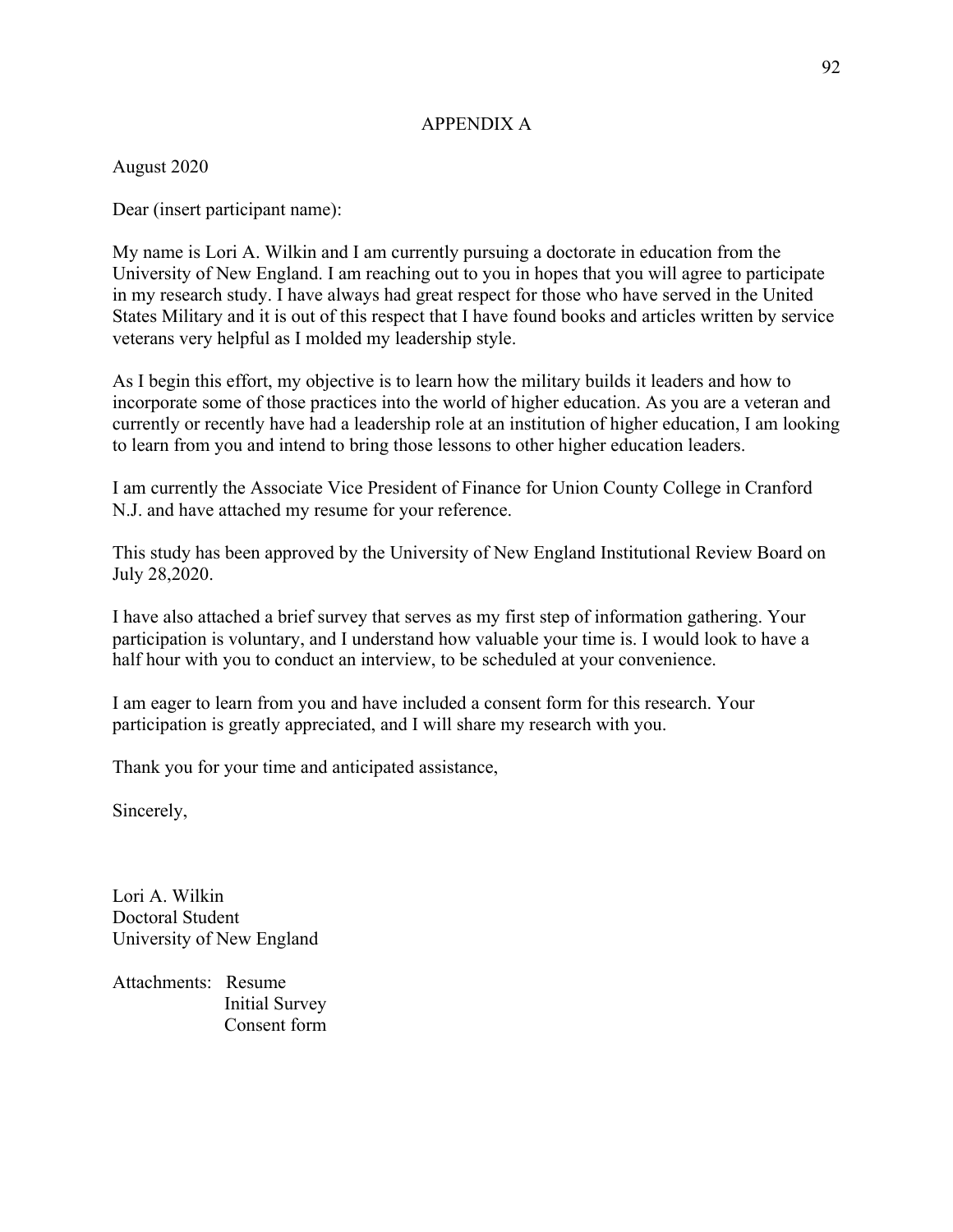# APPENDIX A

August 2020

Dear (insert participant name):

My name is Lori A. Wilkin and I am currently pursuing a doctorate in education from the University of New England. I am reaching out to you in hopes that you will agree to participate in my research study. I have always had great respect for those who have served in the United States Military and it is out of this respect that I have found books and articles written by service veterans very helpful as I molded my leadership style.

As I begin this effort, my objective is to learn how the military builds it leaders and how to incorporate some of those practices into the world of higher education. As you are a veteran and currently or recently have had a leadership role at an institution of higher education, I am looking to learn from you and intend to bring those lessons to other higher education leaders.

I am currently the Associate Vice President of Finance for Union County College in Cranford N.J. and have attached my resume for your reference.

This study has been approved by the University of New England Institutional Review Board on July 28,2020.

I have also attached a brief survey that serves as my first step of information gathering. Your participation is voluntary, and I understand how valuable your time is. I would look to have a half hour with you to conduct an interview, to be scheduled at your convenience.

I am eager to learn from you and have included a consent form for this research. Your participation is greatly appreciated, and I will share my research with you.

Thank you for your time and anticipated assistance,

Sincerely,

Lori A. Wilkin  
Doctoral Student  
University of New England

Attachments: Resume  
Initial Survey  
Consent form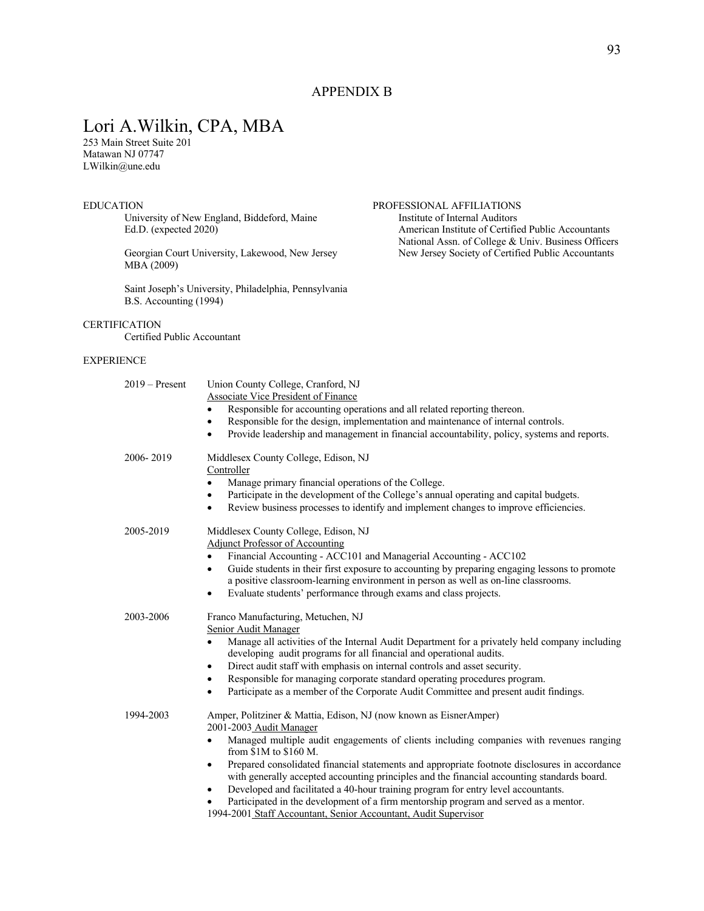## APPENDIX B

# Lori A.Wilkin, CPA, MBA

253 Main Street Suite 201
Matawan NJ 07747
LWilkin@une.edu

### EDUCATION

University of New England, Biddeford, Maine
Ed.D. (expected 2020)

Georgian Court University, Lakewood, New Jersey
MBA (2009)

Saint Joseph's University, Philadelphia, Pennsylvania
B.S. Accounting (1994)

### PROFESSIONAL AFFILIATIONS

Institute of Internal Auditors
American Institute of Certified Public Accountants
National Assn. of College & Univ. Business Officers
New Jersey Society of Certified Public Accountants

### CERTIFICATION

Certified Public Accountant

### EXPERIENCE

**2019 – Present**

Union County College, Cranford, NJ
Associate Vice President of Finance

- Responsible for accounting operations and all related reporting thereon.
- Responsible for the design, implementation and maintenance of internal controls.
- Provide leadership and management in financial accountability, policy, systems and reports.

**2006- 2019**

Middlesex County College, Edison, NJ
Controller

- Manage primary financial operations of the College.
- Participate in the development of the College's annual operating and capital budgets.
- Review business processes to identify and implement changes to improve efficiencies.

**2005-2019**

Middlesex County College, Edison, NJ
Adjunct Professor of Accounting

- Financial Accounting - ACC101 and Managerial Accounting - ACC102
- Guide students in their first exposure to accounting by preparing engaging lessons to promote a positive classroom-learning environment in person as well as on-line classrooms.
- Evaluate students' performance through exams and class projects.

**2003-2006**

Franco Manufacturing, Metuchen, NJ
Senior Audit Manager

- Manage all activities of the Internal Audit Department for a privately held company including developing audit programs for all financial and operational audits.
- Direct audit staff with emphasis on internal controls and asset security.
- Responsible for managing corporate standard operating procedures program.
- Participate as a member of the Corporate Audit Committee and present audit findings.

**1994-2003**

Amper, Politziner & Mattia, Edison, NJ (now known as EisnerAmper)
2001-2003 Audit Manager

- Managed multiple audit engagements of clients including companies with revenues ranging from $1M to $160 M.
- Prepared consolidated financial statements and appropriate footnote disclosures in accordance with generally accepted accounting principles and the financial accounting standards board.
- Developed and facilitated a 40-hour training program for entry level accountants.
- Participated in the development of a firm mentorship program and served as a mentor.

1994-2001 Staff Accountant, Senior Accountant, Audit Supervisor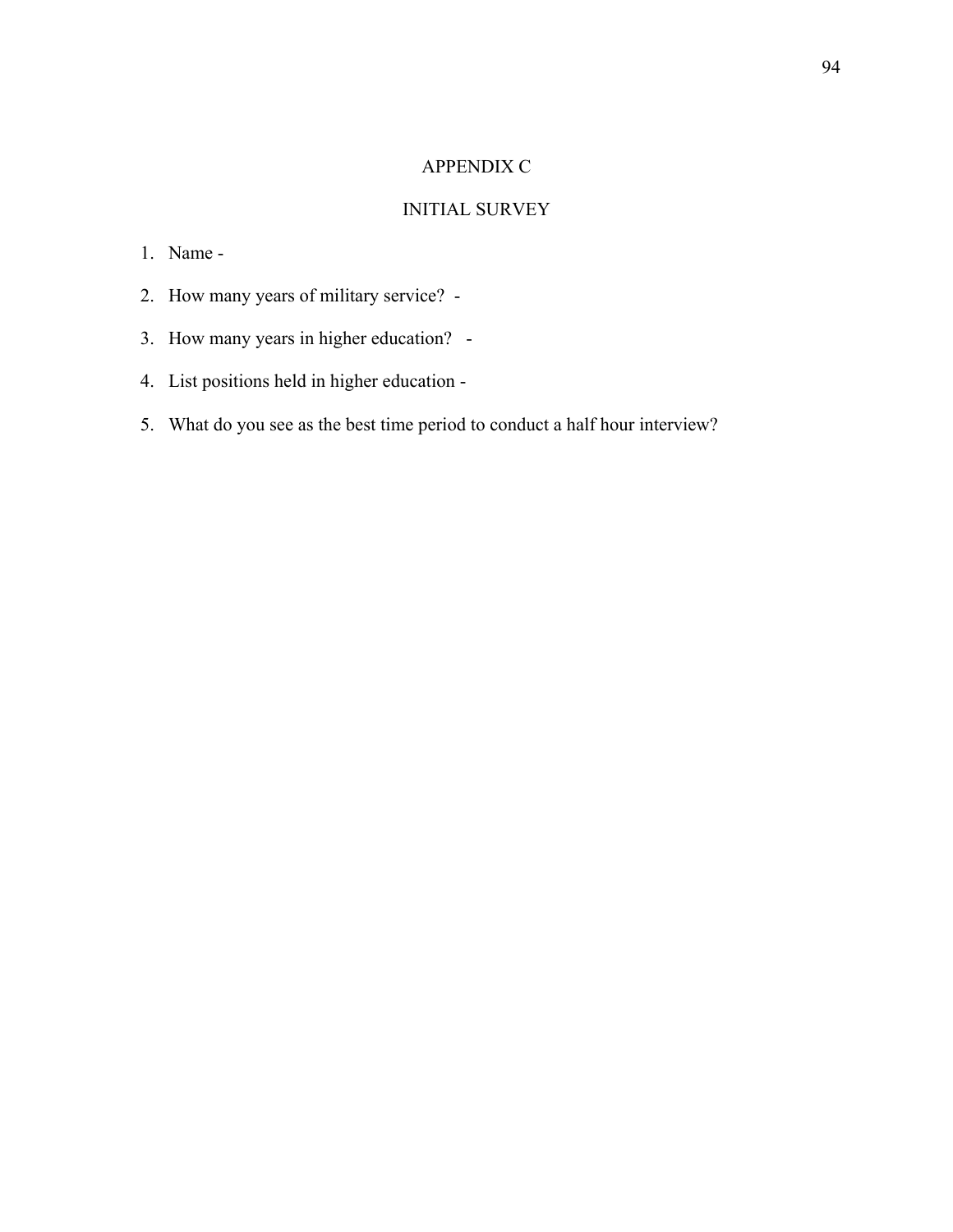# APPENDIX C

## INITIAL SURVEY

1. Name -
2. How many years of military service? -
3. How many years in higher education? -
4. List positions held in higher education -
5. What do you see as the best time period to conduct a half hour interview?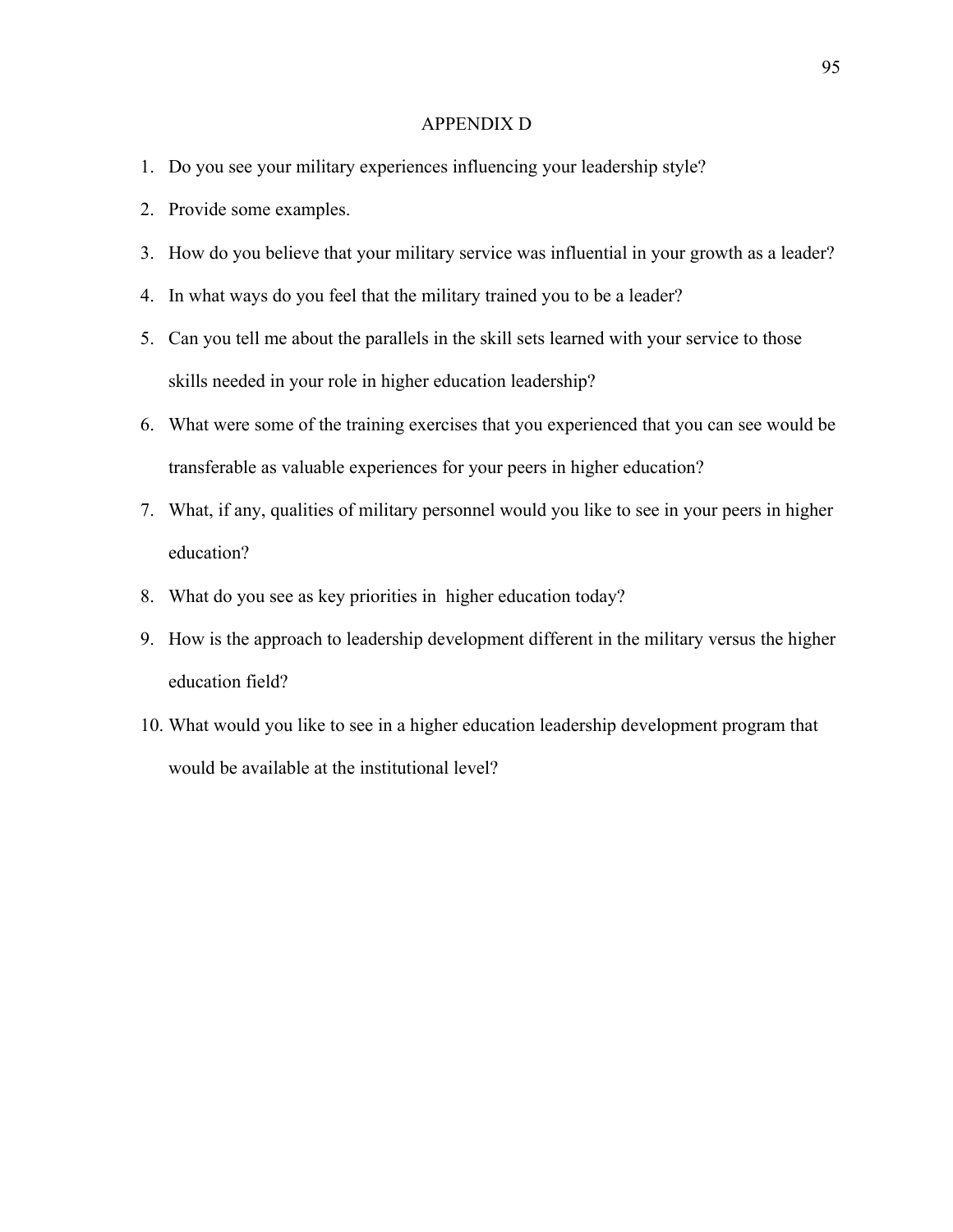# APPENDIX D

1. Do you see your military experiences influencing your leadership style?
2. Provide some examples.
3. How do you believe that your military service was influential in your growth as a leader?
4. In what ways do you feel that the military trained you to be a leader?
5. Can you tell me about the parallels in the skill sets learned with your service to those skills needed in your role in higher education leadership?
6. What were some of the training exercises that you experienced that you can see would be transferable as valuable experiences for your peers in higher education?
7. What, if any, qualities of military personnel would you like to see in your peers in higher education?
8. What do you see as key priorities in higher education today?
9. How is the approach to leadership development different in the military versus the higher education field?
10. What would you like to see in a higher education leadership development program that would be available at the institutional level?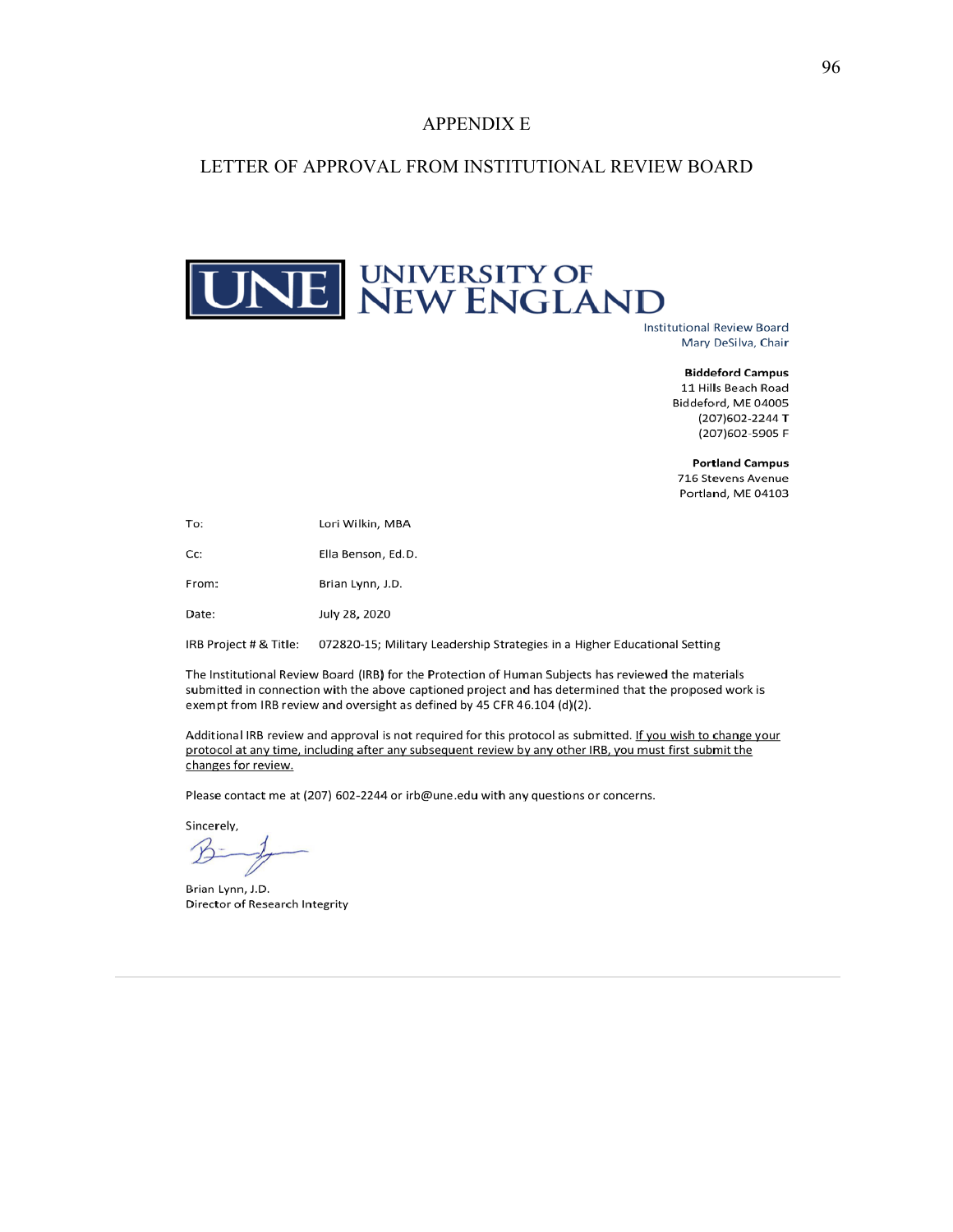# APPENDIX E

## LETTER OF APPROVAL FROM INSTITUTIONAL REVIEW BOARD

UNE UNIVERSITY OF NEW ENGLAND

Institutional Review Board
Mary DeSilva, Chair

**Biddeford Campus**
11 Hills Beach Road
Biddeford, ME 04005
(207)602-2244 **T**
(207)602-5905 F

**Portland Campus**
716 Stevens Avenue
Portland, ME 04103

To: Lori Wilkin, MBA

Cc: Ella Benson, Ed.D.

From: Brian Lynn, J.D.

Date: July 28, 2020

IRB Project # & Title: 072820-15; Military Leadership Strategies in a Higher Educational Setting

The Institutional Review Board (IRB) for the Protection of Human Subjects has reviewed the materials submitted in connection with the above captioned project and has determined that the proposed work is exempt from IRB review and oversight as defined by 45 CFR 46.104 (d)(2).

Additional IRB review and approval is not required for this protocol as submitted. <u>If you wish to change your protocol at any time, including after any subsequent review by any other IRB, you must first submit the changes for review.</u>

Please contact me at (207) 602-2244 or irb@une.edu with any questions or concerns.

Sincerely,

Brian Lynn, J.D.
Director of Research Integrity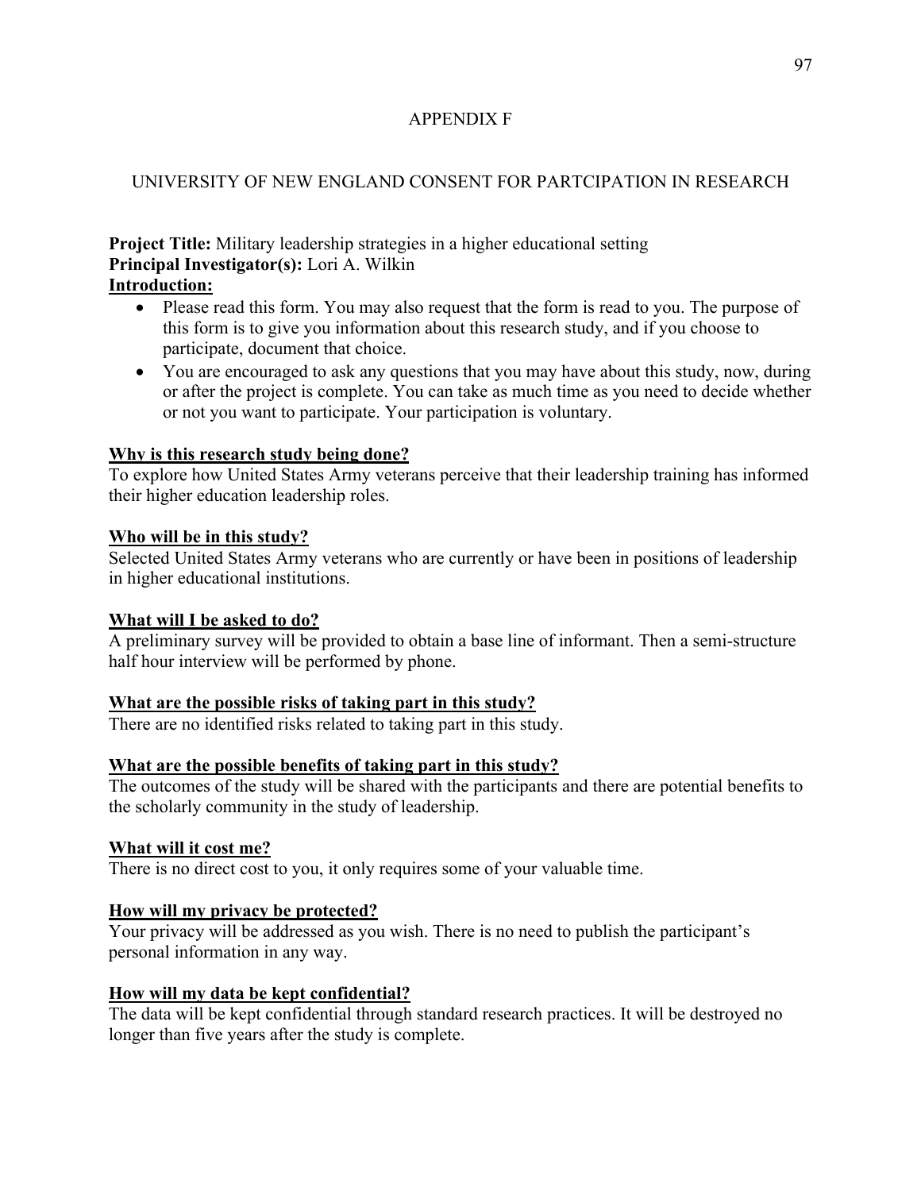# APPENDIX F

## UNIVERSITY OF NEW ENGLAND CONSENT FOR PARTCIPATION IN RESEARCH

**Project Title:** Military leadership strategies in a higher educational setting
**Principal Investigator(s):** Lori A. Wilkin
**Introduction:**

- Please read this form. You may also request that the form is read to you. The purpose of this form is to give you information about this research study, and if you choose to participate, document that choice.
- You are encouraged to ask any questions that you may have about this study, now, during or after the project is complete. You can take as much time as you need to decide whether or not you want to participate. Your participation is voluntary.

**Why is this research study being done?**
To explore how United States Army veterans perceive that their leadership training has informed their higher education leadership roles.

**Who will be in this study?**
Selected United States Army veterans who are currently or have been in positions of leadership in higher educational institutions.

**What will I be asked to do?**
A preliminary survey will be provided to obtain a base line of informant. Then a semi-structure half hour interview will be performed by phone.

**What are the possible risks of taking part in this study?**
There are no identified risks related to taking part in this study.

**What are the possible benefits of taking part in this study?**
The outcomes of the study will be shared with the participants and there are potential benefits to the scholarly community in the study of leadership.

**What will it cost me?**
There is no direct cost to you, it only requires some of your valuable time.

**How will my privacy be protected?**
Your privacy will be addressed as you wish. There is no need to publish the participant's personal information in any way.

**How will my data be kept confidential?**
The data will be kept confidential through standard research practices. It will be destroyed no longer than five years after the study is complete.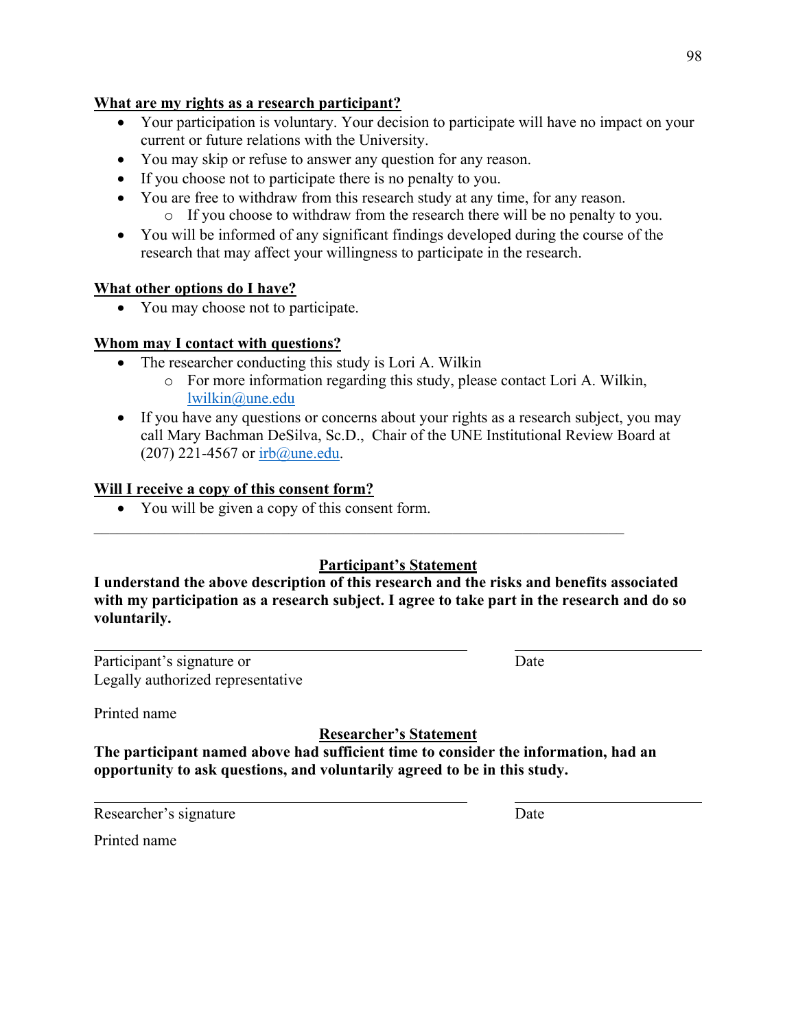**<u>What are my rights as a research participant?</u>**

- Your participation is voluntary. Your decision to participate will have no impact on your current or future relations with the University.
- You may skip or refuse to answer any question for any reason.
- If you choose not to participate there is no penalty to you.
- You are free to withdraw from this research study at any time, for any reason.
  - If you choose to withdraw from the research there will be no penalty to you.
- You will be informed of any significant findings developed during the course of the research that may affect your willingness to participate in the research.

**<u>What other options do I have?</u>**

- You may choose not to participate.

**<u>Whom may I contact with questions?</u>**

- The researcher conducting this study is Lori A. Wilkin
  - For more information regarding this study, please contact Lori A. Wilkin, lwilkin@une.edu
- If you have any questions or concerns about your rights as a research subject, you may call Mary Bachman DeSilva, Sc.D., Chair of the UNE Institutional Review Board at (207) 221-4567 or irb@une.edu.

**<u>Will I receive a copy of this consent form?</u>**

- You will be given a copy of this consent form.

---

**<u>Participant's Statement</u>**

**I understand the above description of this research and the risks and benefits associated with my participation as a research subject. I agree to take part in the research and do so voluntarily.**

______________________________________________ ______________________

Participant's signature or Legally authorized representative Date

Printed name

**<u>Researcher's Statement</u>**

**The participant named above had sufficient time to consider the information, had an opportunity to ask questions, and voluntarily agreed to be in this study.**

______________________________________________ ______________________

Researcher's signature Date

Printed name